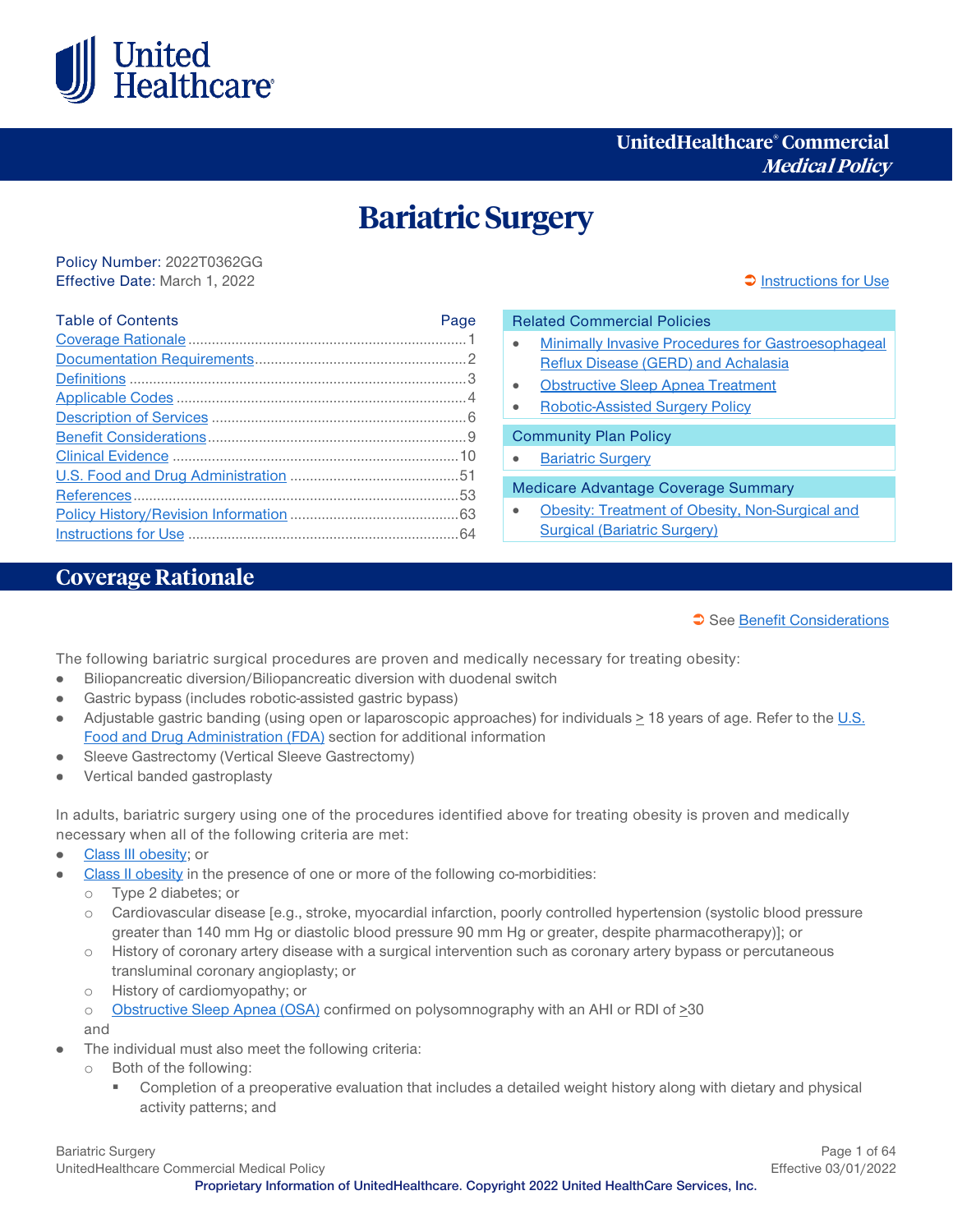UnitedHealthcare® Commercial
*Medical Policy*

# Bariatric Surgery

Policy Number: 2022T0362GG
Effective Date: March 1, 2022

➲ Instructions for Use

| Table of Contents | Page |
|---|---|
| Coverage Rationale | 1 |
| Documentation Requirements | 2 |
| Definitions | 3 |
| Applicable Codes | 4 |
| Description of Services | 6 |
| Benefit Considerations | 9 |
| Clinical Evidence | 10 |
| U.S. Food and Drug Administration | 51 |
| References | 53 |
| Policy History/Revision Information | 63 |
| Instructions for Use | 64 |

**Related Commercial Policies**
- Minimally Invasive Procedures for Gastroesophageal Reflux Disease (GERD) and Achalasia
- Obstructive Sleep Apnea Treatment
- Robotic-Assisted Surgery Policy

**Community Plan Policy**
- Bariatric Surgery

**Medicare Advantage Coverage Summary**
- Obesity: Treatment of Obesity, Non-Surgical and Surgical (Bariatric Surgery)

## Coverage Rationale

➲ See Benefit Considerations

The following bariatric surgical procedures are proven and medically necessary for treating obesity:
- Biliopancreatic diversion/Biliopancreatic diversion with duodenal switch
- Gastric bypass (includes robotic-assisted gastric bypass)
- Adjustable gastric banding (using open or laparoscopic approaches) for individuals ≥ 18 years of age. Refer to the U.S. Food and Drug Administration (FDA) section for additional information
- Sleeve Gastrectomy (Vertical Sleeve Gastrectomy)
- Vertical banded gastroplasty

In adults, bariatric surgery using one of the procedures identified above for treating obesity is proven and medically necessary when all of the following criteria are met:
- Class III obesity; or
- Class II obesity in the presence of one or more of the following co-morbidities:
  - Type 2 diabetes; or
  - Cardiovascular disease [e.g., stroke, myocardial infarction, poorly controlled hypertension (systolic blood pressure greater than 140 mm Hg or diastolic blood pressure 90 mm Hg or greater, despite pharmacotherapy)]; or
  - History of coronary artery disease with a surgical intervention such as coronary artery bypass or percutaneous transluminal coronary angioplasty; or
  - History of cardiomyopathy; or
  - Obstructive Sleep Apnea (OSA) confirmed on polysomnography with an AHI or RDI of ≥30

  and
- The individual must also meet the following criteria:
  - Both of the following:
    - Completion of a preoperative evaluation that includes a detailed weight history along with dietary and physical activity patterns; and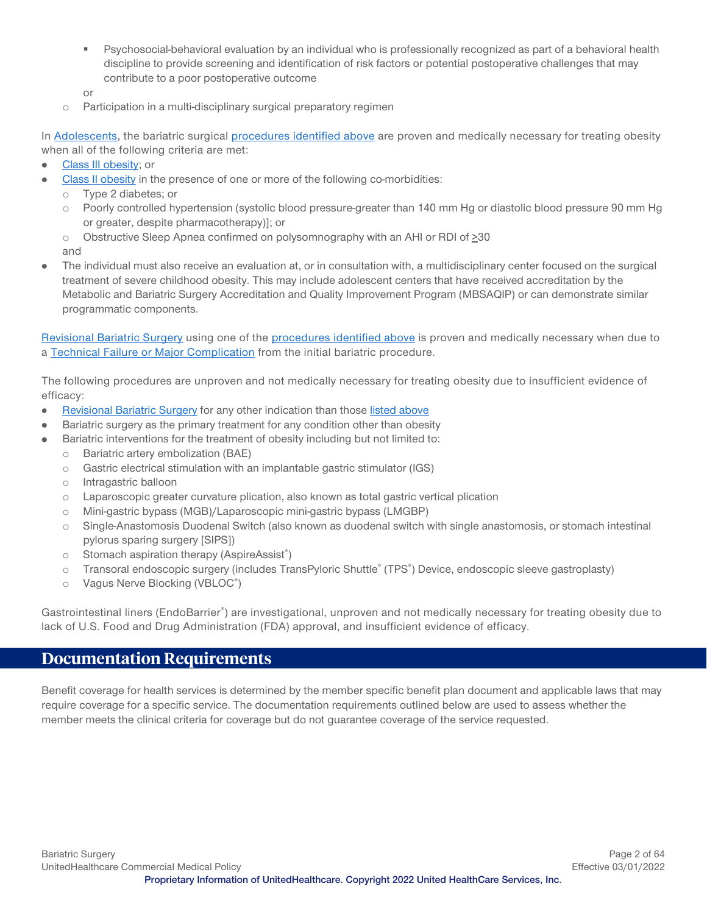- Psychosocial-behavioral evaluation by an individual who is professionally recognized as part of a behavioral health discipline to provide screening and identification of risk factors or potential postoperative challenges that may contribute to a poor postoperative outcome

  or

  - Participation in a multi-disciplinary surgical preparatory regimen

In Adolescents, the bariatric surgical procedures identified above are proven and medically necessary for treating obesity when all of the following criteria are met:

- Class III obesity; or
- Class II obesity in the presence of one or more of the following co-morbidities:
  - Type 2 diabetes; or
  - Poorly controlled hypertension (systolic blood pressure greater than 140 mm Hg or diastolic blood pressure 90 mm Hg or greater, despite pharmacotherapy)]; or
  - Obstructive Sleep Apnea confirmed on polysomnography with an AHI or RDI of ≥30

  and
- The individual must also receive an evaluation at, or in consultation with, a multidisciplinary center focused on the surgical treatment of severe childhood obesity. This may include adolescent centers that have received accreditation by the Metabolic and Bariatric Surgery Accreditation and Quality Improvement Program (MBSAQIP) or can demonstrate similar programmatic components.

Revisional Bariatric Surgery using one of the procedures identified above is proven and medically necessary when due to a Technical Failure or Major Complication from the initial bariatric procedure.

The following procedures are unproven and not medically necessary for treating obesity due to insufficient evidence of efficacy:

- Revisional Bariatric Surgery for any other indication than those listed above
- Bariatric surgery as the primary treatment for any condition other than obesity
- Bariatric interventions for the treatment of obesity including but not limited to:
  - Bariatric artery embolization (BAE)
  - Gastric electrical stimulation with an implantable gastric stimulator (IGS)
  - Intragastric balloon
  - Laparoscopic greater curvature plication, also known as total gastric vertical plication
  - Mini-gastric bypass (MGB)/Laparoscopic mini-gastric bypass (LMGBP)
  - Single-Anastomosis Duodenal Switch (also known as duodenal switch with single anastomosis, or stomach intestinal pylorus sparing surgery [SIPS])
  - Stomach aspiration therapy (AspireAssist®)
  - Transoral endoscopic surgery (includes TransPyloric Shuttle® (TPS®) Device, endoscopic sleeve gastroplasty)
  - Vagus Nerve Blocking (VBLOC®)

Gastrointestinal liners (EndoBarrier®) are investigational, unproven and not medically necessary for treating obesity due to lack of U.S. Food and Drug Administration (FDA) approval, and insufficient evidence of efficacy.

## Documentation Requirements

Benefit coverage for health services is determined by the member specific benefit plan document and applicable laws that may require coverage for a specific service. The documentation requirements outlined below are used to assess whether the member meets the clinical criteria for coverage but do not guarantee coverage of the service requested.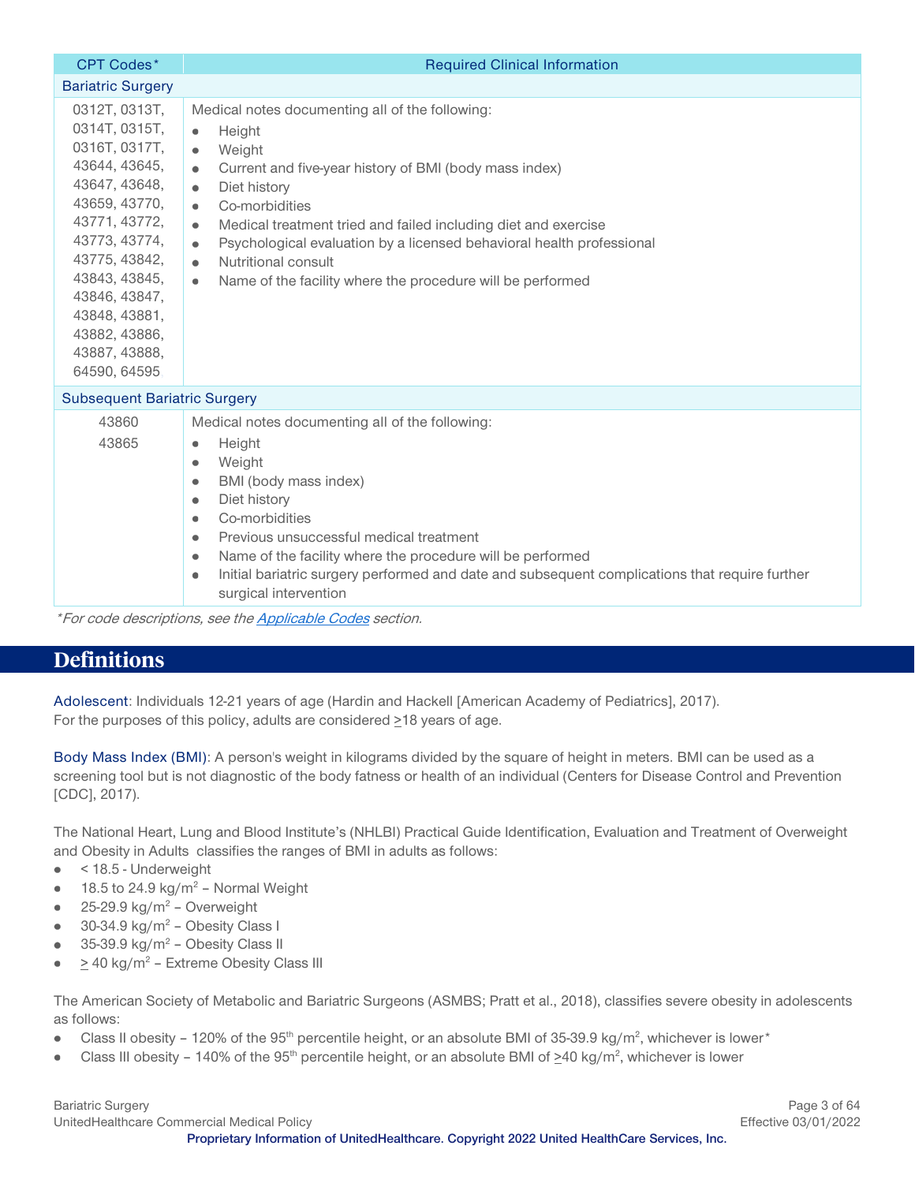| CPT Codes* | Required Clinical Information |
|---|---|
| **Bariatric Surgery** | |
| 0312T, 0313T, 0314T, 0315T, 0316T, 0317T, 43644, 43645, 43647, 43648, 43659, 43770, 43771, 43772, 43773, 43774, 43775, 43842, 43843, 43845, 43846, 43847, 43848, 43881, 43882, 43886, 43887, 43888, 64590, 64595 | Medical notes documenting all of the following:<br>• Height<br>• Weight<br>• Current and five-year history of BMI (body mass index)<br>• Diet history<br>• Co-morbidities<br>• Medical treatment tried and failed including diet and exercise<br>• Psychological evaluation by a licensed behavioral health professional<br>• Nutritional consult<br>• Name of the facility where the procedure will be performed |
| **Subsequent Bariatric Surgery** | |
| 43860<br>43865 | Medical notes documenting all of the following:<br>• Height<br>• Weight<br>• BMI (body mass index)<br>• Diet history<br>• Co-morbidities<br>• Previous unsuccessful medical treatment<br>• Name of the facility where the procedure will be performed<br>• Initial bariatric surgery performed and date and subsequent complications that require further surgical intervention |

*For code descriptions, see the Applicable Codes section.*

# Definitions

**Adolescent**: Individuals 12-21 years of age (Hardin and Hackell [American Academy of Pediatrics], 2017). For the purposes of this policy, adults are considered ≥18 years of age.

**Body Mass Index (BMI)**: A person's weight in kilograms divided by the square of height in meters. BMI can be used as a screening tool but is not diagnostic of the body fatness or health of an individual (Centers for Disease Control and Prevention [CDC], 2017).

The National Heart, Lung and Blood Institute's (NHLBI) Practical Guide Identification, Evaluation and Treatment of Overweight and Obesity in Adults classifies the ranges of BMI in adults as follows:

- < 18.5 - Underweight
- 18.5 to 24.9 kg/$m^2$ – Normal Weight
- 25-29.9 kg/$m^2$ – Overweight
- 30-34.9 kg/$m^2$ – Obesity Class I
- 35-39.9 kg/$m^2$ – Obesity Class II
- ≥ 40 kg/$m^2$ – Extreme Obesity Class III

The American Society of Metabolic and Bariatric Surgeons (ASMBS; Pratt et al., 2018), classifies severe obesity in adolescents as follows:

- Class II obesity – 120% of the 95th percentile height, or an absolute BMI of 35-39.9 kg/$m^2$, whichever is lower*
- Class III obesity – 140% of the 95th percentile height, or an absolute BMI of ≥40 kg/$m^2$, whichever is lower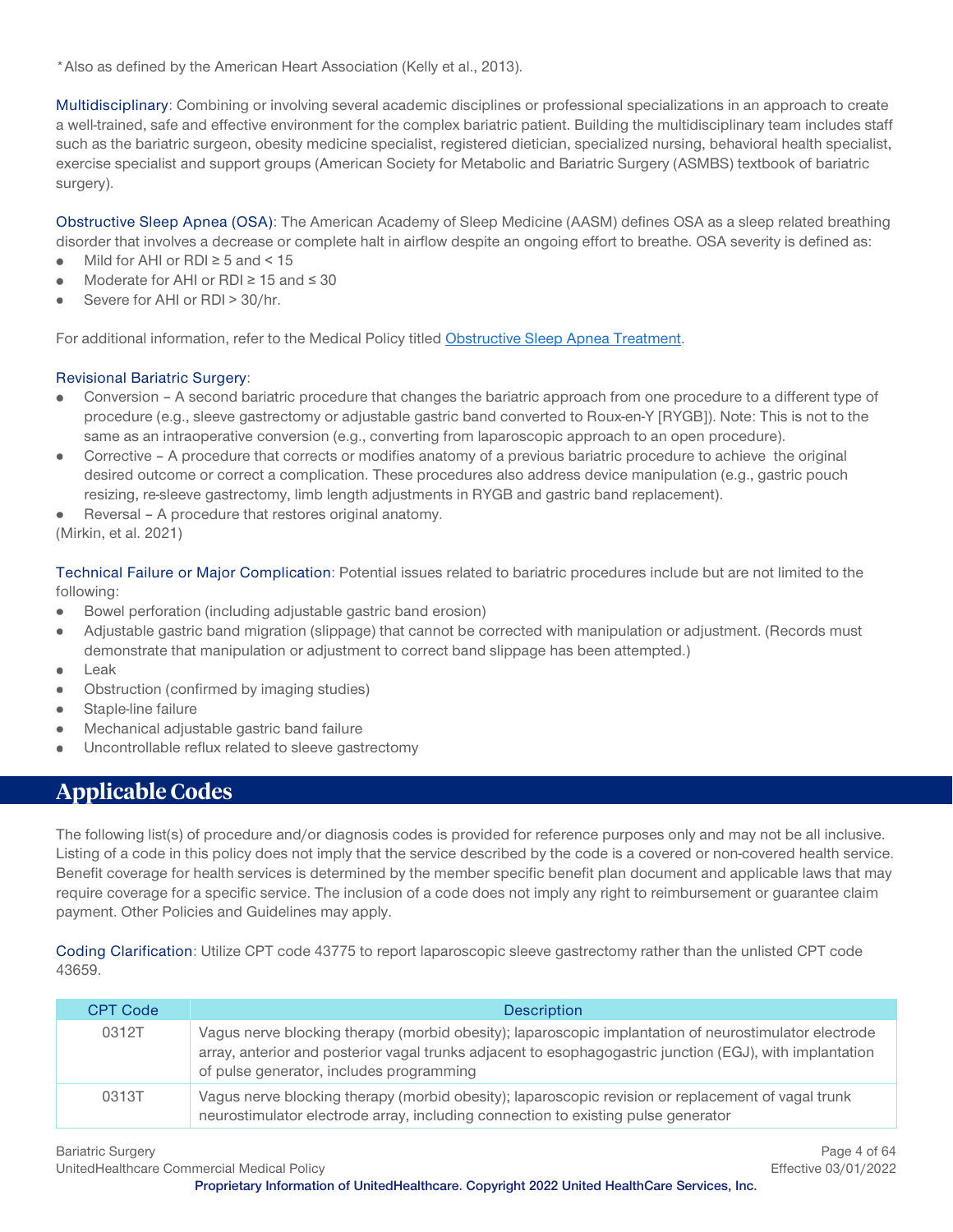*Also as defined by the American Heart Association (Kelly et al., 2013).

Multidisciplinary: Combining or involving several academic disciplines or professional specializations in an approach to create a well-trained, safe and effective environment for the complex bariatric patient. Building the multidisciplinary team includes staff such as the bariatric surgeon, obesity medicine specialist, registered dietician, specialized nursing, behavioral health specialist, exercise specialist and support groups (American Society for Metabolic and Bariatric Surgery (ASMBS) textbook of bariatric surgery).

Obstructive Sleep Apnea (OSA): The American Academy of Sleep Medicine (AASM) defines OSA as a sleep related breathing disorder that involves a decrease or complete halt in airflow despite an ongoing effort to breathe. OSA severity is defined as:

- Mild for AHI or RDI ≥ 5 and < 15
- Moderate for AHI or RDI ≥ 15 and ≤ 30
- Severe for AHI or RDI > 30/hr.

For additional information, refer to the Medical Policy titled Obstructive Sleep Apnea Treatment.

Revisional Bariatric Surgery:

- Conversion – A second bariatric procedure that changes the bariatric approach from one procedure to a different type of procedure (e.g., sleeve gastrectomy or adjustable gastric band converted to Roux-en-Y [RYGB]). Note: This is not to the same as an intraoperative conversion (e.g., converting from laparoscopic approach to an open procedure).
- Corrective – A procedure that corrects or modifies anatomy of a previous bariatric procedure to achieve the original desired outcome or correct a complication. These procedures also address device manipulation (e.g., gastric pouch resizing, re-sleeve gastrectomy, limb length adjustments in RYGB and gastric band replacement).
- Reversal – A procedure that restores original anatomy.

(Mirkin, et al. 2021)

Technical Failure or Major Complication: Potential issues related to bariatric procedures include but are not limited to the following:

- Bowel perforation (including adjustable gastric band erosion)
- Adjustable gastric band migration (slippage) that cannot be corrected with manipulation or adjustment. (Records must demonstrate that manipulation or adjustment to correct band slippage has been attempted.)
- Leak
- Obstruction (confirmed by imaging studies)
- Staple-line failure
- Mechanical adjustable gastric band failure
- Uncontrollable reflux related to sleeve gastrectomy

# Applicable Codes

The following list(s) of procedure and/or diagnosis codes is provided for reference purposes only and may not be all inclusive. Listing of a code in this policy does not imply that the service described by the code is a covered or non-covered health service. Benefit coverage for health services is determined by the member specific benefit plan document and applicable laws that may require coverage for a specific service. The inclusion of a code does not imply any right to reimbursement or guarantee claim payment. Other Policies and Guidelines may apply.

Coding Clarification: Utilize CPT code 43775 to report laparoscopic sleeve gastrectomy rather than the unlisted CPT code 43659.

| CPT Code | Description |
|---|---|
| 0312T | Vagus nerve blocking therapy (morbid obesity); laparoscopic implantation of neurostimulator electrode array, anterior and posterior vagal trunks adjacent to esophagogastric junction (EGJ), with implantation of pulse generator, includes programming |
| 0313T | Vagus nerve blocking therapy (morbid obesity); laparoscopic revision or replacement of vagal trunk neurostimulator electrode array, including connection to existing pulse generator |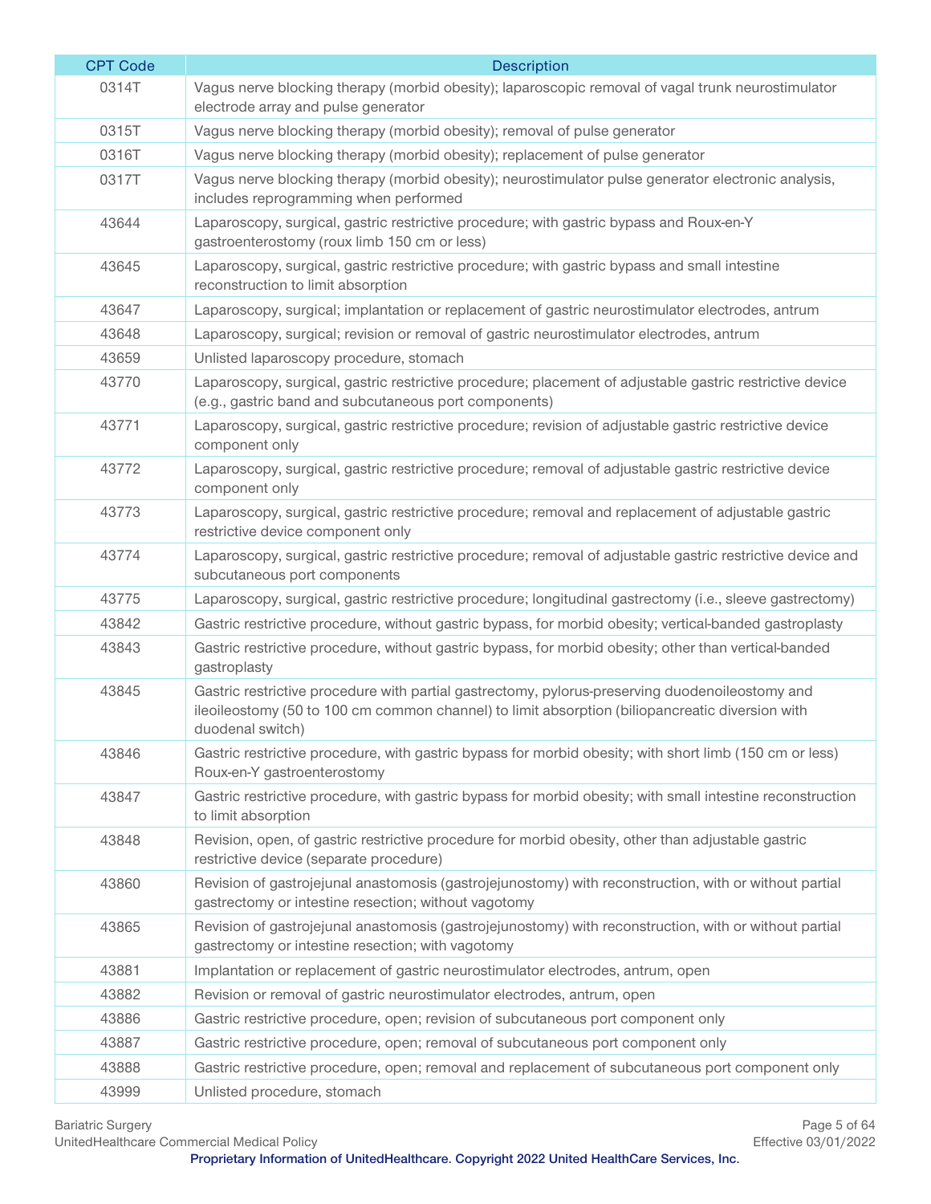| CPT Code | Description |
|---|---|
| 0314T | Vagus nerve blocking therapy (morbid obesity); laparoscopic removal of vagal trunk neurostimulator electrode array and pulse generator |
| 0315T | Vagus nerve blocking therapy (morbid obesity); removal of pulse generator |
| 0316T | Vagus nerve blocking therapy (morbid obesity); replacement of pulse generator |
| 0317T | Vagus nerve blocking therapy (morbid obesity); neurostimulator pulse generator electronic analysis, includes reprogramming when performed |
| 43644 | Laparoscopy, surgical, gastric restrictive procedure; with gastric bypass and Roux-en-Y gastroenterostomy (roux limb 150 cm or less) |
| 43645 | Laparoscopy, surgical, gastric restrictive procedure; with gastric bypass and small intestine reconstruction to limit absorption |
| 43647 | Laparoscopy, surgical; implantation or replacement of gastric neurostimulator electrodes, antrum |
| 43648 | Laparoscopy, surgical; revision or removal of gastric neurostimulator electrodes, antrum |
| 43659 | Unlisted laparoscopy procedure, stomach |
| 43770 | Laparoscopy, surgical, gastric restrictive procedure; placement of adjustable gastric restrictive device (e.g., gastric band and subcutaneous port components) |
| 43771 | Laparoscopy, surgical, gastric restrictive procedure; revision of adjustable gastric restrictive device component only |
| 43772 | Laparoscopy, surgical, gastric restrictive procedure; removal of adjustable gastric restrictive device component only |
| 43773 | Laparoscopy, surgical, gastric restrictive procedure; removal and replacement of adjustable gastric restrictive device component only |
| 43774 | Laparoscopy, surgical, gastric restrictive procedure; removal of adjustable gastric restrictive device and subcutaneous port components |
| 43775 | Laparoscopy, surgical, gastric restrictive procedure; longitudinal gastrectomy (i.e., sleeve gastrectomy) |
| 43842 | Gastric restrictive procedure, without gastric bypass, for morbid obesity; vertical-banded gastroplasty |
| 43843 | Gastric restrictive procedure, without gastric bypass, for morbid obesity; other than vertical-banded gastroplasty |
| 43845 | Gastric restrictive procedure with partial gastrectomy, pylorus-preserving duodenoileostomy and ileoileostomy (50 to 100 cm common channel) to limit absorption (biliopancreatic diversion with duodenal switch) |
| 43846 | Gastric restrictive procedure, with gastric bypass for morbid obesity; with short limb (150 cm or less) Roux-en-Y gastroenterostomy |
| 43847 | Gastric restrictive procedure, with gastric bypass for morbid obesity; with small intestine reconstruction to limit absorption |
| 43848 | Revision, open, of gastric restrictive procedure for morbid obesity, other than adjustable gastric restrictive device (separate procedure) |
| 43860 | Revision of gastrojejunal anastomosis (gastrojejunostomy) with reconstruction, with or without partial gastrectomy or intestine resection; without vagotomy |
| 43865 | Revision of gastrojejunal anastomosis (gastrojejunostomy) with reconstruction, with or without partial gastrectomy or intestine resection; with vagotomy |
| 43881 | Implantation or replacement of gastric neurostimulator electrodes, antrum, open |
| 43882 | Revision or removal of gastric neurostimulator electrodes, antrum, open |
| 43886 | Gastric restrictive procedure, open; revision of subcutaneous port component only |
| 43887 | Gastric restrictive procedure, open; removal of subcutaneous port component only |
| 43888 | Gastric restrictive procedure, open; removal and replacement of subcutaneous port component only |
| 43999 | Unlisted procedure, stomach |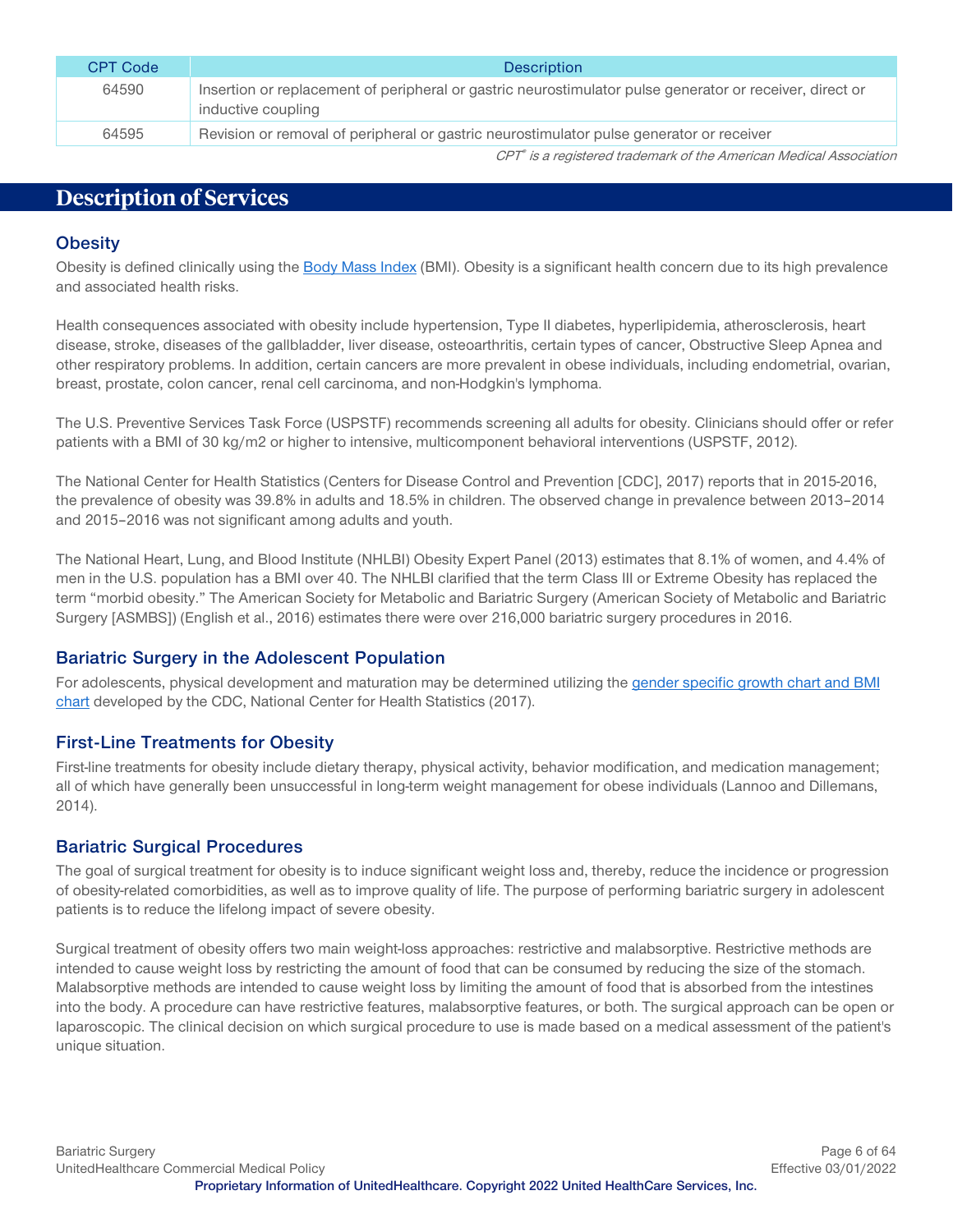| CPT Code | Description |
|---|---|
| 64590 | Insertion or replacement of peripheral or gastric neurostimulator pulse generator or receiver, direct or inductive coupling |
| 64595 | Revision or removal of peripheral or gastric neurostimulator pulse generator or receiver |

*CPT® is a registered trademark of the American Medical Association*

## Description of Services

### Obesity

Obesity is defined clinically using the Body Mass Index (BMI). Obesity is a significant health concern due to its high prevalence and associated health risks.

Health consequences associated with obesity include hypertension, Type II diabetes, hyperlipidemia, atherosclerosis, heart disease, stroke, diseases of the gallbladder, liver disease, osteoarthritis, certain types of cancer, Obstructive Sleep Apnea and other respiratory problems. In addition, certain cancers are more prevalent in obese individuals, including endometrial, ovarian, breast, prostate, colon cancer, renal cell carcinoma, and non-Hodgkin's lymphoma.

The U.S. Preventive Services Task Force (USPSTF) recommends screening all adults for obesity. Clinicians should offer or refer patients with a BMI of 30 kg/m2 or higher to intensive, multicomponent behavioral interventions (USPSTF, 2012).

The National Center for Health Statistics (Centers for Disease Control and Prevention [CDC], 2017) reports that in 2015-2016, the prevalence of obesity was 39.8% in adults and 18.5% in children. The observed change in prevalence between 2013–2014 and 2015–2016 was not significant among adults and youth.

The National Heart, Lung, and Blood Institute (NHLBI) Obesity Expert Panel (2013) estimates that 8.1% of women, and 4.4% of men in the U.S. population has a BMI over 40. The NHLBI clarified that the term Class III or Extreme Obesity has replaced the term "morbid obesity." The American Society for Metabolic and Bariatric Surgery (American Society of Metabolic and Bariatric Surgery [ASMBS]) (English et al., 2016) estimates there were over 216,000 bariatric surgery procedures in 2016.

### Bariatric Surgery in the Adolescent Population

For adolescents, physical development and maturation may be determined utilizing the gender specific growth chart and BMI chart developed by the CDC, National Center for Health Statistics (2017).

### First-Line Treatments for Obesity

First-line treatments for obesity include dietary therapy, physical activity, behavior modification, and medication management; all of which have generally been unsuccessful in long-term weight management for obese individuals (Lannoo and Dillemans, 2014).

### Bariatric Surgical Procedures

The goal of surgical treatment for obesity is to induce significant weight loss and, thereby, reduce the incidence or progression of obesity-related comorbidities, as well as to improve quality of life. The purpose of performing bariatric surgery in adolescent patients is to reduce the lifelong impact of severe obesity.

Surgical treatment of obesity offers two main weight-loss approaches: restrictive and malabsorptive. Restrictive methods are intended to cause weight loss by restricting the amount of food that can be consumed by reducing the size of the stomach. Malabsorptive methods are intended to cause weight loss by limiting the amount of food that is absorbed from the intestines into the body. A procedure can have restrictive features, malabsorptive features, or both. The surgical approach can be open or laparoscopic. The clinical decision on which surgical procedure to use is made based on a medical assessment of the patient's unique situation.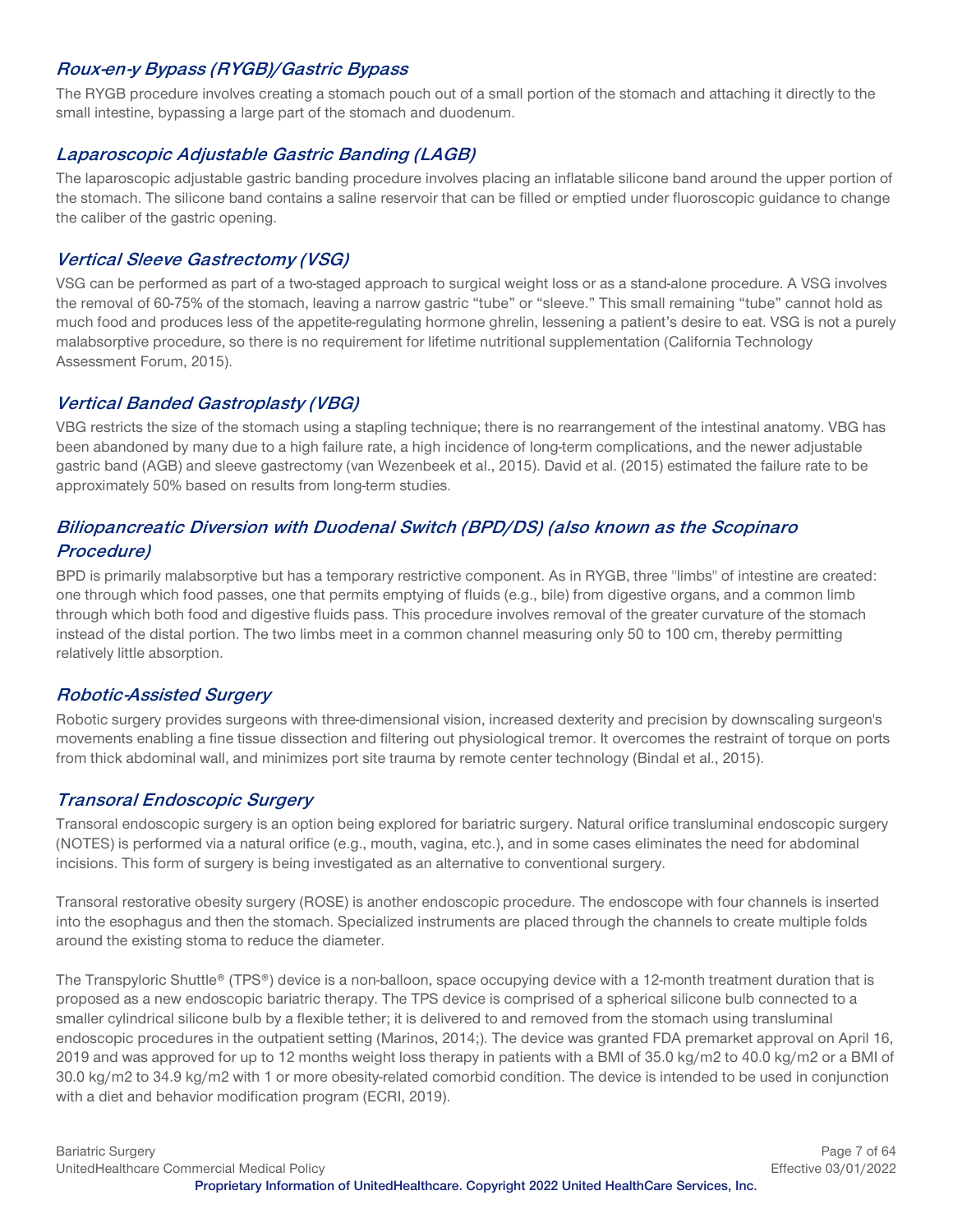### *Roux-en-y Bypass (RYGB)/Gastric Bypass*

The RYGB procedure involves creating a stomach pouch out of a small portion of the stomach and attaching it directly to the small intestine, bypassing a large part of the stomach and duodenum.

### *Laparoscopic Adjustable Gastric Banding (LAGB)*

The laparoscopic adjustable gastric banding procedure involves placing an inflatable silicone band around the upper portion of the stomach. The silicone band contains a saline reservoir that can be filled or emptied under fluoroscopic guidance to change the caliber of the gastric opening.

### *Vertical Sleeve Gastrectomy (VSG)*

VSG can be performed as part of a two-staged approach to surgical weight loss or as a stand-alone procedure. A VSG involves the removal of 60-75% of the stomach, leaving a narrow gastric "tube" or "sleeve." This small remaining "tube" cannot hold as much food and produces less of the appetite-regulating hormone ghrelin, lessening a patient's desire to eat. VSG is not a purely malabsorptive procedure, so there is no requirement for lifetime nutritional supplementation (California Technology Assessment Forum, 2015).

### *Vertical Banded Gastroplasty (VBG)*

VBG restricts the size of the stomach using a stapling technique; there is no rearrangement of the intestinal anatomy. VBG has been abandoned by many due to a high failure rate, a high incidence of long-term complications, and the newer adjustable gastric band (AGB) and sleeve gastrectomy (van Wezenbeek et al., 2015). David et al. (2015) estimated the failure rate to be approximately 50% based on results from long-term studies.

### *Biliopancreatic Diversion with Duodenal Switch (BPD/DS) (also known as the Scopinaro Procedure)*

BPD is primarily malabsorptive but has a temporary restrictive component. As in RYGB, three "limbs" of intestine are created: one through which food passes, one that permits emptying of fluids (e.g., bile) from digestive organs, and a common limb through which both food and digestive fluids pass. This procedure involves removal of the greater curvature of the stomach instead of the distal portion. The two limbs meet in a common channel measuring only 50 to 100 cm, thereby permitting relatively little absorption.

### *Robotic-Assisted Surgery*

Robotic surgery provides surgeons with three-dimensional vision, increased dexterity and precision by downscaling surgeon's movements enabling a fine tissue dissection and filtering out physiological tremor. It overcomes the restraint of torque on ports from thick abdominal wall, and minimizes port site trauma by remote center technology (Bindal et al., 2015).

### *Transoral Endoscopic Surgery*

Transoral endoscopic surgery is an option being explored for bariatric surgery. Natural orifice transluminal endoscopic surgery (NOTES) is performed via a natural orifice (e.g., mouth, vagina, etc.), and in some cases eliminates the need for abdominal incisions. This form of surgery is being investigated as an alternative to conventional surgery.

Transoral restorative obesity surgery (ROSE) is another endoscopic procedure. The endoscope with four channels is inserted into the esophagus and then the stomach. Specialized instruments are placed through the channels to create multiple folds around the existing stoma to reduce the diameter.

The Transpyloric Shuttle® (TPS®) device is a non-balloon, space occupying device with a 12-month treatment duration that is proposed as a new endoscopic bariatric therapy. The TPS device is comprised of a spherical silicone bulb connected to a smaller cylindrical silicone bulb by a flexible tether; it is delivered to and removed from the stomach using transluminal endoscopic procedures in the outpatient setting (Marinos, 2014;). The device was granted FDA premarket approval on April 16, 2019 and was approved for up to 12 months weight loss therapy in patients with a BMI of 35.0 kg/m2 to 40.0 kg/m2 or a BMI of 30.0 kg/m2 to 34.9 kg/m2 with 1 or more obesity-related comorbid condition. The device is intended to be used in conjunction with a diet and behavior modification program (ECRI, 2019).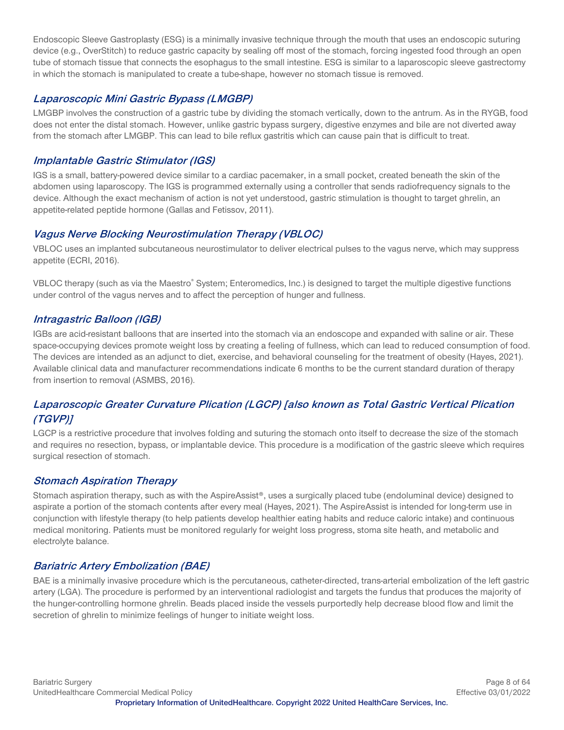Endoscopic Sleeve Gastroplasty (ESG) is a minimally invasive technique through the mouth that uses an endoscopic suturing device (e.g., OverStitch) to reduce gastric capacity by sealing off most of the stomach, forcing ingested food through an open tube of stomach tissue that connects the esophagus to the small intestine. ESG is similar to a laparoscopic sleeve gastrectomy in which the stomach is manipulated to create a tube-shape, however no stomach tissue is removed.

### *Laparoscopic Mini Gastric Bypass (LMGBP)*

LMGBP involves the construction of a gastric tube by dividing the stomach vertically, down to the antrum. As in the RYGB, food does not enter the distal stomach. However, unlike gastric bypass surgery, digestive enzymes and bile are not diverted away from the stomach after LMGBP. This can lead to bile reflux gastritis which can cause pain that is difficult to treat.

### *Implantable Gastric Stimulator (IGS)*

IGS is a small, battery-powered device similar to a cardiac pacemaker, in a small pocket, created beneath the skin of the abdomen using laparoscopy. The IGS is programmed externally using a controller that sends radiofrequency signals to the device. Although the exact mechanism of action is not yet understood, gastric stimulation is thought to target ghrelin, an appetite-related peptide hormone (Gallas and Fetissov, 2011).

### *Vagus Nerve Blocking Neurostimulation Therapy (VBLOC)*

VBLOC uses an implanted subcutaneous neurostimulator to deliver electrical pulses to the vagus nerve, which may suppress appetite (ECRI, 2016).

VBLOC therapy (such as via the Maestro® System; Enteromedics, Inc.) is designed to target the multiple digestive functions under control of the vagus nerves and to affect the perception of hunger and fullness.

### *Intragastric Balloon (IGB)*

IGBs are acid-resistant balloons that are inserted into the stomach via an endoscope and expanded with saline or air. These space-occupying devices promote weight loss by creating a feeling of fullness, which can lead to reduced consumption of food. The devices are intended as an adjunct to diet, exercise, and behavioral counseling for the treatment of obesity (Hayes, 2021). Available clinical data and manufacturer recommendations indicate 6 months to be the current standard duration of therapy from insertion to removal (ASMBS, 2016).

### *Laparoscopic Greater Curvature Plication (LGCP) [also known as Total Gastric Vertical Plication (TGVP)]*

LGCP is a restrictive procedure that involves folding and suturing the stomach onto itself to decrease the size of the stomach and requires no resection, bypass, or implantable device. This procedure is a modification of the gastric sleeve which requires surgical resection of stomach.

### *Stomach Aspiration Therapy*

Stomach aspiration therapy, such as with the AspireAssist®, uses a surgically placed tube (endoluminal device) designed to aspirate a portion of the stomach contents after every meal (Hayes, 2021). The AspireAssist is intended for long-term use in conjunction with lifestyle therapy (to help patients develop healthier eating habits and reduce caloric intake) and continuous medical monitoring. Patients must be monitored regularly for weight loss progress, stoma site heath, and metabolic and electrolyte balance.

### *Bariatric Artery Embolization (BAE)*

BAE is a minimally invasive procedure which is the percutaneous, catheter-directed, trans-arterial embolization of the left gastric artery (LGA). The procedure is performed by an interventional radiologist and targets the fundus that produces the majority of the hunger-controlling hormone ghrelin. Beads placed inside the vessels purportedly help decrease blood flow and limit the secretion of ghrelin to minimize feelings of hunger to initiate weight loss.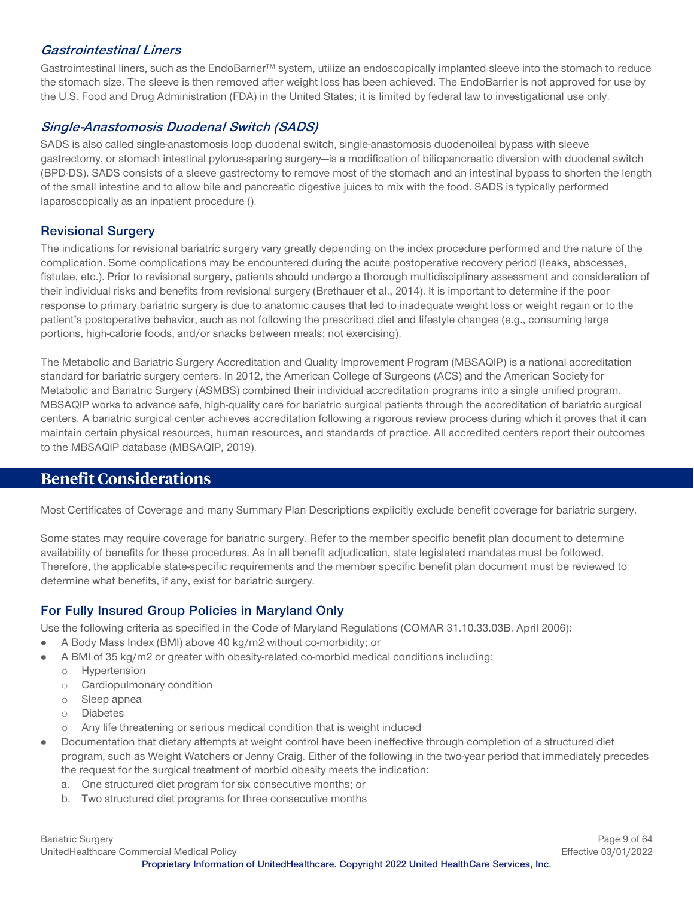### *Gastrointestinal Liners*

Gastrointestinal liners, such as the EndoBarrier™ system, utilize an endoscopically implanted sleeve into the stomach to reduce the stomach size. The sleeve is then removed after weight loss has been achieved. The EndoBarrier is not approved for use by the U.S. Food and Drug Administration (FDA) in the United States; it is limited by federal law to investigational use only.

### *Single-Anastomosis Duodenal Switch (SADS)*

SADS is also called single-anastomosis loop duodenal switch, single-anastomosis duodenoileal bypass with sleeve gastrectomy, or stomach intestinal pylorus-sparing surgery—is a modification of biliopancreatic diversion with duodenal switch (BPD-DS). SADS consists of a sleeve gastrectomy to remove most of the stomach and an intestinal bypass to shorten the length of the small intestine and to allow bile and pancreatic digestive juices to mix with the food. SADS is typically performed laparoscopically as an inpatient procedure ().

### Revisional Surgery

The indications for revisional bariatric surgery vary greatly depending on the index procedure performed and the nature of the complication. Some complications may be encountered during the acute postoperative recovery period (leaks, abscesses, fistulae, etc.). Prior to revisional surgery, patients should undergo a thorough multidisciplinary assessment and consideration of their individual risks and benefits from revisional surgery (Brethauer et al., 2014). It is important to determine if the poor response to primary bariatric surgery is due to anatomic causes that led to inadequate weight loss or weight regain or to the patient's postoperative behavior, such as not following the prescribed diet and lifestyle changes (e.g., consuming large portions, high-calorie foods, and/or snacks between meals; not exercising).

The Metabolic and Bariatric Surgery Accreditation and Quality Improvement Program (MBSAQIP) is a national accreditation standard for bariatric surgery centers. In 2012, the American College of Surgeons (ACS) and the American Society for Metabolic and Bariatric Surgery (ASMBS) combined their individual accreditation programs into a single unified program. MBSAQIP works to advance safe, high-quality care for bariatric surgical patients through the accreditation of bariatric surgical centers. A bariatric surgical center achieves accreditation following a rigorous review process during which it proves that it can maintain certain physical resources, human resources, and standards of practice. All accredited centers report their outcomes to the MBSAQIP database (MBSAQIP, 2019).

## Benefit Considerations

Most Certificates of Coverage and many Summary Plan Descriptions explicitly exclude benefit coverage for bariatric surgery.

Some states may require coverage for bariatric surgery. Refer to the member specific benefit plan document to determine availability of benefits for these procedures. As in all benefit adjudication, state legislated mandates must be followed. Therefore, the applicable state-specific requirements and the member specific benefit plan document must be reviewed to determine what benefits, if any, exist for bariatric surgery.

### For Fully Insured Group Policies in Maryland Only

Use the following criteria as specified in the Code of Maryland Regulations (COMAR 31.10.33.03B. April 2006):

- A Body Mass Index (BMI) above 40 kg/m2 without co-morbidity; or
- A BMI of 35 kg/m2 or greater with obesity-related co-morbid medical conditions including:
  - Hypertension
  - Cardiopulmonary condition
  - Sleep apnea
  - Diabetes
  - Any life threatening or serious medical condition that is weight induced
- Documentation that dietary attempts at weight control have been ineffective through completion of a structured diet program, such as Weight Watchers or Jenny Craig. Either of the following in the two-year period that immediately precedes the request for the surgical treatment of morbid obesity meets the indication:
  a. One structured diet program for six consecutive months; or
  b. Two structured diet programs for three consecutive months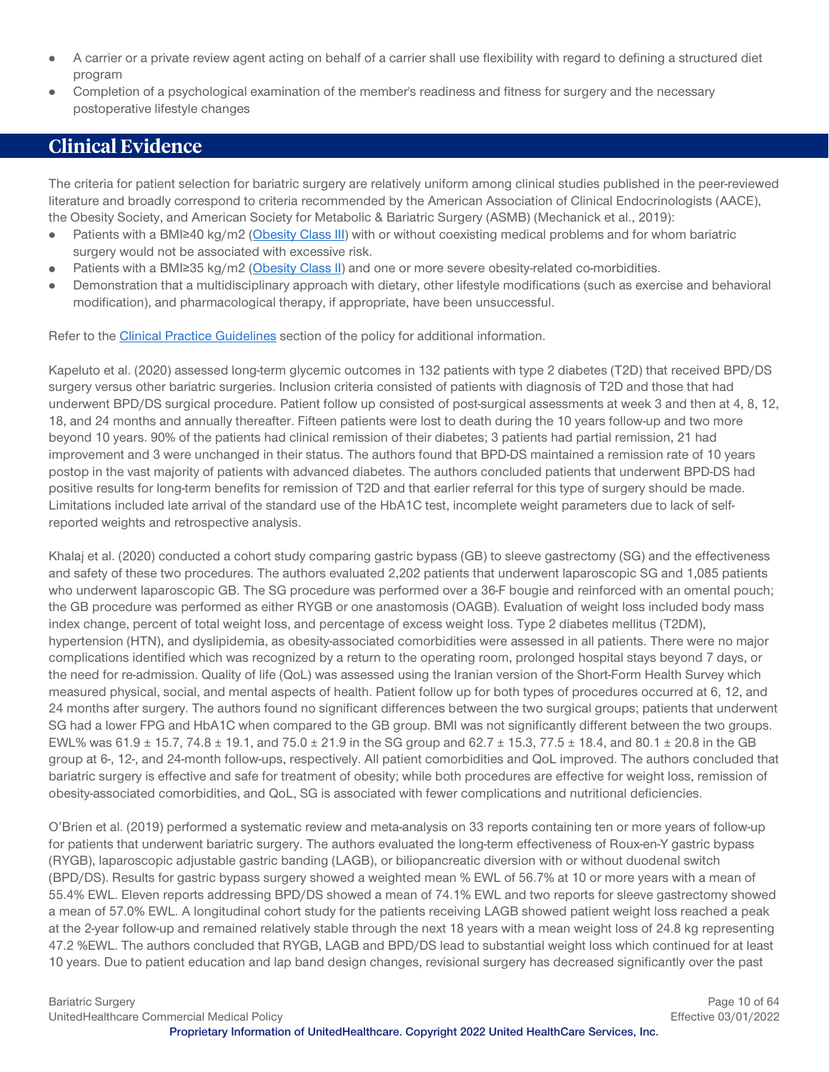- A carrier or a private review agent acting on behalf of a carrier shall use flexibility with regard to defining a structured diet program
- Completion of a psychological examination of the member's readiness and fitness for surgery and the necessary postoperative lifestyle changes

## Clinical Evidence

The criteria for patient selection for bariatric surgery are relatively uniform among clinical studies published in the peer-reviewed literature and broadly correspond to criteria recommended by the American Association of Clinical Endocrinologists (AACE), the Obesity Society, and American Society for Metabolic & Bariatric Surgery (ASMB) (Mechanick et al., 2019):

- Patients with a BMI≥40 kg/m2 (Obesity Class III) with or without coexisting medical problems and for whom bariatric surgery would not be associated with excessive risk.
- Patients with a BMI≥35 kg/m2 (Obesity Class II) and one or more severe obesity-related co-morbidities.
- Demonstration that a multidisciplinary approach with dietary, other lifestyle modifications (such as exercise and behavioral modification), and pharmacological therapy, if appropriate, have been unsuccessful.

Refer to the Clinical Practice Guidelines section of the policy for additional information.

Kapeluto et al. (2020) assessed long-term glycemic outcomes in 132 patients with type 2 diabetes (T2D) that received BPD/DS surgery versus other bariatric surgeries. Inclusion criteria consisted of patients with diagnosis of T2D and those that had underwent BPD/DS surgical procedure. Patient follow up consisted of post-surgical assessments at week 3 and then at 4, 8, 12, 18, and 24 months and annually thereafter. Fifteen patients were lost to death during the 10 years follow-up and two more beyond 10 years. 90% of the patients had clinical remission of their diabetes; 3 patients had partial remission, 21 had improvement and 3 were unchanged in their status. The authors found that BPD-DS maintained a remission rate of 10 years postop in the vast majority of patients with advanced diabetes. The authors concluded patients that underwent BPD-DS had positive results for long-term benefits for remission of T2D and that earlier referral for this type of surgery should be made. Limitations included late arrival of the standard use of the HbA1C test, incomplete weight parameters due to lack of self-reported weights and retrospective analysis.

Khalaj et al. (2020) conducted a cohort study comparing gastric bypass (GB) to sleeve gastrectomy (SG) and the effectiveness and safety of these two procedures. The authors evaluated 2,202 patients that underwent laparoscopic SG and 1,085 patients who underwent laparoscopic GB. The SG procedure was performed over a 36-F bougie and reinforced with an omental pouch; the GB procedure was performed as either RYGB or one anastomosis (OAGB). Evaluation of weight loss included body mass index change, percent of total weight loss, and percentage of excess weight loss. Type 2 diabetes mellitus (T2DM), hypertension (HTN), and dyslipidemia, as obesity-associated comorbidities were assessed in all patients. There were no major complications identified which was recognized by a return to the operating room, prolonged hospital stays beyond 7 days, or the need for re-admission. Quality of life (QoL) was assessed using the Iranian version of the Short-Form Health Survey which measured physical, social, and mental aspects of health. Patient follow up for both types of procedures occurred at 6, 12, and 24 months after surgery. The authors found no significant differences between the two surgical groups; patients that underwent SG had a lower FPG and HbA1C when compared to the GB group. BMI was not significantly different between the two groups. EWL% was 61.9 ± 15.7, 74.8 ± 19.1, and 75.0 ± 21.9 in the SG group and 62.7 ± 15.3, 77.5 ± 18.4, and 80.1 ± 20.8 in the GB group at 6-, 12-, and 24-month follow-ups, respectively. All patient comorbidities and QoL improved. The authors concluded that bariatric surgery is effective and safe for treatment of obesity; while both procedures are effective for weight loss, remission of obesity-associated comorbidities, and QoL, SG is associated with fewer complications and nutritional deficiencies.

O'Brien et al. (2019) performed a systematic review and meta-analysis on 33 reports containing ten or more years of follow-up for patients that underwent bariatric surgery. The authors evaluated the long-term effectiveness of Roux-en-Y gastric bypass (RYGB), laparoscopic adjustable gastric banding (LAGB), or biliopancreatic diversion with or without duodenal switch (BPD/DS). Results for gastric bypass surgery showed a weighted mean % EWL of 56.7% at 10 or more years with a mean of 55.4% EWL. Eleven reports addressing BPD/DS showed a mean of 74.1% EWL and two reports for sleeve gastrectomy showed a mean of 57.0% EWL. A longitudinal cohort study for the patients receiving LAGB showed patient weight loss reached a peak at the 2-year follow-up and remained relatively stable through the next 18 years with a mean weight loss of 24.8 kg representing 47.2 %EWL. The authors concluded that RYGB, LAGB and BPD/DS lead to substantial weight loss which continued for at least 10 years. Due to patient education and lap band design changes, revisional surgery has decreased significantly over the past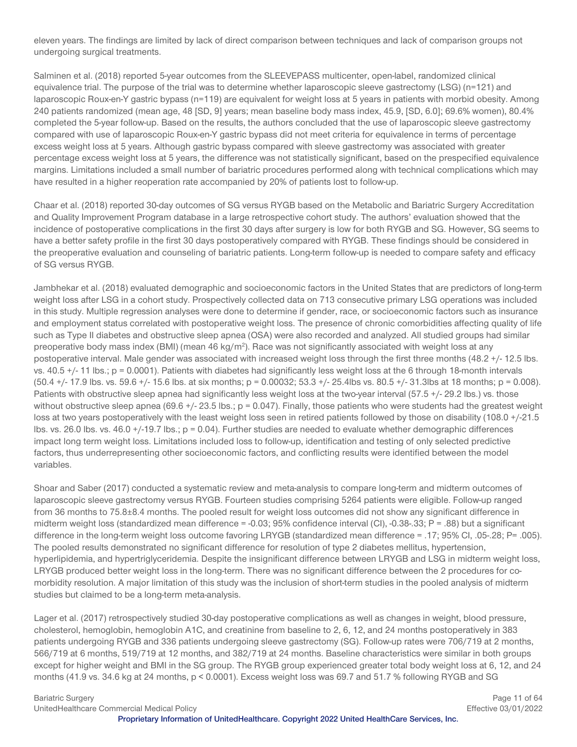eleven years. The findings are limited by lack of direct comparison between techniques and lack of comparison groups not undergoing surgical treatments.

Salminen et al. (2018) reported 5-year outcomes from the SLEEVEPASS multicenter, open-label, randomized clinical equivalence trial. The purpose of the trial was to determine whether laparoscopic sleeve gastrectomy (LSG) (n=121) and laparoscopic Roux-en-Y gastric bypass (n=119) are equivalent for weight loss at 5 years in patients with morbid obesity. Among 240 patients randomized (mean age, 48 [SD, 9] years; mean baseline body mass index, 45.9, [SD, 6.0]; 69.6% women), 80.4% completed the 5-year follow-up. Based on the results, the authors concluded that the use of laparoscopic sleeve gastrectomy compared with use of laparoscopic Roux-en-Y gastric bypass did not meet criteria for equivalence in terms of percentage excess weight loss at 5 years. Although gastric bypass compared with sleeve gastrectomy was associated with greater percentage excess weight loss at 5 years, the difference was not statistically significant, based on the prespecified equivalence margins. Limitations included a small number of bariatric procedures performed along with technical complications which may have resulted in a higher reoperation rate accompanied by 20% of patients lost to follow-up.

Chaar et al. (2018) reported 30-day outcomes of SG versus RYGB based on the Metabolic and Bariatric Surgery Accreditation and Quality Improvement Program database in a large retrospective cohort study. The authors' evaluation showed that the incidence of postoperative complications in the first 30 days after surgery is low for both RYGB and SG. However, SG seems to have a better safety profile in the first 30 days postoperatively compared with RYGB. These findings should be considered in the preoperative evaluation and counseling of bariatric patients. Long-term follow-up is needed to compare safety and efficacy of SG versus RYGB.

Jambhekar et al. (2018) evaluated demographic and socioeconomic factors in the United States that are predictors of long-term weight loss after LSG in a cohort study. Prospectively collected data on 713 consecutive primary LSG operations was included in this study. Multiple regression analyses were done to determine if gender, race, or socioeconomic factors such as insurance and employment status correlated with postoperative weight loss. The presence of chronic comorbidities affecting quality of life such as Type II diabetes and obstructive sleep apnea (OSA) were also recorded and analyzed. All studied groups had similar preoperative body mass index (BMI) (mean 46 kg/m$^2$). Race was not significantly associated with weight loss at any postoperative interval. Male gender was associated with increased weight loss through the first three months (48.2 +/- 12.5 lbs. vs. 40.5 +/- 11 lbs.; p = 0.0001). Patients with diabetes had significantly less weight loss at the 6 through 18-month intervals (50.4 +/- 17.9 lbs. vs. 59.6 +/- 15.6 lbs. at six months; p = 0.00032; 53.3 +/- 25.4lbs vs. 80.5 +/- 31.3lbs at 18 months; p = 0.008). Patients with obstructive sleep apnea had significantly less weight loss at the two-year interval (57.5 +/- 29.2 lbs.) vs. those without obstructive sleep apnea (69.6 +/- 23.5 lbs.; p = 0.047). Finally, those patients who were students had the greatest weight loss at two years postoperatively with the least weight loss seen in retired patients followed by those on disability (108.0 +/-21.5 lbs. vs. 26.0 lbs. vs. 46.0 +/-19.7 lbs.; p = 0.04). Further studies are needed to evaluate whether demographic differences impact long term weight loss. Limitations included loss to follow-up, identification and testing of only selected predictive factors, thus underrepresenting other socioeconomic factors, and conflicting results were identified between the model variables.

Shoar and Saber (2017) conducted a systematic review and meta-analysis to compare long-term and midterm outcomes of laparoscopic sleeve gastrectomy versus RYGB. Fourteen studies comprising 5264 patients were eligible. Follow-up ranged from 36 months to 75.8±8.4 months. The pooled result for weight loss outcomes did not show any significant difference in midterm weight loss (standardized mean difference = -0.03; 95% confidence interval (CI), -0.38-.33; P = .88) but a significant difference in the long-term weight loss outcome favoring LRYGB (standardized mean difference = .17; 95% CI, .05-.28; P= .005). The pooled results demonstrated no significant difference for resolution of type 2 diabetes mellitus, hypertension, hyperlipidemia, and hypertriglyceridemia. Despite the insignificant difference between LRYGB and LSG in midterm weight loss, LRYGB produced better weight loss in the long-term. There was no significant difference between the 2 procedures for co-morbidity resolution. A major limitation of this study was the inclusion of short-term studies in the pooled analysis of midterm studies but claimed to be a long-term meta-analysis.

Lager et al. (2017) retrospectively studied 30-day postoperative complications as well as changes in weight, blood pressure, cholesterol, hemoglobin, hemoglobin A1C, and creatinine from baseline to 2, 6, 12, and 24 months postoperatively in 383 patients undergoing RYGB and 336 patients undergoing sleeve gastrectomy (SG). Follow-up rates were 706/719 at 2 months, 566/719 at 6 months, 519/719 at 12 months, and 382/719 at 24 months. Baseline characteristics were similar in both groups except for higher weight and BMI in the SG group. The RYGB group experienced greater total body weight loss at 6, 12, and 24 months (41.9 vs. 34.6 kg at 24 months, p < 0.0001). Excess weight loss was 69.7 and 51.7 % following RYGB and SG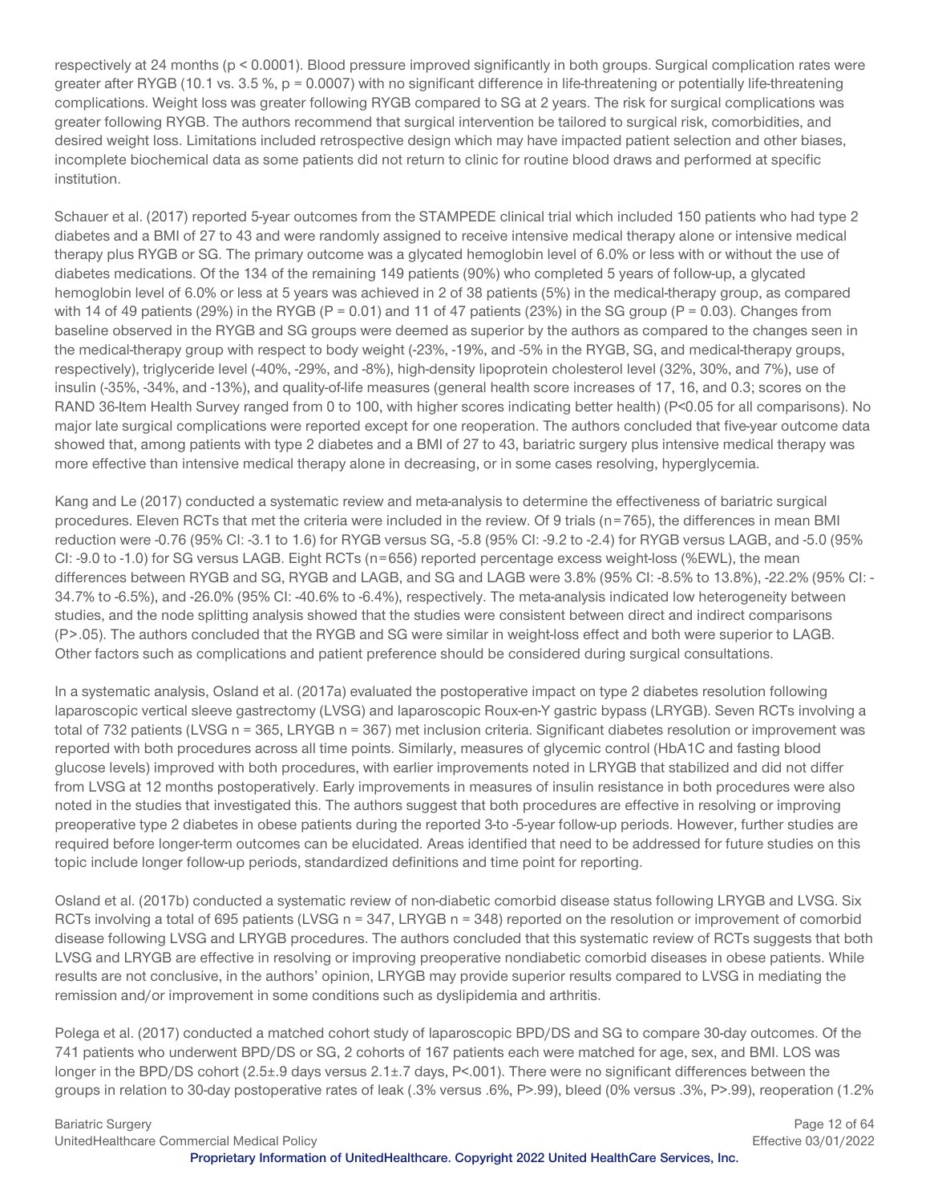respectively at 24 months ($p < 0.0001$). Blood pressure improved significantly in both groups. Surgical complication rates were greater after RYGB (10.1 vs. 3.5 %, $p = 0.0007$) with no significant difference in life-threatening or potentially life-threatening complications. Weight loss was greater following RYGB compared to SG at 2 years. The risk for surgical complications was greater following RYGB. The authors recommend that surgical intervention be tailored to surgical risk, comorbidities, and desired weight loss. Limitations included retrospective design which may have impacted patient selection and other biases, incomplete biochemical data as some patients did not return to clinic for routine blood draws and performed at specific institution.

Schauer et al. (2017) reported 5-year outcomes from the STAMPEDE clinical trial which included 150 patients who had type 2 diabetes and a BMI of 27 to 43 and were randomly assigned to receive intensive medical therapy alone or intensive medical therapy plus RYGB or SG. The primary outcome was a glycated hemoglobin level of 6.0% or less with or without the use of diabetes medications. Of the 134 of the remaining 149 patients (90%) who completed 5 years of follow-up, a glycated hemoglobin level of 6.0% or less at 5 years was achieved in 2 of 38 patients (5%) in the medical-therapy group, as compared with 14 of 49 patients (29%) in the RYGB ($P = 0.01$) and 11 of 47 patients (23%) in the SG group ($P = 0.03$). Changes from baseline observed in the RYGB and SG groups were deemed as superior by the authors as compared to the changes seen in the medical-therapy group with respect to body weight (-23%, -19%, and -5% in the RYGB, SG, and medical-therapy groups, respectively), triglyceride level (-40%, -29%, and -8%), high-density lipoprotein cholesterol level (32%, 30%, and 7%), use of insulin (-35%, -34%, and -13%), and quality-of-life measures (general health score increases of 17, 16, and 0.3; scores on the RAND 36-Item Health Survey ranged from 0 to 100, with higher scores indicating better health) ($P<0.05$ for all comparisons). No major late surgical complications were reported except for one reoperation. The authors concluded that five-year outcome data showed that, among patients with type 2 diabetes and a BMI of 27 to 43, bariatric surgery plus intensive medical therapy was more effective than intensive medical therapy alone in decreasing, or in some cases resolving, hyperglycemia.

Kang and Le (2017) conducted a systematic review and meta-analysis to determine the effectiveness of bariatric surgical procedures. Eleven RCTs that met the criteria were included in the review. Of 9 trials (n=765), the differences in mean BMI reduction were -0.76 (95% CI: -3.1 to 1.6) for RYGB versus SG, -5.8 (95% CI: -9.2 to -2.4) for RYGB versus LAGB, and -5.0 (95% CI: -9.0 to -1.0) for SG versus LAGB. Eight RCTs (n=656) reported percentage excess weight-loss (%EWL), the mean differences between RYGB and SG, RYGB and LAGB, and SG and LAGB were 3.8% (95% CI: -8.5% to 13.8%), -22.2% (95% CI: -34.7% to -6.5%), and -26.0% (95% CI: -40.6% to -6.4%), respectively. The meta-analysis indicated low heterogeneity between studies, and the node splitting analysis showed that the studies were consistent between direct and indirect comparisons ($P>.05$). The authors concluded that the RYGB and SG were similar in weight-loss effect and both were superior to LAGB. Other factors such as complications and patient preference should be considered during surgical consultations.

In a systematic analysis, Osland et al. (2017a) evaluated the postoperative impact on type 2 diabetes resolution following laparoscopic vertical sleeve gastrectomy (LVSG) and laparoscopic Roux-en-Y gastric bypass (LRYGB). Seven RCTs involving a total of 732 patients (LVSG n = 365, LRYGB n = 367) met inclusion criteria. Significant diabetes resolution or improvement was reported with both procedures across all time points. Similarly, measures of glycemic control (HbA1C and fasting blood glucose levels) improved with both procedures, with earlier improvements noted in LRYGB that stabilized and did not differ from LVSG at 12 months postoperatively. Early improvements in measures of insulin resistance in both procedures were also noted in the studies that investigated this. The authors suggest that both procedures are effective in resolving or improving preoperative type 2 diabetes in obese patients during the reported 3-to -5-year follow-up periods. However, further studies are required before longer-term outcomes can be elucidated. Areas identified that need to be addressed for future studies on this topic include longer follow-up periods, standardized definitions and time point for reporting.

Osland et al. (2017b) conducted a systematic review of non-diabetic comorbid disease status following LRYGB and LVSG. Six RCTs involving a total of 695 patients (LVSG n = 347, LRYGB n = 348) reported on the resolution or improvement of comorbid disease following LVSG and LRYGB procedures. The authors concluded that this systematic review of RCTs suggests that both LVSG and LRYGB are effective in resolving or improving preoperative nondiabetic comorbid diseases in obese patients. While results are not conclusive, in the authors' opinion, LRYGB may provide superior results compared to LVSG in mediating the remission and/or improvement in some conditions such as dyslipidemia and arthritis.

Polega et al. (2017) conducted a matched cohort study of laparoscopic BPD/DS and SG to compare 30-day outcomes. Of the 741 patients who underwent BPD/DS or SG, 2 cohorts of 167 patients each were matched for age, sex, and BMI. LOS was longer in the BPD/DS cohort (2.5±.9 days versus 2.1±.7 days, $P<.001$). There were no significant differences between the groups in relation to 30-day postoperative rates of leak (.3% versus .6%, $P>.99$), bleed (0% versus .3%, $P>.99$), reoperation (1.2%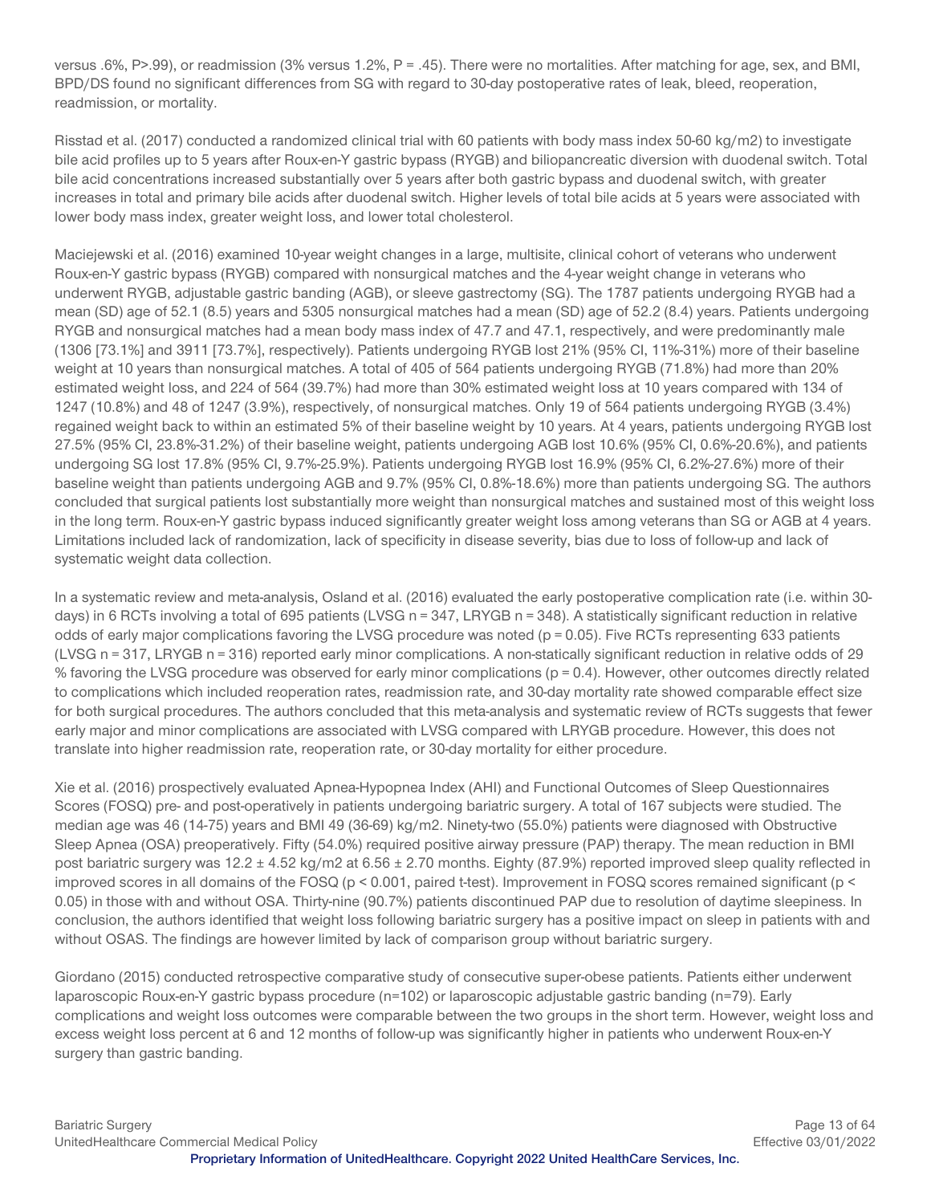versus .6%, P>.99), or readmission (3% versus 1.2%, P = .45). There were no mortalities. After matching for age, sex, and BMI, BPD/DS found no significant differences from SG with regard to 30-day postoperative rates of leak, bleed, reoperation, readmission, or mortality.

Risstad et al. (2017) conducted a randomized clinical trial with 60 patients with body mass index 50-60 kg/m2) to investigate bile acid profiles up to 5 years after Roux-en-Y gastric bypass (RYGB) and biliopancreatic diversion with duodenal switch. Total bile acid concentrations increased substantially over 5 years after both gastric bypass and duodenal switch, with greater increases in total and primary bile acids after duodenal switch. Higher levels of total bile acids at 5 years were associated with lower body mass index, greater weight loss, and lower total cholesterol.

Maciejewski et al. (2016) examined 10-year weight changes in a large, multisite, clinical cohort of veterans who underwent Roux-en-Y gastric bypass (RYGB) compared with nonsurgical matches and the 4-year weight change in veterans who underwent RYGB, adjustable gastric banding (AGB), or sleeve gastrectomy (SG). The 1787 patients undergoing RYGB had a mean (SD) age of 52.1 (8.5) years and 5305 nonsurgical matches had a mean (SD) age of 52.2 (8.4) years. Patients undergoing RYGB and nonsurgical matches had a mean body mass index of 47.7 and 47.1, respectively, and were predominantly male (1306 [73.1%] and 3911 [73.7%], respectively). Patients undergoing RYGB lost 21% (95% CI, 11%-31%) more of their baseline weight at 10 years than nonsurgical matches. A total of 405 of 564 patients undergoing RYGB (71.8%) had more than 20% estimated weight loss, and 224 of 564 (39.7%) had more than 30% estimated weight loss at 10 years compared with 134 of 1247 (10.8%) and 48 of 1247 (3.9%), respectively, of nonsurgical matches. Only 19 of 564 patients undergoing RYGB (3.4%) regained weight back to within an estimated 5% of their baseline weight by 10 years. At 4 years, patients undergoing RYGB lost 27.5% (95% CI, 23.8%-31.2%) of their baseline weight, patients undergoing AGB lost 10.6% (95% CI, 0.6%-20.6%), and patients undergoing SG lost 17.8% (95% CI, 9.7%-25.9%). Patients undergoing RYGB lost 16.9% (95% CI, 6.2%-27.6%) more of their baseline weight than patients undergoing AGB and 9.7% (95% CI, 0.8%-18.6%) more than patients undergoing SG. The authors concluded that surgical patients lost substantially more weight than nonsurgical matches and sustained most of this weight loss in the long term. Roux-en-Y gastric bypass induced significantly greater weight loss among veterans than SG or AGB at 4 years. Limitations included lack of randomization, lack of specificity in disease severity, bias due to loss of follow-up and lack of systematic weight data collection.

In a systematic review and meta-analysis, Osland et al. (2016) evaluated the early postoperative complication rate (i.e. within 30-days) in 6 RCTs involving a total of 695 patients (LVSG n = 347, LRYGB n = 348). A statistically significant reduction in relative odds of early major complications favoring the LVSG procedure was noted (p = 0.05). Five RCTs representing 633 patients (LVSG n = 317, LRYGB n = 316) reported early minor complications. A non-statically significant reduction in relative odds of 29 % favoring the LVSG procedure was observed for early minor complications (p = 0.4). However, other outcomes directly related to complications which included reoperation rates, readmission rate, and 30-day mortality rate showed comparable effect size for both surgical procedures. The authors concluded that this meta-analysis and systematic review of RCTs suggests that fewer early major and minor complications are associated with LVSG compared with LRYGB procedure. However, this does not translate into higher readmission rate, reoperation rate, or 30-day mortality for either procedure.

Xie et al. (2016) prospectively evaluated Apnea-Hypopnea Index (AHI) and Functional Outcomes of Sleep Questionnaires Scores (FOSQ) pre- and post-operatively in patients undergoing bariatric surgery. A total of 167 subjects were studied. The median age was 46 (14-75) years and BMI 49 (36-69) kg/m2. Ninety-two (55.0%) patients were diagnosed with Obstructive Sleep Apnea (OSA) preoperatively. Fifty (54.0%) required positive airway pressure (PAP) therapy. The mean reduction in BMI post bariatric surgery was 12.2 ± 4.52 kg/m2 at 6.56 ± 2.70 months. Eighty (87.9%) reported improved sleep quality reflected in improved scores in all domains of the FOSQ (p < 0.001, paired t-test). Improvement in FOSQ scores remained significant (p < 0.05) in those with and without OSA. Thirty-nine (90.7%) patients discontinued PAP due to resolution of daytime sleepiness. In conclusion, the authors identified that weight loss following bariatric surgery has a positive impact on sleep in patients with and without OSAS. The findings are however limited by lack of comparison group without bariatric surgery.

Giordano (2015) conducted retrospective comparative study of consecutive super-obese patients. Patients either underwent laparoscopic Roux-en-Y gastric bypass procedure (n=102) or laparoscopic adjustable gastric banding (n=79). Early complications and weight loss outcomes were comparable between the two groups in the short term. However, weight loss and excess weight loss percent at 6 and 12 months of follow-up was significantly higher in patients who underwent Roux-en-Y surgery than gastric banding.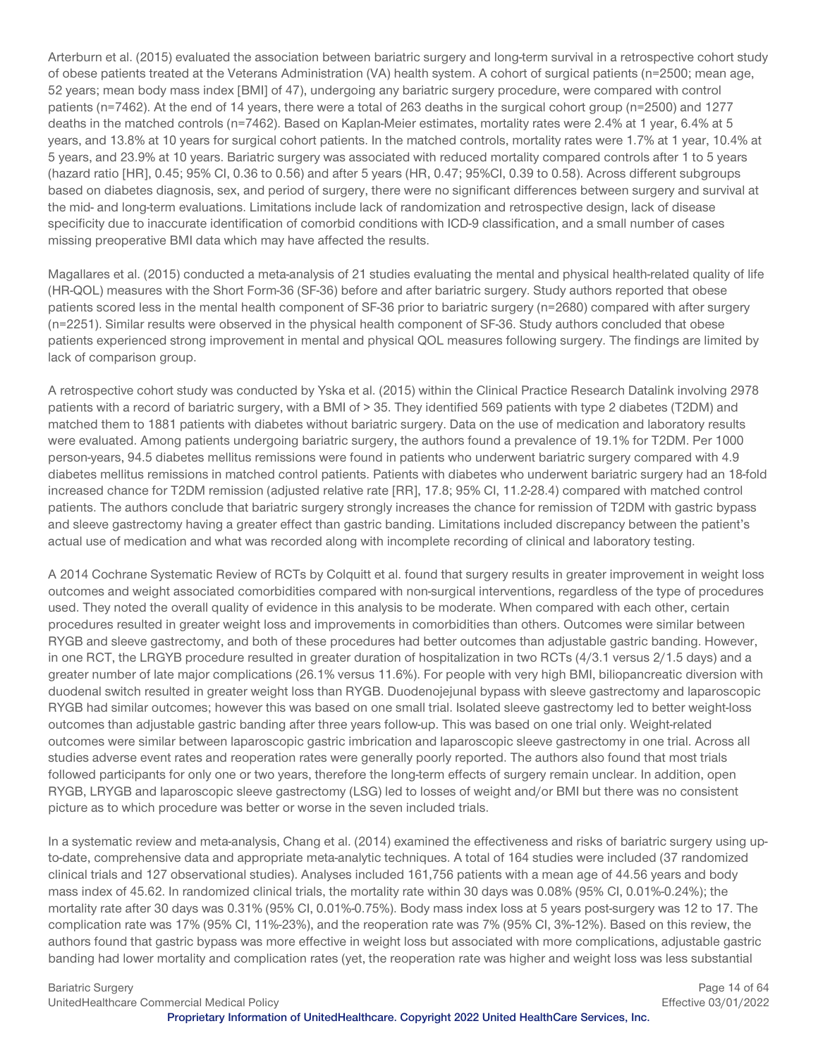Arterburn et al. (2015) evaluated the association between bariatric surgery and long-term survival in a retrospective cohort study of obese patients treated at the Veterans Administration (VA) health system. A cohort of surgical patients (n=2500; mean age, 52 years; mean body mass index [BMI] of 47), undergoing any bariatric surgery procedure, were compared with control patients (n=7462). At the end of 14 years, there were a total of 263 deaths in the surgical cohort group (n=2500) and 1277 deaths in the matched controls (n=7462). Based on Kaplan-Meier estimates, mortality rates were 2.4% at 1 year, 6.4% at 5 years, and 13.8% at 10 years for surgical cohort patients. In the matched controls, mortality rates were 1.7% at 1 year, 10.4% at 5 years, and 23.9% at 10 years. Bariatric surgery was associated with reduced mortality compared controls after 1 to 5 years (hazard ratio [HR], 0.45; 95% CI, 0.36 to 0.56) and after 5 years (HR, 0.47; 95%CI, 0.39 to 0.58). Across different subgroups based on diabetes diagnosis, sex, and period of surgery, there were no significant differences between surgery and survival at the mid- and long-term evaluations. Limitations include lack of randomization and retrospective design, lack of disease specificity due to inaccurate identification of comorbid conditions with ICD-9 classification, and a small number of cases missing preoperative BMI data which may have affected the results.

Magallares et al. (2015) conducted a meta-analysis of 21 studies evaluating the mental and physical health-related quality of life (HR-QOL) measures with the Short Form-36 (SF-36) before and after bariatric surgery. Study authors reported that obese patients scored less in the mental health component of SF-36 prior to bariatric surgery (n=2680) compared with after surgery (n=2251). Similar results were observed in the physical health component of SF-36. Study authors concluded that obese patients experienced strong improvement in mental and physical QOL measures following surgery. The findings are limited by lack of comparison group.

A retrospective cohort study was conducted by Yska et al. (2015) within the Clinical Practice Research Datalink involving 2978 patients with a record of bariatric surgery, with a BMI of > 35. They identified 569 patients with type 2 diabetes (T2DM) and matched them to 1881 patients with diabetes without bariatric surgery. Data on the use of medication and laboratory results were evaluated. Among patients undergoing bariatric surgery, the authors found a prevalence of 19.1% for T2DM. Per 1000 person-years, 94.5 diabetes mellitus remissions were found in patients who underwent bariatric surgery compared with 4.9 diabetes mellitus remissions in matched control patients. Patients with diabetes who underwent bariatric surgery had an 18-fold increased chance for T2DM remission (adjusted relative rate [RR], 17.8; 95% CI, 11.2-28.4) compared with matched control patients. The authors conclude that bariatric surgery strongly increases the chance for remission of T2DM with gastric bypass and sleeve gastrectomy having a greater effect than gastric banding. Limitations included discrepancy between the patient's actual use of medication and what was recorded along with incomplete recording of clinical and laboratory testing.

A 2014 Cochrane Systematic Review of RCTs by Colquitt et al. found that surgery results in greater improvement in weight loss outcomes and weight associated comorbidities compared with non-surgical interventions, regardless of the type of procedures used. They noted the overall quality of evidence in this analysis to be moderate. When compared with each other, certain procedures resulted in greater weight loss and improvements in comorbidities than others. Outcomes were similar between RYGB and sleeve gastrectomy, and both of these procedures had better outcomes than adjustable gastric banding. However, in one RCT, the LRGYB procedure resulted in greater duration of hospitalization in two RCTs (4/3.1 versus 2/1.5 days) and a greater number of late major complications (26.1% versus 11.6%). For people with very high BMI, biliopancreatic diversion with duodenal switch resulted in greater weight loss than RYGB. Duodenojejunal bypass with sleeve gastrectomy and laparoscopic RYGB had similar outcomes; however this was based on one small trial. Isolated sleeve gastrectomy led to better weight-loss outcomes than adjustable gastric banding after three years follow-up. This was based on one trial only. Weight-related outcomes were similar between laparoscopic gastric imbrication and laparoscopic sleeve gastrectomy in one trial. Across all studies adverse event rates and reoperation rates were generally poorly reported. The authors also found that most trials followed participants for only one or two years, therefore the long-term effects of surgery remain unclear. In addition, open RYGB, LRYGB and laparoscopic sleeve gastrectomy (LSG) led to losses of weight and/or BMI but there was no consistent picture as to which procedure was better or worse in the seven included trials.

In a systematic review and meta-analysis, Chang et al. (2014) examined the effectiveness and risks of bariatric surgery using up-to-date, comprehensive data and appropriate meta-analytic techniques. A total of 164 studies were included (37 randomized clinical trials and 127 observational studies). Analyses included 161,756 patients with a mean age of 44.56 years and body mass index of 45.62. In randomized clinical trials, the mortality rate within 30 days was 0.08% (95% CI, 0.01%-0.24%); the mortality rate after 30 days was 0.31% (95% CI, 0.01%-0.75%). Body mass index loss at 5 years post-surgery was 12 to 17. The complication rate was 17% (95% CI, 11%-23%), and the reoperation rate was 7% (95% CI, 3%-12%). Based on this review, the authors found that gastric bypass was more effective in weight loss but associated with more complications, adjustable gastric banding had lower mortality and complication rates (yet, the reoperation rate was higher and weight loss was less substantial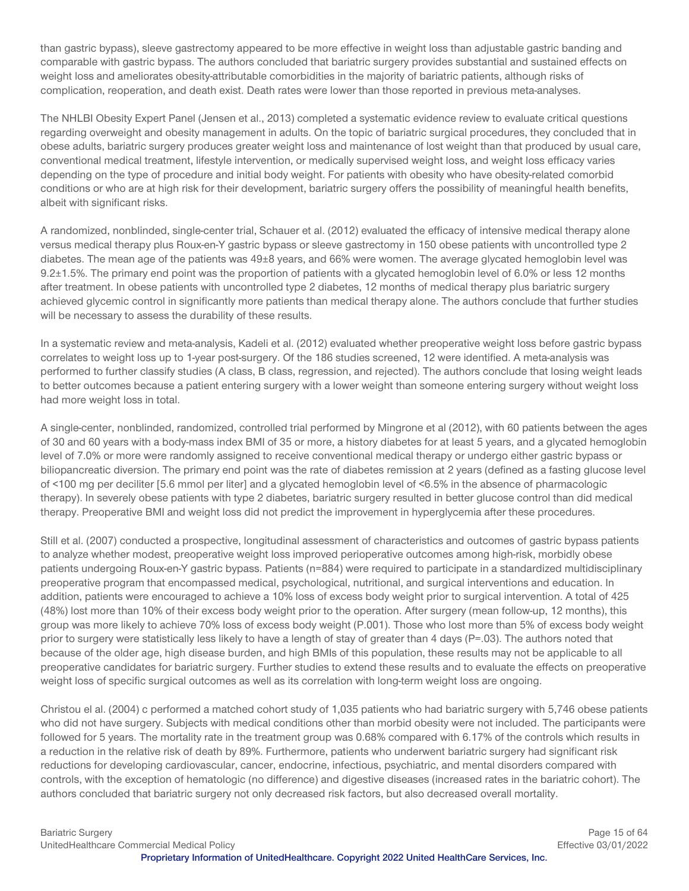than gastric bypass), sleeve gastrectomy appeared to be more effective in weight loss than adjustable gastric banding and comparable with gastric bypass. The authors concluded that bariatric surgery provides substantial and sustained effects on weight loss and ameliorates obesity-attributable comorbidities in the majority of bariatric patients, although risks of complication, reoperation, and death exist. Death rates were lower than those reported in previous meta-analyses.

The NHLBI Obesity Expert Panel (Jensen et al., 2013) completed a systematic evidence review to evaluate critical questions regarding overweight and obesity management in adults. On the topic of bariatric surgical procedures, they concluded that in obese adults, bariatric surgery produces greater weight loss and maintenance of lost weight than that produced by usual care, conventional medical treatment, lifestyle intervention, or medically supervised weight loss, and weight loss efficacy varies depending on the type of procedure and initial body weight. For patients with obesity who have obesity-related comorbid conditions or who are at high risk for their development, bariatric surgery offers the possibility of meaningful health benefits, albeit with significant risks.

A randomized, nonblinded, single-center trial, Schauer et al. (2012) evaluated the efficacy of intensive medical therapy alone versus medical therapy plus Roux-en-Y gastric bypass or sleeve gastrectomy in 150 obese patients with uncontrolled type 2 diabetes. The mean age of the patients was 49±8 years, and 66% were women. The average glycated hemoglobin level was 9.2±1.5%. The primary end point was the proportion of patients with a glycated hemoglobin level of 6.0% or less 12 months after treatment. In obese patients with uncontrolled type 2 diabetes, 12 months of medical therapy plus bariatric surgery achieved glycemic control in significantly more patients than medical therapy alone. The authors conclude that further studies will be necessary to assess the durability of these results.

In a systematic review and meta-analysis, Kadeli et al. (2012) evaluated whether preoperative weight loss before gastric bypass correlates to weight loss up to 1-year post-surgery. Of the 186 studies screened, 12 were identified. A meta-analysis was performed to further classify studies (A class, B class, regression, and rejected). The authors conclude that losing weight leads to better outcomes because a patient entering surgery with a lower weight than someone entering surgery without weight loss had more weight loss in total.

A single-center, nonblinded, randomized, controlled trial performed by Mingrone et al (2012), with 60 patients between the ages of 30 and 60 years with a body-mass index BMI of 35 or more, a history diabetes for at least 5 years, and a glycated hemoglobin level of 7.0% or more were randomly assigned to receive conventional medical therapy or undergo either gastric bypass or biliopancreatic diversion. The primary end point was the rate of diabetes remission at 2 years (defined as a fasting glucose level of <100 mg per deciliter [5.6 mmol per liter] and a glycated hemoglobin level of <6.5% in the absence of pharmacologic therapy). In severely obese patients with type 2 diabetes, bariatric surgery resulted in better glucose control than did medical therapy. Preoperative BMI and weight loss did not predict the improvement in hyperglycemia after these procedures.

Still et al. (2007) conducted a prospective, longitudinal assessment of characteristics and outcomes of gastric bypass patients to analyze whether modest, preoperative weight loss improved perioperative outcomes among high-risk, morbidly obese patients undergoing Roux-en-Y gastric bypass. Patients (n=884) were required to participate in a standardized multidisciplinary preoperative program that encompassed medical, psychological, nutritional, and surgical interventions and education. In addition, patients were encouraged to achieve a 10% loss of excess body weight prior to surgical intervention. A total of 425 (48%) lost more than 10% of their excess body weight prior to the operation. After surgery (mean follow-up, 12 months), this group was more likely to achieve 70% loss of excess body weight (P.001). Those who lost more than 5% of excess body weight prior to surgery were statistically less likely to have a length of stay of greater than 4 days (P=.03). The authors noted that because of the older age, high disease burden, and high BMIs of this population, these results may not be applicable to all preoperative candidates for bariatric surgery. Further studies to extend these results and to evaluate the effects on preoperative weight loss of specific surgical outcomes as well as its correlation with long-term weight loss are ongoing.

Christou el al. (2004) c performed a matched cohort study of 1,035 patients who had bariatric surgery with 5,746 obese patients who did not have surgery. Subjects with medical conditions other than morbid obesity were not included. The participants were followed for 5 years. The mortality rate in the treatment group was 0.68% compared with 6.17% of the controls which results in a reduction in the relative risk of death by 89%. Furthermore, patients who underwent bariatric surgery had significant risk reductions for developing cardiovascular, cancer, endocrine, infectious, psychiatric, and mental disorders compared with controls, with the exception of hematologic (no difference) and digestive diseases (increased rates in the bariatric cohort). The authors concluded that bariatric surgery not only decreased risk factors, but also decreased overall mortality.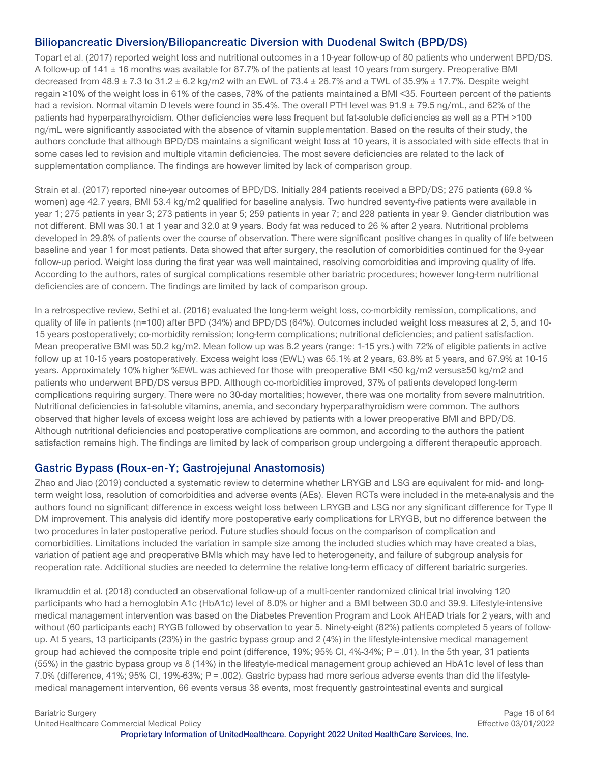## Biliopancreatic Diversion/Biliopancreatic Diversion with Duodenal Switch (BPD/DS)

Topart et al. (2017) reported weight loss and nutritional outcomes in a 10-year follow-up of 80 patients who underwent BPD/DS. A follow-up of 141 ± 16 months was available for 87.7% of the patients at least 10 years from surgery. Preoperative BMI decreased from 48.9 ± 7.3 to 31.2 ± 6.2 kg/m2 with an EWL of 73.4 ± 26.7% and a TWL of 35.9% ± 17.7%. Despite weight regain ≥10% of the weight loss in 61% of the cases, 78% of the patients maintained a BMI <35. Fourteen percent of the patients had a revision. Normal vitamin D levels were found in 35.4%. The overall PTH level was 91.9 ± 79.5 ng/mL, and 62% of the patients had hyperparathyroidism. Other deficiencies were less frequent but fat-soluble deficiencies as well as a PTH >100 ng/mL were significantly associated with the absence of vitamin supplementation. Based on the results of their study, the authors conclude that although BPD/DS maintains a significant weight loss at 10 years, it is associated with side effects that in some cases led to revision and multiple vitamin deficiencies. The most severe deficiencies are related to the lack of supplementation compliance. The findings are however limited by lack of comparison group.

Strain et al. (2017) reported nine-year outcomes of BPD/DS. Initially 284 patients received a BPD/DS; 275 patients (69.8 % women) age 42.7 years, BMI 53.4 kg/m2 qualified for baseline analysis. Two hundred seventy-five patients were available in year 1; 275 patients in year 3; 273 patients in year 5; 259 patients in year 7; and 228 patients in year 9. Gender distribution was not different. BMI was 30.1 at 1 year and 32.0 at 9 years. Body fat was reduced to 26 % after 2 years. Nutritional problems developed in 29.8% of patients over the course of observation. There were significant positive changes in quality of life between baseline and year 1 for most patients. Data showed that after surgery, the resolution of comorbidities continued for the 9-year follow-up period. Weight loss during the first year was well maintained, resolving comorbidities and improving quality of life. According to the authors, rates of surgical complications resemble other bariatric procedures; however long-term nutritional deficiencies are of concern. The findings are limited by lack of comparison group.

In a retrospective review, Sethi et al. (2016) evaluated the long-term weight loss, co-morbidity remission, complications, and quality of life in patients (n=100) after BPD (34%) and BPD/DS (64%). Outcomes included weight loss measures at 2, 5, and 10-15 years postoperatively; co-morbidity remission; long-term complications; nutritional deficiencies; and patient satisfaction. Mean preoperative BMI was 50.2 kg/m2. Mean follow up was 8.2 years (range: 1-15 yrs.) with 72% of eligible patients in active follow up at 10-15 years postoperatively. Excess weight loss (EWL) was 65.1% at 2 years, 63.8% at 5 years, and 67.9% at 10-15 years. Approximately 10% higher %EWL was achieved for those with preoperative BMI <50 kg/m2 versus≥50 kg/m2 and patients who underwent BPD/DS versus BPD. Although co-morbidities improved, 37% of patients developed long-term complications requiring surgery. There were no 30-day mortalities; however, there was one mortality from severe malnutrition. Nutritional deficiencies in fat-soluble vitamins, anemia, and secondary hyperparathyroidism were common. The authors observed that higher levels of excess weight loss are achieved by patients with a lower preoperative BMI and BPD/DS. Although nutritional deficiencies and postoperative complications are common, and according to the authors the patient satisfaction remains high. The findings are limited by lack of comparison group undergoing a different therapeutic approach.

## Gastric Bypass (Roux-en-Y; Gastrojejunal Anastomosis)

Zhao and Jiao (2019) conducted a systematic review to determine whether LRYGB and LSG are equivalent for mid- and long-term weight loss, resolution of comorbidities and adverse events (AEs). Eleven RCTs were included in the meta-analysis and the authors found no significant difference in excess weight loss between LRYGB and LSG nor any significant difference for Type II DM improvement. This analysis did identify more postoperative early complications for LRYGB, but no difference between the two procedures in later postoperative period. Future studies should focus on the comparison of complication and comorbidities. Limitations included the variation in sample size among the included studies which may have created a bias, variation of patient age and preoperative BMIs which may have led to heterogeneity, and failure of subgroup analysis for reoperation rate. Additional studies are needed to determine the relative long-term efficacy of different bariatric surgeries.

Ikramuddin et al. (2018) conducted an observational follow-up of a multi-center randomized clinical trial involving 120 participants who had a hemoglobin A1c (HbA1c) level of 8.0% or higher and a BMI between 30.0 and 39.9. Lifestyle-intensive medical management intervention was based on the Diabetes Prevention Program and Look AHEAD trials for 2 years, with and without (60 participants each) RYGB followed by observation to year 5. Ninety-eight (82%) patients completed 5 years of follow-up. At 5 years, 13 participants (23%) in the gastric bypass group and 2 (4%) in the lifestyle-intensive medical management group had achieved the composite triple end point (difference, 19%; 95% CI, 4%-34%; P = .01). In the 5th year, 31 patients (55%) in the gastric bypass group vs 8 (14%) in the lifestyle-medical management group achieved an HbA1c level of less than 7.0% (difference, 41%; 95% CI, 19%-63%; P = .002). Gastric bypass had more serious adverse events than did the lifestyle-medical management intervention, 66 events versus 38 events, most frequently gastrointestinal events and surgical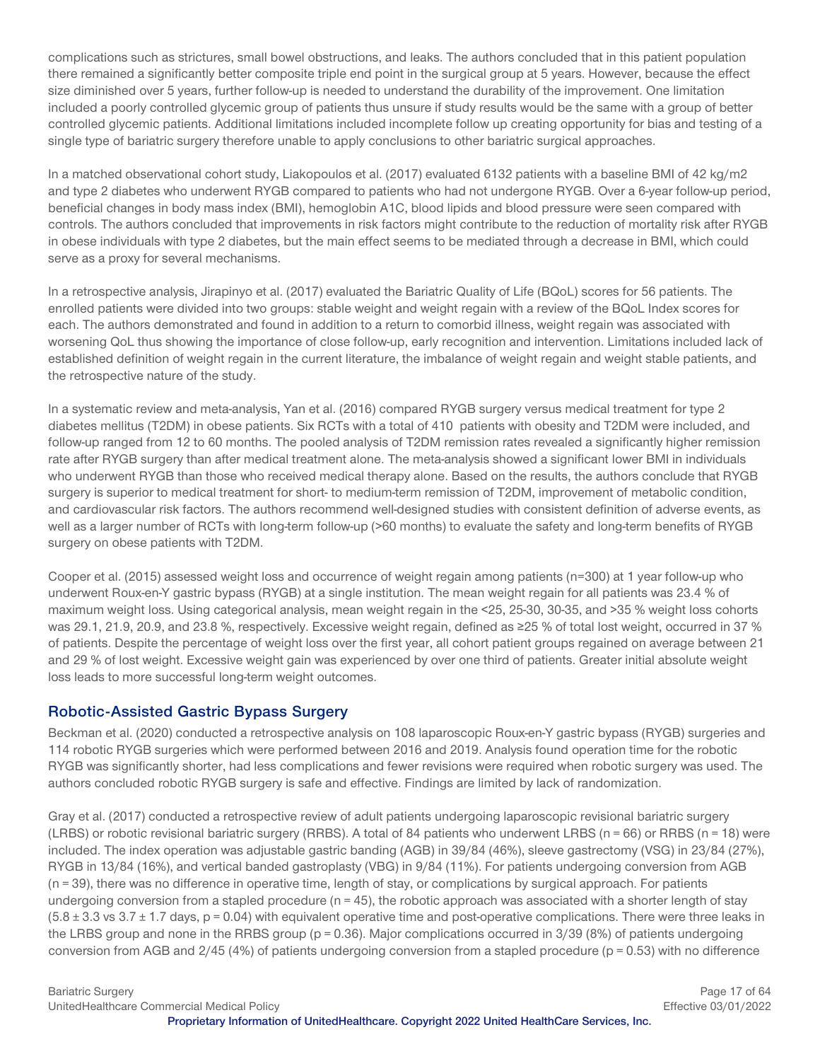complications such as strictures, small bowel obstructions, and leaks. The authors concluded that in this patient population there remained a significantly better composite triple end point in the surgical group at 5 years. However, because the effect size diminished over 5 years, further follow-up is needed to understand the durability of the improvement. One limitation included a poorly controlled glycemic group of patients thus unsure if study results would be the same with a group of better controlled glycemic patients. Additional limitations included incomplete follow up creating opportunity for bias and testing of a single type of bariatric surgery therefore unable to apply conclusions to other bariatric surgical approaches.

In a matched observational cohort study, Liakopoulos et al. (2017) evaluated 6132 patients with a baseline BMI of 42 kg/m2 and type 2 diabetes who underwent RYGB compared to patients who had not undergone RYGB. Over a 6-year follow-up period, beneficial changes in body mass index (BMI), hemoglobin A1C, blood lipids and blood pressure were seen compared with controls. The authors concluded that improvements in risk factors might contribute to the reduction of mortality risk after RYGB in obese individuals with type 2 diabetes, but the main effect seems to be mediated through a decrease in BMI, which could serve as a proxy for several mechanisms.

In a retrospective analysis, Jirapinyo et al. (2017) evaluated the Bariatric Quality of Life (BQoL) scores for 56 patients. The enrolled patients were divided into two groups: stable weight and weight regain with a review of the BQoL Index scores for each. The authors demonstrated and found in addition to a return to comorbid illness, weight regain was associated with worsening QoL thus showing the importance of close follow-up, early recognition and intervention. Limitations included lack of established definition of weight regain in the current literature, the imbalance of weight regain and weight stable patients, and the retrospective nature of the study.

In a systematic review and meta-analysis, Yan et al. (2016) compared RYGB surgery versus medical treatment for type 2 diabetes mellitus (T2DM) in obese patients. Six RCTs with a total of 410 patients with obesity and T2DM were included, and follow-up ranged from 12 to 60 months. The pooled analysis of T2DM remission rates revealed a significantly higher remission rate after RYGB surgery than after medical treatment alone. The meta-analysis showed a significant lower BMI in individuals who underwent RYGB than those who received medical therapy alone. Based on the results, the authors conclude that RYGB surgery is superior to medical treatment for short- to medium-term remission of T2DM, improvement of metabolic condition, and cardiovascular risk factors. The authors recommend well-designed studies with consistent definition of adverse events, as well as a larger number of RCTs with long-term follow-up (>60 months) to evaluate the safety and long-term benefits of RYGB surgery on obese patients with T2DM.

Cooper et al. (2015) assessed weight loss and occurrence of weight regain among patients (n=300) at 1 year follow-up who underwent Roux-en-Y gastric bypass (RYGB) at a single institution. The mean weight regain for all patients was 23.4 % of maximum weight loss. Using categorical analysis, mean weight regain in the <25, 25-30, 30-35, and >35 % weight loss cohorts was 29.1, 21.9, 20.9, and 23.8 %, respectively. Excessive weight regain, defined as ≥25 % of total lost weight, occurred in 37 % of patients. Despite the percentage of weight loss over the first year, all cohort patient groups regained on average between 21 and 29 % of lost weight. Excessive weight gain was experienced by over one third of patients. Greater initial absolute weight loss leads to more successful long-term weight outcomes.

## Robotic-Assisted Gastric Bypass Surgery

Beckman et al. (2020) conducted a retrospective analysis on 108 laparoscopic Roux-en-Y gastric bypass (RYGB) surgeries and 114 robotic RYGB surgeries which were performed between 2016 and 2019. Analysis found operation time for the robotic RYGB was significantly shorter, had less complications and fewer revisions were required when robotic surgery was used. The authors concluded robotic RYGB surgery is safe and effective. Findings are limited by lack of randomization.

Gray et al. (2017) conducted a retrospective review of adult patients undergoing laparoscopic revisional bariatric surgery (LRBS) or robotic revisional bariatric surgery (RRBS). A total of 84 patients who underwent LRBS (n = 66) or RRBS (n = 18) were included. The index operation was adjustable gastric banding (AGB) in 39/84 (46%), sleeve gastrectomy (VSG) in 23/84 (27%), RYGB in 13/84 (16%), and vertical banded gastroplasty (VBG) in 9/84 (11%). For patients undergoing conversion from AGB (n = 39), there was no difference in operative time, length of stay, or complications by surgical approach. For patients undergoing conversion from a stapled procedure (n = 45), the robotic approach was associated with a shorter length of stay (5.8 ± 3.3 vs 3.7 ± 1.7 days, p = 0.04) with equivalent operative time and post-operative complications. There were three leaks in the LRBS group and none in the RRBS group (p = 0.36). Major complications occurred in 3/39 (8%) of patients undergoing conversion from AGB and 2/45 (4%) of patients undergoing conversion from a stapled procedure (p = 0.53) with no difference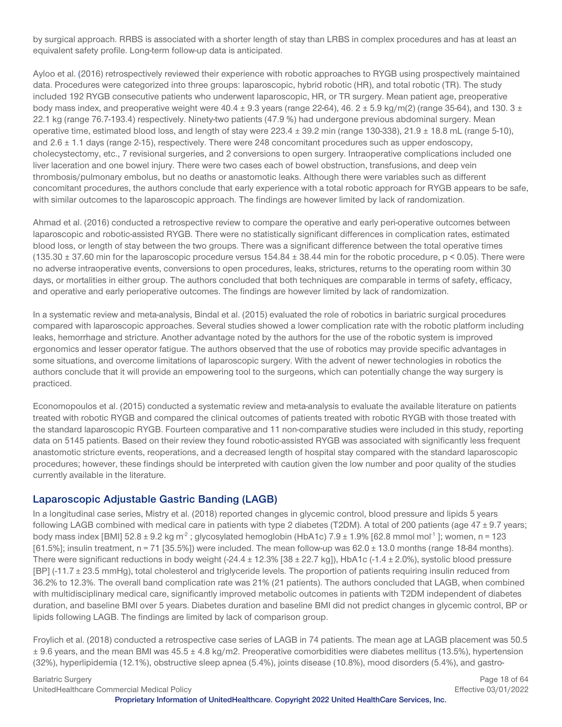by surgical approach. RRBS is associated with a shorter length of stay than LRBS in complex procedures and has at least an equivalent safety profile. Long-term follow-up data is anticipated.

Ayloo et al. (2016) retrospectively reviewed their experience with robotic approaches to RYGB using prospectively maintained data. Procedures were categorized into three groups: laparoscopic, hybrid robotic (HR), and total robotic (TR). The study included 192 RYGB consecutive patients who underwent laparoscopic, HR, or TR surgery. Mean patient age, preoperative body mass index, and preoperative weight were 40.4 ± 9.3 years (range 22-64), 46. 2 ± 5.9 kg/m(2) (range 35-64), and 130. 3 ± 22.1 kg (range 76.7-193.4) respectively. Ninety-two patients (47.9 %) had undergone previous abdominal surgery. Mean operative time, estimated blood loss, and length of stay were 223.4 ± 39.2 min (range 130-338), 21.9 ± 18.8 mL (range 5-10), and 2.6 ± 1.1 days (range 2-15), respectively. There were 248 concomitant procedures such as upper endoscopy, cholecystectomy, etc., 7 revisional surgeries, and 2 conversions to open surgery. Intraoperative complications included one liver laceration and one bowel injury. There were two cases each of bowel obstruction, transfusions, and deep vein thrombosis/pulmonary embolus, but no deaths or anastomotic leaks. Although there were variables such as different concomitant procedures, the authors conclude that early experience with a total robotic approach for RYGB appears to be safe, with similar outcomes to the laparoscopic approach. The findings are however limited by lack of randomization.

Ahmad et al. (2016) conducted a retrospective review to compare the operative and early peri-operative outcomes between laparoscopic and robotic-assisted RYGB. There were no statistically significant differences in complication rates, estimated blood loss, or length of stay between the two groups. There was a significant difference between the total operative times (135.30 ± 37.60 min for the laparoscopic procedure versus 154.84 ± 38.44 min for the robotic procedure, $p < 0.05$). There were no adverse intraoperative events, conversions to open procedures, leaks, strictures, returns to the operating room within 30 days, or mortalities in either group. The authors concluded that both techniques are comparable in terms of safety, efficacy, and operative and early perioperative outcomes. The findings are however limited by lack of randomization.

In a systematic review and meta-analysis, Bindal et al. (2015) evaluated the role of robotics in bariatric surgical procedures compared with laparoscopic approaches. Several studies showed a lower complication rate with the robotic platform including leaks, hemorrhage and stricture. Another advantage noted by the authors for the use of the robotic system is improved ergonomics and lesser operator fatigue. The authors observed that the use of robotics may provide specific advantages in some situations, and overcome limitations of laparoscopic surgery. With the advent of newer technologies in robotics the authors conclude that it will provide an empowering tool to the surgeons, which can potentially change the way surgery is practiced.

Economopoulos et al. (2015) conducted a systematic review and meta-analysis to evaluate the available literature on patients treated with robotic RYGB and compared the clinical outcomes of patients treated with robotic RYGB with those treated with the standard laparoscopic RYGB. Fourteen comparative and 11 non-comparative studies were included in this study, reporting data on 5145 patients. Based on their review they found robotic-assisted RYGB was associated with significantly less frequent anastomotic stricture events, reoperations, and a decreased length of hospital stay compared with the standard laparoscopic procedures; however, these findings should be interpreted with caution given the low number and poor quality of the studies currently available in the literature.

## Laparoscopic Adjustable Gastric Banding (LAGB)

In a longitudinal case series, Mistry et al. (2018) reported changes in glycemic control, blood pressure and lipids 5 years following LAGB combined with medical care in patients with type 2 diabetes (T2DM). A total of 200 patients (age 47 ± 9.7 years; body mass index [BMI] 52.8 ± 9.2 kg $m^{-2}$ ; glycosylated hemoglobin (HbA1c) 7.9 ± 1.9% [62.8 mmol $mol^{-1}$ ]; women, n = 123 [61.5%]; insulin treatment, n = 71 [35.5%]) were included. The mean follow-up was 62.0 ± 13.0 months (range 18-84 months). There were significant reductions in body weight (-24.4 ± 12.3% [38 ± 22.7 kg]), HbA1c (-1.4 ± 2.0%), systolic blood pressure [BP] (-11.7 ± 23.5 mmHg), total cholesterol and triglyceride levels. The proportion of patients requiring insulin reduced from 36.2% to 12.3%. The overall band complication rate was 21% (21 patients). The authors concluded that LAGB, when combined with multidisciplinary medical care, significantly improved metabolic outcomes in patients with T2DM independent of diabetes duration, and baseline BMI over 5 years. Diabetes duration and baseline BMI did not predict changes in glycemic control, BP or lipids following LAGB. The findings are limited by lack of comparison group.

Froylich et al. (2018) conducted a retrospective case series of LAGB in 74 patients. The mean age at LAGB placement was 50.5 ± 9.6 years, and the mean BMI was 45.5 ± 4.8 kg/m2. Preoperative comorbidities were diabetes mellitus (13.5%), hypertension (32%), hyperlipidemia (12.1%), obstructive sleep apnea (5.4%), joints disease (10.8%), mood disorders (5.4%), and gastro-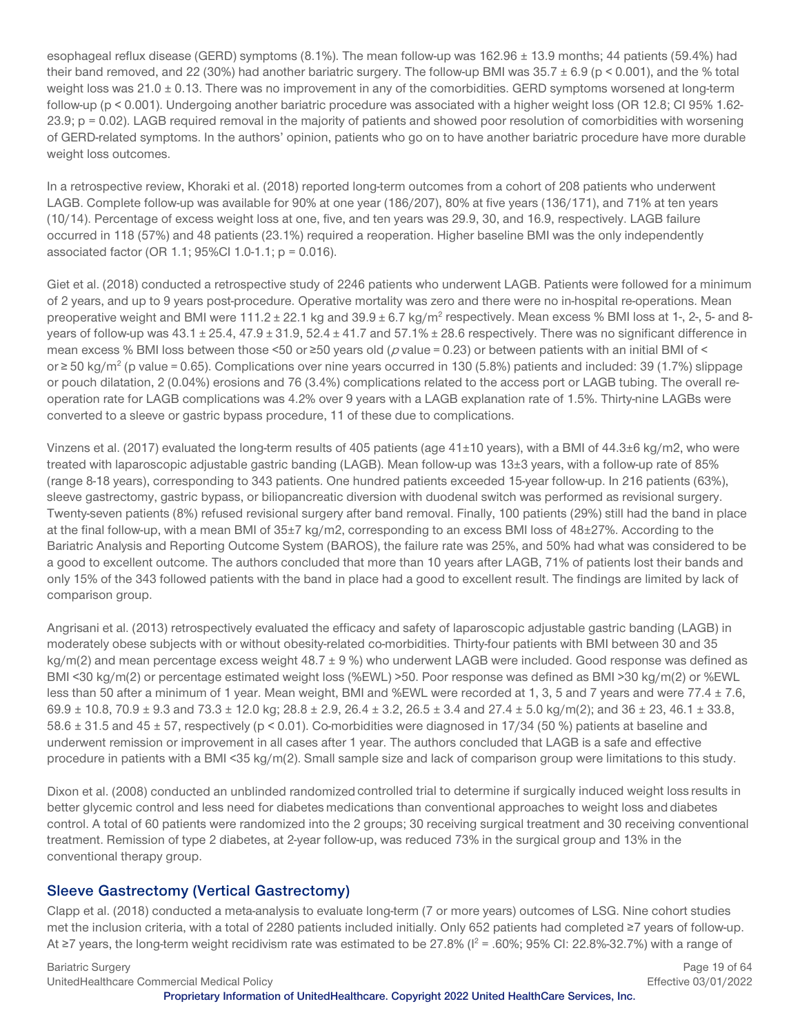esophageal reflux disease (GERD) symptoms (8.1%). The mean follow-up was 162.96 ± 13.9 months; 44 patients (59.4%) had their band removed, and 22 (30%) had another bariatric surgery. The follow-up BMI was 35.7 ± 6.9 ($p < 0.001$), and the % total weight loss was 21.0 ± 0.13. There was no improvement in any of the comorbidities. GERD symptoms worsened at long-term follow-up ($p < 0.001$). Undergoing another bariatric procedure was associated with a higher weight loss (OR 12.8; CI 95% 1.62-23.9; $p = 0.02$). LAGB required removal in the majority of patients and showed poor resolution of comorbidities with worsening of GERD-related symptoms. In the authors' opinion, patients who go on to have another bariatric procedure have more durable weight loss outcomes.

In a retrospective review, Khoraki et al. (2018) reported long-term outcomes from a cohort of 208 patients who underwent LAGB. Complete follow-up was available for 90% at one year (186/207), 80% at five years (136/171), and 71% at ten years (10/14). Percentage of excess weight loss at one, five, and ten years was 29.9, 30, and 16.9, respectively. LAGB failure occurred in 118 (57%) and 48 patients (23.1%) required a reoperation. Higher baseline BMI was the only independently associated factor (OR 1.1; 95%CI 1.0-1.1; $p = 0.016$).

Giet et al. (2018) conducted a retrospective study of 2246 patients who underwent LAGB. Patients were followed for a minimum of 2 years, and up to 9 years post-procedure. Operative mortality was zero and there were no in-hospital re-operations. Mean preoperative weight and BMI were 111.2 ± 22.1 kg and 39.9 ± 6.7 kg/m$^2$ respectively. Mean excess % BMI loss at 1-, 2-, 5- and 8-years of follow-up was 43.1 ± 25.4, 47.9 ± 31.9, 52.4 ± 41.7 and 57.1% ± 28.6 respectively. There was no significant difference in mean excess % BMI loss between those <50 or ≥50 years old (*p* value = 0.23) or between patients with an initial BMI of < or ≥ 50 kg/m$^2$ (p value = 0.65). Complications over nine years occurred in 130 (5.8%) patients and included: 39 (1.7%) slippage or pouch dilatation, 2 (0.04%) erosions and 76 (3.4%) complications related to the access port or LAGB tubing. The overall re-operation rate for LAGB complications was 4.2% over 9 years with a LAGB explanation rate of 1.5%. Thirty-nine LAGBs were converted to a sleeve or gastric bypass procedure, 11 of these due to complications.

Vinzens et al. (2017) evaluated the long-term results of 405 patients (age 41±10 years), with a BMI of 44.3±6 kg/m2, who were treated with laparoscopic adjustable gastric banding (LAGB). Mean follow-up was 13±3 years, with a follow-up rate of 85% (range 8-18 years), corresponding to 343 patients. One hundred patients exceeded 15-year follow-up. In 216 patients (63%), sleeve gastrectomy, gastric bypass, or biliopancreatic diversion with duodenal switch was performed as revisional surgery. Twenty-seven patients (8%) refused revisional surgery after band removal. Finally, 100 patients (29%) still had the band in place at the final follow-up, with a mean BMI of 35±7 kg/m2, corresponding to an excess BMI loss of 48±27%. According to the Bariatric Analysis and Reporting Outcome System (BAROS), the failure rate was 25%, and 50% had what was considered to be a good to excellent outcome. The authors concluded that more than 10 years after LAGB, 71% of patients lost their bands and only 15% of the 343 followed patients with the band in place had a good to excellent result. The findings are limited by lack of comparison group.

Angrisani et al. (2013) retrospectively evaluated the efficacy and safety of laparoscopic adjustable gastric banding (LAGB) in moderately obese subjects with or without obesity-related co-morbidities. Thirty-four patients with BMI between 30 and 35 kg/m(2) and mean percentage excess weight 48.7 ± 9 %) who underwent LAGB were included. Good response was defined as BMI <30 kg/m(2) or percentage estimated weight loss (%EWL) >50. Poor response was defined as BMI >30 kg/m(2) or %EWL less than 50 after a minimum of 1 year. Mean weight, BMI and %EWL were recorded at 1, 3, 5 and 7 years and were 77.4 ± 7.6, 69.9 ± 10.8, 70.9 ± 9.3 and 73.3 ± 12.0 kg; 28.8 ± 2.9, 26.4 ± 3.2, 26.5 ± 3.4 and 27.4 ± 5.0 kg/m(2); and 36 ± 23, 46.1 ± 33.8, 58.6 ± 31.5 and 45 ± 57, respectively ($p < 0.01$). Co-morbidities were diagnosed in 17/34 (50 %) patients at baseline and underwent remission or improvement in all cases after 1 year. The authors concluded that LAGB is a safe and effective procedure in patients with a BMI <35 kg/m(2). Small sample size and lack of comparison group were limitations to this study.

Dixon et al. (2008) conducted an unblinded randomized controlled trial to determine if surgically induced weight loss results in better glycemic control and less need for diabetes medications than conventional approaches to weight loss and diabetes control. A total of 60 patients were randomized into the 2 groups; 30 receiving surgical treatment and 30 receiving conventional treatment. Remission of type 2 diabetes, at 2-year follow-up, was reduced 73% in the surgical group and 13% in the conventional therapy group.

## Sleeve Gastrectomy (Vertical Gastrectomy)

Clapp et al. (2018) conducted a meta-analysis to evaluate long-term (7 or more years) outcomes of LSG. Nine cohort studies met the inclusion criteria, with a total of 2280 patients included initially. Only 652 patients had completed ≥7 years of follow-up. At ≥7 years, the long-term weight recidivism rate was estimated to be 27.8% ($I^2 = .60\%$; 95% CI: 22.8%-32.7%) with a range of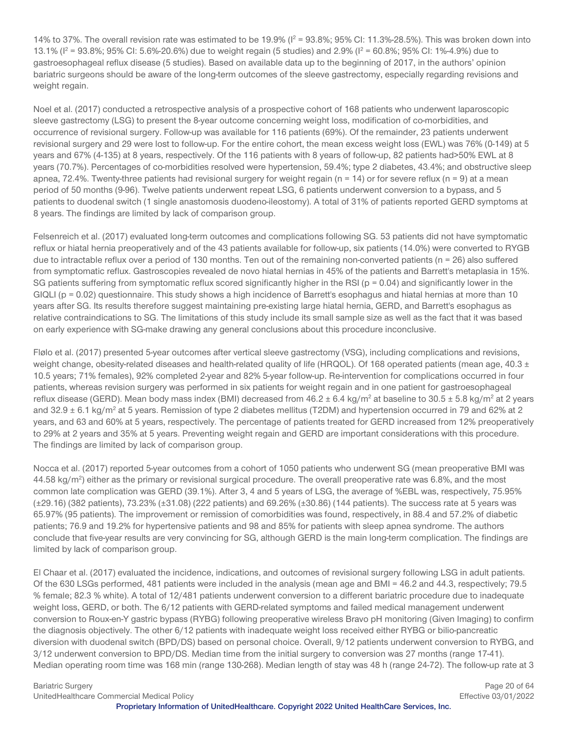14% to 37%. The overall revision rate was estimated to be 19.9% ($I^2$ = 93.8%; 95% CI: 11.3%-28.5%). This was broken down into 13.1% ($I^2$ = 93.8%; 95% CI: 5.6%-20.6%) due to weight regain (5 studies) and 2.9% ($I^2$ = 60.8%; 95% CI: 1%-4.9%) due to gastroesophageal reflux disease (5 studies). Based on available data up to the beginning of 2017, in the authors' opinion bariatric surgeons should be aware of the long-term outcomes of the sleeve gastrectomy, especially regarding revisions and weight regain.

Noel et al. (2017) conducted a retrospective analysis of a prospective cohort of 168 patients who underwent laparoscopic sleeve gastrectomy (LSG) to present the 8-year outcome concerning weight loss, modification of co-morbidities, and occurrence of revisional surgery. Follow-up was available for 116 patients (69%). Of the remainder, 23 patients underwent revisional surgery and 29 were lost to follow-up. For the entire cohort, the mean excess weight loss (EWL) was 76% (0-149) at 5 years and 67% (4-135) at 8 years, respectively. Of the 116 patients with 8 years of follow-up, 82 patients had>50% EWL at 8 years (70.7%). Percentages of co-morbidities resolved were hypertension, 59.4%; type 2 diabetes, 43.4%; and obstructive sleep apnea, 72.4%. Twenty-three patients had revisional surgery for weight regain (n = 14) or for severe reflux (n = 9) at a mean period of 50 months (9-96). Twelve patients underwent repeat LSG, 6 patients underwent conversion to a bypass, and 5 patients to duodenal switch (1 single anastomosis duodeno-ileostomy). A total of 31% of patients reported GERD symptoms at 8 years. The findings are limited by lack of comparison group.

Felsenreich et al. (2017) evaluated long-term outcomes and complications following SG. 53 patients did not have symptomatic reflux or hiatal hernia preoperatively and of the 43 patients available for follow-up, six patients (14.0%) were converted to RYGB due to intractable reflux over a period of 130 months. Ten out of the remaining non-converted patients (n = 26) also suffered from symptomatic reflux. Gastroscopies revealed de novo hiatal hernias in 45% of the patients and Barrett's metaplasia in 15%. SG patients suffering from symptomatic reflux scored significantly higher in the RSI (p = 0.04) and significantly lower in the GIQLI (p = 0.02) questionnaire. This study shows a high incidence of Barrett's esophagus and hiatal hernias at more than 10 years after SG. Its results therefore suggest maintaining pre-existing large hiatal hernia, GERD, and Barrett's esophagus as relative contraindications to SG. The limitations of this study include its small sample size as well as the fact that it was based on early experience with SG-make drawing any general conclusions about this procedure inconclusive.

Flølo et al. (2017) presented 5-year outcomes after vertical sleeve gastrectomy (VSG), including complications and revisions, weight change, obesity-related diseases and health-related quality of life (HRQOL). Of 168 operated patients (mean age, 40.3 ± 10.5 years; 71% females), 92% completed 2-year and 82% 5-year follow-up. Re-intervention for complications occurred in four patients, whereas revision surgery was performed in six patients for weight regain and in one patient for gastroesophageal reflux disease (GERD). Mean body mass index (BMI) decreased from 46.2 ± 6.4 kg/m$^2$ at baseline to 30.5 ± 5.8 kg/m$^2$ at 2 years and 32.9 ± 6.1 kg/m$^2$ at 5 years. Remission of type 2 diabetes mellitus (T2DM) and hypertension occurred in 79 and 62% at 2 years, and 63 and 60% at 5 years, respectively. The percentage of patients treated for GERD increased from 12% preoperatively to 29% at 2 years and 35% at 5 years. Preventing weight regain and GERD are important considerations with this procedure. The findings are limited by lack of comparison group.

Nocca et al. (2017) reported 5-year outcomes from a cohort of 1050 patients who underwent SG (mean preoperative BMI was 44.58 kg/m$^2$) either as the primary or revisional surgical procedure. The overall preoperative rate was 6.8%, and the most common late complication was GERD (39.1%). After 3, 4 and 5 years of LSG, the average of %EBL was, respectively, 75.95% (±29.16) (382 patients), 73.23% (±31.08) (222 patients) and 69.26% (±30.86) (144 patients). The success rate at 5 years was 65.97% (95 patients). The improvement or remission of comorbidities was found, respectively, in 88.4 and 57.2% of diabetic patients; 76.9 and 19.2% for hypertensive patients and 98 and 85% for patients with sleep apnea syndrome. The authors conclude that five-year results are very convincing for SG, although GERD is the main long-term complication. The findings are limited by lack of comparison group.

El Chaar et al. (2017) evaluated the incidence, indications, and outcomes of revisional surgery following LSG in adult patients. Of the 630 LSGs performed, 481 patients were included in the analysis (mean age and BMI = 46.2 and 44.3, respectively; 79.5 % female; 82.3 % white). A total of 12/481 patients underwent conversion to a different bariatric procedure due to inadequate weight loss, GERD, or both. The 6/12 patients with GERD-related symptoms and failed medical management underwent conversion to Roux-en-Y gastric bypass (RYGB) following preoperative wireless Bravo pH monitoring (Given Imaging) to confirm the diagnosis objectively. The other 6/12 patients with inadequate weight loss received either RYGB or bilio-pancreatic diversion with duodenal switch (BPD/DS) based on personal choice. Overall, 9/12 patients underwent conversion to RYBG, and 3/12 underwent conversion to BPD/DS. Median time from the initial surgery to conversion was 27 months (range 17-41). Median operating room time was 168 min (range 130-268). Median length of stay was 48 h (range 24-72). The follow-up rate at 3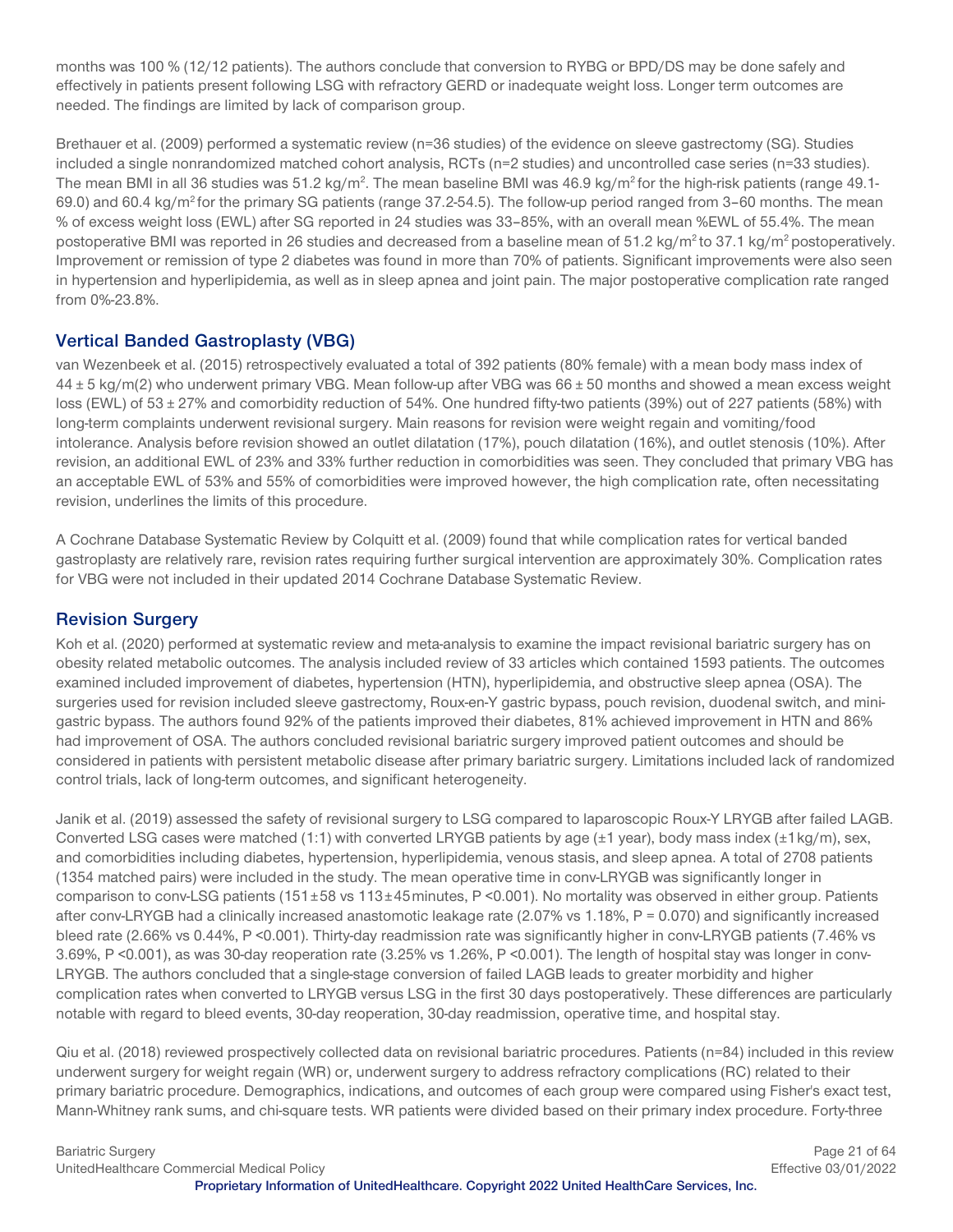months was 100 % (12/12 patients). The authors conclude that conversion to RYBG or BPD/DS may be done safely and effectively in patients present following LSG with refractory GERD or inadequate weight loss. Longer term outcomes are needed. The findings are limited by lack of comparison group.

Brethauer et al. (2009) performed a systematic review (n=36 studies) of the evidence on sleeve gastrectomy (SG). Studies included a single nonrandomized matched cohort analysis, RCTs (n=2 studies) and uncontrolled case series (n=33 studies). The mean BMI in all 36 studies was 51.2 kg/m$^2$. The mean baseline BMI was 46.9 kg/m$^2$ for the high-risk patients (range 49.1-69.0) and 60.4 kg/m$^2$ for the primary SG patients (range 37.2-54.5). The follow-up period ranged from 3–60 months. The mean % of excess weight loss (EWL) after SG reported in 24 studies was 33–85%, with an overall mean %EWL of 55.4%. The mean postoperative BMI was reported in 26 studies and decreased from a baseline mean of 51.2 kg/m$^2$ to 37.1 kg/m$^2$ postoperatively. Improvement or remission of type 2 diabetes was found in more than 70% of patients. Significant improvements were also seen in hypertension and hyperlipidemia, as well as in sleep apnea and joint pain. The major postoperative complication rate ranged from 0%-23.8%.

## Vertical Banded Gastroplasty (VBG)

van Wezenbeek et al. (2015) retrospectively evaluated a total of 392 patients (80% female) with a mean body mass index of 44 ± 5 kg/m(2) who underwent primary VBG. Mean follow-up after VBG was 66 ± 50 months and showed a mean excess weight loss (EWL) of 53 ± 27% and comorbidity reduction of 54%. One hundred fifty-two patients (39%) out of 227 patients (58%) with long-term complaints underwent revisional surgery. Main reasons for revision were weight regain and vomiting/food intolerance. Analysis before revision showed an outlet dilatation (17%), pouch dilatation (16%), and outlet stenosis (10%). After revision, an additional EWL of 23% and 33% further reduction in comorbidities was seen. They concluded that primary VBG has an acceptable EWL of 53% and 55% of comorbidities were improved however, the high complication rate, often necessitating revision, underlines the limits of this procedure.

A Cochrane Database Systematic Review by Colquitt et al. (2009) found that while complication rates for vertical banded gastroplasty are relatively rare, revision rates requiring further surgical intervention are approximately 30%. Complication rates for VBG were not included in their updated 2014 Cochrane Database Systematic Review.

## Revision Surgery

Koh et al. (2020) performed at systematic review and meta-analysis to examine the impact revisional bariatric surgery has on obesity related metabolic outcomes. The analysis included review of 33 articles which contained 1593 patients. The outcomes examined included improvement of diabetes, hypertension (HTN), hyperlipidemia, and obstructive sleep apnea (OSA). The surgeries used for revision included sleeve gastrectomy, Roux-en-Y gastric bypass, pouch revision, duodenal switch, and mini-gastric bypass. The authors found 92% of the patients improved their diabetes, 81% achieved improvement in HTN and 86% had improvement of OSA. The authors concluded revisional bariatric surgery improved patient outcomes and should be considered in patients with persistent metabolic disease after primary bariatric surgery. Limitations included lack of randomized control trials, lack of long-term outcomes, and significant heterogeneity.

Janik et al. (2019) assessed the safety of revisional surgery to LSG compared to laparoscopic Roux-Y LRYGB after failed LAGB. Converted LSG cases were matched (1:1) with converted LRYGB patients by age (±1 year), body mass index (±1 kg/m), sex, and comorbidities including diabetes, hypertension, hyperlipidemia, venous stasis, and sleep apnea. A total of 2708 patients (1354 matched pairs) were included in the study. The mean operative time in conv-LRYGB was significantly longer in comparison to conv-LSG patients (151 ± 58 vs 113 ± 45 minutes, P <0.001). No mortality was observed in either group. Patients after conv-LRYGB had a clinically increased anastomotic leakage rate (2.07% vs 1.18%, P = 0.070) and significantly increased bleed rate (2.66% vs 0.44%, P <0.001). Thirty-day readmission rate was significantly higher in conv-LRYGB patients (7.46% vs 3.69%, P <0.001), as was 30-day reoperation rate (3.25% vs 1.26%, P <0.001). The length of hospital stay was longer in conv-LRYGB. The authors concluded that a single-stage conversion of failed LAGB leads to greater morbidity and higher complication rates when converted to LRYGB versus LSG in the first 30 days postoperatively. These differences are particularly notable with regard to bleed events, 30-day reoperation, 30-day readmission, operative time, and hospital stay.

Qiu et al. (2018) reviewed prospectively collected data on revisional bariatric procedures. Patients (n=84) included in this review underwent surgery for weight regain (WR) or, underwent surgery to address refractory complications (RC) related to their primary bariatric procedure. Demographics, indications, and outcomes of each group were compared using Fisher's exact test, Mann-Whitney rank sums, and chi-square tests. WR patients were divided based on their primary index procedure. Forty-three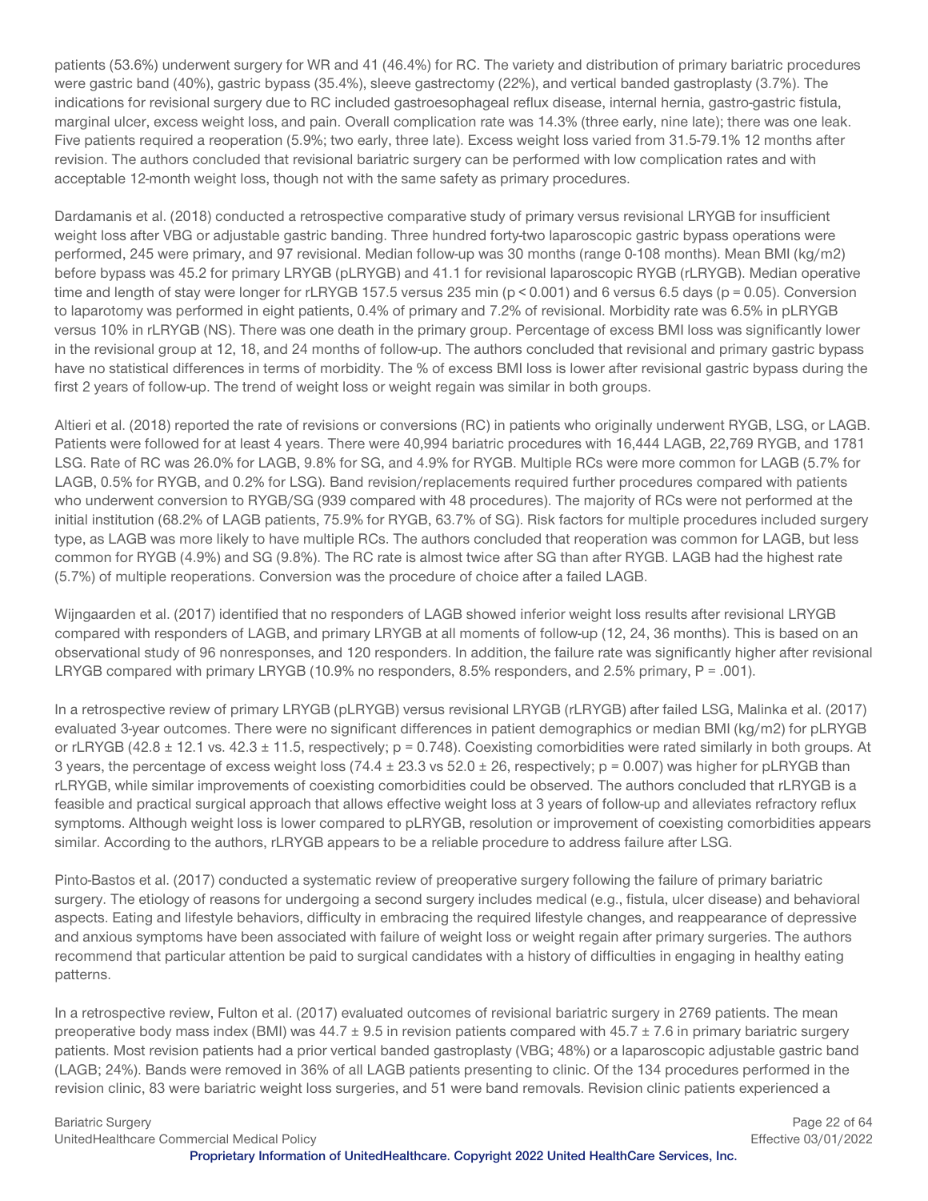patients (53.6%) underwent surgery for WR and 41 (46.4%) for RC. The variety and distribution of primary bariatric procedures were gastric band (40%), gastric bypass (35.4%), sleeve gastrectomy (22%), and vertical banded gastroplasty (3.7%). The indications for revisional surgery due to RC included gastroesophageal reflux disease, internal hernia, gastro-gastric fistula, marginal ulcer, excess weight loss, and pain. Overall complication rate was 14.3% (three early, nine late); there was one leak. Five patients required a reoperation (5.9%; two early, three late). Excess weight loss varied from 31.5-79.1% 12 months after revision. The authors concluded that revisional bariatric surgery can be performed with low complication rates and with acceptable 12-month weight loss, though not with the same safety as primary procedures.

Dardamanis et al. (2018) conducted a retrospective comparative study of primary versus revisional LRYGB for insufficient weight loss after VBG or adjustable gastric banding. Three hundred forty-two laparoscopic gastric bypass operations were performed, 245 were primary, and 97 revisional. Median follow-up was 30 months (range 0-108 months). Mean BMI (kg/m2) before bypass was 45.2 for primary LRYGB (pLRYGB) and 41.1 for revisional laparoscopic RYGB (rLRYGB). Median operative time and length of stay were longer for rLRYGB 157.5 versus 235 min ($p < 0.001$) and 6 versus 6.5 days ($p = 0.05$). Conversion to laparotomy was performed in eight patients, 0.4% of primary and 7.2% of revisional. Morbidity rate was 6.5% in pLRYGB versus 10% in rLRYGB (NS). There was one death in the primary group. Percentage of excess BMI loss was significantly lower in the revisional group at 12, 18, and 24 months of follow-up. The authors concluded that revisional and primary gastric bypass have no statistical differences in terms of morbidity. The % of excess BMI loss is lower after revisional gastric bypass during the first 2 years of follow-up. The trend of weight loss or weight regain was similar in both groups.

Altieri et al. (2018) reported the rate of revisions or conversions (RC) in patients who originally underwent RYGB, LSG, or LAGB. Patients were followed for at least 4 years. There were 40,994 bariatric procedures with 16,444 LAGB, 22,769 RYGB, and 1781 LSG. Rate of RC was 26.0% for LAGB, 9.8% for SG, and 4.9% for RYGB. Multiple RCs were more common for LAGB (5.7% for LAGB, 0.5% for RYGB, and 0.2% for LSG). Band revision/replacements required further procedures compared with patients who underwent conversion to RYGB/SG (939 compared with 48 procedures). The majority of RCs were not performed at the initial institution (68.2% of LAGB patients, 75.9% for RYGB, 63.7% of SG). Risk factors for multiple procedures included surgery type, as LAGB was more likely to have multiple RCs. The authors concluded that reoperation was common for LAGB, but less common for RYGB (4.9%) and SG (9.8%). The RC rate is almost twice after SG than after RYGB. LAGB had the highest rate (5.7%) of multiple reoperations. Conversion was the procedure of choice after a failed LAGB.

Wijngaarden et al. (2017) identified that no responders of LAGB showed inferior weight loss results after revisional LRYGB compared with responders of LAGB, and primary LRYGB at all moments of follow-up (12, 24, 36 months). This is based on an observational study of 96 nonresponses, and 120 responders. In addition, the failure rate was significantly higher after revisional LRYGB compared with primary LRYGB (10.9% no responders, 8.5% responders, and 2.5% primary, $P = .001$).

In a retrospective review of primary LRYGB (pLRYGB) versus revisional LRYGB (rLRYGB) after failed LSG, Malinka et al. (2017) evaluated 3-year outcomes. There were no significant differences in patient demographics or median BMI (kg/m2) for pLRYGB or rLRYGB ($42.8 \pm 12.1$ vs. $42.3 \pm 11.5$, respectively; $p = 0.748$). Coexisting comorbidities were rated similarly in both groups. At 3 years, the percentage of excess weight loss ($74.4 \pm 23.3$ vs $52.0 \pm 26$, respectively; $p = 0.007$) was higher for pLRYGB than rLRYGB, while similar improvements of coexisting comorbidities could be observed. The authors concluded that rLRYGB is a feasible and practical surgical approach that allows effective weight loss at 3 years of follow-up and alleviates refractory reflux symptoms. Although weight loss is lower compared to pLRYGB, resolution or improvement of coexisting comorbidities appears similar. According to the authors, rLRYGB appears to be a reliable procedure to address failure after LSG.

Pinto-Bastos et al. (2017) conducted a systematic review of preoperative surgery following the failure of primary bariatric surgery. The etiology of reasons for undergoing a second surgery includes medical (e.g., fistula, ulcer disease) and behavioral aspects. Eating and lifestyle behaviors, difficulty in embracing the required lifestyle changes, and reappearance of depressive and anxious symptoms have been associated with failure of weight loss or weight regain after primary surgeries. The authors recommend that particular attention be paid to surgical candidates with a history of difficulties in engaging in healthy eating patterns.

In a retrospective review, Fulton et al. (2017) evaluated outcomes of revisional bariatric surgery in 2769 patients. The mean preoperative body mass index (BMI) was $44.7 \pm 9.5$ in revision patients compared with $45.7 \pm 7.6$ in primary bariatric surgery patients. Most revision patients had a prior vertical banded gastroplasty (VBG; 48%) or a laparoscopic adjustable gastric band (LAGB; 24%). Bands were removed in 36% of all LAGB patients presenting to clinic. Of the 134 procedures performed in the revision clinic, 83 were bariatric weight loss surgeries, and 51 were band removals. Revision clinic patients experienced a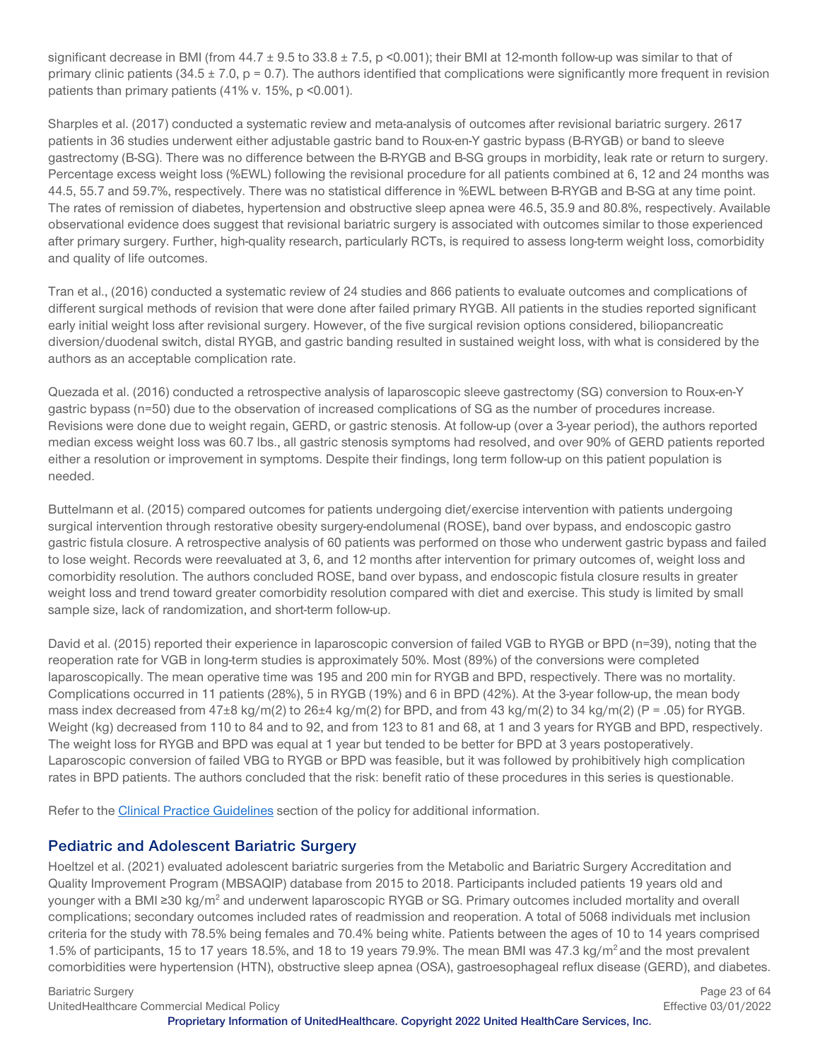significant decrease in BMI (from 44.7 ± 9.5 to 33.8 ± 7.5, p <0.001); their BMI at 12-month follow-up was similar to that of primary clinic patients (34.5 ± 7.0, p = 0.7). The authors identified that complications were significantly more frequent in revision patients than primary patients (41% v. 15%, p <0.001).

Sharples et al. (2017) conducted a systematic review and meta-analysis of outcomes after revisional bariatric surgery. 2617 patients in 36 studies underwent either adjustable gastric band to Roux-en-Y gastric bypass (B-RYGB) or band to sleeve gastrectomy (B-SG). There was no difference between the B-RYGB and B-SG groups in morbidity, leak rate or return to surgery. Percentage excess weight loss (%EWL) following the revisional procedure for all patients combined at 6, 12 and 24 months was 44.5, 55.7 and 59.7%, respectively. There was no statistical difference in %EWL between B-RYGB and B-SG at any time point. The rates of remission of diabetes, hypertension and obstructive sleep apnea were 46.5, 35.9 and 80.8%, respectively. Available observational evidence does suggest that revisional bariatric surgery is associated with outcomes similar to those experienced after primary surgery. Further, high-quality research, particularly RCTs, is required to assess long-term weight loss, comorbidity and quality of life outcomes.

Tran et al., (2016) conducted a systematic review of 24 studies and 866 patients to evaluate outcomes and complications of different surgical methods of revision that were done after failed primary RYGB. All patients in the studies reported significant early initial weight loss after revisional surgery. However, of the five surgical revision options considered, biliopancreatic diversion/duodenal switch, distal RYGB, and gastric banding resulted in sustained weight loss, with what is considered by the authors as an acceptable complication rate.

Quezada et al. (2016) conducted a retrospective analysis of laparoscopic sleeve gastrectomy (SG) conversion to Roux-en-Y gastric bypass (n=50) due to the observation of increased complications of SG as the number of procedures increase. Revisions were done due to weight regain, GERD, or gastric stenosis. At follow-up (over a 3-year period), the authors reported median excess weight loss was 60.7 lbs., all gastric stenosis symptoms had resolved, and over 90% of GERD patients reported either a resolution or improvement in symptoms. Despite their findings, long term follow-up on this patient population is needed.

Buttelmann et al. (2015) compared outcomes for patients undergoing diet/exercise intervention with patients undergoing surgical intervention through restorative obesity surgery-endolumenal (ROSE), band over bypass, and endoscopic gastro gastric fistula closure. A retrospective analysis of 60 patients was performed on those who underwent gastric bypass and failed to lose weight. Records were reevaluated at 3, 6, and 12 months after intervention for primary outcomes of, weight loss and comorbidity resolution. The authors concluded ROSE, band over bypass, and endoscopic fistula closure results in greater weight loss and trend toward greater comorbidity resolution compared with diet and exercise. This study is limited by small sample size, lack of randomization, and short-term follow-up.

David et al. (2015) reported their experience in laparoscopic conversion of failed VGB to RYGB or BPD (n=39), noting that the reoperation rate for VGB in long-term studies is approximately 50%. Most (89%) of the conversions were completed laparoscopically. The mean operative time was 195 and 200 min for RYGB and BPD, respectively. There was no mortality. Complications occurred in 11 patients (28%), 5 in RYGB (19%) and 6 in BPD (42%). At the 3-year follow-up, the mean body mass index decreased from 47±8 kg/m(2) to 26±4 kg/m(2) for BPD, and from 43 kg/m(2) to 34 kg/m(2) (P = .05) for RYGB. Weight (kg) decreased from 110 to 84 and to 92, and from 123 to 81 and 68, at 1 and 3 years for RYGB and BPD, respectively. The weight loss for RYGB and BPD was equal at 1 year but tended to be better for BPD at 3 years postoperatively. Laparoscopic conversion of failed VBG to RYGB or BPD was feasible, but it was followed by prohibitively high complication rates in BPD patients. The authors concluded that the risk: benefit ratio of these procedures in this series is questionable.

Refer to the Clinical Practice Guidelines section of the policy for additional information.

## Pediatric and Adolescent Bariatric Surgery

Hoeltzel et al. (2021) evaluated adolescent bariatric surgeries from the Metabolic and Bariatric Surgery Accreditation and Quality Improvement Program (MBSAQIP) database from 2015 to 2018. Participants included patients 19 years old and younger with a BMI ≥30 kg/m$^2$ and underwent laparoscopic RYGB or SG. Primary outcomes included mortality and overall complications; secondary outcomes included rates of readmission and reoperation. A total of 5068 individuals met inclusion criteria for the study with 78.5% being females and 70.4% being white. Patients between the ages of 10 to 14 years comprised 1.5% of participants, 15 to 17 years 18.5%, and 18 to 19 years 79.9%. The mean BMI was 47.3 kg/m$^2$ and the most prevalent comorbidities were hypertension (HTN), obstructive sleep apnea (OSA), gastroesophageal reflux disease (GERD), and diabetes.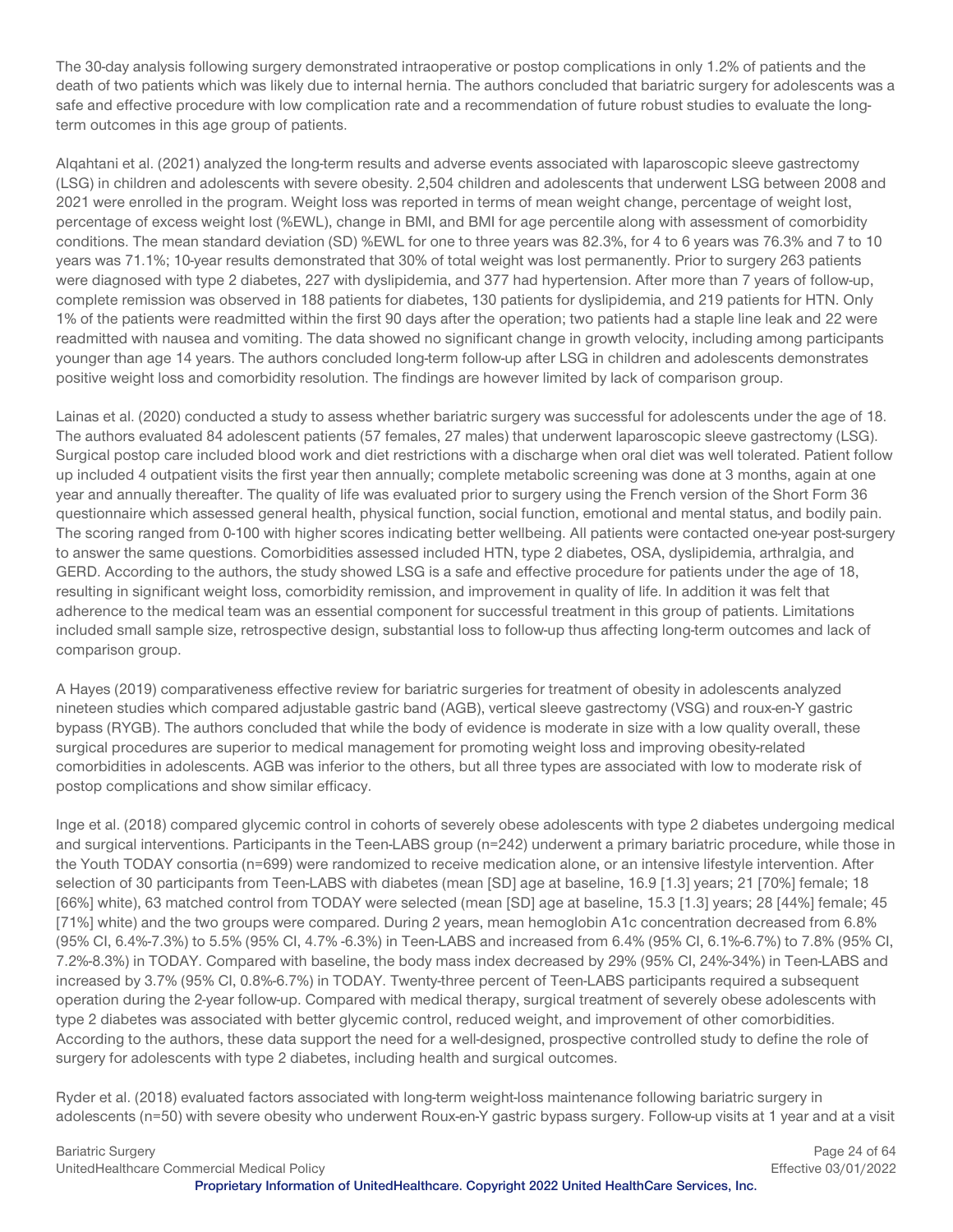The 30-day analysis following surgery demonstrated intraoperative or postop complications in only 1.2% of patients and the death of two patients which was likely due to internal hernia. The authors concluded that bariatric surgery for adolescents was a safe and effective procedure with low complication rate and a recommendation of future robust studies to evaluate the long-term outcomes in this age group of patients.

Alqahtani et al. (2021) analyzed the long-term results and adverse events associated with laparoscopic sleeve gastrectomy (LSG) in children and adolescents with severe obesity. 2,504 children and adolescents that underwent LSG between 2008 and 2021 were enrolled in the program. Weight loss was reported in terms of mean weight change, percentage of weight lost, percentage of excess weight lost (%EWL), change in BMI, and BMI for age percentile along with assessment of comorbidity conditions. The mean standard deviation (SD) %EWL for one to three years was 82.3%, for 4 to 6 years was 76.3% and 7 to 10 years was 71.1%; 10-year results demonstrated that 30% of total weight was lost permanently. Prior to surgery 263 patients were diagnosed with type 2 diabetes, 227 with dyslipidemia, and 377 had hypertension. After more than 7 years of follow-up, complete remission was observed in 188 patients for diabetes, 130 patients for dyslipidemia, and 219 patients for HTN. Only 1% of the patients were readmitted within the first 90 days after the operation; two patients had a staple line leak and 22 were readmitted with nausea and vomiting. The data showed no significant change in growth velocity, including among participants younger than age 14 years. The authors concluded long-term follow-up after LSG in children and adolescents demonstrates positive weight loss and comorbidity resolution. The findings are however limited by lack of comparison group.

Lainas et al. (2020) conducted a study to assess whether bariatric surgery was successful for adolescents under the age of 18. The authors evaluated 84 adolescent patients (57 females, 27 males) that underwent laparoscopic sleeve gastrectomy (LSG). Surgical postop care included blood work and diet restrictions with a discharge when oral diet was well tolerated. Patient follow up included 4 outpatient visits the first year then annually; complete metabolic screening was done at 3 months, again at one year and annually thereafter. The quality of life was evaluated prior to surgery using the French version of the Short Form 36 questionnaire which assessed general health, physical function, social function, emotional and mental status, and bodily pain. The scoring ranged from 0-100 with higher scores indicating better wellbeing. All patients were contacted one-year post-surgery to answer the same questions. Comorbidities assessed included HTN, type 2 diabetes, OSA, dyslipidemia, arthralgia, and GERD. According to the authors, the study showed LSG is a safe and effective procedure for patients under the age of 18, resulting in significant weight loss, comorbidity remission, and improvement in quality of life. In addition it was felt that adherence to the medical team was an essential component for successful treatment in this group of patients. Limitations included small sample size, retrospective design, substantial loss to follow-up thus affecting long-term outcomes and lack of comparison group.

A Hayes (2019) comparativeness effective review for bariatric surgeries for treatment of obesity in adolescents analyzed nineteen studies which compared adjustable gastric band (AGB), vertical sleeve gastrectomy (VSG) and roux-en-Y gastric bypass (RYGB). The authors concluded that while the body of evidence is moderate in size with a low quality overall, these surgical procedures are superior to medical management for promoting weight loss and improving obesity-related comorbidities in adolescents. AGB was inferior to the others, but all three types are associated with low to moderate risk of postop complications and show similar efficacy.

Inge et al. (2018) compared glycemic control in cohorts of severely obese adolescents with type 2 diabetes undergoing medical and surgical interventions. Participants in the Teen-LABS group (n=242) underwent a primary bariatric procedure, while those in the Youth TODAY consortia (n=699) were randomized to receive medication alone, or an intensive lifestyle intervention. After selection of 30 participants from Teen-LABS with diabetes (mean [SD] age at baseline, 16.9 [1.3] years; 21 [70%] female; 18 [66%] white), 63 matched control from TODAY were selected (mean [SD] age at baseline, 15.3 [1.3] years; 28 [44%] female; 45 [71%] white) and the two groups were compared. During 2 years, mean hemoglobin A1c concentration decreased from 6.8% (95% CI, 6.4%-7.3%) to 5.5% (95% CI, 4.7% -6.3%) in Teen-LABS and increased from 6.4% (95% CI, 6.1%-6.7%) to 7.8% (95% CI, 7.2%-8.3%) in TODAY. Compared with baseline, the body mass index decreased by 29% (95% CI, 24%-34%) in Teen-LABS and increased by 3.7% (95% CI, 0.8%-6.7%) in TODAY. Twenty-three percent of Teen-LABS participants required a subsequent operation during the 2-year follow-up. Compared with medical therapy, surgical treatment of severely obese adolescents with type 2 diabetes was associated with better glycemic control, reduced weight, and improvement of other comorbidities. According to the authors, these data support the need for a well-designed, prospective controlled study to define the role of surgery for adolescents with type 2 diabetes, including health and surgical outcomes.

Ryder et al. (2018) evaluated factors associated with long-term weight-loss maintenance following bariatric surgery in adolescents (n=50) with severe obesity who underwent Roux-en-Y gastric bypass surgery. Follow-up visits at 1 year and at a visit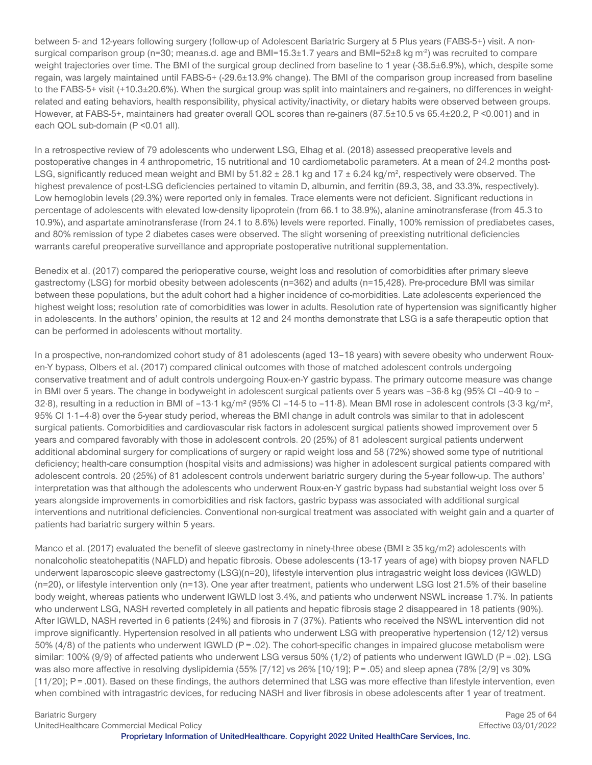between 5- and 12-years following surgery (follow-up of Adolescent Bariatric Surgery at 5 Plus years (FABS-5+) visit. A non-surgical comparison group (n=30; mean±s.d. age and BMI=15.3±1.7 years and BMI=52±8 kg m$^{-2}$) was recruited to compare weight trajectories over time. The BMI of the surgical group declined from baseline to 1 year (-38.5±6.9%), which, despite some regain, was largely maintained until FABS-5+ (-29.6±13.9% change). The BMI of the comparison group increased from baseline to the FABS-5+ visit (+10.3±20.6%). When the surgical group was split into maintainers and re-gainers, no differences in weight-related and eating behaviors, health responsibility, physical activity/inactivity, or dietary habits were observed between groups. However, at FABS-5+, maintainers had greater overall QOL scores than re-gainers (87.5±10.5 vs 65.4±20.2, P <0.001) and in each QOL sub-domain (P <0.01 all).

In a retrospective review of 79 adolescents who underwent LSG, Elhag et al. (2018) assessed preoperative levels and postoperative changes in 4 anthropometric, 15 nutritional and 10 cardiometabolic parameters. At a mean of 24.2 months post-LSG, significantly reduced mean weight and BMI by 51.82 ± 28.1 kg and 17 ± 6.24 kg/m$^2$, respectively were observed. The highest prevalence of post-LSG deficiencies pertained to vitamin D, albumin, and ferritin (89.3, 38, and 33.3%, respectively). Low hemoglobin levels (29.3%) were reported only in females. Trace elements were not deficient. Significant reductions in percentage of adolescents with elevated low-density lipoprotein (from 66.1 to 38.9%), alanine aminotransferase (from 45.3 to 10.9%), and aspartate aminotransferase (from 24.1 to 8.6%) levels were reported. Finally, 100% remission of prediabetes cases, and 80% remission of type 2 diabetes cases were observed. The slight worsening of preexisting nutritional deficiencies warrants careful preoperative surveillance and appropriate postoperative nutritional supplementation.

Benedix et al. (2017) compared the perioperative course, weight loss and resolution of comorbidities after primary sleeve gastrectomy (LSG) for morbid obesity between adolescents (n=362) and adults (n=15,428). Pre-procedure BMI was similar between these populations, but the adult cohort had a higher incidence of co-morbidities. Late adolescents experienced the highest weight loss; resolution rate of comorbidities was lower in adults. Resolution rate of hypertension was significantly higher in adolescents. In the authors' opinion, the results at 12 and 24 months demonstrate that LSG is a safe therapeutic option that can be performed in adolescents without mortality.

In a prospective, non-randomized cohort study of 81 adolescents (aged 13–18 years) with severe obesity who underwent Roux-en-Y bypass, Olbers et al. (2017) compared clinical outcomes with those of matched adolescent controls undergoing conservative treatment and of adult controls undergoing Roux-en-Y gastric bypass. The primary outcome measure was change in BMI over 5 years. The change in bodyweight in adolescent surgical patients over 5 years was −36·8 kg (95% CI −40·9 to −32·8), resulting in a reduction in BMI of −13·1 kg/m$^2$ (95% CI −14·5 to −11·8). Mean BMI rose in adolescent controls (3·3 kg/m$^2$, 95% CI 1·1–4·8) over the 5-year study period, whereas the BMI change in adult controls was similar to that in adolescent surgical patients. Comorbidities and cardiovascular risk factors in adolescent surgical patients showed improvement over 5 years and compared favorably with those in adolescent controls. 20 (25%) of 81 adolescent surgical patients underwent additional abdominal surgery for complications of surgery or rapid weight loss and 58 (72%) showed some type of nutritional deficiency; health-care consumption (hospital visits and admissions) was higher in adolescent surgical patients compared with adolescent controls. 20 (25%) of 81 adolescent controls underwent bariatric surgery during the 5-year follow-up. The authors' interpretation was that although the adolescents who underwent Roux-en-Y gastric bypass had substantial weight loss over 5 years alongside improvements in comorbidities and risk factors, gastric bypass was associated with additional surgical interventions and nutritional deficiencies. Conventional non-surgical treatment was associated with weight gain and a quarter of patients had bariatric surgery within 5 years.

Manco et al. (2017) evaluated the benefit of sleeve gastrectomy in ninety-three obese (BMI ≥ 35 kg/m2) adolescents with nonalcoholic steatohepatitis (NAFLD) and hepatic fibrosis. Obese adolescents (13-17 years of age) with biopsy proven NAFLD underwent laparoscopic sleeve gastrectomy (LSG)(n=20), lifestyle intervention plus intragastric weight loss devices (IGWLD) (n=20), or lifestyle intervention only (n=13). One year after treatment, patients who underwent LSG lost 21.5% of their baseline body weight, whereas patients who underwent IGWLD lost 3.4%, and patients who underwent NSWL increase 1.7%. In patients who underwent LSG, NASH reverted completely in all patients and hepatic fibrosis stage 2 disappeared in 18 patients (90%). After IGWLD, NASH reverted in 6 patients (24%) and fibrosis in 7 (37%). Patients who received the NSWL intervention did not improve significantly. Hypertension resolved in all patients who underwent LSG with preoperative hypertension (12/12) versus 50% (4/8) of the patients who underwent IGWLD (P = .02). The cohort-specific changes in impaired glucose metabolism were similar: 100% (9/9) of affected patients who underwent LSG versus 50% (1/2) of patients who underwent IGWLD (P = .02). LSG was also more affective in resolving dyslipidemia (55% [7/12] vs 26% [10/19]; P = .05) and sleep apnea (78% [2/9] vs 30% [11/20]; P = .001). Based on these findings, the authors determined that LSG was more effective than lifestyle intervention, even when combined with intragastric devices, for reducing NASH and liver fibrosis in obese adolescents after 1 year of treatment.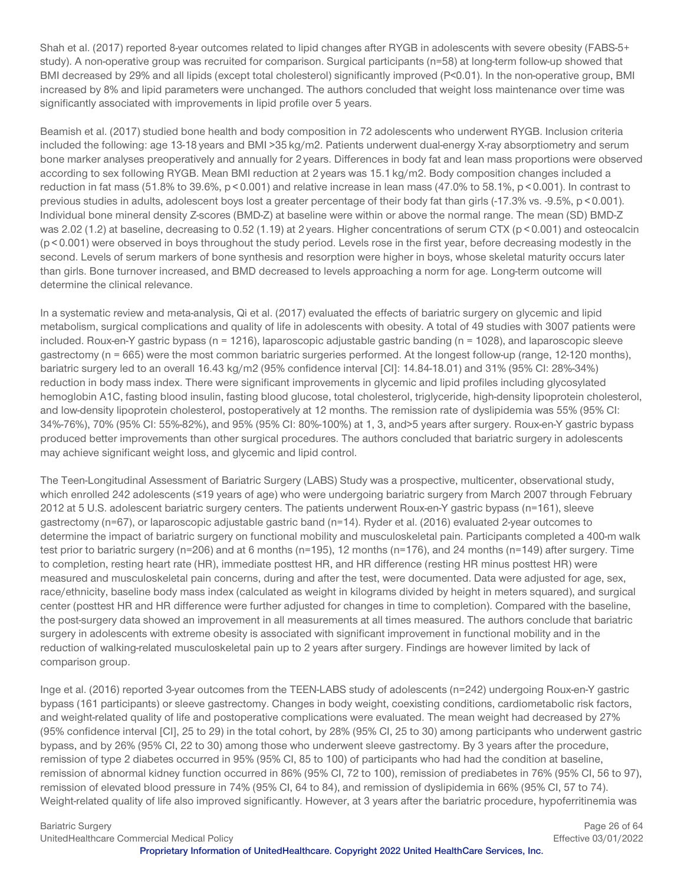Shah et al. (2017) reported 8-year outcomes related to lipid changes after RYGB in adolescents with severe obesity (FABS-5+ study). A non-operative group was recruited for comparison. Surgical participants (n=58) at long-term follow-up showed that BMI decreased by 29% and all lipids (except total cholesterol) significantly improved (P<0.01). In the non-operative group, BMI increased by 8% and lipid parameters were unchanged. The authors concluded that weight loss maintenance over time was significantly associated with improvements in lipid profile over 5 years.

Beamish et al. (2017) studied bone health and body composition in 72 adolescents who underwent RYGB. Inclusion criteria included the following: age 13-18 years and BMI >35 kg/m2. Patients underwent dual-energy X-ray absorptiometry and serum bone marker analyses preoperatively and annually for 2 years. Differences in body fat and lean mass proportions were observed according to sex following RYGB. Mean BMI reduction at 2 years was 15.1 kg/m2. Body composition changes included a reduction in fat mass (51.8% to 39.6%, p < 0.001) and relative increase in lean mass (47.0% to 58.1%, p < 0.001). In contrast to previous studies in adults, adolescent boys lost a greater percentage of their body fat than girls (-17.3% vs. -9.5%, p < 0.001). Individual bone mineral density Z-scores (BMD-Z) at baseline were within or above the normal range. The mean (SD) BMD-Z was 2.02 (1.2) at baseline, decreasing to 0.52 (1.19) at 2 years. Higher concentrations of serum CTX (p < 0.001) and osteocalcin (p < 0.001) were observed in boys throughout the study period. Levels rose in the first year, before decreasing modestly in the second. Levels of serum markers of bone synthesis and resorption were higher in boys, whose skeletal maturity occurs later than girls. Bone turnover increased, and BMD decreased to levels approaching a norm for age. Long-term outcome will determine the clinical relevance.

In a systematic review and meta-analysis, Qi et al. (2017) evaluated the effects of bariatric surgery on glycemic and lipid metabolism, surgical complications and quality of life in adolescents with obesity. A total of 49 studies with 3007 patients were included. Roux-en-Y gastric bypass (n = 1216), laparoscopic adjustable gastric banding (n = 1028), and laparoscopic sleeve gastrectomy (n = 665) were the most common bariatric surgeries performed. At the longest follow-up (range, 12-120 months), bariatric surgery led to an overall 16.43 kg/m2 (95% confidence interval [CI]: 14.84-18.01) and 31% (95% CI: 28%-34%) reduction in body mass index. There were significant improvements in glycemic and lipid profiles including glycosylated hemoglobin A1C, fasting blood insulin, fasting blood glucose, total cholesterol, triglyceride, high-density lipoprotein cholesterol, and low-density lipoprotein cholesterol, postoperatively at 12 months. The remission rate of dyslipidemia was 55% (95% CI: 34%-76%), 70% (95% CI: 55%-82%), and 95% (95% CI: 80%-100%) at 1, 3, and>5 years after surgery. Roux-en-Y gastric bypass produced better improvements than other surgical procedures. The authors concluded that bariatric surgery in adolescents may achieve significant weight loss, and glycemic and lipid control.

The Teen-Longitudinal Assessment of Bariatric Surgery (LABS) Study was a prospective, multicenter, observational study, which enrolled 242 adolescents (≤19 years of age) who were undergoing bariatric surgery from March 2007 through February 2012 at 5 U.S. adolescent bariatric surgery centers. The patients underwent Roux-en-Y gastric bypass (n=161), sleeve gastrectomy (n=67), or laparoscopic adjustable gastric band (n=14). Ryder et al. (2016) evaluated 2-year outcomes to determine the impact of bariatric surgery on functional mobility and musculoskeletal pain. Participants completed a 400-m walk test prior to bariatric surgery (n=206) and at 6 months (n=195), 12 months (n=176), and 24 months (n=149) after surgery. Time to completion, resting heart rate (HR), immediate posttest HR, and HR difference (resting HR minus posttest HR) were measured and musculoskeletal pain concerns, during and after the test, were documented. Data were adjusted for age, sex, race/ethnicity, baseline body mass index (calculated as weight in kilograms divided by height in meters squared), and surgical center (posttest HR and HR difference were further adjusted for changes in time to completion). Compared with the baseline, the post-surgery data showed an improvement in all measurements at all times measured. The authors conclude that bariatric surgery in adolescents with extreme obesity is associated with significant improvement in functional mobility and in the reduction of walking-related musculoskeletal pain up to 2 years after surgery. Findings are however limited by lack of comparison group.

Inge et al. (2016) reported 3-year outcomes from the TEEN-LABS study of adolescents (n=242) undergoing Roux-en-Y gastric bypass (161 participants) or sleeve gastrectomy. Changes in body weight, coexisting conditions, cardiometabolic risk factors, and weight-related quality of life and postoperative complications were evaluated. The mean weight had decreased by 27% (95% confidence interval [CI], 25 to 29) in the total cohort, by 28% (95% CI, 25 to 30) among participants who underwent gastric bypass, and by 26% (95% CI, 22 to 30) among those who underwent sleeve gastrectomy. By 3 years after the procedure, remission of type 2 diabetes occurred in 95% (95% CI, 85 to 100) of participants who had had the condition at baseline, remission of abnormal kidney function occurred in 86% (95% CI, 72 to 100), remission of prediabetes in 76% (95% CI, 56 to 97), remission of elevated blood pressure in 74% (95% CI, 64 to 84), and remission of dyslipidemia in 66% (95% CI, 57 to 74). Weight-related quality of life also improved significantly. However, at 3 years after the bariatric procedure, hypoferritinemia was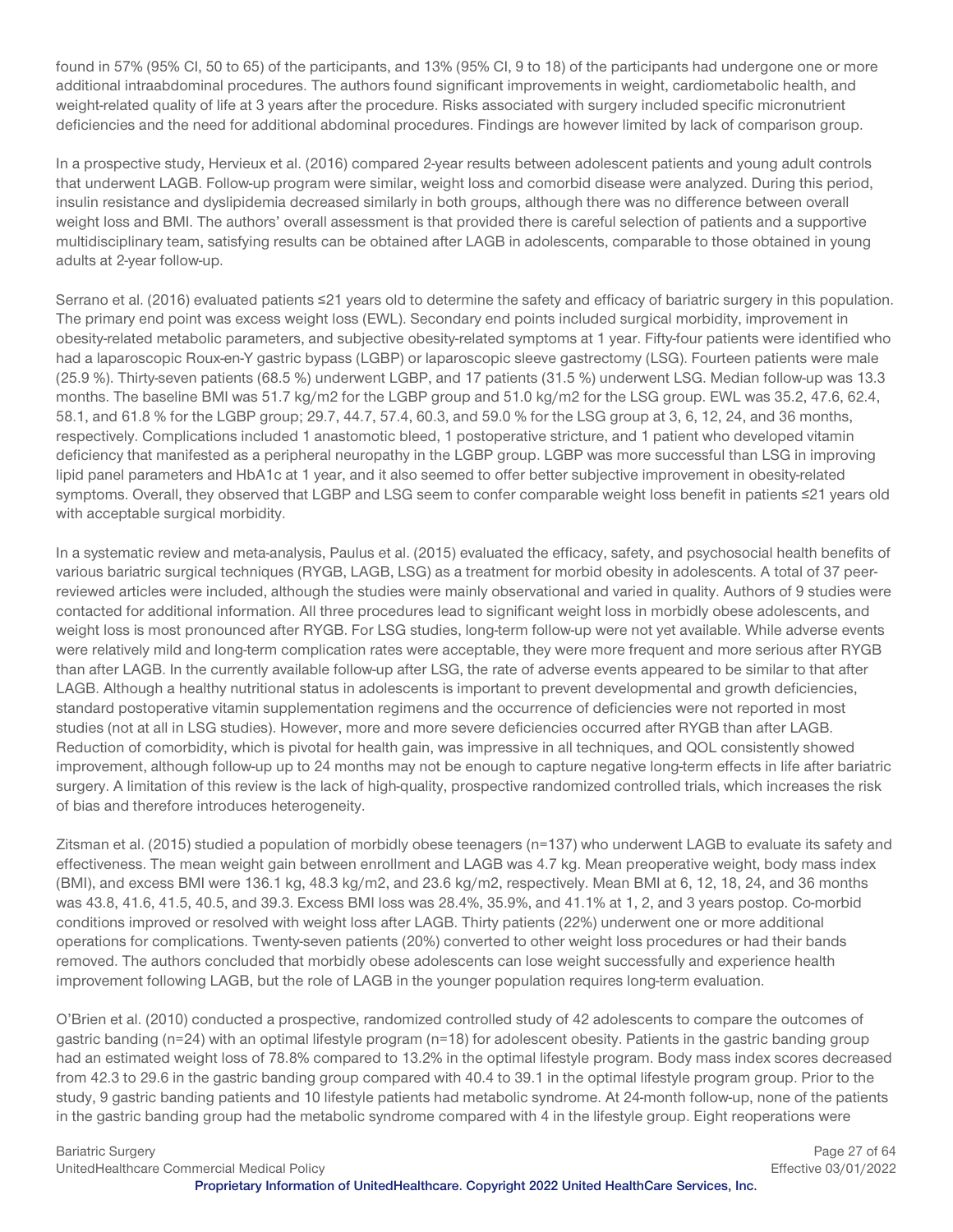found in 57% (95% CI, 50 to 65) of the participants, and 13% (95% CI, 9 to 18) of the participants had undergone one or more additional intraabdominal procedures. The authors found significant improvements in weight, cardiometabolic health, and weight-related quality of life at 3 years after the procedure. Risks associated with surgery included specific micronutrient deficiencies and the need for additional abdominal procedures. Findings are however limited by lack of comparison group.

In a prospective study, Hervieux et al. (2016) compared 2-year results between adolescent patients and young adult controls that underwent LAGB. Follow-up program were similar, weight loss and comorbid disease were analyzed. During this period, insulin resistance and dyslipidemia decreased similarly in both groups, although there was no difference between overall weight loss and BMI. The authors' overall assessment is that provided there is careful selection of patients and a supportive multidisciplinary team, satisfying results can be obtained after LAGB in adolescents, comparable to those obtained in young adults at 2-year follow-up.

Serrano et al. (2016) evaluated patients ≤21 years old to determine the safety and efficacy of bariatric surgery in this population. The primary end point was excess weight loss (EWL). Secondary end points included surgical morbidity, improvement in obesity-related metabolic parameters, and subjective obesity-related symptoms at 1 year. Fifty-four patients were identified who had a laparoscopic Roux-en-Y gastric bypass (LGBP) or laparoscopic sleeve gastrectomy (LSG). Fourteen patients were male (25.9 %). Thirty-seven patients (68.5 %) underwent LGBP, and 17 patients (31.5 %) underwent LSG. Median follow-up was 13.3 months. The baseline BMI was 51.7 kg/m2 for the LGBP group and 51.0 kg/m2 for the LSG group. EWL was 35.2, 47.6, 62.4, 58.1, and 61.8 % for the LGBP group; 29.7, 44.7, 57.4, 60.3, and 59.0 % for the LSG group at 3, 6, 12, 24, and 36 months, respectively. Complications included 1 anastomotic bleed, 1 postoperative stricture, and 1 patient who developed vitamin deficiency that manifested as a peripheral neuropathy in the LGBP group. LGBP was more successful than LSG in improving lipid panel parameters and HbA1c at 1 year, and it also seemed to offer better subjective improvement in obesity-related symptoms. Overall, they observed that LGBP and LSG seem to confer comparable weight loss benefit in patients ≤21 years old with acceptable surgical morbidity.

In a systematic review and meta-analysis, Paulus et al. (2015) evaluated the efficacy, safety, and psychosocial health benefits of various bariatric surgical techniques (RYGB, LAGB, LSG) as a treatment for morbid obesity in adolescents. A total of 37 peer-reviewed articles were included, although the studies were mainly observational and varied in quality. Authors of 9 studies were contacted for additional information. All three procedures lead to significant weight loss in morbidly obese adolescents, and weight loss is most pronounced after RYGB. For LSG studies, long-term follow-up were not yet available. While adverse events were relatively mild and long-term complication rates were acceptable, they were more frequent and more serious after RYGB than after LAGB. In the currently available follow-up after LSG, the rate of adverse events appeared to be similar to that after LAGB. Although a healthy nutritional status in adolescents is important to prevent developmental and growth deficiencies, standard postoperative vitamin supplementation regimens and the occurrence of deficiencies were not reported in most studies (not at all in LSG studies). However, more and more severe deficiencies occurred after RYGB than after LAGB. Reduction of comorbidity, which is pivotal for health gain, was impressive in all techniques, and QOL consistently showed improvement, although follow-up up to 24 months may not be enough to capture negative long-term effects in life after bariatric surgery. A limitation of this review is the lack of high-quality, prospective randomized controlled trials, which increases the risk of bias and therefore introduces heterogeneity.

Zitsman et al. (2015) studied a population of morbidly obese teenagers (n=137) who underwent LAGB to evaluate its safety and effectiveness. The mean weight gain between enrollment and LAGB was 4.7 kg. Mean preoperative weight, body mass index (BMI), and excess BMI were 136.1 kg, 48.3 kg/m2, and 23.6 kg/m2, respectively. Mean BMI at 6, 12, 18, 24, and 36 months was 43.8, 41.6, 41.5, 40.5, and 39.3. Excess BMI loss was 28.4%, 35.9%, and 41.1% at 1, 2, and 3 years postop. Co-morbid conditions improved or resolved with weight loss after LAGB. Thirty patients (22%) underwent one or more additional operations for complications. Twenty-seven patients (20%) converted to other weight loss procedures or had their bands removed. The authors concluded that morbidly obese adolescents can lose weight successfully and experience health improvement following LAGB, but the role of LAGB in the younger population requires long-term evaluation.

O'Brien et al. (2010) conducted a prospective, randomized controlled study of 42 adolescents to compare the outcomes of gastric banding (n=24) with an optimal lifestyle program (n=18) for adolescent obesity. Patients in the gastric banding group had an estimated weight loss of 78.8% compared to 13.2% in the optimal lifestyle program. Body mass index scores decreased from 42.3 to 29.6 in the gastric banding group compared with 40.4 to 39.1 in the optimal lifestyle program group. Prior to the study, 9 gastric banding patients and 10 lifestyle patients had metabolic syndrome. At 24-month follow-up, none of the patients in the gastric banding group had the metabolic syndrome compared with 4 in the lifestyle group. Eight reoperations were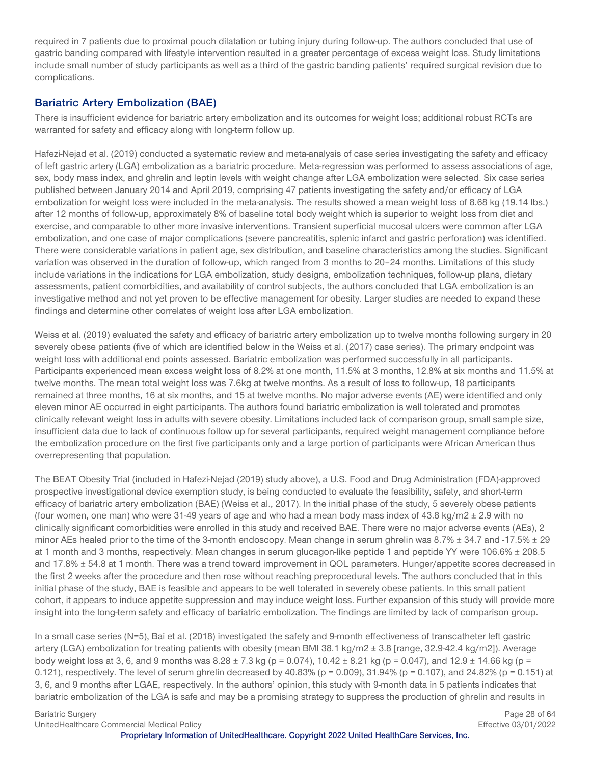required in 7 patients due to proximal pouch dilatation or tubing injury during follow-up. The authors concluded that use of gastric banding compared with lifestyle intervention resulted in a greater percentage of excess weight loss. Study limitations include small number of study participants as well as a third of the gastric banding patients' required surgical revision due to complications.

## Bariatric Artery Embolization (BAE)

There is insufficient evidence for bariatric artery embolization and its outcomes for weight loss; additional robust RCTs are warranted for safety and efficacy along with long-term follow up.

Hafezi-Nejad et al. (2019) conducted a systematic review and meta-analysis of case series investigating the safety and efficacy of left gastric artery (LGA) embolization as a bariatric procedure. Meta-regression was performed to assess associations of age, sex, body mass index, and ghrelin and leptin levels with weight change after LGA embolization were selected. Six case series published between January 2014 and April 2019, comprising 47 patients investigating the safety and/or efficacy of LGA embolization for weight loss were included in the meta-analysis. The results showed a mean weight loss of 8.68 kg (19.14 lbs.) after 12 months of follow-up, approximately 8% of baseline total body weight which is superior to weight loss from diet and exercise, and comparable to other more invasive interventions. Transient superficial mucosal ulcers were common after LGA embolization, and one case of major complications (severe pancreatitis, splenic infarct and gastric perforation) was identified. There were considerable variations in patient age, sex distribution, and baseline characteristics among the studies. Significant variation was observed in the duration of follow-up, which ranged from 3 months to 20–24 months. Limitations of this study include variations in the indications for LGA embolization, study designs, embolization techniques, follow-up plans, dietary assessments, patient comorbidities, and availability of control subjects, the authors concluded that LGA embolization is an investigative method and not yet proven to be effective management for obesity. Larger studies are needed to expand these findings and determine other correlates of weight loss after LGA embolization.

Weiss et al. (2019) evaluated the safety and efficacy of bariatric artery embolization up to twelve months following surgery in 20 severely obese patients (five of which are identified below in the Weiss et al. (2017) case series). The primary endpoint was weight loss with additional end points assessed. Bariatric embolization was performed successfully in all participants. Participants experienced mean excess weight loss of 8.2% at one month, 11.5% at 3 months, 12.8% at six months and 11.5% at twelve months. The mean total weight loss was 7.6kg at twelve months. As a result of loss to follow-up, 18 participants remained at three months, 16 at six months, and 15 at twelve months. No major adverse events (AE) were identified and only eleven minor AE occurred in eight participants. The authors found bariatric embolization is well tolerated and promotes clinically relevant weight loss in adults with severe obesity. Limitations included lack of comparison group, small sample size, insufficient data due to lack of continuous follow up for several participants, required weight management compliance before the embolization procedure on the first five participants only and a large portion of participants were African American thus overrepresenting that population.

The BEAT Obesity Trial (included in Hafezi-Nejad (2019) study above), a U.S. Food and Drug Administration (FDA)-approved prospective investigational device exemption study, is being conducted to evaluate the feasibility, safety, and short-term efficacy of bariatric artery embolization (BAE) (Weiss et al., 2017). In the initial phase of the study, 5 severely obese patients (four women, one man) who were 31-49 years of age and who had a mean body mass index of 43.8 kg/m2 ± 2.9 with no clinically significant comorbidities were enrolled in this study and received BAE. There were no major adverse events (AEs), 2 minor AEs healed prior to the time of the 3-month endoscopy. Mean change in serum ghrelin was 8.7% ± 34.7 and -17.5% ± 29 at 1 month and 3 months, respectively. Mean changes in serum glucagon-like peptide 1 and peptide YY were 106.6% ± 208.5 and 17.8% ± 54.8 at 1 month. There was a trend toward improvement in QOL parameters. Hunger/appetite scores decreased in the first 2 weeks after the procedure and then rose without reaching preprocedural levels. The authors concluded that in this initial phase of the study, BAE is feasible and appears to be well tolerated in severely obese patients. In this small patient cohort, it appears to induce appetite suppression and may induce weight loss. Further expansion of this study will provide more insight into the long-term safety and efficacy of bariatric embolization. The findings are limited by lack of comparison group.

In a small case series (N=5), Bai et al. (2018) investigated the safety and 9-month effectiveness of transcatheter left gastric artery (LGA) embolization for treating patients with obesity (mean BMI 38.1 kg/m2 ± 3.8 [range, 32.9-42.4 kg/m2]). Average body weight loss at 3, 6, and 9 months was 8.28 ± 7.3 kg ($p = 0.074$), 10.42 ± 8.21 kg ($p = 0.047$), and 12.9 ± 14.66 kg ($p = 0.121$), respectively. The level of serum ghrelin decreased by 40.83% ($p = 0.009$), 31.94% ($p = 0.107$), and 24.82% ($p = 0.151$) at 3, 6, and 9 months after LGAE, respectively. In the authors' opinion, this study with 9-month data in 5 patients indicates that bariatric embolization of the LGA is safe and may be a promising strategy to suppress the production of ghrelin and results in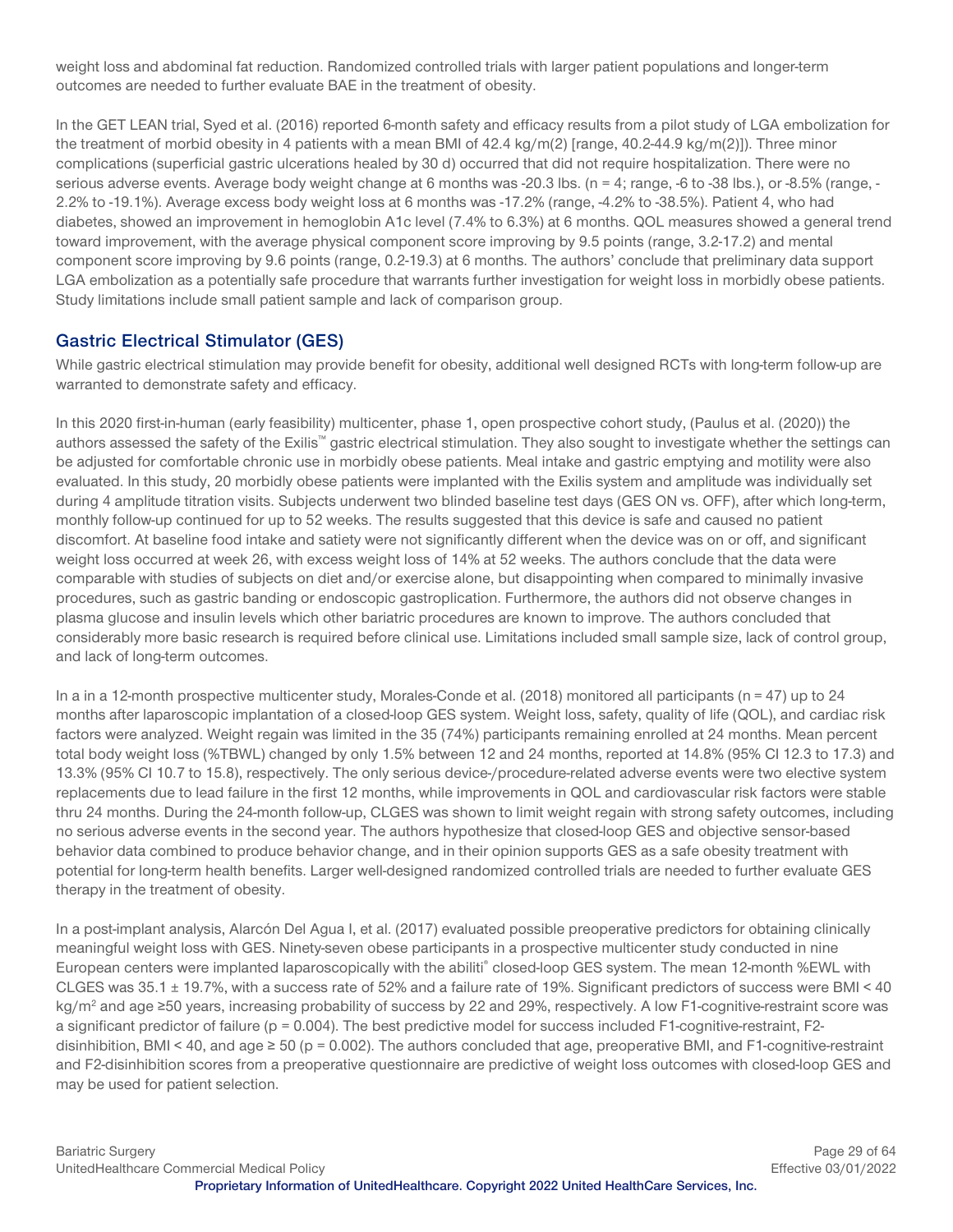weight loss and abdominal fat reduction. Randomized controlled trials with larger patient populations and longer-term outcomes are needed to further evaluate BAE in the treatment of obesity.

In the GET LEAN trial, Syed et al. (2016) reported 6-month safety and efficacy results from a pilot study of LGA embolization for the treatment of morbid obesity in 4 patients with a mean BMI of 42.4 kg/m(2) [range, 40.2-44.9 kg/m(2)]). Three minor complications (superficial gastric ulcerations healed by 30 d) occurred that did not require hospitalization. There were no serious adverse events. Average body weight change at 6 months was -20.3 lbs. (n = 4; range, -6 to -38 lbs.), or -8.5% (range, -2.2% to -19.1%). Average excess body weight loss at 6 months was -17.2% (range, -4.2% to -38.5%). Patient 4, who had diabetes, showed an improvement in hemoglobin A1c level (7.4% to 6.3%) at 6 months. QOL measures showed a general trend toward improvement, with the average physical component score improving by 9.5 points (range, 3.2-17.2) and mental component score improving by 9.6 points (range, 0.2-19.3) at 6 months. The authors' conclude that preliminary data support LGA embolization as a potentially safe procedure that warrants further investigation for weight loss in morbidly obese patients. Study limitations include small patient sample and lack of comparison group.

## Gastric Electrical Stimulator (GES)

While gastric electrical stimulation may provide benefit for obesity, additional well designed RCTs with long-term follow-up are warranted to demonstrate safety and efficacy.

In this 2020 first-in-human (early feasibility) multicenter, phase 1, open prospective cohort study, (Paulus et al. (2020)) the authors assessed the safety of the Exilis™ gastric electrical stimulation. They also sought to investigate whether the settings can be adjusted for comfortable chronic use in morbidly obese patients. Meal intake and gastric emptying and motility were also evaluated. In this study, 20 morbidly obese patients were implanted with the Exilis system and amplitude was individually set during 4 amplitude titration visits. Subjects underwent two blinded baseline test days (GES ON vs. OFF), after which long-term, monthly follow-up continued for up to 52 weeks. The results suggested that this device is safe and caused no patient discomfort. At baseline food intake and satiety were not significantly different when the device was on or off, and significant weight loss occurred at week 26, with excess weight loss of 14% at 52 weeks. The authors conclude that the data were comparable with studies of subjects on diet and/or exercise alone, but disappointing when compared to minimally invasive procedures, such as gastric banding or endoscopic gastroplication. Furthermore, the authors did not observe changes in plasma glucose and insulin levels which other bariatric procedures are known to improve. The authors concluded that considerably more basic research is required before clinical use. Limitations included small sample size, lack of control group, and lack of long-term outcomes.

In a in a 12-month prospective multicenter study, Morales-Conde et al. (2018) monitored all participants (n = 47) up to 24 months after laparoscopic implantation of a closed-loop GES system. Weight loss, safety, quality of life (QOL), and cardiac risk factors were analyzed. Weight regain was limited in the 35 (74%) participants remaining enrolled at 24 months. Mean percent total body weight loss (%TBWL) changed by only 1.5% between 12 and 24 months, reported at 14.8% (95% CI 12.3 to 17.3) and 13.3% (95% CI 10.7 to 15.8), respectively. The only serious device-/procedure-related adverse events were two elective system replacements due to lead failure in the first 12 months, while improvements in QOL and cardiovascular risk factors were stable thru 24 months. During the 24-month follow-up, CLGES was shown to limit weight regain with strong safety outcomes, including no serious adverse events in the second year. The authors hypothesize that closed-loop GES and objective sensor-based behavior data combined to produce behavior change, and in their opinion supports GES as a safe obesity treatment with potential for long-term health benefits. Larger well-designed randomized controlled trials are needed to further evaluate GES therapy in the treatment of obesity.

In a post-implant analysis, Alarcón Del Agua I, et al. (2017) evaluated possible preoperative predictors for obtaining clinically meaningful weight loss with GES. Ninety-seven obese participants in a prospective multicenter study conducted in nine European centers were implanted laparoscopically with the abiliti® closed-loop GES system. The mean 12-month %EWL with CLGES was 35.1 ± 19.7%, with a success rate of 52% and a failure rate of 19%. Significant predictors of success were BMI < 40 kg/m$^2$ and age ≥50 years, increasing probability of success by 22 and 29%, respectively. A low F1-cognitive-restraint score was a significant predictor of failure ($p = 0.004$). The best predictive model for success included F1-cognitive-restraint, F2-disinhibition, BMI < 40, and age ≥ 50 ($p = 0.002$). The authors concluded that age, preoperative BMI, and F1-cognitive-restraint and F2-disinhibition scores from a preoperative questionnaire are predictive of weight loss outcomes with closed-loop GES and may be used for patient selection.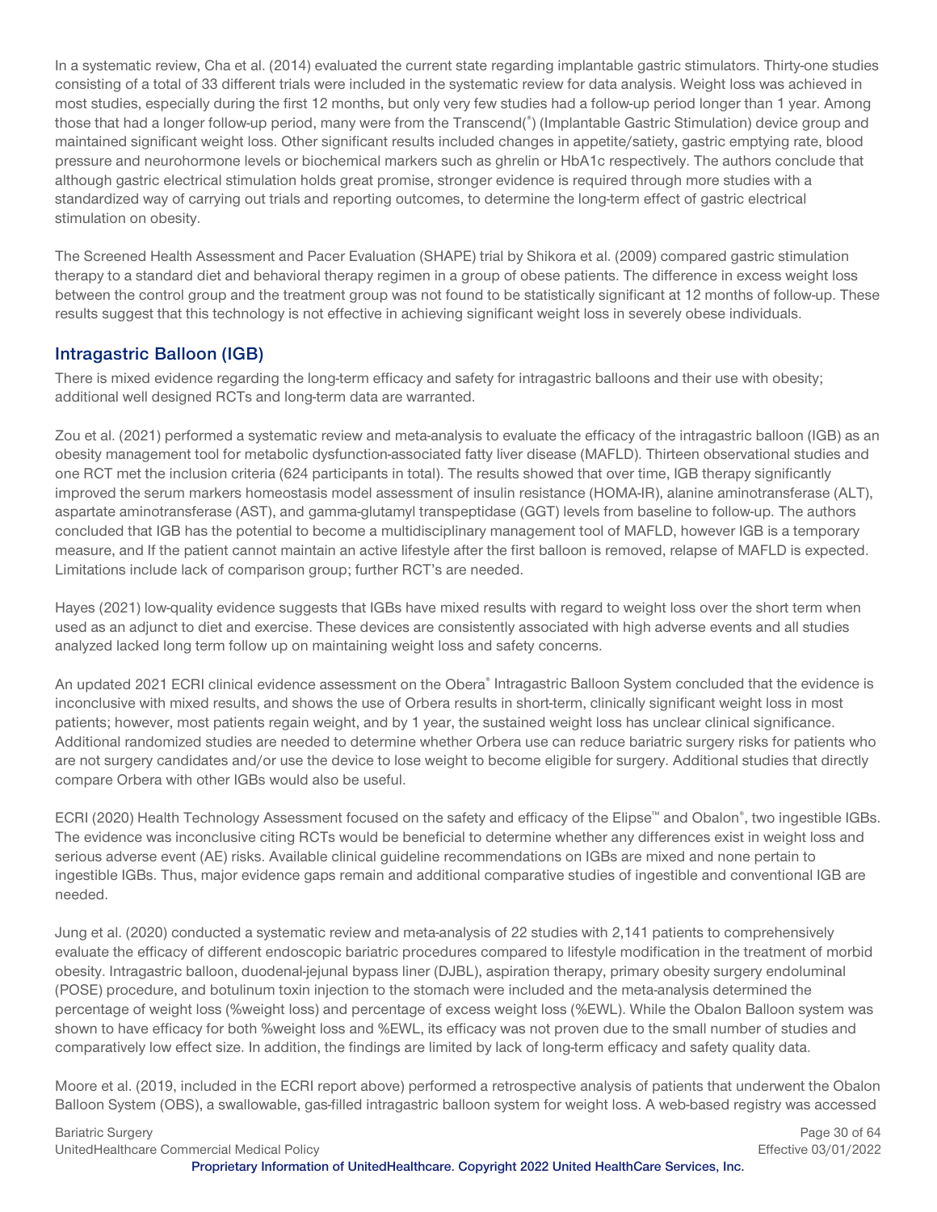In a systematic review, Cha et al. (2014) evaluated the current state regarding implantable gastric stimulators. Thirty-one studies consisting of a total of 33 different trials were included in the systematic review for data analysis. Weight loss was achieved in most studies, especially during the first 12 months, but only very few studies had a follow-up period longer than 1 year. Among those that had a longer follow-up period, many were from the Transcend(®) (Implantable Gastric Stimulation) device group and maintained significant weight loss. Other significant results included changes in appetite/satiety, gastric emptying rate, blood pressure and neurohormone levels or biochemical markers such as ghrelin or HbA1c respectively. The authors conclude that although gastric electrical stimulation holds great promise, stronger evidence is required through more studies with a standardized way of carrying out trials and reporting outcomes, to determine the long-term effect of gastric electrical stimulation on obesity.

The Screened Health Assessment and Pacer Evaluation (SHAPE) trial by Shikora et al. (2009) compared gastric stimulation therapy to a standard diet and behavioral therapy regimen in a group of obese patients. The difference in excess weight loss between the control group and the treatment group was not found to be statistically significant at 12 months of follow-up. These results suggest that this technology is not effective in achieving significant weight loss in severely obese individuals.

## Intragastric Balloon (IGB)

There is mixed evidence regarding the long-term efficacy and safety for intragastric balloons and their use with obesity; additional well designed RCTs and long-term data are warranted.

Zou et al. (2021) performed a systematic review and meta-analysis to evaluate the efficacy of the intragastric balloon (IGB) as an obesity management tool for metabolic dysfunction-associated fatty liver disease (MAFLD). Thirteen observational studies and one RCT met the inclusion criteria (624 participants in total). The results showed that over time, IGB therapy significantly improved the serum markers homeostasis model assessment of insulin resistance (HOMA-IR), alanine aminotransferase (ALT), aspartate aminotransferase (AST), and gamma-glutamyl transpeptidase (GGT) levels from baseline to follow-up. The authors concluded that IGB has the potential to become a multidisciplinary management tool of MAFLD, however IGB is a temporary measure, and If the patient cannot maintain an active lifestyle after the first balloon is removed, relapse of MAFLD is expected. Limitations include lack of comparison group; further RCT's are needed.

Hayes (2021) low-quality evidence suggests that IGBs have mixed results with regard to weight loss over the short term when used as an adjunct to diet and exercise. These devices are consistently associated with high adverse events and all studies analyzed lacked long term follow up on maintaining weight loss and safety concerns.

An updated 2021 ECRI clinical evidence assessment on the Obera® Intragastric Balloon System concluded that the evidence is inconclusive with mixed results, and shows the use of Orbera results in short-term, clinically significant weight loss in most patients; however, most patients regain weight, and by 1 year, the sustained weight loss has unclear clinical significance. Additional randomized studies are needed to determine whether Orbera use can reduce bariatric surgery risks for patients who are not surgery candidates and/or use the device to lose weight to become eligible for surgery. Additional studies that directly compare Orbera with other IGBs would also be useful.

ECRI (2020) Health Technology Assessment focused on the safety and efficacy of the Elipse™ and Obalon®, two ingestible IGBs. The evidence was inconclusive citing RCTs would be beneficial to determine whether any differences exist in weight loss and serious adverse event (AE) risks. Available clinical guideline recommendations on IGBs are mixed and none pertain to ingestible IGBs. Thus, major evidence gaps remain and additional comparative studies of ingestible and conventional IGB are needed.

Jung et al. (2020) conducted a systematic review and meta-analysis of 22 studies with 2,141 patients to comprehensively evaluate the efficacy of different endoscopic bariatric procedures compared to lifestyle modification in the treatment of morbid obesity. Intragastric balloon, duodenal-jejunal bypass liner (DJBL), aspiration therapy, primary obesity surgery endoluminal (POSE) procedure, and botulinum toxin injection to the stomach were included and the meta-analysis determined the percentage of weight loss (%weight loss) and percentage of excess weight loss (%EWL). While the Obalon Balloon system was shown to have efficacy for both %weight loss and %EWL, its efficacy was not proven due to the small number of studies and comparatively low effect size. In addition, the findings are limited by lack of long-term efficacy and safety quality data.

Moore et al. (2019, included in the ECRI report above) performed a retrospective analysis of patients that underwent the Obalon Balloon System (OBS), a swallowable, gas-filled intragastric balloon system for weight loss. A web-based registry was accessed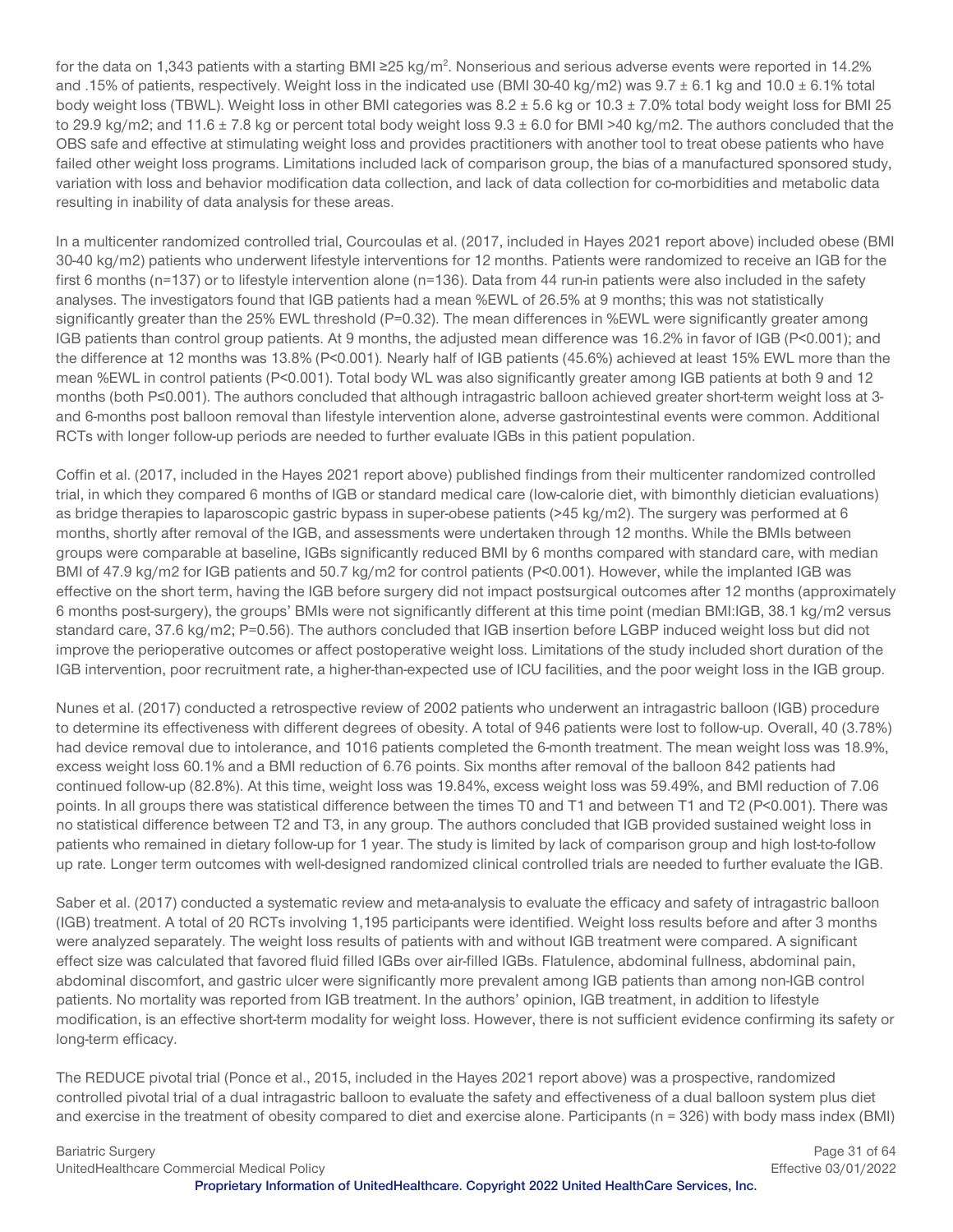for the data on 1,343 patients with a starting BMI ≥25 kg/m$^2$. Nonserious and serious adverse events were reported in 14.2% and .15% of patients, respectively. Weight loss in the indicated use (BMI 30-40 kg/m2) was 9.7 ± 6.1 kg and 10.0 ± 6.1% total body weight loss (TBWL). Weight loss in other BMI categories was 8.2 ± 5.6 kg or 10.3 ± 7.0% total body weight loss for BMI 25 to 29.9 kg/m2; and 11.6 ± 7.8 kg or percent total body weight loss 9.3 ± 6.0 for BMI >40 kg/m2. The authors concluded that the OBS safe and effective at stimulating weight loss and provides practitioners with another tool to treat obese patients who have failed other weight loss programs. Limitations included lack of comparison group, the bias of a manufactured sponsored study, variation with loss and behavior modification data collection, and lack of data collection for co-morbidities and metabolic data resulting in inability of data analysis for these areas.

In a multicenter randomized controlled trial, Courcoulas et al. (2017, included in Hayes 2021 report above) included obese (BMI 30-40 kg/m2) patients who underwent lifestyle interventions for 12 months. Patients were randomized to receive an IGB for the first 6 months (n=137) or to lifestyle intervention alone (n=136). Data from 44 run-in patients were also included in the safety analyses. The investigators found that IGB patients had a mean %EWL of 26.5% at 9 months; this was not statistically significantly greater than the 25% EWL threshold (P=0.32). The mean differences in %EWL were significantly greater among IGB patients than control group patients. At 9 months, the adjusted mean difference was 16.2% in favor of IGB (P<0.001); and the difference at 12 months was 13.8% (P<0.001). Nearly half of IGB patients (45.6%) achieved at least 15% EWL more than the mean %EWL in control patients (P<0.001). Total body WL was also significantly greater among IGB patients at both 9 and 12 months (both P≤0.001). The authors concluded that although intragastric balloon achieved greater short-term weight loss at 3- and 6-months post balloon removal than lifestyle intervention alone, adverse gastrointestinal events were common. Additional RCTs with longer follow-up periods are needed to further evaluate IGBs in this patient population.

Coffin et al. (2017, included in the Hayes 2021 report above) published findings from their multicenter randomized controlled trial, in which they compared 6 months of IGB or standard medical care (low-calorie diet, with bimonthly dietician evaluations) as bridge therapies to laparoscopic gastric bypass in super-obese patients (>45 kg/m2). The surgery was performed at 6 months, shortly after removal of the IGB, and assessments were undertaken through 12 months. While the BMIs between groups were comparable at baseline, IGBs significantly reduced BMI by 6 months compared with standard care, with median BMI of 47.9 kg/m2 for IGB patients and 50.7 kg/m2 for control patients (P<0.001). However, while the implanted IGB was effective on the short term, having the IGB before surgery did not impact postsurgical outcomes after 12 months (approximately 6 months post-surgery), the groups' BMIs were not significantly different at this time point (median BMI:IGB, 38.1 kg/m2 versus standard care, 37.6 kg/m2; P=0.56). The authors concluded that IGB insertion before LGBP induced weight loss but did not improve the perioperative outcomes or affect postoperative weight loss. Limitations of the study included short duration of the IGB intervention, poor recruitment rate, a higher-than-expected use of ICU facilities, and the poor weight loss in the IGB group.

Nunes et al. (2017) conducted a retrospective review of 2002 patients who underwent an intragastric balloon (IGB) procedure to determine its effectiveness with different degrees of obesity. A total of 946 patients were lost to follow-up. Overall, 40 (3.78%) had device removal due to intolerance, and 1016 patients completed the 6-month treatment. The mean weight loss was 18.9%, excess weight loss 60.1% and a BMI reduction of 6.76 points. Six months after removal of the balloon 842 patients had continued follow-up (82.8%). At this time, weight loss was 19.84%, excess weight loss was 59.49%, and BMI reduction of 7.06 points. In all groups there was statistical difference between the times T0 and T1 and between T1 and T2 (P<0.001). There was no statistical difference between T2 and T3, in any group. The authors concluded that IGB provided sustained weight loss in patients who remained in dietary follow-up for 1 year. The study is limited by lack of comparison group and high lost-to-follow up rate. Longer term outcomes with well-designed randomized clinical controlled trials are needed to further evaluate the IGB.

Saber et al. (2017) conducted a systematic review and meta-analysis to evaluate the efficacy and safety of intragastric balloon (IGB) treatment. A total of 20 RCTs involving 1,195 participants were identified. Weight loss results before and after 3 months were analyzed separately. The weight loss results of patients with and without IGB treatment were compared. A significant effect size was calculated that favored fluid filled IGBs over air-filled IGBs. Flatulence, abdominal fullness, abdominal pain, abdominal discomfort, and gastric ulcer were significantly more prevalent among IGB patients than among non-IGB control patients. No mortality was reported from IGB treatment. In the authors' opinion, IGB treatment, in addition to lifestyle modification, is an effective short-term modality for weight loss. However, there is not sufficient evidence confirming its safety or long-term efficacy.

The REDUCE pivotal trial (Ponce et al., 2015, included in the Hayes 2021 report above) was a prospective, randomized controlled pivotal trial of a dual intragastric balloon to evaluate the safety and effectiveness of a dual balloon system plus diet and exercise in the treatment of obesity compared to diet and exercise alone. Participants (n = 326) with body mass index (BMI)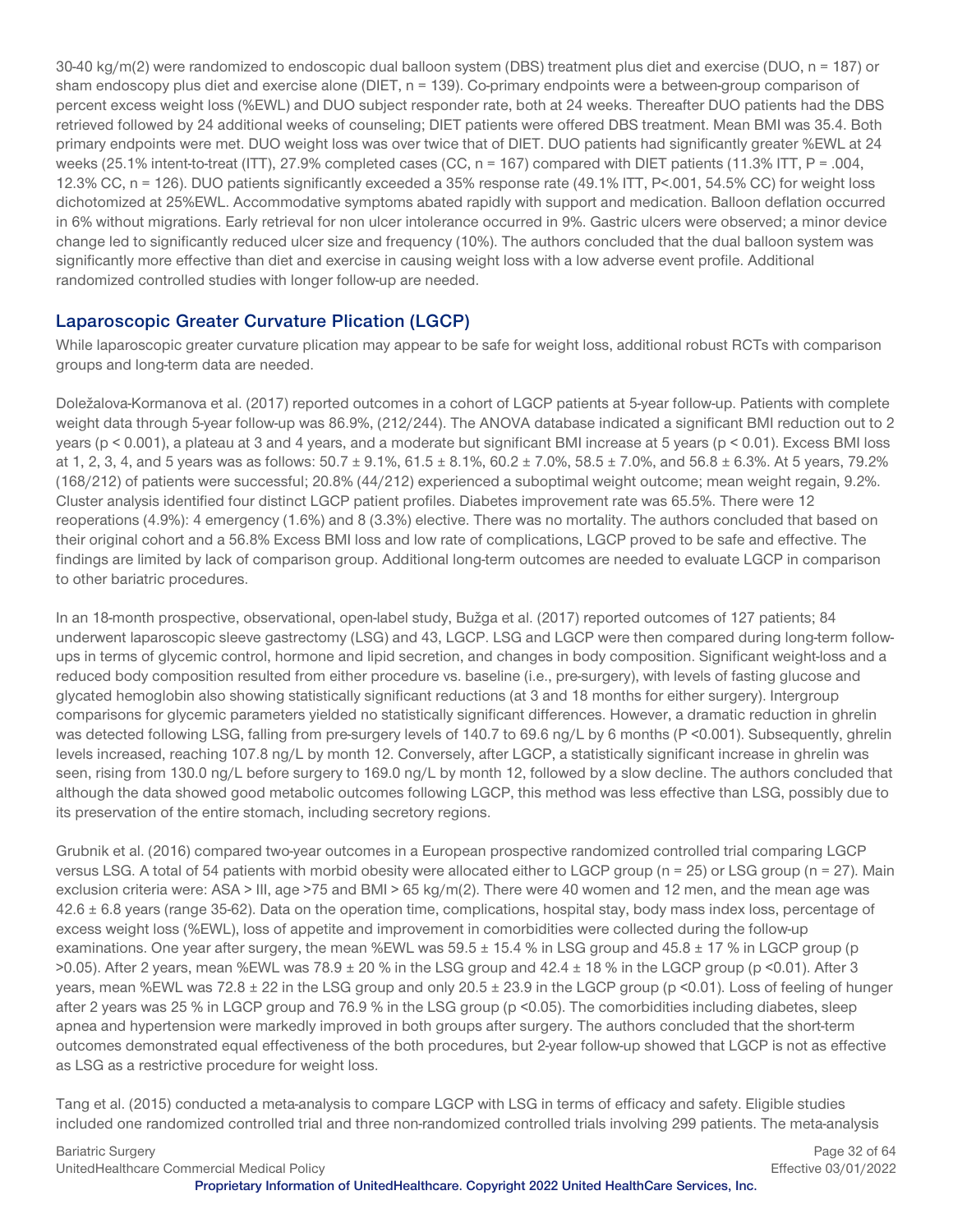30-40 kg/m(2) were randomized to endoscopic dual balloon system (DBS) treatment plus diet and exercise (DUO, n = 187) or sham endoscopy plus diet and exercise alone (DIET, n = 139). Co-primary endpoints were a between-group comparison of percent excess weight loss (%EWL) and DUO subject responder rate, both at 24 weeks. Thereafter DUO patients had the DBS retrieved followed by 24 additional weeks of counseling; DIET patients were offered DBS treatment. Mean BMI was 35.4. Both primary endpoints were met. DUO weight loss was over twice that of DIET. DUO patients had significantly greater %EWL at 24 weeks (25.1% intent-to-treat (ITT), 27.9% completed cases (CC, n = 167) compared with DIET patients (11.3% ITT, P = .004, 12.3% CC, n = 126). DUO patients significantly exceeded a 35% response rate (49.1% ITT, P<.001, 54.5% CC) for weight loss dichotomized at 25%EWL. Accommodative symptoms abated rapidly with support and medication. Balloon deflation occurred in 6% without migrations. Early retrieval for non ulcer intolerance occurred in 9%. Gastric ulcers were observed; a minor device change led to significantly reduced ulcer size and frequency (10%). The authors concluded that the dual balloon system was significantly more effective than diet and exercise in causing weight loss with a low adverse event profile. Additional randomized controlled studies with longer follow-up are needed.

## Laparoscopic Greater Curvature Plication (LGCP)

While laparoscopic greater curvature plication may appear to be safe for weight loss, additional robust RCTs with comparison groups and long-term data are needed.

Doležalova-Kormanova et al. (2017) reported outcomes in a cohort of LGCP patients at 5-year follow-up. Patients with complete weight data through 5-year follow-up was 86.9%, (212/244). The ANOVA database indicated a significant BMI reduction out to 2 years (p < 0.001), a plateau at 3 and 4 years, and a moderate but significant BMI increase at 5 years (p < 0.01). Excess BMI loss at 1, 2, 3, 4, and 5 years was as follows: 50.7 ± 9.1%, 61.5 ± 8.1%, 60.2 ± 7.0%, 58.5 ± 7.0%, and 56.8 ± 6.3%. At 5 years, 79.2% (168/212) of patients were successful; 20.8% (44/212) experienced a suboptimal weight outcome; mean weight regain, 9.2%. Cluster analysis identified four distinct LGCP patient profiles. Diabetes improvement rate was 65.5%. There were 12 reoperations (4.9%): 4 emergency (1.6%) and 8 (3.3%) elective. There was no mortality. The authors concluded that based on their original cohort and a 56.8% Excess BMI loss and low rate of complications, LGCP proved to be safe and effective. The findings are limited by lack of comparison group. Additional long-term outcomes are needed to evaluate LGCP in comparison to other bariatric procedures.

In an 18-month prospective, observational, open-label study, Bužga et al. (2017) reported outcomes of 127 patients; 84 underwent laparoscopic sleeve gastrectomy (LSG) and 43, LGCP. LSG and LGCP were then compared during long-term follow-ups in terms of glycemic control, hormone and lipid secretion, and changes in body composition. Significant weight-loss and a reduced body composition resulted from either procedure vs. baseline (i.e., pre-surgery), with levels of fasting glucose and glycated hemoglobin also showing statistically significant reductions (at 3 and 18 months for either surgery). Intergroup comparisons for glycemic parameters yielded no statistically significant differences. However, a dramatic reduction in ghrelin was detected following LSG, falling from pre-surgery levels of 140.7 to 69.6 ng/L by 6 months (P <0.001). Subsequently, ghrelin levels increased, reaching 107.8 ng/L by month 12. Conversely, after LGCP, a statistically significant increase in ghrelin was seen, rising from 130.0 ng/L before surgery to 169.0 ng/L by month 12, followed by a slow decline. The authors concluded that although the data showed good metabolic outcomes following LGCP, this method was less effective than LSG, possibly due to its preservation of the entire stomach, including secretory regions.

Grubnik et al. (2016) compared two-year outcomes in a European prospective randomized controlled trial comparing LGCP versus LSG. A total of 54 patients with morbid obesity were allocated either to LGCP group (n = 25) or LSG group (n = 27). Main exclusion criteria were: ASA > III, age >75 and BMI > 65 kg/m(2). There were 40 women and 12 men, and the mean age was 42.6 ± 6.8 years (range 35-62). Data on the operation time, complications, hospital stay, body mass index loss, percentage of excess weight loss (%EWL), loss of appetite and improvement in comorbidities were collected during the follow-up examinations. One year after surgery, the mean %EWL was 59.5 ± 15.4 % in LSG group and 45.8 ± 17 % in LGCP group (p >0.05). After 2 years, mean %EWL was 78.9 ± 20 % in the LSG group and 42.4 ± 18 % in the LGCP group (p <0.01). After 3 years, mean %EWL was 72.8 ± 22 in the LSG group and only 20.5 ± 23.9 in the LGCP group (p <0.01). Loss of feeling of hunger after 2 years was 25 % in LGCP group and 76.9 % in the LSG group (p <0.05). The comorbidities including diabetes, sleep apnea and hypertension were markedly improved in both groups after surgery. The authors concluded that the short-term outcomes demonstrated equal effectiveness of the both procedures, but 2-year follow-up showed that LGCP is not as effective as LSG as a restrictive procedure for weight loss.

Tang et al. (2015) conducted a meta-analysis to compare LGCP with LSG in terms of efficacy and safety. Eligible studies included one randomized controlled trial and three non-randomized controlled trials involving 299 patients. The meta-analysis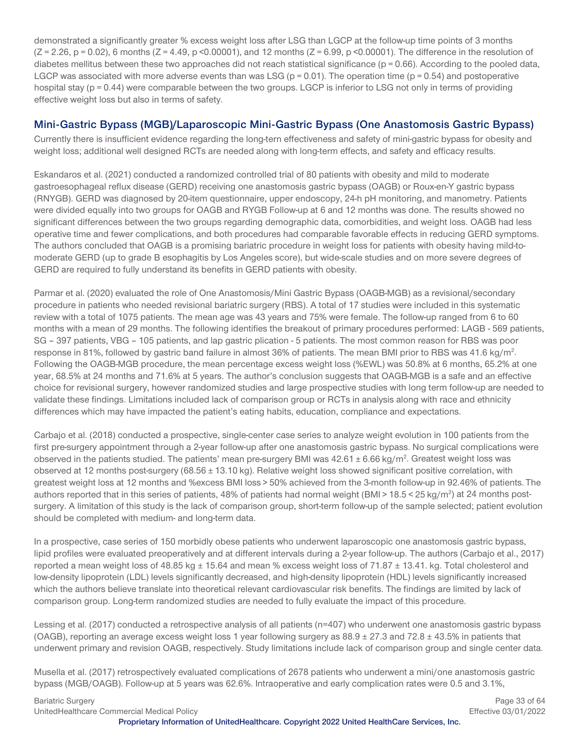demonstrated a significantly greater % excess weight loss after LSG than LGCP at the follow-up time points of 3 months ($Z = 2.26$, $p = 0.02$), 6 months ($Z = 4.49$, $p < 0.00001$), and 12 months ($Z = 6.99$, $p < 0.00001$). The difference in the resolution of diabetes mellitus between these two approaches did not reach statistical significance ($p = 0.66$). According to the pooled data, LGCP was associated with more adverse events than was LSG ($p = 0.01$). The operation time ($p = 0.54$) and postoperative hospital stay ($p = 0.44$) were comparable between the two groups. LGCP is inferior to LSG not only in terms of providing effective weight loss but also in terms of safety.

## Mini-Gastric Bypass (MGB)/Laparoscopic Mini-Gastric Bypass (One Anastomosis Gastric Bypass)

Currently there is insufficient evidence regarding the long-tern effectiveness and safety of mini-gastric bypass for obesity and weight loss; additional well designed RCTs are needed along with long-term effects, and safety and efficacy results.

Eskandaros et al. (2021) conducted a randomized controlled trial of 80 patients with obesity and mild to moderate gastroesophageal reflux disease (GERD) receiving one anastomosis gastric bypass (OAGB) or Roux-en-Y gastric bypass (RNYGB). GERD was diagnosed by 20-item questionnaire, upper endoscopy, 24-h pH monitoring, and manometry. Patients were divided equally into two groups for OAGB and RYGB Follow-up at 6 and 12 months was done. The results showed no significant differences between the two groups regarding demographic data, comorbidities, and weight loss. OAGB had less operative time and fewer complications, and both procedures had comparable favorable effects in reducing GERD symptoms. The authors concluded that OAGB is a promising bariatric procedure in weight loss for patients with obesity having mild-to-moderate GERD (up to grade B esophagitis by Los Angeles score), but wide-scale studies and on more severe degrees of GERD are required to fully understand its benefits in GERD patients with obesity.

Parmar et al. (2020) evaluated the role of One Anastomosis/Mini Gastric Bypass (OAGB-MGB) as a revisional/secondary procedure in patients who needed revisional bariatric surgery (RBS). A total of 17 studies were included in this systematic review with a total of 1075 patients. The mean age was 43 years and 75% were female. The follow-up ranged from 6 to 60 months with a mean of 29 months. The following identifies the breakout of primary procedures performed: LAGB - 569 patients, SG – 397 patients, VBG – 105 patients, and lap gastric plication - 5 patients. The most common reason for RBS was poor response in 81%, followed by gastric band failure in almost 36% of patients. The mean BMI prior to RBS was 41.6 kg/m$^2$. Following the OAGB-MGB procedure, the mean percentage excess weight loss (%EWL) was 50.8% at 6 months, 65.2% at one year, 68.5% at 24 months and 71.6% at 5 years. The author's conclusion suggests that OAGB-MGB is a safe and an effective choice for revisional surgery, however randomized studies and large prospective studies with long term follow-up are needed to validate these findings. Limitations included lack of comparison group or RCTs in analysis along with race and ethnicity differences which may have impacted the patient's eating habits, education, compliance and expectations.

Carbajo et al. (2018) conducted a prospective, single-center case series to analyze weight evolution in 100 patients from the first pre-surgery appointment through a 2-year follow-up after one anastomosis gastric bypass. No surgical complications were observed in the patients studied. The patients' mean pre-surgery BMI was 42.61 ± 6.66 kg/m$^2$. Greatest weight loss was observed at 12 months post-surgery (68.56 ± 13.10 kg). Relative weight loss showed significant positive correlation, with greatest weight loss at 12 months and %excess BMI loss > 50% achieved from the 3-month follow-up in 92.46% of patients. The authors reported that in this series of patients, 48% of patients had normal weight (BMI > 18.5 < 25 kg/m$^2$) at 24 months post-surgery. A limitation of this study is the lack of comparison group, short-term follow-up of the sample selected; patient evolution should be completed with medium- and long-term data.

In a prospective, case series of 150 morbidly obese patients who underwent laparoscopic one anastomosis gastric bypass, lipid profiles were evaluated preoperatively and at different intervals during a 2-year follow-up. The authors (Carbajo et al., 2017) reported a mean weight loss of 48.85 kg ± 15.64 and mean % excess weight loss of 71.87 ± 13.41. kg. Total cholesterol and low-density lipoprotein (LDL) levels significantly decreased, and high-density lipoprotein (HDL) levels significantly increased which the authors believe translate into theoretical relevant cardiovascular risk benefits. The findings are limited by lack of comparison group. Long-term randomized studies are needed to fully evaluate the impact of this procedure.

Lessing et al. (2017) conducted a retrospective analysis of all patients (n=407) who underwent one anastomosis gastric bypass (OAGB), reporting an average excess weight loss 1 year following surgery as 88.9 ± 27.3 and 72.8 ± 43.5% in patients that underwent primary and revision OAGB, respectively. Study limitations include lack of comparison group and single center data.

Musella et al. (2017) retrospectively evaluated complications of 2678 patients who underwent a mini/one anastomosis gastric bypass (MGB/OAGB). Follow-up at 5 years was 62.6%. Intraoperative and early complication rates were 0.5 and 3.1%,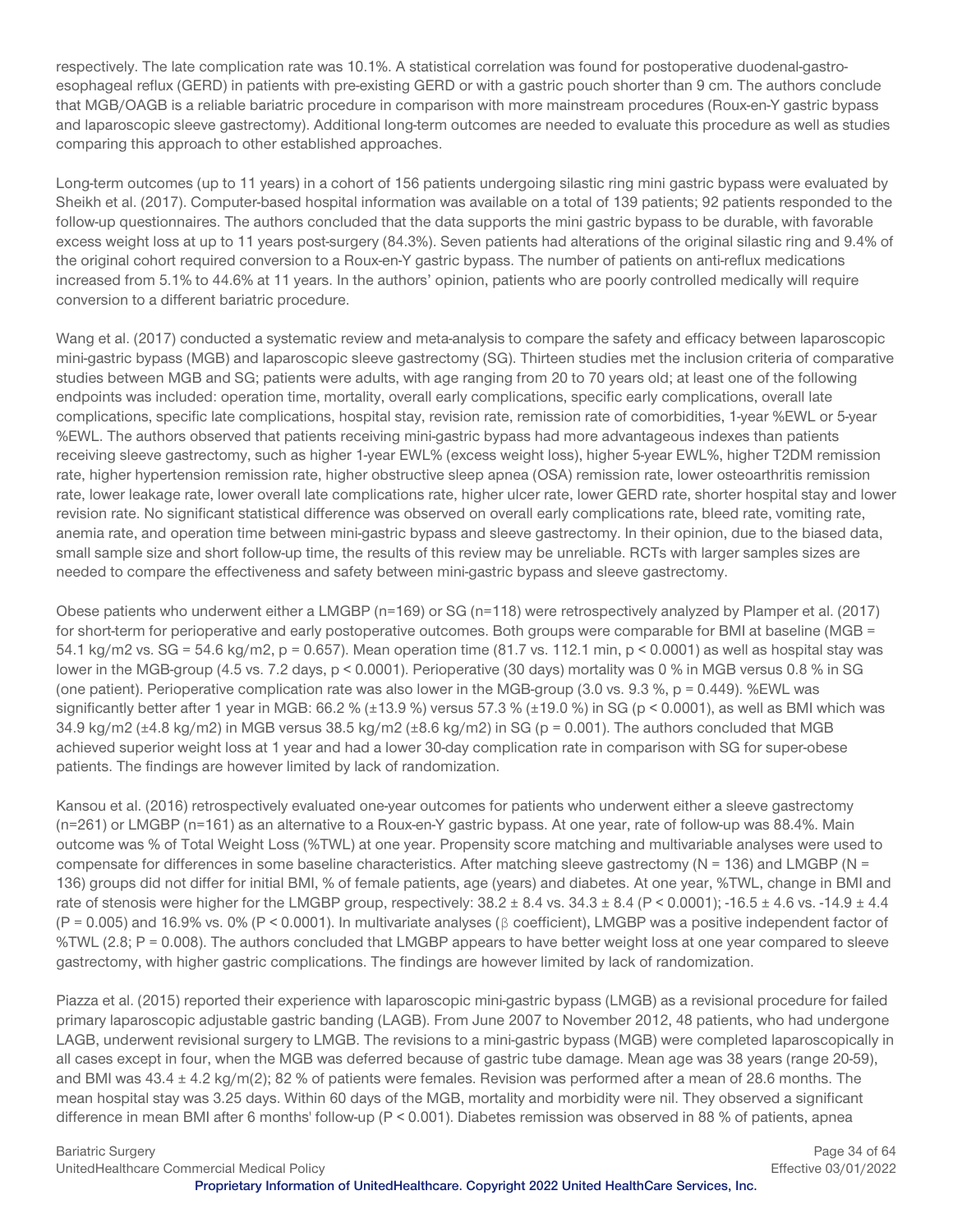respectively. The late complication rate was 10.1%. A statistical correlation was found for postoperative duodenal-gastro-esophageal reflux (GERD) in patients with pre-existing GERD or with a gastric pouch shorter than 9 cm. The authors conclude that MGB/OAGB is a reliable bariatric procedure in comparison with more mainstream procedures (Roux-en-Y gastric bypass and laparoscopic sleeve gastrectomy). Additional long-term outcomes are needed to evaluate this procedure as well as studies comparing this approach to other established approaches.

Long-term outcomes (up to 11 years) in a cohort of 156 patients undergoing silastic ring mini gastric bypass were evaluated by Sheikh et al. (2017). Computer-based hospital information was available on a total of 139 patients; 92 patients responded to the follow-up questionnaires. The authors concluded that the data supports the mini gastric bypass to be durable, with favorable excess weight loss at up to 11 years post-surgery (84.3%). Seven patients had alterations of the original silastic ring and 9.4% of the original cohort required conversion to a Roux-en-Y gastric bypass. The number of patients on anti-reflux medications increased from 5.1% to 44.6% at 11 years. In the authors' opinion, patients who are poorly controlled medically will require conversion to a different bariatric procedure.

Wang et al. (2017) conducted a systematic review and meta-analysis to compare the safety and efficacy between laparoscopic mini-gastric bypass (MGB) and laparoscopic sleeve gastrectomy (SG). Thirteen studies met the inclusion criteria of comparative studies between MGB and SG; patients were adults, with age ranging from 20 to 70 years old; at least one of the following endpoints was included: operation time, mortality, overall early complications, specific early complications, overall late complications, specific late complications, hospital stay, revision rate, remission rate of comorbidities, 1-year %EWL or 5-year %EWL. The authors observed that patients receiving mini-gastric bypass had more advantageous indexes than patients receiving sleeve gastrectomy, such as higher 1-year EWL% (excess weight loss), higher 5-year EWL%, higher T2DM remission rate, higher hypertension remission rate, higher obstructive sleep apnea (OSA) remission rate, lower osteoarthritis remission rate, lower leakage rate, lower overall late complications rate, higher ulcer rate, lower GERD rate, shorter hospital stay and lower revision rate. No significant statistical difference was observed on overall early complications rate, bleed rate, vomiting rate, anemia rate, and operation time between mini-gastric bypass and sleeve gastrectomy. In their opinion, due to the biased data, small sample size and short follow-up time, the results of this review may be unreliable. RCTs with larger samples sizes are needed to compare the effectiveness and safety between mini-gastric bypass and sleeve gastrectomy.

Obese patients who underwent either a LMGBP (n=169) or SG (n=118) were retrospectively analyzed by Plamper et al. (2017) for short-term for perioperative and early postoperative outcomes. Both groups were comparable for BMI at baseline (MGB = 54.1 kg/m2 vs. SG = 54.6 kg/m2, p = 0.657). Mean operation time (81.7 vs. 112.1 min, p < 0.0001) as well as hospital stay was lower in the MGB-group (4.5 vs. 7.2 days, p < 0.0001). Perioperative (30 days) mortality was 0 % in MGB versus 0.8 % in SG (one patient). Perioperative complication rate was also lower in the MGB-group (3.0 vs. 9.3 %, p = 0.449). %EWL was significantly better after 1 year in MGB: 66.2 % (±13.9 %) versus 57.3 % (±19.0 %) in SG (p < 0.0001), as well as BMI which was 34.9 kg/m2 (±4.8 kg/m2) in MGB versus 38.5 kg/m2 (±8.6 kg/m2) in SG (p = 0.001). The authors concluded that MGB achieved superior weight loss at 1 year and had a lower 30-day complication rate in comparison with SG for super-obese patients. The findings are however limited by lack of randomization.

Kansou et al. (2016) retrospectively evaluated one-year outcomes for patients who underwent either a sleeve gastrectomy (n=261) or LMGBP (n=161) as an alternative to a Roux-en-Y gastric bypass. At one year, rate of follow-up was 88.4%. Main outcome was % of Total Weight Loss (%TWL) at one year. Propensity score matching and multivariable analyses were used to compensate for differences in some baseline characteristics. After matching sleeve gastrectomy (N = 136) and LMGBP (N = 136) groups did not differ for initial BMI, % of female patients, age (years) and diabetes. At one year, %TWL, change in BMI and rate of stenosis were higher for the LMGBP group, respectively: 38.2 ± 8.4 vs. 34.3 ± 8.4 (P < 0.0001); -16.5 ± 4.6 vs. -14.9 ± 4.4 (P = 0.005) and 16.9% vs. 0% (P < 0.0001). In multivariate analyses (β coefficient), LMGBP was a positive independent factor of %TWL (2.8; P = 0.008). The authors concluded that LMGBP appears to have better weight loss at one year compared to sleeve gastrectomy, with higher gastric complications. The findings are however limited by lack of randomization.

Piazza et al. (2015) reported their experience with laparoscopic mini-gastric bypass (LMGB) as a revisional procedure for failed primary laparoscopic adjustable gastric banding (LAGB). From June 2007 to November 2012, 48 patients, who had undergone LAGB, underwent revisional surgery to LMGB. The revisions to a mini-gastric bypass (MGB) were completed laparoscopically in all cases except in four, when the MGB was deferred because of gastric tube damage. Mean age was 38 years (range 20-59), and BMI was 43.4 ± 4.2 kg/m(2); 82 % of patients were females. Revision was performed after a mean of 28.6 months. The mean hospital stay was 3.25 days. Within 60 days of the MGB, mortality and morbidity were nil. They observed a significant difference in mean BMI after 6 months' follow-up (P < 0.001). Diabetes remission was observed in 88 % of patients, apnea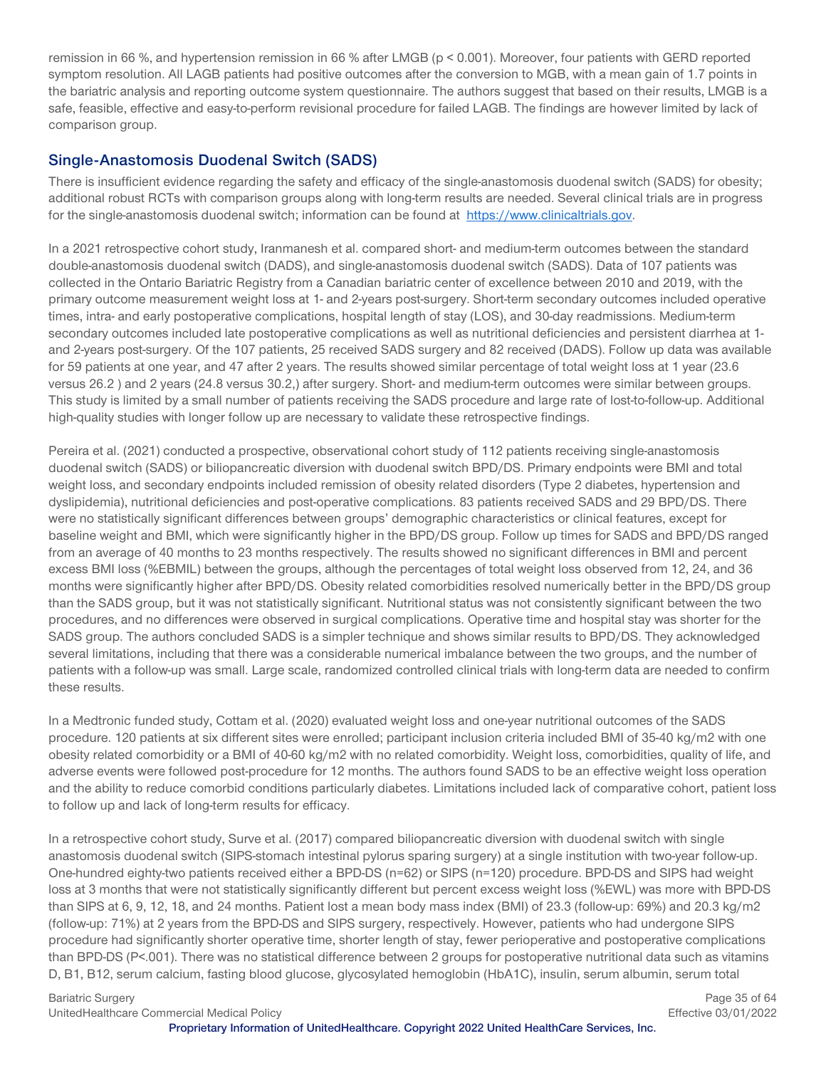remission in 66 %, and hypertension remission in 66 % after LMGB ($p < 0.001$). Moreover, four patients with GERD reported symptom resolution. All LAGB patients had positive outcomes after the conversion to MGB, with a mean gain of 1.7 points in the bariatric analysis and reporting outcome system questionnaire. The authors suggest that based on their results, LMGB is a safe, feasible, effective and easy-to-perform revisional procedure for failed LAGB. The findings are however limited by lack of comparison group.

## Single-Anastomosis Duodenal Switch (SADS)

There is insufficient evidence regarding the safety and efficacy of the single-anastomosis duodenal switch (SADS) for obesity; additional robust RCTs with comparison groups along with long-term results are needed. Several clinical trials are in progress for the single-anastomosis duodenal switch; information can be found at [https://www.clinicaltrials.gov](https://www.clinicaltrials.gov).

In a 2021 retrospective cohort study, Iranmanesh et al. compared short- and medium-term outcomes between the standard double-anastomosis duodenal switch (DADS), and single-anastomosis duodenal switch (SADS). Data of 107 patients was collected in the Ontario Bariatric Registry from a Canadian bariatric center of excellence between 2010 and 2019, with the primary outcome measurement weight loss at 1- and 2-years post-surgery. Short-term secondary outcomes included operative times, intra- and early postoperative complications, hospital length of stay (LOS), and 30-day readmissions. Medium-term secondary outcomes included late postoperative complications as well as nutritional deficiencies and persistent diarrhea at 1- and 2-years post-surgery. Of the 107 patients, 25 received SADS surgery and 82 received (DADS). Follow up data was available for 59 patients at one year, and 47 after 2 years. The results showed similar percentage of total weight loss at 1 year (23.6 versus 26.2 ) and 2 years (24.8 versus 30.2,) after surgery. Short- and medium-term outcomes were similar between groups. This study is limited by a small number of patients receiving the SADS procedure and large rate of lost-to-follow-up. Additional high-quality studies with longer follow up are necessary to validate these retrospective findings.

Pereira et al. (2021) conducted a prospective, observational cohort study of 112 patients receiving single-anastomosis duodenal switch (SADS) or biliopancreatic diversion with duodenal switch BPD/DS. Primary endpoints were BMI and total weight loss, and secondary endpoints included remission of obesity related disorders (Type 2 diabetes, hypertension and dyslipidemia), nutritional deficiencies and post-operative complications. 83 patients received SADS and 29 BPD/DS. There were no statistically significant differences between groups' demographic characteristics or clinical features, except for baseline weight and BMI, which were significantly higher in the BPD/DS group. Follow up times for SADS and BPD/DS ranged from an average of 40 months to 23 months respectively. The results showed no significant differences in BMI and percent excess BMI loss (%EBMIL) between the groups, although the percentages of total weight loss observed from 12, 24, and 36 months were significantly higher after BPD/DS. Obesity related comorbidities resolved numerically better in the BPD/DS group than the SADS group, but it was not statistically significant. Nutritional status was not consistently significant between the two procedures, and no differences were observed in surgical complications. Operative time and hospital stay was shorter for the SADS group. The authors concluded SADS is a simpler technique and shows similar results to BPD/DS. They acknowledged several limitations, including that there was a considerable numerical imbalance between the two groups, and the number of patients with a follow-up was small. Large scale, randomized controlled clinical trials with long-term data are needed to confirm these results.

In a Medtronic funded study, Cottam et al. (2020) evaluated weight loss and one-year nutritional outcomes of the SADS procedure. 120 patients at six different sites were enrolled; participant inclusion criteria included BMI of 35-40 kg/m2 with one obesity related comorbidity or a BMI of 40-60 kg/m2 with no related comorbidity. Weight loss, comorbidities, quality of life, and adverse events were followed post-procedure for 12 months. The authors found SADS to be an effective weight loss operation and the ability to reduce comorbid conditions particularly diabetes. Limitations included lack of comparative cohort, patient loss to follow up and lack of long-term results for efficacy.

In a retrospective cohort study, Surve et al. (2017) compared biliopancreatic diversion with duodenal switch with single anastomosis duodenal switch (SIPS-stomach intestinal pylorus sparing surgery) at a single institution with two-year follow-up. One-hundred eighty-two patients received either a BPD-DS (n=62) or SIPS (n=120) procedure. BPD-DS and SIPS had weight loss at 3 months that were not statistically significantly different but percent excess weight loss (%EWL) was more with BPD-DS than SIPS at 6, 9, 12, 18, and 24 months. Patient lost a mean body mass index (BMI) of 23.3 (follow-up: 69%) and 20.3 kg/m2 (follow-up: 71%) at 2 years from the BPD-DS and SIPS surgery, respectively. However, patients who had undergone SIPS procedure had significantly shorter operative time, shorter length of stay, fewer perioperative and postoperative complications than BPD-DS ($P<.001$). There was no statistical difference between 2 groups for postoperative nutritional data such as vitamins D, B1, B12, serum calcium, fasting blood glucose, glycosylated hemoglobin (HbA1C), insulin, serum albumin, serum total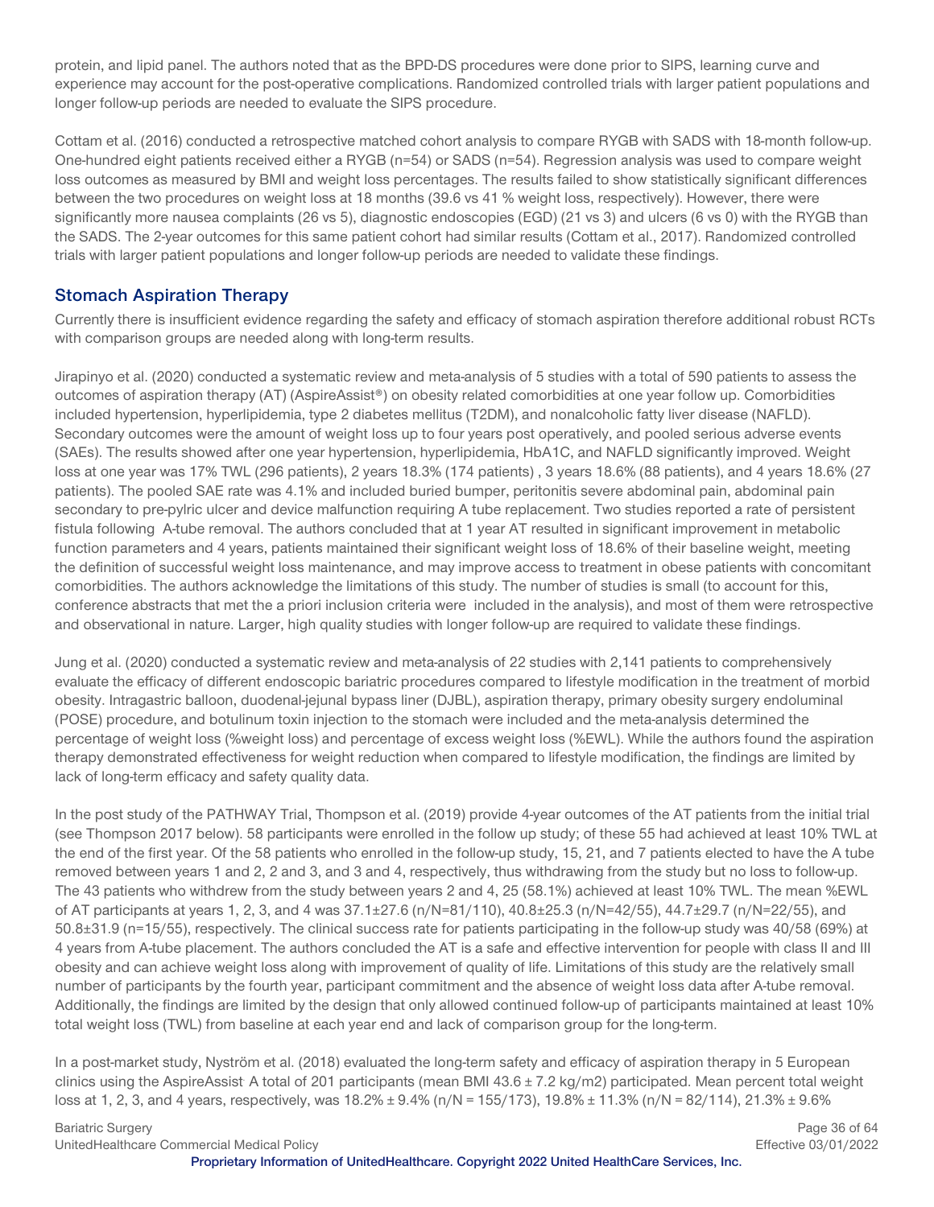protein, and lipid panel. The authors noted that as the BPD-DS procedures were done prior to SIPS, learning curve and experience may account for the post-operative complications. Randomized controlled trials with larger patient populations and longer follow-up periods are needed to evaluate the SIPS procedure.

Cottam et al. (2016) conducted a retrospective matched cohort analysis to compare RYGB with SADS with 18-month follow-up. One-hundred eight patients received either a RYGB (n=54) or SADS (n=54). Regression analysis was used to compare weight loss outcomes as measured by BMI and weight loss percentages. The results failed to show statistically significant differences between the two procedures on weight loss at 18 months (39.6 vs 41 % weight loss, respectively). However, there were significantly more nausea complaints (26 vs 5), diagnostic endoscopies (EGD) (21 vs 3) and ulcers (6 vs 0) with the RYGB than the SADS. The 2-year outcomes for this same patient cohort had similar results (Cottam et al., 2017). Randomized controlled trials with larger patient populations and longer follow-up periods are needed to validate these findings.

## Stomach Aspiration Therapy

Currently there is insufficient evidence regarding the safety and efficacy of stomach aspiration therefore additional robust RCTs with comparison groups are needed along with long-term results.

Jirapinyo et al. (2020) conducted a systematic review and meta-analysis of 5 studies with a total of 590 patients to assess the outcomes of aspiration therapy (AT) (AspireAssist®) on obesity related comorbidities at one year follow up. Comorbidities included hypertension, hyperlipidemia, type 2 diabetes mellitus (T2DM), and nonalcoholic fatty liver disease (NAFLD). Secondary outcomes were the amount of weight loss up to four years post operatively, and pooled serious adverse events (SAEs). The results showed after one year hypertension, hyperlipidemia, HbA1C, and NAFLD significantly improved. Weight loss at one year was 17% TWL (296 patients), 2 years 18.3% (174 patients) , 3 years 18.6% (88 patients), and 4 years 18.6% (27 patients). The pooled SAE rate was 4.1% and included buried bumper, peritonitis severe abdominal pain, abdominal pain secondary to pre-pylric ulcer and device malfunction requiring A tube replacement. Two studies reported a rate of persistent fistula following A-tube removal. The authors concluded that at 1 year AT resulted in significant improvement in metabolic function parameters and 4 years, patients maintained their significant weight loss of 18.6% of their baseline weight, meeting the definition of successful weight loss maintenance, and may improve access to treatment in obese patients with concomitant comorbidities. The authors acknowledge the limitations of this study. The number of studies is small (to account for this, conference abstracts that met the a priori inclusion criteria were included in the analysis), and most of them were retrospective and observational in nature. Larger, high quality studies with longer follow-up are required to validate these findings.

Jung et al. (2020) conducted a systematic review and meta-analysis of 22 studies with 2,141 patients to comprehensively evaluate the efficacy of different endoscopic bariatric procedures compared to lifestyle modification in the treatment of morbid obesity. Intragastric balloon, duodenal-jejunal bypass liner (DJBL), aspiration therapy, primary obesity surgery endoluminal (POSE) procedure, and botulinum toxin injection to the stomach were included and the meta-analysis determined the percentage of weight loss (%weight loss) and percentage of excess weight loss (%EWL). While the authors found the aspiration therapy demonstrated effectiveness for weight reduction when compared to lifestyle modification, the findings are limited by lack of long-term efficacy and safety quality data.

In the post study of the PATHWAY Trial, Thompson et al. (2019) provide 4-year outcomes of the AT patients from the initial trial (see Thompson 2017 below). 58 participants were enrolled in the follow up study; of these 55 had achieved at least 10% TWL at the end of the first year. Of the 58 patients who enrolled in the follow-up study, 15, 21, and 7 patients elected to have the A tube removed between years 1 and 2, 2 and 3, and 3 and 4, respectively, thus withdrawing from the study but no loss to follow-up. The 43 patients who withdrew from the study between years 2 and 4, 25 (58.1%) achieved at least 10% TWL. The mean %EWL of AT participants at years 1, 2, 3, and 4 was 37.1±27.6 (n/N=81/110), 40.8±25.3 (n/N=42/55), 44.7±29.7 (n/N=22/55), and 50.8±31.9 (n=15/55), respectively. The clinical success rate for patients participating in the follow-up study was 40/58 (69%) at 4 years from A-tube placement. The authors concluded the AT is a safe and effective intervention for people with class II and III obesity and can achieve weight loss along with improvement of quality of life. Limitations of this study are the relatively small number of participants by the fourth year, participant commitment and the absence of weight loss data after A-tube removal. Additionally, the findings are limited by the design that only allowed continued follow-up of participants maintained at least 10% total weight loss (TWL) from baseline at each year end and lack of comparison group for the long-term.

In a post-market study, Nyström et al. (2018) evaluated the long-term safety and efficacy of aspiration therapy in 5 European clinics using the AspireAssist. A total of 201 participants (mean BMI 43.6 ± 7.2 kg/m2) participated. Mean percent total weight loss at 1, 2, 3, and 4 years, respectively, was 18.2% ± 9.4% (n/N = 155/173), 19.8% ± 11.3% (n/N = 82/114), 21.3% ± 9.6%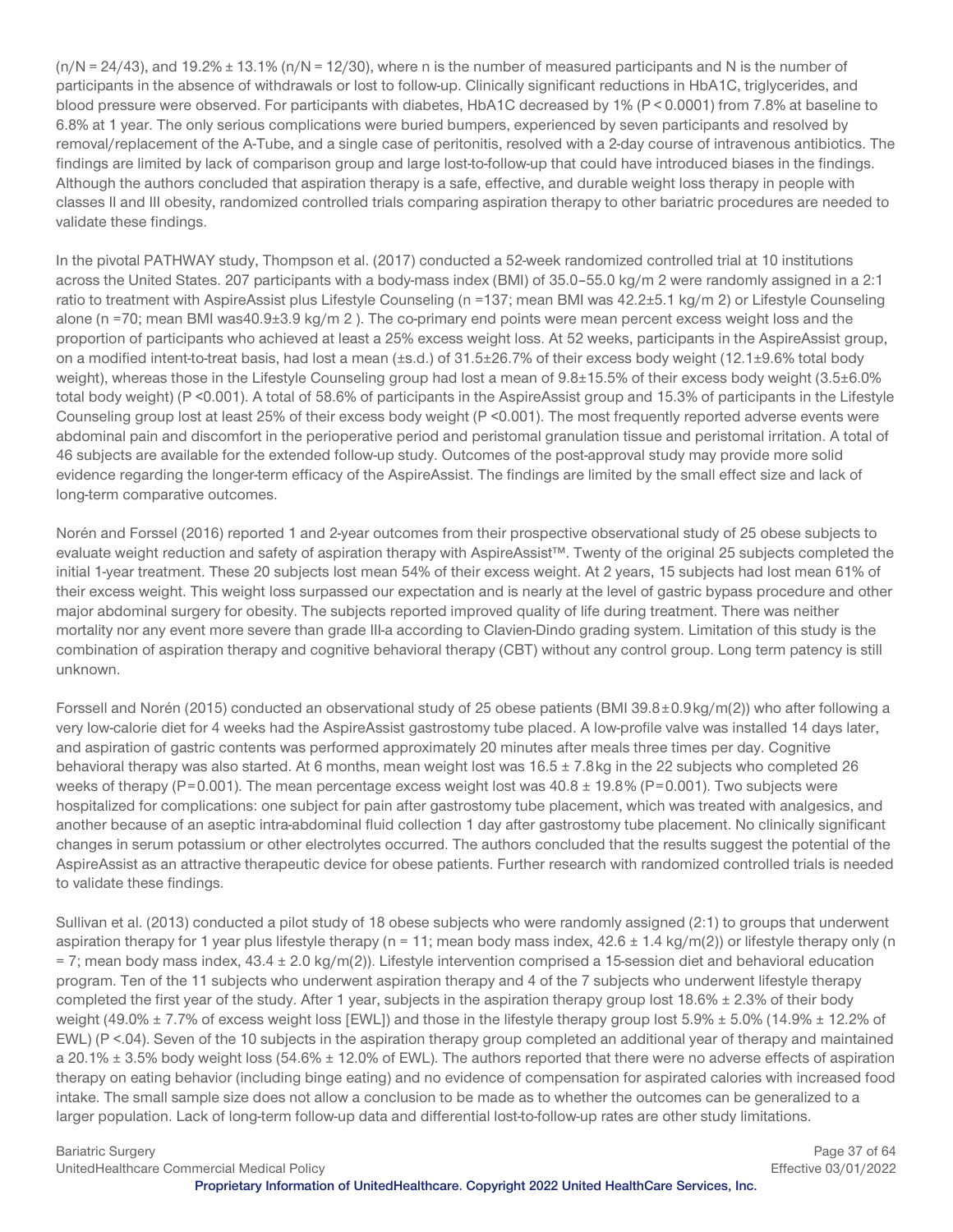(n/N = 24/43), and 19.2% ± 13.1% (n/N = 12/30), where n is the number of measured participants and N is the number of participants in the absence of withdrawals or lost to follow-up. Clinically significant reductions in HbA1C, triglycerides, and blood pressure were observed. For participants with diabetes, HbA1C decreased by 1% (P < 0.0001) from 7.8% at baseline to 6.8% at 1 year. The only serious complications were buried bumpers, experienced by seven participants and resolved by removal/replacement of the A-Tube, and a single case of peritonitis, resolved with a 2-day course of intravenous antibiotics. The findings are limited by lack of comparison group and large lost-to-follow-up that could have introduced biases in the findings. Although the authors concluded that aspiration therapy is a safe, effective, and durable weight loss therapy in people with classes II and III obesity, randomized controlled trials comparing aspiration therapy to other bariatric procedures are needed to validate these findings.

In the pivotal PATHWAY study, Thompson et al. (2017) conducted a 52-week randomized controlled trial at 10 institutions across the United States. 207 participants with a body-mass index (BMI) of 35.0–55.0 kg/m 2 were randomly assigned in a 2:1 ratio to treatment with AspireAssist plus Lifestyle Counseling (n =137; mean BMI was 42.2±5.1 kg/m 2) or Lifestyle Counseling alone (n =70; mean BMI was40.9±3.9 kg/m 2 ). The co-primary end points were mean percent excess weight loss and the proportion of participants who achieved at least a 25% excess weight loss. At 52 weeks, participants in the AspireAssist group, on a modified intent-to-treat basis, had lost a mean (±s.d.) of 31.5±26.7% of their excess body weight (12.1±9.6% total body weight), whereas those in the Lifestyle Counseling group had lost a mean of 9.8±15.5% of their excess body weight (3.5±6.0% total body weight) (P <0.001). A total of 58.6% of participants in the AspireAssist group and 15.3% of participants in the Lifestyle Counseling group lost at least 25% of their excess body weight (P <0.001). The most frequently reported adverse events were abdominal pain and discomfort in the perioperative period and peristomal granulation tissue and peristomal irritation. A total of 46 subjects are available for the extended follow-up study. Outcomes of the post-approval study may provide more solid evidence regarding the longer-term efficacy of the AspireAssist. The findings are limited by the small effect size and lack of long-term comparative outcomes.

Norén and Forssel (2016) reported 1 and 2-year outcomes from their prospective observational study of 25 obese subjects to evaluate weight reduction and safety of aspiration therapy with AspireAssist™. Twenty of the original 25 subjects completed the initial 1-year treatment. These 20 subjects lost mean 54% of their excess weight. At 2 years, 15 subjects had lost mean 61% of their excess weight. This weight loss surpassed our expectation and is nearly at the level of gastric bypass procedure and other major abdominal surgery for obesity. The subjects reported improved quality of life during treatment. There was neither mortality nor any event more severe than grade III-a according to Clavien-Dindo grading system. Limitation of this study is the combination of aspiration therapy and cognitive behavioral therapy (CBT) without any control group. Long term patency is still unknown.

Forssell and Norén (2015) conducted an observational study of 25 obese patients (BMI 39.8 ± 0.9 kg/m(2)) who after following a very low-calorie diet for 4 weeks had the AspireAssist gastrostomy tube placed. A low-profile valve was installed 14 days later, and aspiration of gastric contents was performed approximately 20 minutes after meals three times per day. Cognitive behavioral therapy was also started. At 6 months, mean weight lost was 16.5 ± 7.8 kg in the 22 subjects who completed 26 weeks of therapy (P = 0.001). The mean percentage excess weight lost was 40.8 ± 19.8% (P = 0.001). Two subjects were hospitalized for complications: one subject for pain after gastrostomy tube placement, which was treated with analgesics, and another because of an aseptic intra-abdominal fluid collection 1 day after gastrostomy tube placement. No clinically significant changes in serum potassium or other electrolytes occurred. The authors concluded that the results suggest the potential of the AspireAssist as an attractive therapeutic device for obese patients. Further research with randomized controlled trials is needed to validate these findings.

Sullivan et al. (2013) conducted a pilot study of 18 obese subjects who were randomly assigned (2:1) to groups that underwent aspiration therapy for 1 year plus lifestyle therapy (n = 11; mean body mass index, 42.6 ± 1.4 kg/m(2)) or lifestyle therapy only (n = 7; mean body mass index, 43.4 ± 2.0 kg/m(2)). Lifestyle intervention comprised a 15-session diet and behavioral education program. Ten of the 11 subjects who underwent aspiration therapy and 4 of the 7 subjects who underwent lifestyle therapy completed the first year of the study. After 1 year, subjects in the aspiration therapy group lost 18.6% ± 2.3% of their body weight (49.0% ± 7.7% of excess weight loss [EWL]) and those in the lifestyle therapy group lost 5.9% ± 5.0% (14.9% ± 12.2% of EWL) (P <.04). Seven of the 10 subjects in the aspiration therapy group completed an additional year of therapy and maintained a 20.1% ± 3.5% body weight loss (54.6% ± 12.0% of EWL). The authors reported that there were no adverse effects of aspiration therapy on eating behavior (including binge eating) and no evidence of compensation for aspirated calories with increased food intake. The small sample size does not allow a conclusion to be made as to whether the outcomes can be generalized to a larger population. Lack of long-term follow-up data and differential lost-to-follow-up rates are other study limitations.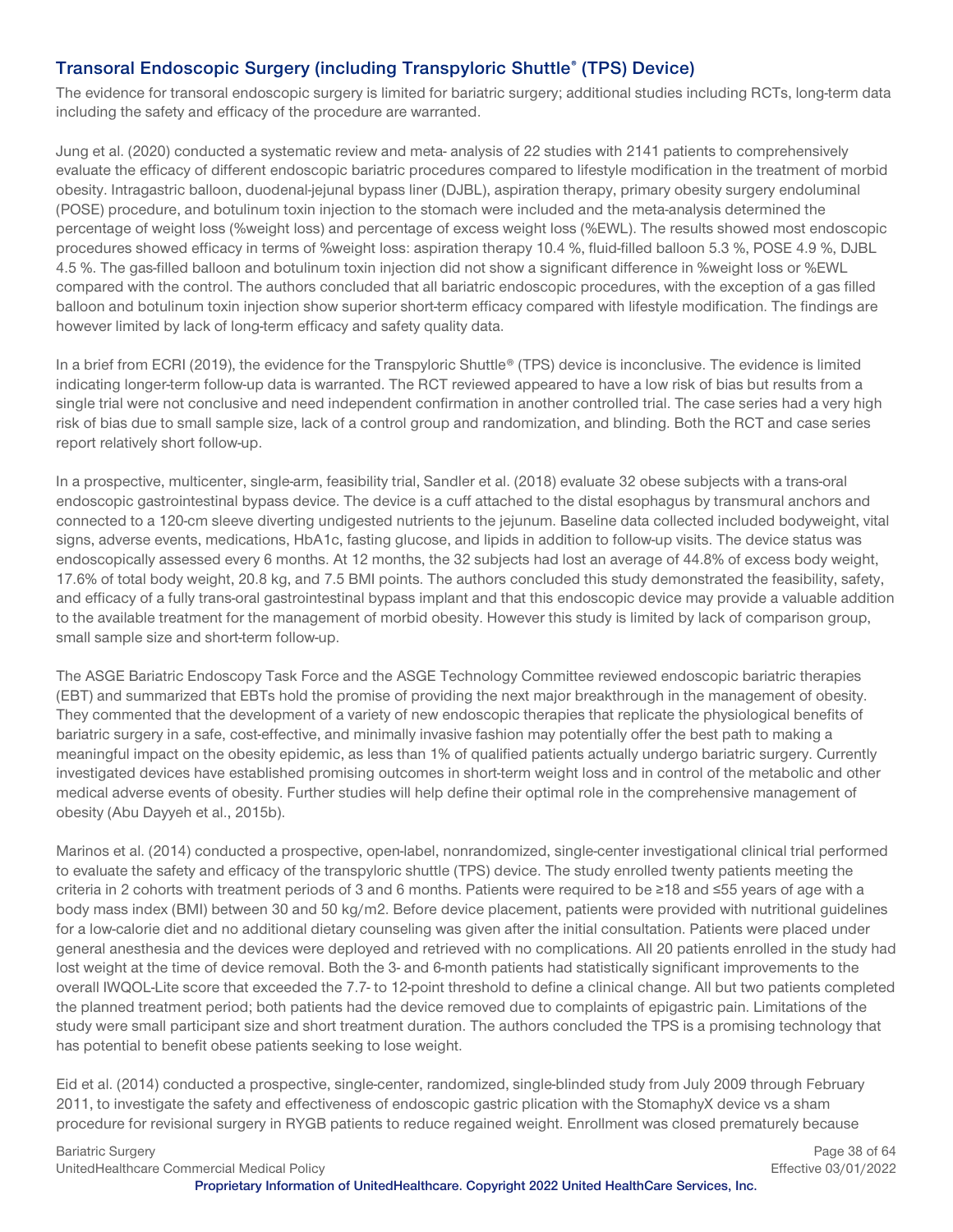## Transoral Endoscopic Surgery (including Transpyloric Shuttle® (TPS) Device)

The evidence for transoral endoscopic surgery is limited for bariatric surgery; additional studies including RCTs, long-term data including the safety and efficacy of the procedure are warranted.

Jung et al. (2020) conducted a systematic review and meta- analysis of 22 studies with 2141 patients to comprehensively evaluate the efficacy of different endoscopic bariatric procedures compared to lifestyle modification in the treatment of morbid obesity. Intragastric balloon, duodenal-jejunal bypass liner (DJBL), aspiration therapy, primary obesity surgery endoluminal (POSE) procedure, and botulinum toxin injection to the stomach were included and the meta-analysis determined the percentage of weight loss (%weight loss) and percentage of excess weight loss (%EWL). The results showed most endoscopic procedures showed efficacy in terms of %weight loss: aspiration therapy 10.4 %, fluid-filled balloon 5.3 %, POSE 4.9 %, DJBL 4.5 %. The gas-filled balloon and botulinum toxin injection did not show a significant difference in %weight loss or %EWL compared with the control. The authors concluded that all bariatric endoscopic procedures, with the exception of a gas filled balloon and botulinum toxin injection show superior short-term efficacy compared with lifestyle modification. The findings are however limited by lack of long-term efficacy and safety quality data.

In a brief from ECRI (2019), the evidence for the Transpyloric Shuttle® (TPS) device is inconclusive. The evidence is limited indicating longer-term follow-up data is warranted. The RCT reviewed appeared to have a low risk of bias but results from a single trial were not conclusive and need independent confirmation in another controlled trial. The case series had a very high risk of bias due to small sample size, lack of a control group and randomization, and blinding. Both the RCT and case series report relatively short follow-up.

In a prospective, multicenter, single-arm, feasibility trial, Sandler et al. (2018) evaluate 32 obese subjects with a trans-oral endoscopic gastrointestinal bypass device. The device is a cuff attached to the distal esophagus by transmural anchors and connected to a 120-cm sleeve diverting undigested nutrients to the jejunum. Baseline data collected included bodyweight, vital signs, adverse events, medications, HbA1c, fasting glucose, and lipids in addition to follow-up visits. The device status was endoscopically assessed every 6 months. At 12 months, the 32 subjects had lost an average of 44.8% of excess body weight, 17.6% of total body weight, 20.8 kg, and 7.5 BMI points. The authors concluded this study demonstrated the feasibility, safety, and efficacy of a fully trans-oral gastrointestinal bypass implant and that this endoscopic device may provide a valuable addition to the available treatment for the management of morbid obesity. However this study is limited by lack of comparison group, small sample size and short-term follow-up.

The ASGE Bariatric Endoscopy Task Force and the ASGE Technology Committee reviewed endoscopic bariatric therapies (EBT) and summarized that EBTs hold the promise of providing the next major breakthrough in the management of obesity. They commented that the development of a variety of new endoscopic therapies that replicate the physiological benefits of bariatric surgery in a safe, cost-effective, and minimally invasive fashion may potentially offer the best path to making a meaningful impact on the obesity epidemic, as less than 1% of qualified patients actually undergo bariatric surgery. Currently investigated devices have established promising outcomes in short-term weight loss and in control of the metabolic and other medical adverse events of obesity. Further studies will help define their optimal role in the comprehensive management of obesity (Abu Dayyeh et al., 2015b).

Marinos et al. (2014) conducted a prospective, open-label, nonrandomized, single-center investigational clinical trial performed to evaluate the safety and efficacy of the transpyloric shuttle (TPS) device. The study enrolled twenty patients meeting the criteria in 2 cohorts with treatment periods of 3 and 6 months. Patients were required to be ≥18 and ≤55 years of age with a body mass index (BMI) between 30 and 50 kg/m2. Before device placement, patients were provided with nutritional guidelines for a low-calorie diet and no additional dietary counseling was given after the initial consultation. Patients were placed under general anesthesia and the devices were deployed and retrieved with no complications. All 20 patients enrolled in the study had lost weight at the time of device removal. Both the 3- and 6-month patients had statistically significant improvements to the overall IWQOL-Lite score that exceeded the 7.7- to 12-point threshold to define a clinical change. All but two patients completed the planned treatment period; both patients had the device removed due to complaints of epigastric pain. Limitations of the study were small participant size and short treatment duration. The authors concluded the TPS is a promising technology that has potential to benefit obese patients seeking to lose weight.

Eid et al. (2014) conducted a prospective, single-center, randomized, single-blinded study from July 2009 through February 2011, to investigate the safety and effectiveness of endoscopic gastric plication with the StomaphyX device vs a sham procedure for revisional surgery in RYGB patients to reduce regained weight. Enrollment was closed prematurely because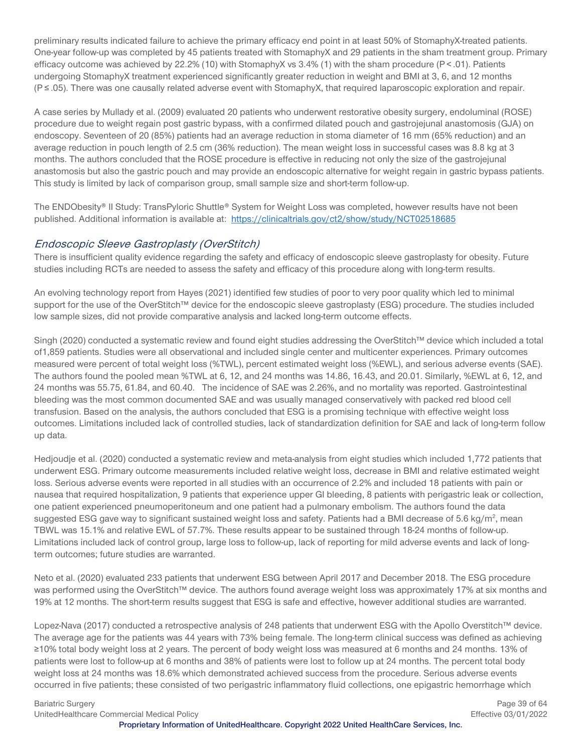preliminary results indicated failure to achieve the primary efficacy end point in at least 50% of StomaphyX-treated patients. One-year follow-up was completed by 45 patients treated with StomaphyX and 29 patients in the sham treatment group. Primary efficacy outcome was achieved by 22.2% (10) with StomaphyX vs 3.4% (1) with the sham procedure ($P < .01$). Patients undergoing StomaphyX treatment experienced significantly greater reduction in weight and BMI at 3, 6, and 12 months ($P \leq .05$). There was one causally related adverse event with StomaphyX, that required laparoscopic exploration and repair.

A case series by Mullady et al. (2009) evaluated 20 patients who underwent restorative obesity surgery, endoluminal (ROSE) procedure due to weight regain post gastric bypass, with a confirmed dilated pouch and gastrojejunal anastomosis (GJA) on endoscopy. Seventeen of 20 (85%) patients had an average reduction in stoma diameter of 16 mm (65% reduction) and an average reduction in pouch length of 2.5 cm (36% reduction). The mean weight loss in successful cases was 8.8 kg at 3 months. The authors concluded that the ROSE procedure is effective in reducing not only the size of the gastrojejunal anastomosis but also the gastric pouch and may provide an endoscopic alternative for weight regain in gastric bypass patients. This study is limited by lack of comparison group, small sample size and short-term follow-up.

The ENDObesity® II Study: TransPyloric Shuttle® System for Weight Loss was completed, however results have not been published. Additional information is available at: https://clinicaltrials.gov/ct2/show/study/NCT02518685

## *Endoscopic Sleeve Gastroplasty (OverStitch)*

There is insufficient quality evidence regarding the safety and efficacy of endoscopic sleeve gastroplasty for obesity. Future studies including RCTs are needed to assess the safety and efficacy of this procedure along with long-term results.

An evolving technology report from Hayes (2021) identified few studies of poor to very poor quality which led to minimal support for the use of the OverStitch™ device for the endoscopic sleeve gastroplasty (ESG) procedure. The studies included low sample sizes, did not provide comparative analysis and lacked long-term outcome effects.

Singh (2020) conducted a systematic review and found eight studies addressing the OverStitch™ device which included a total of1,859 patients. Studies were all observational and included single center and multicenter experiences. Primary outcomes measured were percent of total weight loss (%TWL), percent estimated weight loss (%EWL), and serious adverse events (SAE). The authors found the pooled mean %TWL at 6, 12, and 24 months was 14.86, 16.43, and 20.01. Similarly, %EWL at 6, 12, and 24 months was 55.75, 61.84, and 60.40. The incidence of SAE was 2.26%, and no mortality was reported. Gastrointestinal bleeding was the most common documented SAE and was usually managed conservatively with packed red blood cell transfusion. Based on the analysis, the authors concluded that ESG is a promising technique with effective weight loss outcomes. Limitations included lack of controlled studies, lack of standardization definition for SAE and lack of long-term follow up data.

Hedjoudje et al. (2020) conducted a systematic review and meta-analysis from eight studies which included 1,772 patients that underwent ESG. Primary outcome measurements included relative weight loss, decrease in BMI and relative estimated weight loss. Serious adverse events were reported in all studies with an occurrence of 2.2% and included 18 patients with pain or nausea that required hospitalization, 9 patients that experience upper GI bleeding, 8 patients with perigastric leak or collection, one patient experienced pneumoperitoneum and one patient had a pulmonary embolism. The authors found the data suggested ESG gave way to significant sustained weight loss and safety. Patients had a BMI decrease of 5.6 kg/m$^2$, mean TBWL was 15.1% and relative EWL of 57.7%. These results appear to be sustained through 18-24 months of follow-up. Limitations included lack of control group, large loss to follow-up, lack of reporting for mild adverse events and lack of long-term outcomes; future studies are warranted.

Neto et al. (2020) evaluated 233 patients that underwent ESG between April 2017 and December 2018. The ESG procedure was performed using the OverStitch™ device. The authors found average weight loss was approximately 17% at six months and 19% at 12 months. The short-term results suggest that ESG is safe and effective, however additional studies are warranted.

Lopez-Nava (2017) conducted a retrospective analysis of 248 patients that underwent ESG with the Apollo Overstitch™ device. The average age for the patients was 44 years with 73% being female. The long-term clinical success was defined as achieving ≥10% total body weight loss at 2 years. The percent of body weight loss was measured at 6 months and 24 months. 13% of patients were lost to follow-up at 6 months and 38% of patients were lost to follow up at 24 months. The percent total body weight loss at 24 months was 18.6% which demonstrated achieved success from the procedure. Serious adverse events occurred in five patients; these consisted of two perigastric inflammatory fluid collections, one epigastric hemorrhage which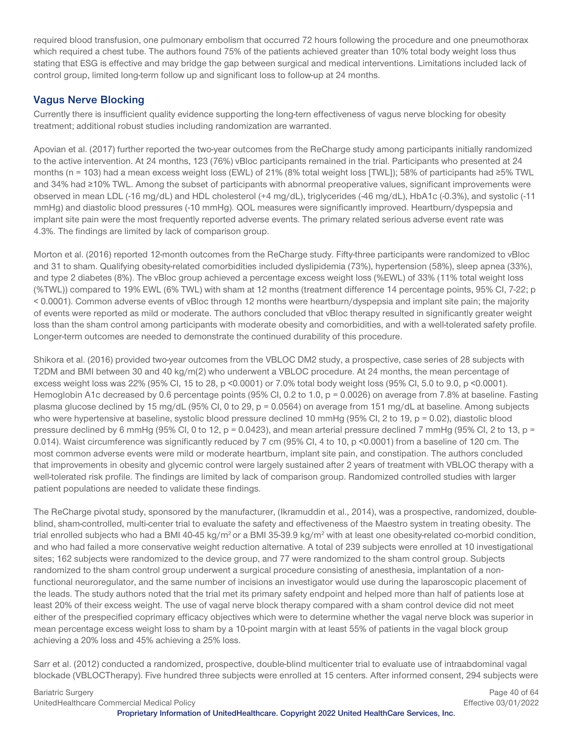required blood transfusion, one pulmonary embolism that occurred 72 hours following the procedure and one pneumothorax which required a chest tube. The authors found 75% of the patients achieved greater than 10% total body weight loss thus stating that ESG is effective and may bridge the gap between surgical and medical interventions. Limitations included lack of control group, limited long-term follow up and significant loss to follow-up at 24 months.

## Vagus Nerve Blocking

Currently there is insufficient quality evidence supporting the long-tern effectiveness of vagus nerve blocking for obesity treatment; additional robust studies including randomization are warranted.

Apovian et al. (2017) further reported the two-year outcomes from the ReCharge study among participants initially randomized to the active intervention. At 24 months, 123 (76%) vBloc participants remained in the trial. Participants who presented at 24 months (n = 103) had a mean excess weight loss (EWL) of 21% (8% total weight loss [TWL]); 58% of participants had ≥5% TWL and 34% had ≥10% TWL. Among the subset of participants with abnormal preoperative values, significant improvements were observed in mean LDL (-16 mg/dL) and HDL cholesterol (+4 mg/dL), triglycerides (-46 mg/dL), HbA1c (-0.3%), and systolic (-11 mmHg) and diastolic blood pressures (-10 mmHg). QOL measures were significantly improved. Heartburn/dyspepsia and implant site pain were the most frequently reported adverse events. The primary related serious adverse event rate was 4.3%. The findings are limited by lack of comparison group.

Morton et al. (2016) reported 12-month outcomes from the ReCharge study. Fifty-three participants were randomized to vBloc and 31 to sham. Qualifying obesity-related comorbidities included dyslipidemia (73%), hypertension (58%), sleep apnea (33%), and type 2 diabetes (8%). The vBloc group achieved a percentage excess weight loss (%EWL) of 33% (11% total weight loss (%TWL)) compared to 19% EWL (6% TWL) with sham at 12 months (treatment difference 14 percentage points, 95% CI, 7-22; $p < 0.0001$). Common adverse events of vBloc through 12 months were heartburn/dyspepsia and implant site pain; the majority of events were reported as mild or moderate. The authors concluded that vBloc therapy resulted in significantly greater weight loss than the sham control among participants with moderate obesity and comorbidities, and with a well-tolerated safety profile. Longer-term outcomes are needed to demonstrate the continued durability of this procedure.

Shikora et al. (2016) provided two-year outcomes from the VBLOC DM2 study, a prospective, case series of 28 subjects with T2DM and BMI between 30 and 40 kg/m(2) who underwent a VBLOC procedure. At 24 months, the mean percentage of excess weight loss was 22% (95% CI, 15 to 28, $p < 0.0001$) or 7.0% total body weight loss (95% CI, 5.0 to 9.0, $p < 0.0001$). Hemoglobin A1c decreased by 0.6 percentage points (95% CI, 0.2 to 1.0, $p = 0.0026$) on average from 7.8% at baseline. Fasting plasma glucose declined by 15 mg/dL (95% CI, 0 to 29, $p = 0.0564$) on average from 151 mg/dL at baseline. Among subjects who were hypertensive at baseline, systolic blood pressure declined 10 mmHg (95% CI, 2 to 19, $p = 0.02$), diastolic blood pressure declined by 6 mmHg (95% CI, 0 to 12, $p = 0.0423$), and mean arterial pressure declined 7 mmHg (95% CI, 2 to 13, $p = 0.014$). Waist circumference was significantly reduced by 7 cm (95% CI, 4 to 10, $p < 0.0001$) from a baseline of 120 cm. The most common adverse events were mild or moderate heartburn, implant site pain, and constipation. The authors concluded that improvements in obesity and glycemic control were largely sustained after 2 years of treatment with VBLOC therapy with a well-tolerated risk profile. The findings are limited by lack of comparison group. Randomized controlled studies with larger patient populations are needed to validate these findings.

The ReCharge pivotal study, sponsored by the manufacturer, (Ikramuddin et al., 2014), was a prospective, randomized, double-blind, sham-controlled, multi-center trial to evaluate the safety and effectiveness of the Maestro system in treating obesity. The trial enrolled subjects who had a BMI 40-45 kg/m$^2$ or a BMI 35-39.9 kg/m$^2$ with at least one obesity-related co-morbid condition, and who had failed a more conservative weight reduction alternative. A total of 239 subjects were enrolled at 10 investigational sites; 162 subjects were randomized to the device group, and 77 were randomized to the sham control group. Subjects randomized to the sham control group underwent a surgical procedure consisting of anesthesia, implantation of a non-functional neuroregulator, and the same number of incisions an investigator would use during the laparoscopic placement of the leads. The study authors noted that the trial met its primary safety endpoint and helped more than half of patients lose at least 20% of their excess weight. The use of vagal nerve block therapy compared with a sham control device did not meet either of the prespecified coprimary efficacy objectives which were to determine whether the vagal nerve block was superior in mean percentage excess weight loss to sham by a 10-point margin with at least 55% of patients in the vagal block group achieving a 20% loss and 45% achieving a 25% loss.

Sarr et al. (2012) conducted a randomized, prospective, double-blind multicenter trial to evaluate use of intraabdominal vagal blockade (VBLOCTherapy). Five hundred three subjects were enrolled at 15 centers. After informed consent, 294 subjects were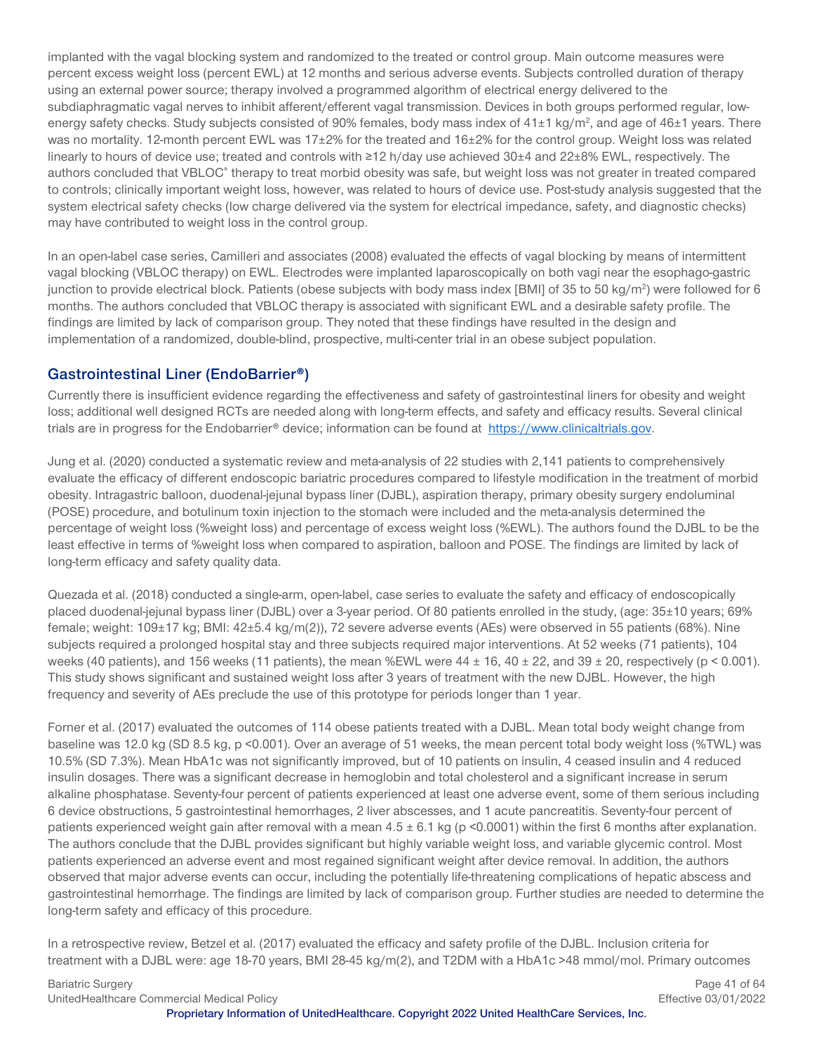implanted with the vagal blocking system and randomized to the treated or control group. Main outcome measures were percent excess weight loss (percent EWL) at 12 months and serious adverse events. Subjects controlled duration of therapy using an external power source; therapy involved a programmed algorithm of electrical energy delivered to the subdiaphragmatic vagal nerves to inhibit afferent/efferent vagal transmission. Devices in both groups performed regular, low-energy safety checks. Study subjects consisted of 90% females, body mass index of 41±1 kg/m$^2$, and age of 46±1 years. There was no mortality. 12-month percent EWL was 17±2% for the treated and 16±2% for the control group. Weight loss was related linearly to hours of device use; treated and controls with ≥12 h/day use achieved 30±4 and 22±8% EWL, respectively. The authors concluded that VBLOC® therapy to treat morbid obesity was safe, but weight loss was not greater in treated compared to controls; clinically important weight loss, however, was related to hours of device use. Post-study analysis suggested that the system electrical safety checks (low charge delivered via the system for electrical impedance, safety, and diagnostic checks) may have contributed to weight loss in the control group.

In an open-label case series, Camilleri and associates (2008) evaluated the effects of vagal blocking by means of intermittent vagal blocking (VBLOC therapy) on EWL. Electrodes were implanted laparoscopically on both vagi near the esophago-gastric junction to provide electrical block. Patients (obese subjects with body mass index [BMI] of 35 to 50 kg/m$^2$) were followed for 6 months. The authors concluded that VBLOC therapy is associated with significant EWL and a desirable safety profile. The findings are limited by lack of comparison group. They noted that these findings have resulted in the design and implementation of a randomized, double-blind, prospective, multi-center trial in an obese subject population.

## Gastrointestinal Liner (EndoBarrier®)

Currently there is insufficient evidence regarding the effectiveness and safety of gastrointestinal liners for obesity and weight loss; additional well designed RCTs are needed along with long-term effects, and safety and efficacy results. Several clinical trials are in progress for the Endobarrier® device; information can be found at [https://www.clinicaltrials.gov](https://www.clinicaltrials.gov).

Jung et al. (2020) conducted a systematic review and meta-analysis of 22 studies with 2,141 patients to comprehensively evaluate the efficacy of different endoscopic bariatric procedures compared to lifestyle modification in the treatment of morbid obesity. Intragastric balloon, duodenal-jejunal bypass liner (DJBL), aspiration therapy, primary obesity surgery endoluminal (POSE) procedure, and botulinum toxin injection to the stomach were included and the meta-analysis determined the percentage of weight loss (%weight loss) and percentage of excess weight loss (%EWL). The authors found the DJBL to be the least effective in terms of %weight loss when compared to aspiration, balloon and POSE. The findings are limited by lack of long-term efficacy and safety quality data.

Quezada et al. (2018) conducted a single-arm, open-label, case series to evaluate the safety and efficacy of endoscopically placed duodenal-jejunal bypass liner (DJBL) over a 3-year period. Of 80 patients enrolled in the study, (age: 35±10 years; 69% female; weight: 109±17 kg; BMI: 42±5.4 kg/m(2)), 72 severe adverse events (AEs) were observed in 55 patients (68%). Nine subjects required a prolonged hospital stay and three subjects required major interventions. At 52 weeks (71 patients), 104 weeks (40 patients), and 156 weeks (11 patients), the mean %EWL were 44 ± 16, 40 ± 22, and 39 ± 20, respectively ($p < 0.001$). This study shows significant and sustained weight loss after 3 years of treatment with the new DJBL. However, the high frequency and severity of AEs preclude the use of this prototype for periods longer than 1 year.

Forner et al. (2017) evaluated the outcomes of 114 obese patients treated with a DJBL. Mean total body weight change from baseline was 12.0 kg (SD 8.5 kg, $p < 0.001$). Over an average of 51 weeks, the mean percent total body weight loss (%TWL) was 10.5% (SD 7.3%). Mean HbA1c was not significantly improved, but of 10 patients on insulin, 4 ceased insulin and 4 reduced insulin dosages. There was a significant decrease in hemoglobin and total cholesterol and a significant increase in serum alkaline phosphatase. Seventy-four percent of patients experienced at least one adverse event, some of them serious including 6 device obstructions, 5 gastrointestinal hemorrhages, 2 liver abscesses, and 1 acute pancreatitis. Seventy-four percent of patients experienced weight gain after removal with a mean 4.5 ± 6.1 kg ($p < 0.0001$) within the first 6 months after explanation. The authors conclude that the DJBL provides significant but highly variable weight loss, and variable glycemic control. Most patients experienced an adverse event and most regained significant weight after device removal. In addition, the authors observed that major adverse events can occur, including the potentially life-threatening complications of hepatic abscess and gastrointestinal hemorrhage. The findings are limited by lack of comparison group. Further studies are needed to determine the long-term safety and efficacy of this procedure.

In a retrospective review, Betzel et al. (2017) evaluated the efficacy and safety profile of the DJBL. Inclusion criteria for treatment with a DJBL were: age 18-70 years, BMI 28-45 kg/m(2), and T2DM with a HbA1c >48 mmol/mol. Primary outcomes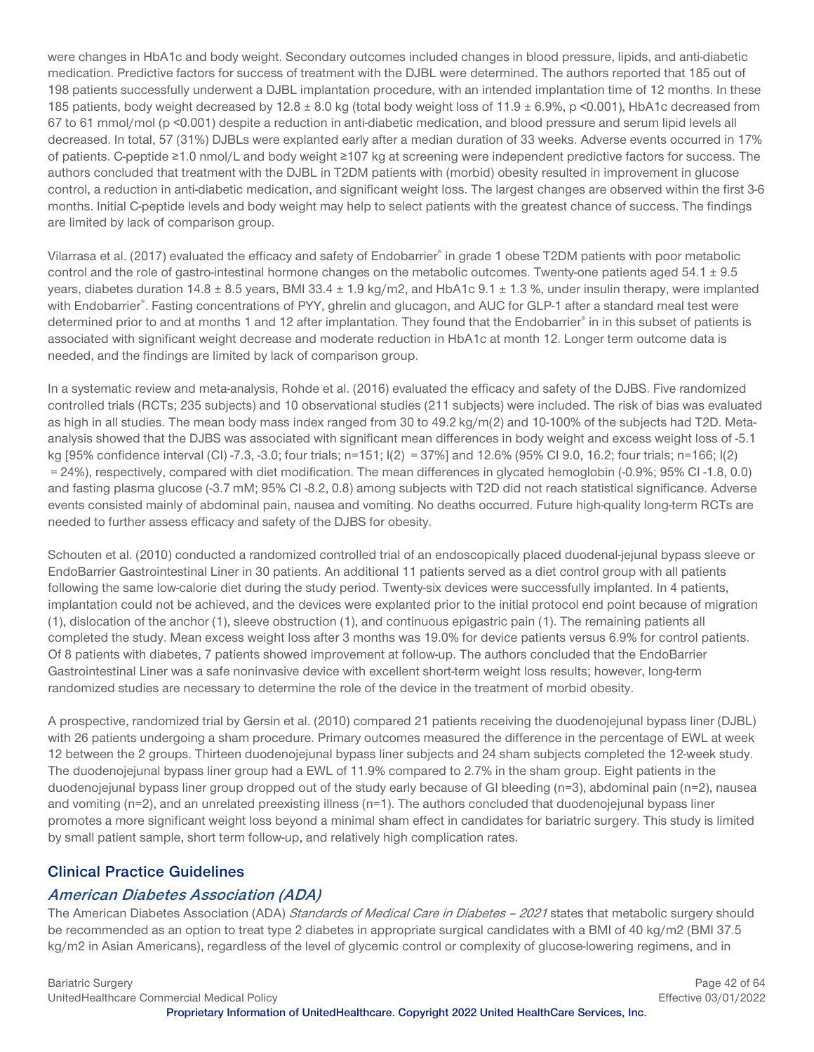were changes in HbA1c and body weight. Secondary outcomes included changes in blood pressure, lipids, and anti-diabetic medication. Predictive factors for success of treatment with the DJBL were determined. The authors reported that 185 out of 198 patients successfully underwent a DJBL implantation procedure, with an intended implantation time of 12 months. In these 185 patients, body weight decreased by 12.8 ± 8.0 kg (total body weight loss of 11.9 ± 6.9%, p <0.001), HbA1c decreased from 67 to 61 mmol/mol (p <0.001) despite a reduction in anti-diabetic medication, and blood pressure and serum lipid levels all decreased. In total, 57 (31%) DJBLs were explanted early after a median duration of 33 weeks. Adverse events occurred in 17% of patients. C-peptide ≥1.0 nmol/L and body weight ≥107 kg at screening were independent predictive factors for success. The authors concluded that treatment with the DJBL in T2DM patients with (morbid) obesity resulted in improvement in glucose control, a reduction in anti-diabetic medication, and significant weight loss. The largest changes are observed within the first 3-6 months. Initial C-peptide levels and body weight may help to select patients with the greatest chance of success. The findings are limited by lack of comparison group.

Vilarrasa et al. (2017) evaluated the efficacy and safety of Endobarrier® in grade 1 obese T2DM patients with poor metabolic control and the role of gastro-intestinal hormone changes on the metabolic outcomes. Twenty-one patients aged 54.1 ± 9.5 years, diabetes duration 14.8 ± 8.5 years, BMI 33.4 ± 1.9 kg/m2, and HbA1c 9.1 ± 1.3 %, under insulin therapy, were implanted with Endobarrier®. Fasting concentrations of PYY, ghrelin and glucagon, and AUC for GLP-1 after a standard meal test were determined prior to and at months 1 and 12 after implantation. They found that the Endobarrier® in in this subset of patients is associated with significant weight decrease and moderate reduction in HbA1c at month 12. Longer term outcome data is needed, and the findings are limited by lack of comparison group.

In a systematic review and meta-analysis, Rohde et al. (2016) evaluated the efficacy and safety of the DJBS. Five randomized controlled trials (RCTs; 235 subjects) and 10 observational studies (211 subjects) were included. The risk of bias was evaluated as high in all studies. The mean body mass index ranged from 30 to 49.2 kg/m(2) and 10-100% of the subjects had T2D. Meta-analysis showed that the DJBS was associated with significant mean differences in body weight and excess weight loss of -5.1 kg [95% confidence interval (CI) -7.3, -3.0; four trials; n=151; I(2) = 37%] and 12.6% (95% CI 9.0, 16.2; four trials; n=166; I(2) = 24%), respectively, compared with diet modification. The mean differences in glycated hemoglobin (-0.9%; 95% CI -1.8, 0.0) and fasting plasma glucose (-3.7 mM; 95% CI -8.2, 0.8) among subjects with T2D did not reach statistical significance. Adverse events consisted mainly of abdominal pain, nausea and vomiting. No deaths occurred. Future high-quality long-term RCTs are needed to further assess efficacy and safety of the DJBS for obesity.

Schouten et al. (2010) conducted a randomized controlled trial of an endoscopically placed duodenal-jejunal bypass sleeve or EndoBarrier Gastrointestinal Liner in 30 patients. An additional 11 patients served as a diet control group with all patients following the same low-calorie diet during the study period. Twenty-six devices were successfully implanted. In 4 patients, implantation could not be achieved, and the devices were explanted prior to the initial protocol end point because of migration (1), dislocation of the anchor (1), sleeve obstruction (1), and continuous epigastric pain (1). The remaining patients all completed the study. Mean excess weight loss after 3 months was 19.0% for device patients versus 6.9% for control patients. Of 8 patients with diabetes, 7 patients showed improvement at follow-up. The authors concluded that the EndoBarrier Gastrointestinal Liner was a safe noninvasive device with excellent short-term weight loss results; however, long-term randomized studies are necessary to determine the role of the device in the treatment of morbid obesity.

A prospective, randomized trial by Gersin et al. (2010) compared 21 patients receiving the duodenojejunal bypass liner (DJBL) with 26 patients undergoing a sham procedure. Primary outcomes measured the difference in the percentage of EWL at week 12 between the 2 groups. Thirteen duodenojejunal bypass liner subjects and 24 sham subjects completed the 12-week study. The duodenojejunal bypass liner group had a EWL of 11.9% compared to 2.7% in the sham group. Eight patients in the duodenojejunal bypass liner group dropped out of the study early because of GI bleeding (n=3), abdominal pain (n=2), nausea and vomiting (n=2), and an unrelated preexisting illness (n=1). The authors concluded that duodenojejunal bypass liner promotes a more significant weight loss beyond a minimal sham effect in candidates for bariatric surgery. This study is limited by small patient sample, short term follow-up, and relatively high complication rates.

## Clinical Practice Guidelines

### *American Diabetes Association (ADA)*

The American Diabetes Association (ADA) *Standards of Medical Care in Diabetes – 2021* states that metabolic surgery should be recommended as an option to treat type 2 diabetes in appropriate surgical candidates with a BMI of 40 kg/m2 (BMI 37.5 kg/m2 in Asian Americans), regardless of the level of glycemic control or complexity of glucose-lowering regimens, and in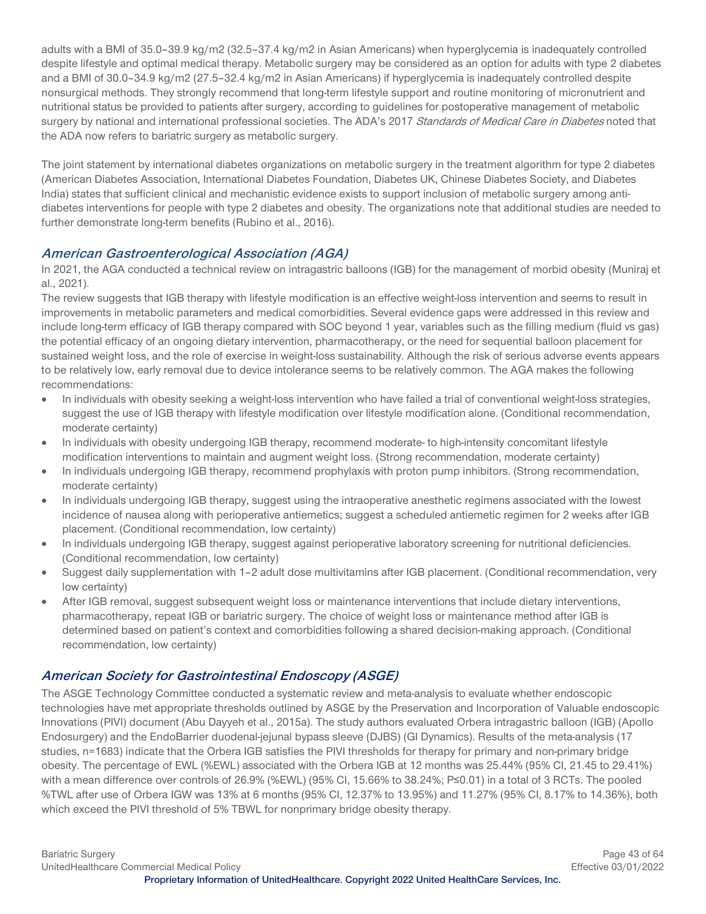adults with a BMI of 35.0–39.9 kg/m2 (32.5–37.4 kg/m2 in Asian Americans) when hyperglycemia is inadequately controlled despite lifestyle and optimal medical therapy. Metabolic surgery may be considered as an option for adults with type 2 diabetes and a BMI of 30.0–34.9 kg/m2 (27.5–32.4 kg/m2 in Asian Americans) if hyperglycemia is inadequately controlled despite nonsurgical methods. They strongly recommend that long-term lifestyle support and routine monitoring of micronutrient and nutritional status be provided to patients after surgery, according to guidelines for postoperative management of metabolic surgery by national and international professional societies. The ADA's 2017 *Standards of Medical Care in Diabetes* noted that the ADA now refers to bariatric surgery as metabolic surgery.

The joint statement by international diabetes organizations on metabolic surgery in the treatment algorithm for type 2 diabetes (American Diabetes Association, International Diabetes Foundation, Diabetes UK, Chinese Diabetes Society, and Diabetes India) states that sufficient clinical and mechanistic evidence exists to support inclusion of metabolic surgery among anti-diabetes interventions for people with type 2 diabetes and obesity. The organizations note that additional studies are needed to further demonstrate long-term benefits (Rubino et al., 2016).

## *American Gastroenterological Association (AGA)*

In 2021, the AGA conducted a technical review on intragastric balloons (IGB) for the management of morbid obesity (Muniraj et al., 2021).

The review suggests that IGB therapy with lifestyle modification is an effective weight-loss intervention and seems to result in improvements in metabolic parameters and medical comorbidities. Several evidence gaps were addressed in this review and include long-term efficacy of IGB therapy compared with SOC beyond 1 year, variables such as the filling medium (fluid vs gas) the potential efficacy of an ongoing dietary intervention, pharmacotherapy, or the need for sequential balloon placement for sustained weight loss, and the role of exercise in weight-loss sustainability. Although the risk of serious adverse events appears to be relatively low, early removal due to device intolerance seems to be relatively common. The AGA makes the following recommendations:

- In individuals with obesity seeking a weight-loss intervention who have failed a trial of conventional weight-loss strategies, suggest the use of IGB therapy with lifestyle modification over lifestyle modification alone. (Conditional recommendation, moderate certainty)
- In individuals with obesity undergoing IGB therapy, recommend moderate- to high-intensity concomitant lifestyle modification interventions to maintain and augment weight loss. (Strong recommendation, moderate certainty)
- In individuals undergoing IGB therapy, recommend prophylaxis with proton pump inhibitors. (Strong recommendation, moderate certainty)
- In individuals undergoing IGB therapy, suggest using the intraoperative anesthetic regimens associated with the lowest incidence of nausea along with perioperative antiemetics; suggest a scheduled antiemetic regimen for 2 weeks after IGB placement. (Conditional recommendation, low certainty)
- In individuals undergoing IGB therapy, suggest against perioperative laboratory screening for nutritional deficiencies. (Conditional recommendation, low certainty)
- Suggest daily supplementation with 1–2 adult dose multivitamins after IGB placement. (Conditional recommendation, very low certainty)
- After IGB removal, suggest subsequent weight loss or maintenance interventions that include dietary interventions, pharmacotherapy, repeat IGB or bariatric surgery. The choice of weight loss or maintenance method after IGB is determined based on patient's context and comorbidities following a shared decision-making approach. (Conditional recommendation, low certainty)

## *American Society for Gastrointestinal Endoscopy (ASGE)*

The ASGE Technology Committee conducted a systematic review and meta-analysis to evaluate whether endoscopic technologies have met appropriate thresholds outlined by ASGE by the Preservation and Incorporation of Valuable endoscopic Innovations (PIVI) document (Abu Dayyeh et al., 2015a). The study authors evaluated Orbera intragastric balloon (IGB) (Apollo Endosurgery) and the EndoBarrier duodenal-jejunal bypass sleeve (DJBS) (GI Dynamics). Results of the meta-analysis (17 studies, n=1683) indicate that the Orbera IGB satisfies the PIVI thresholds for therapy for primary and non-primary bridge obesity. The percentage of EWL (%EWL) associated with the Orbera IGB at 12 months was 25.44% (95% CI, 21.45 to 29.41%) with a mean difference over controls of 26.9% (%EWL) (95% CI, 15.66% to 38.24%; $P \leq 0.01$) in a total of 3 RCTs. The pooled %TWL after use of Orbera IGW was 13% at 6 months (95% CI, 12.37% to 13.95%) and 11.27% (95% CI, 8.17% to 14.36%), both which exceed the PIVI threshold of 5% TBWL for nonprimary bridge obesity therapy.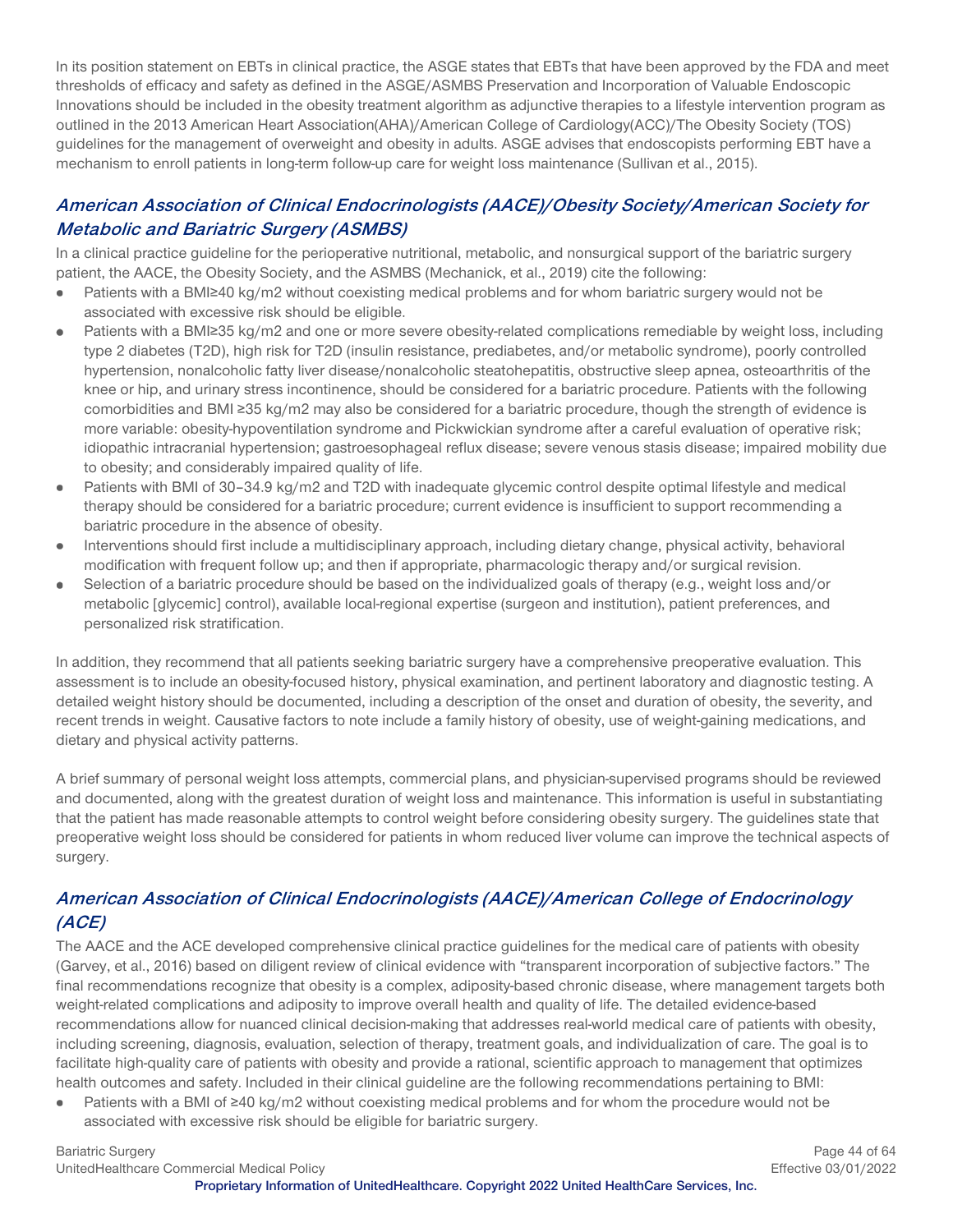In its position statement on EBTs in clinical practice, the ASGE states that EBTs that have been approved by the FDA and meet thresholds of efficacy and safety as defined in the ASGE/ASMBS Preservation and Incorporation of Valuable Endoscopic Innovations should be included in the obesity treatment algorithm as adjunctive therapies to a lifestyle intervention program as outlined in the 2013 American Heart Association(AHA)/American College of Cardiology(ACC)/The Obesity Society (TOS) guidelines for the management of overweight and obesity in adults. ASGE advises that endoscopists performing EBT have a mechanism to enroll patients in long-term follow-up care for weight loss maintenance (Sullivan et al., 2015).

## *American Association of Clinical Endocrinologists (AACE)/Obesity Society/American Society for Metabolic and Bariatric Surgery (ASMBS)*

In a clinical practice guideline for the perioperative nutritional, metabolic, and nonsurgical support of the bariatric surgery patient, the AACE, the Obesity Society, and the ASMBS (Mechanick, et al., 2019) cite the following:

- Patients with a BMI≥40 kg/m2 without coexisting medical problems and for whom bariatric surgery would not be associated with excessive risk should be eligible.
- Patients with a BMI≥35 kg/m2 and one or more severe obesity-related complications remediable by weight loss, including type 2 diabetes (T2D), high risk for T2D (insulin resistance, prediabetes, and/or metabolic syndrome), poorly controlled hypertension, nonalcoholic fatty liver disease/nonalcoholic steatohepatitis, obstructive sleep apnea, osteoarthritis of the knee or hip, and urinary stress incontinence, should be considered for a bariatric procedure. Patients with the following comorbidities and BMI ≥35 kg/m2 may also be considered for a bariatric procedure, though the strength of evidence is more variable: obesity-hypoventilation syndrome and Pickwickian syndrome after a careful evaluation of operative risk; idiopathic intracranial hypertension; gastroesophageal reflux disease; severe venous stasis disease; impaired mobility due to obesity; and considerably impaired quality of life.
- Patients with BMI of 30–34.9 kg/m2 and T2D with inadequate glycemic control despite optimal lifestyle and medical therapy should be considered for a bariatric procedure; current evidence is insufficient to support recommending a bariatric procedure in the absence of obesity.
- Interventions should first include a multidisciplinary approach, including dietary change, physical activity, behavioral modification with frequent follow up; and then if appropriate, pharmacologic therapy and/or surgical revision.
- Selection of a bariatric procedure should be based on the individualized goals of therapy (e.g., weight loss and/or metabolic [glycemic] control), available local-regional expertise (surgeon and institution), patient preferences, and personalized risk stratification.

In addition, they recommend that all patients seeking bariatric surgery have a comprehensive preoperative evaluation. This assessment is to include an obesity-focused history, physical examination, and pertinent laboratory and diagnostic testing. A detailed weight history should be documented, including a description of the onset and duration of obesity, the severity, and recent trends in weight. Causative factors to note include a family history of obesity, use of weight-gaining medications, and dietary and physical activity patterns.

A brief summary of personal weight loss attempts, commercial plans, and physician-supervised programs should be reviewed and documented, along with the greatest duration of weight loss and maintenance. This information is useful in substantiating that the patient has made reasonable attempts to control weight before considering obesity surgery. The guidelines state that preoperative weight loss should be considered for patients in whom reduced liver volume can improve the technical aspects of surgery.

## *American Association of Clinical Endocrinologists (AACE)/American College of Endocrinology (ACE)*

The AACE and the ACE developed comprehensive clinical practice guidelines for the medical care of patients with obesity (Garvey, et al., 2016) based on diligent review of clinical evidence with "transparent incorporation of subjective factors." The final recommendations recognize that obesity is a complex, adiposity-based chronic disease, where management targets both weight-related complications and adiposity to improve overall health and quality of life. The detailed evidence-based recommendations allow for nuanced clinical decision-making that addresses real-world medical care of patients with obesity, including screening, diagnosis, evaluation, selection of therapy, treatment goals, and individualization of care. The goal is to facilitate high-quality care of patients with obesity and provide a rational, scientific approach to management that optimizes health outcomes and safety. Included in their clinical guideline are the following recommendations pertaining to BMI:

- Patients with a BMI of ≥40 kg/m2 without coexisting medical problems and for whom the procedure would not be associated with excessive risk should be eligible for bariatric surgery.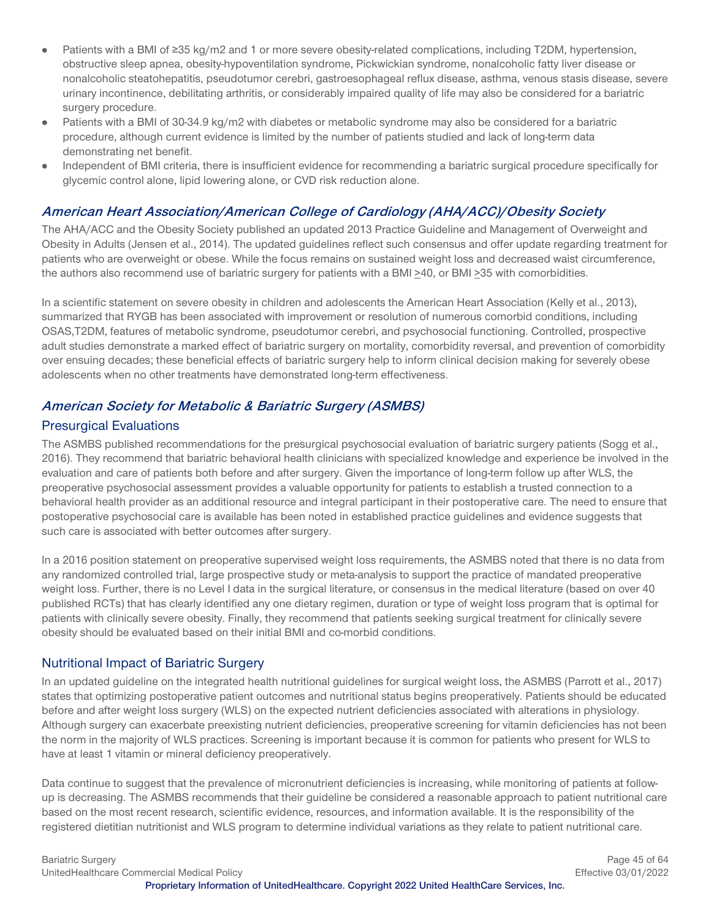- Patients with a BMI of ≥35 kg/m2 and 1 or more severe obesity-related complications, including T2DM, hypertension, obstructive sleep apnea, obesity-hypoventilation syndrome, Pickwickian syndrome, nonalcoholic fatty liver disease or nonalcoholic steatohepatitis, pseudotumor cerebri, gastroesophageal reflux disease, asthma, venous stasis disease, severe urinary incontinence, debilitating arthritis, or considerably impaired quality of life may also be considered for a bariatric surgery procedure.
- Patients with a BMI of 30-34.9 kg/m2 with diabetes or metabolic syndrome may also be considered for a bariatric procedure, although current evidence is limited by the number of patients studied and lack of long-term data demonstrating net benefit.
- Independent of BMI criteria, there is insufficient evidence for recommending a bariatric surgical procedure specifically for glycemic control alone, lipid lowering alone, or CVD risk reduction alone.

## *American Heart Association/American College of Cardiology (AHA/ACC)/Obesity Society*

The AHA/ACC and the Obesity Society published an updated 2013 Practice Guideline and Management of Overweight and Obesity in Adults (Jensen et al., 2014). The updated guidelines reflect such consensus and offer update regarding treatment for patients who are overweight or obese. While the focus remains on sustained weight loss and decreased waist circumference, the authors also recommend use of bariatric surgery for patients with a BMI ≥40, or BMI ≥35 with comorbidities.

In a scientific statement on severe obesity in children and adolescents the American Heart Association (Kelly et al., 2013), summarized that RYGB has been associated with improvement or resolution of numerous comorbid conditions, including OSAS,T2DM, features of metabolic syndrome, pseudotumor cerebri, and psychosocial functioning. Controlled, prospective adult studies demonstrate a marked effect of bariatric surgery on mortality, comorbidity reversal, and prevention of comorbidity over ensuing decades; these beneficial effects of bariatric surgery help to inform clinical decision making for severely obese adolescents when no other treatments have demonstrated long-term effectiveness.

## *American Society for Metabolic & Bariatric Surgery (ASMBS)*

### Presurgical Evaluations

The ASMBS published recommendations for the presurgical psychosocial evaluation of bariatric surgery patients (Sogg et al., 2016). They recommend that bariatric behavioral health clinicians with specialized knowledge and experience be involved in the evaluation and care of patients both before and after surgery. Given the importance of long-term follow up after WLS, the preoperative psychosocial assessment provides a valuable opportunity for patients to establish a trusted connection to a behavioral health provider as an additional resource and integral participant in their postoperative care. The need to ensure that postoperative psychosocial care is available has been noted in established practice guidelines and evidence suggests that such care is associated with better outcomes after surgery.

In a 2016 position statement on preoperative supervised weight loss requirements, the ASMBS noted that there is no data from any randomized controlled trial, large prospective study or meta-analysis to support the practice of mandated preoperative weight loss. Further, there is no Level I data in the surgical literature, or consensus in the medical literature (based on over 40 published RCTs) that has clearly identified any one dietary regimen, duration or type of weight loss program that is optimal for patients with clinically severe obesity. Finally, they recommend that patients seeking surgical treatment for clinically severe obesity should be evaluated based on their initial BMI and co-morbid conditions.

### Nutritional Impact of Bariatric Surgery

In an updated guideline on the integrated health nutritional guidelines for surgical weight loss, the ASMBS (Parrott et al., 2017) states that optimizing postoperative patient outcomes and nutritional status begins preoperatively. Patients should be educated before and after weight loss surgery (WLS) on the expected nutrient deficiencies associated with alterations in physiology. Although surgery can exacerbate preexisting nutrient deficiencies, preoperative screening for vitamin deficiencies has not been the norm in the majority of WLS practices. Screening is important because it is common for patients who present for WLS to have at least 1 vitamin or mineral deficiency preoperatively.

Data continue to suggest that the prevalence of micronutrient deficiencies is increasing, while monitoring of patients at follow-up is decreasing. The ASMBS recommends that their guideline be considered a reasonable approach to patient nutritional care based on the most recent research, scientific evidence, resources, and information available. It is the responsibility of the registered dietitian nutritionist and WLS program to determine individual variations as they relate to patient nutritional care.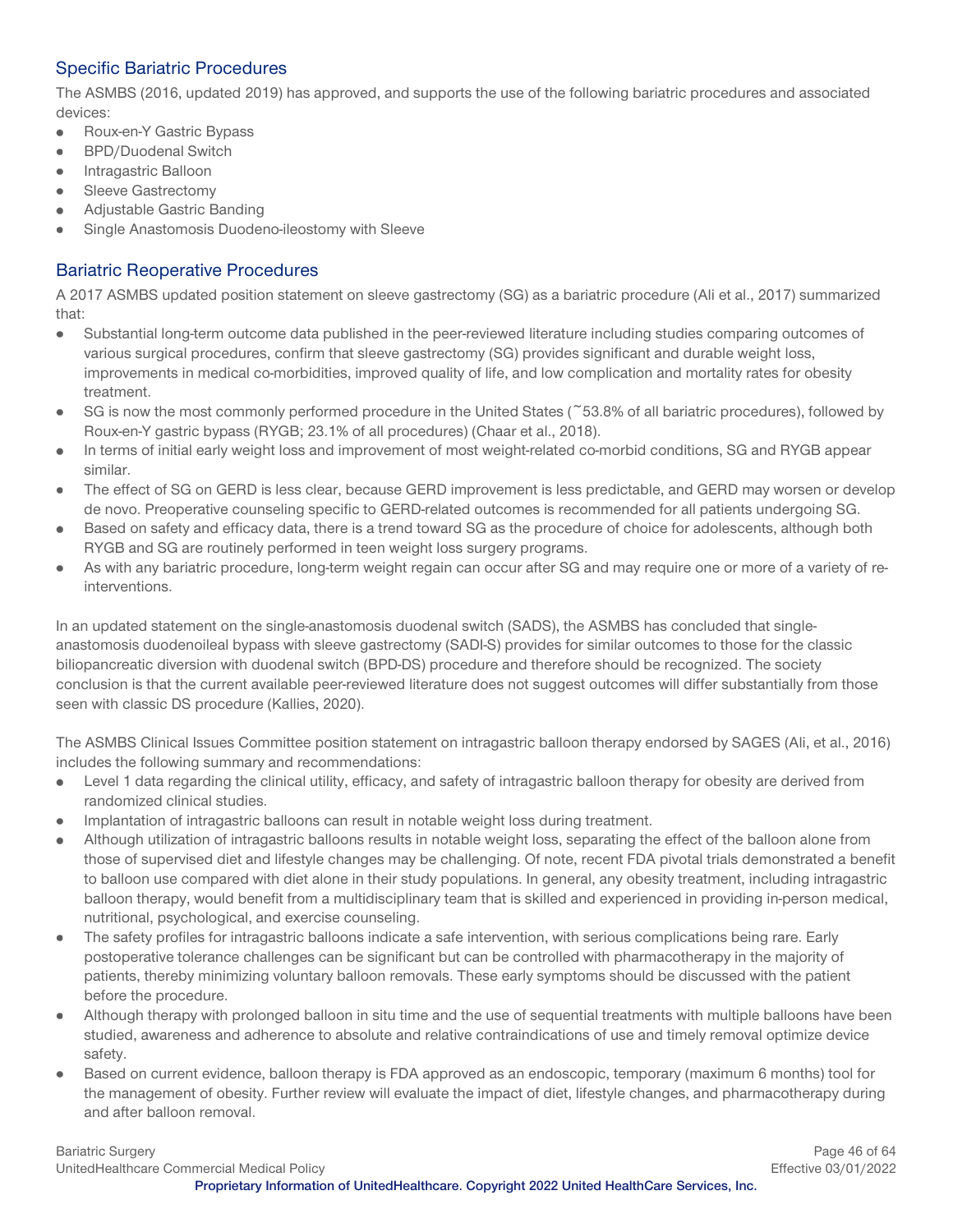## Specific Bariatric Procedures

The ASMBS (2016, updated 2019) has approved, and supports the use of the following bariatric procedures and associated devices:

- Roux-en-Y Gastric Bypass
- BPD/Duodenal Switch
- Intragastric Balloon
- Sleeve Gastrectomy
- Adjustable Gastric Banding
- Single Anastomosis Duodeno-ileostomy with Sleeve

## Bariatric Reoperative Procedures

A 2017 ASMBS updated position statement on sleeve gastrectomy (SG) as a bariatric procedure (Ali et al., 2017) summarized that:

- Substantial long-term outcome data published in the peer-reviewed literature including studies comparing outcomes of various surgical procedures, confirm that sleeve gastrectomy (SG) provides significant and durable weight loss, improvements in medical co-morbidities, improved quality of life, and low complication and mortality rates for obesity treatment.
- SG is now the most commonly performed procedure in the United States (~53.8% of all bariatric procedures), followed by Roux-en-Y gastric bypass (RYGB; 23.1% of all procedures) (Chaar et al., 2018).
- In terms of initial early weight loss and improvement of most weight-related co-morbid conditions, SG and RYGB appear similar.
- The effect of SG on GERD is less clear, because GERD improvement is less predictable, and GERD may worsen or develop de novo. Preoperative counseling specific to GERD-related outcomes is recommended for all patients undergoing SG.
- Based on safety and efficacy data, there is a trend toward SG as the procedure of choice for adolescents, although both RYGB and SG are routinely performed in teen weight loss surgery programs.
- As with any bariatric procedure, long-term weight regain can occur after SG and may require one or more of a variety of re-interventions.

In an updated statement on the single-anastomosis duodenal switch (SADS), the ASMBS has concluded that single-anastomosis duodenoileal bypass with sleeve gastrectomy (SADI-S) provides for similar outcomes to those for the classic biliopancreatic diversion with duodenal switch (BPD-DS) procedure and therefore should be recognized. The society conclusion is that the current available peer-reviewed literature does not suggest outcomes will differ substantially from those seen with classic DS procedure (Kallies, 2020).

The ASMBS Clinical Issues Committee position statement on intragastric balloon therapy endorsed by SAGES (Ali, et al., 2016) includes the following summary and recommendations:

- Level 1 data regarding the clinical utility, efficacy, and safety of intragastric balloon therapy for obesity are derived from randomized clinical studies.
- Implantation of intragastric balloons can result in notable weight loss during treatment.
- Although utilization of intragastric balloons results in notable weight loss, separating the effect of the balloon alone from those of supervised diet and lifestyle changes may be challenging. Of note, recent FDA pivotal trials demonstrated a benefit to balloon use compared with diet alone in their study populations. In general, any obesity treatment, including intragastric balloon therapy, would benefit from a multidisciplinary team that is skilled and experienced in providing in-person medical, nutritional, psychological, and exercise counseling.
- The safety profiles for intragastric balloons indicate a safe intervention, with serious complications being rare. Early postoperative tolerance challenges can be significant but can be controlled with pharmacotherapy in the majority of patients, thereby minimizing voluntary balloon removals. These early symptoms should be discussed with the patient before the procedure.
- Although therapy with prolonged balloon in situ time and the use of sequential treatments with multiple balloons have been studied, awareness and adherence to absolute and relative contraindications of use and timely removal optimize device safety.
- Based on current evidence, balloon therapy is FDA approved as an endoscopic, temporary (maximum 6 months) tool for the management of obesity. Further review will evaluate the impact of diet, lifestyle changes, and pharmacotherapy during and after balloon removal.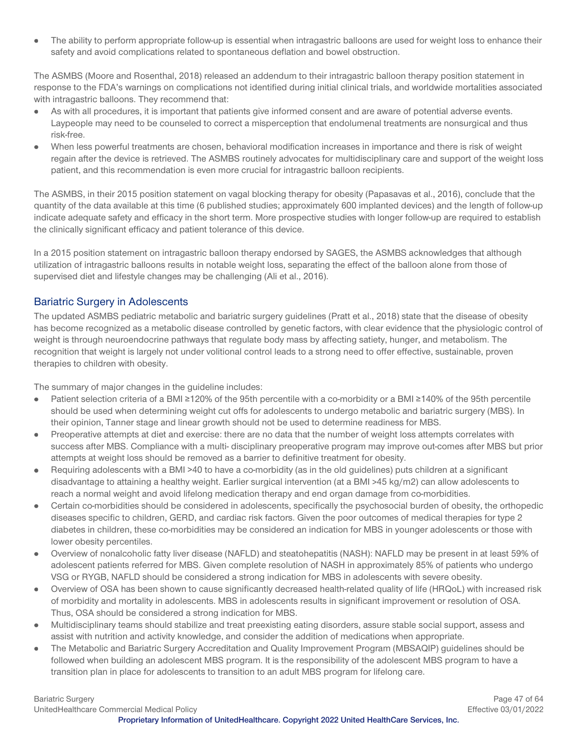- The ability to perform appropriate follow-up is essential when intragastric balloons are used for weight loss to enhance their safety and avoid complications related to spontaneous deflation and bowel obstruction.

The ASMBS (Moore and Rosenthal, 2018) released an addendum to their intragastric balloon therapy position statement in response to the FDA's warnings on complications not identified during initial clinical trials, and worldwide mortalities associated with intragastric balloons. They recommend that:

- As with all procedures, it is important that patients give informed consent and are aware of potential adverse events. Laypeople may need to be counseled to correct a misperception that endolumenal treatments are nonsurgical and thus risk-free.
- When less powerful treatments are chosen, behavioral modification increases in importance and there is risk of weight regain after the device is retrieved. The ASMBS routinely advocates for multidisciplinary care and support of the weight loss patient, and this recommendation is even more crucial for intragastric balloon recipients.

The ASMBS, in their 2015 position statement on vagal blocking therapy for obesity (Papasavas et al., 2016), conclude that the quantity of the data available at this time (6 published studies; approximately 600 implanted devices) and the length of follow-up indicate adequate safety and efficacy in the short term. More prospective studies with longer follow-up are required to establish the clinically significant efficacy and patient tolerance of this device.

In a 2015 position statement on intragastric balloon therapy endorsed by SAGES, the ASMBS acknowledges that although utilization of intragastric balloons results in notable weight loss, separating the effect of the balloon alone from those of supervised diet and lifestyle changes may be challenging (Ali et al., 2016).

## Bariatric Surgery in Adolescents

The updated ASMBS pediatric metabolic and bariatric surgery guidelines (Pratt et al., 2018) state that the disease of obesity has become recognized as a metabolic disease controlled by genetic factors, with clear evidence that the physiologic control of weight is through neuroendocrine pathways that regulate body mass by affecting satiety, hunger, and metabolism. The recognition that weight is largely not under volitional control leads to a strong need to offer effective, sustainable, proven therapies to children with obesity.

The summary of major changes in the guideline includes:

- Patient selection criteria of a BMI ≥120% of the 95th percentile with a co-morbidity or a BMI ≥140% of the 95th percentile should be used when determining weight cut offs for adolescents to undergo metabolic and bariatric surgery (MBS). In their opinion, Tanner stage and linear growth should not be used to determine readiness for MBS.
- Preoperative attempts at diet and exercise: there are no data that the number of weight loss attempts correlates with success after MBS. Compliance with a multi- disciplinary preoperative program may improve out-comes after MBS but prior attempts at weight loss should be removed as a barrier to definitive treatment for obesity.
- Requiring adolescents with a BMI >40 to have a co-morbidity (as in the old guidelines) puts children at a significant disadvantage to attaining a healthy weight. Earlier surgical intervention (at a BMI >45 kg/m2) can allow adolescents to reach a normal weight and avoid lifelong medication therapy and end organ damage from co-morbidities.
- Certain co-morbidities should be considered in adolescents, specifically the psychosocial burden of obesity, the orthopedic diseases specific to children, GERD, and cardiac risk factors. Given the poor outcomes of medical therapies for type 2 diabetes in children, these co-morbidities may be considered an indication for MBS in younger adolescents or those with lower obesity percentiles.
- Overview of nonalcoholic fatty liver disease (NAFLD) and steatohepatitis (NASH): NAFLD may be present in at least 59% of adolescent patients referred for MBS. Given complete resolution of NASH in approximately 85% of patients who undergo VSG or RYGB, NAFLD should be considered a strong indication for MBS in adolescents with severe obesity.
- Overview of OSA has been shown to cause significantly decreased health-related quality of life (HRQoL) with increased risk of morbidity and mortality in adolescents. MBS in adolescents results in significant improvement or resolution of OSA. Thus, OSA should be considered a strong indication for MBS.
- Multidisciplinary teams should stabilize and treat preexisting eating disorders, assure stable social support, assess and assist with nutrition and activity knowledge, and consider the addition of medications when appropriate.
- The Metabolic and Bariatric Surgery Accreditation and Quality Improvement Program (MBSAQIP) guidelines should be followed when building an adolescent MBS program. It is the responsibility of the adolescent MBS program to have a transition plan in place for adolescents to transition to an adult MBS program for lifelong care.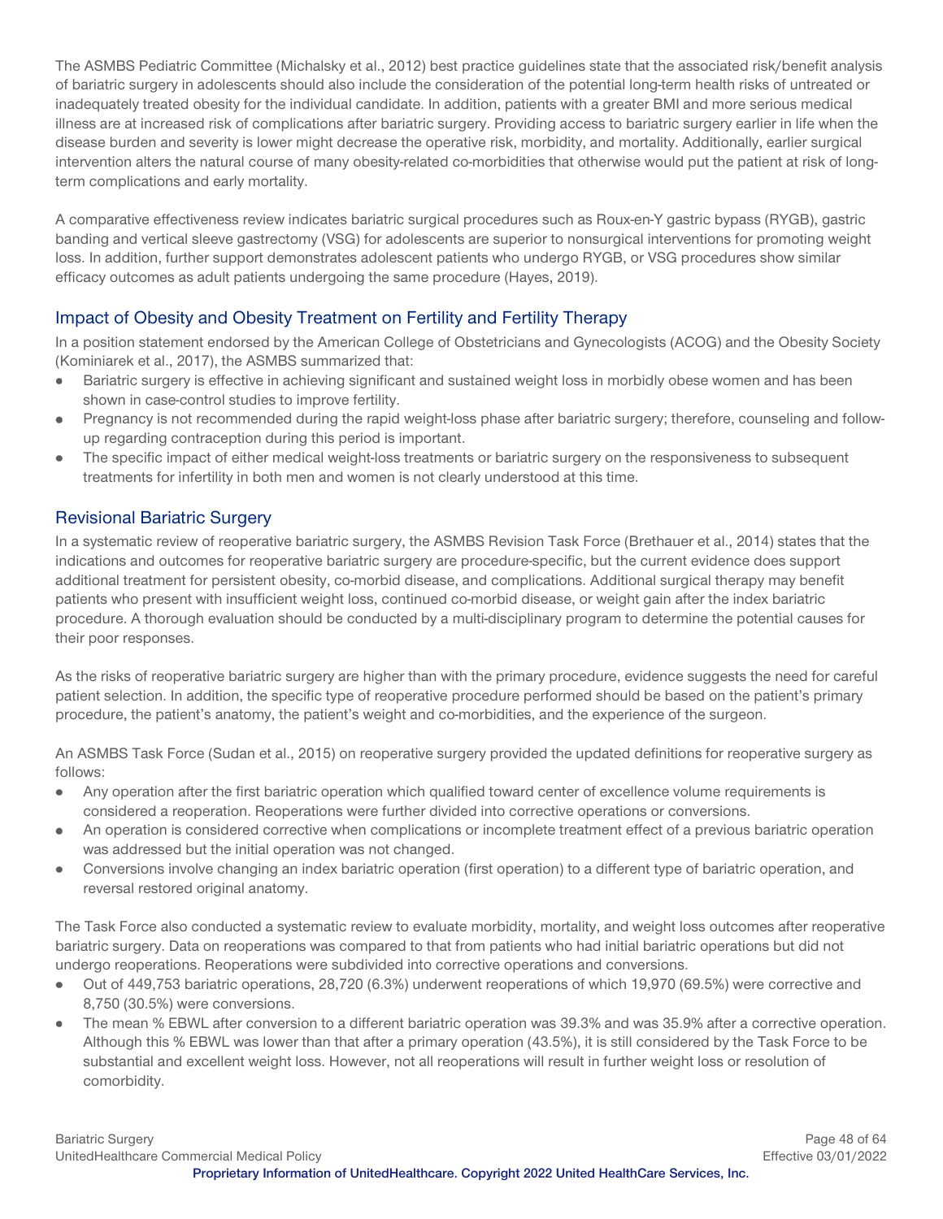The ASMBS Pediatric Committee (Michalsky et al., 2012) best practice guidelines state that the associated risk/benefit analysis of bariatric surgery in adolescents should also include the consideration of the potential long-term health risks of untreated or inadequately treated obesity for the individual candidate. In addition, patients with a greater BMI and more serious medical illness are at increased risk of complications after bariatric surgery. Providing access to bariatric surgery earlier in life when the disease burden and severity is lower might decrease the operative risk, morbidity, and mortality. Additionally, earlier surgical intervention alters the natural course of many obesity-related co-morbidities that otherwise would put the patient at risk of long-term complications and early mortality.

A comparative effectiveness review indicates bariatric surgical procedures such as Roux-en-Y gastric bypass (RYGB), gastric banding and vertical sleeve gastrectomy (VSG) for adolescents are superior to nonsurgical interventions for promoting weight loss. In addition, further support demonstrates adolescent patients who undergo RYGB, or VSG procedures show similar efficacy outcomes as adult patients undergoing the same procedure (Hayes, 2019).

## Impact of Obesity and Obesity Treatment on Fertility and Fertility Therapy

In a position statement endorsed by the American College of Obstetricians and Gynecologists (ACOG) and the Obesity Society (Kominiarek et al., 2017), the ASMBS summarized that:

- Bariatric surgery is effective in achieving significant and sustained weight loss in morbidly obese women and has been shown in case-control studies to improve fertility.
- Pregnancy is not recommended during the rapid weight-loss phase after bariatric surgery; therefore, counseling and follow-up regarding contraception during this period is important.
- The specific impact of either medical weight-loss treatments or bariatric surgery on the responsiveness to subsequent treatments for infertility in both men and women is not clearly understood at this time.

## Revisional Bariatric Surgery

In a systematic review of reoperative bariatric surgery, the ASMBS Revision Task Force (Brethauer et al., 2014) states that the indications and outcomes for reoperative bariatric surgery are procedure-specific, but the current evidence does support additional treatment for persistent obesity, co-morbid disease, and complications. Additional surgical therapy may benefit patients who present with insufficient weight loss, continued co-morbid disease, or weight gain after the index bariatric procedure. A thorough evaluation should be conducted by a multi-disciplinary program to determine the potential causes for their poor responses.

As the risks of reoperative bariatric surgery are higher than with the primary procedure, evidence suggests the need for careful patient selection. In addition, the specific type of reoperative procedure performed should be based on the patient's primary procedure, the patient's anatomy, the patient's weight and co-morbidities, and the experience of the surgeon.

An ASMBS Task Force (Sudan et al., 2015) on reoperative surgery provided the updated definitions for reoperative surgery as follows:

- Any operation after the first bariatric operation which qualified toward center of excellence volume requirements is considered a reoperation. Reoperations were further divided into corrective operations or conversions.
- An operation is considered corrective when complications or incomplete treatment effect of a previous bariatric operation was addressed but the initial operation was not changed.
- Conversions involve changing an index bariatric operation (first operation) to a different type of bariatric operation, and reversal restored original anatomy.

The Task Force also conducted a systematic review to evaluate morbidity, mortality, and weight loss outcomes after reoperative bariatric surgery. Data on reoperations was compared to that from patients who had initial bariatric operations but did not undergo reoperations. Reoperations were subdivided into corrective operations and conversions.

- Out of 449,753 bariatric operations, 28,720 (6.3%) underwent reoperations of which 19,970 (69.5%) were corrective and 8,750 (30.5%) were conversions.
- The mean % EBWL after conversion to a different bariatric operation was 39.3% and was 35.9% after a corrective operation. Although this % EBWL was lower than that after a primary operation (43.5%), it is still considered by the Task Force to be substantial and excellent weight loss. However, not all reoperations will result in further weight loss or resolution of comorbidity.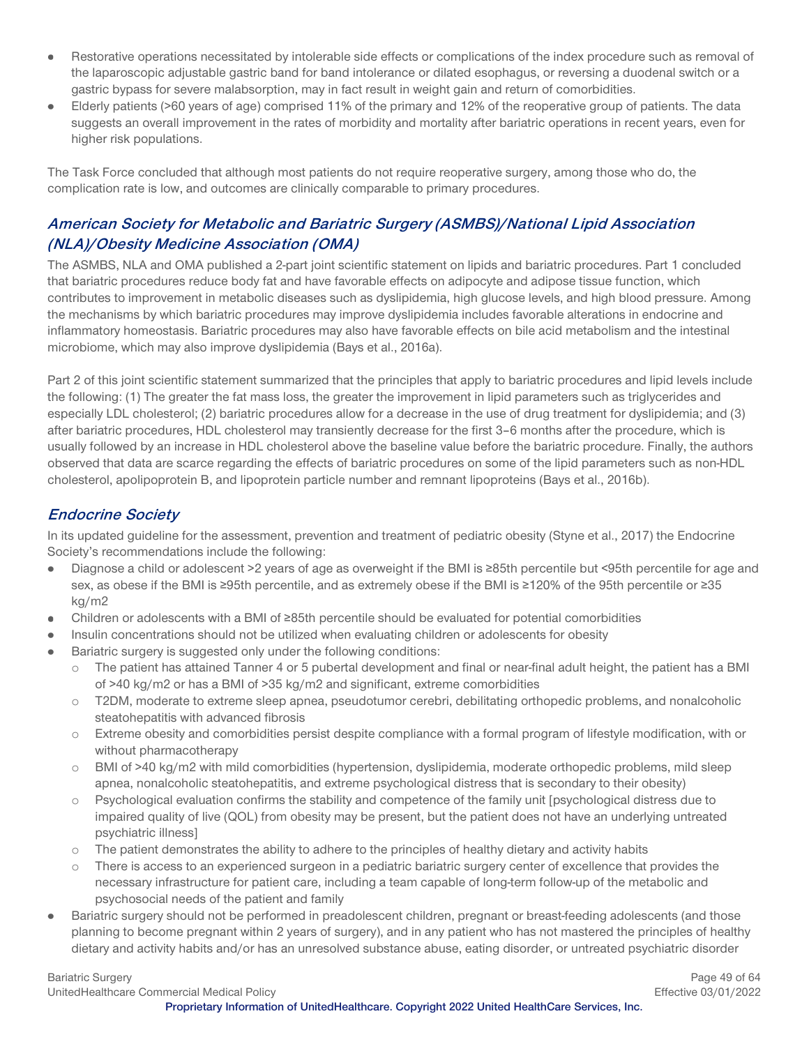- Restorative operations necessitated by intolerable side effects or complications of the index procedure such as removal of the laparoscopic adjustable gastric band for band intolerance or dilated esophagus, or reversing a duodenal switch or a gastric bypass for severe malabsorption, may in fact result in weight gain and return of comorbidities.
- Elderly patients (>60 years of age) comprised 11% of the primary and 12% of the reoperative group of patients. The data suggests an overall improvement in the rates of morbidity and mortality after bariatric operations in recent years, even for higher risk populations.

The Task Force concluded that although most patients do not require reoperative surgery, among those who do, the complication rate is low, and outcomes are clinically comparable to primary procedures.

## American Society for Metabolic and Bariatric Surgery (ASMBS)/National Lipid Association (NLA)/Obesity Medicine Association (OMA)

The ASMBS, NLA and OMA published a 2-part joint scientific statement on lipids and bariatric procedures. Part 1 concluded that bariatric procedures reduce body fat and have favorable effects on adipocyte and adipose tissue function, which contributes to improvement in metabolic diseases such as dyslipidemia, high glucose levels, and high blood pressure. Among the mechanisms by which bariatric procedures may improve dyslipidemia includes favorable alterations in endocrine and inflammatory homeostasis. Bariatric procedures may also have favorable effects on bile acid metabolism and the intestinal microbiome, which may also improve dyslipidemia (Bays et al., 2016a).

Part 2 of this joint scientific statement summarized that the principles that apply to bariatric procedures and lipid levels include the following: (1) The greater the fat mass loss, the greater the improvement in lipid parameters such as triglycerides and especially LDL cholesterol; (2) bariatric procedures allow for a decrease in the use of drug treatment for dyslipidemia; and (3) after bariatric procedures, HDL cholesterol may transiently decrease for the first 3–6 months after the procedure, which is usually followed by an increase in HDL cholesterol above the baseline value before the bariatric procedure. Finally, the authors observed that data are scarce regarding the effects of bariatric procedures on some of the lipid parameters such as non-HDL cholesterol, apolipoprotein B, and lipoprotein particle number and remnant lipoproteins (Bays et al., 2016b).

## Endocrine Society

In its updated guideline for the assessment, prevention and treatment of pediatric obesity (Styne et al., 2017) the Endocrine Society's recommendations include the following:

- Diagnose a child or adolescent >2 years of age as overweight if the BMI is ≥85th percentile but <95th percentile for age and sex, as obese if the BMI is ≥95th percentile, and as extremely obese if the BMI is ≥120% of the 95th percentile or ≥35 kg/m2
- Children or adolescents with a BMI of ≥85th percentile should be evaluated for potential comorbidities
- Insulin concentrations should not be utilized when evaluating children or adolescents for obesity
- Bariatric surgery is suggested only under the following conditions:
  - The patient has attained Tanner 4 or 5 pubertal development and final or near-final adult height, the patient has a BMI of >40 kg/m2 or has a BMI of >35 kg/m2 and significant, extreme comorbidities
  - T2DM, moderate to extreme sleep apnea, pseudotumor cerebri, debilitating orthopedic problems, and nonalcoholic steatohepatitis with advanced fibrosis
  - Extreme obesity and comorbidities persist despite compliance with a formal program of lifestyle modification, with or without pharmacotherapy
  - BMI of >40 kg/m2 with mild comorbidities (hypertension, dyslipidemia, moderate orthopedic problems, mild sleep apnea, nonalcoholic steatohepatitis, and extreme psychological distress that is secondary to their obesity)
  - Psychological evaluation confirms the stability and competence of the family unit [psychological distress due to impaired quality of live (QOL) from obesity may be present, but the patient does not have an underlying untreated psychiatric illness]
  - The patient demonstrates the ability to adhere to the principles of healthy dietary and activity habits
  - There is access to an experienced surgeon in a pediatric bariatric surgery center of excellence that provides the necessary infrastructure for patient care, including a team capable of long-term follow-up of the metabolic and psychosocial needs of the patient and family
- Bariatric surgery should not be performed in preadolescent children, pregnant or breast-feeding adolescents (and those planning to become pregnant within 2 years of surgery), and in any patient who has not mastered the principles of healthy dietary and activity habits and/or has an unresolved substance abuse, eating disorder, or untreated psychiatric disorder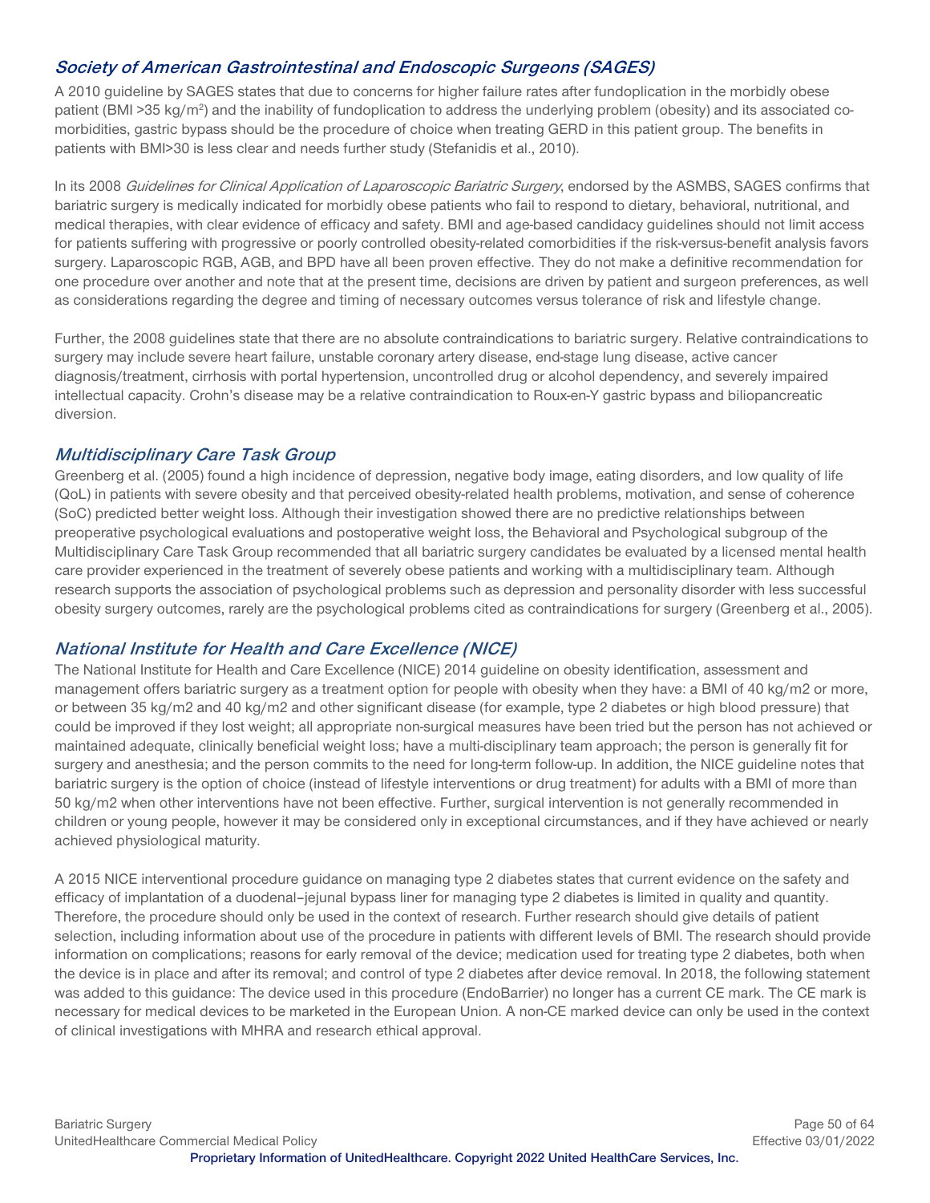### *Society of American Gastrointestinal and Endoscopic Surgeons (SAGES)*

A 2010 guideline by SAGES states that due to concerns for higher failure rates after fundoplication in the morbidly obese patient (BMI >35 kg/m$^2$) and the inability of fundoplication to address the underlying problem (obesity) and its associated co-morbidities, gastric bypass should be the procedure of choice when treating GERD in this patient group. The benefits in patients with BMI>30 is less clear and needs further study (Stefanidis et al., 2010).

In its 2008 *Guidelines for Clinical Application of Laparoscopic Bariatric Surgery*, endorsed by the ASMBS, SAGES confirms that bariatric surgery is medically indicated for morbidly obese patients who fail to respond to dietary, behavioral, nutritional, and medical therapies, with clear evidence of efficacy and safety. BMI and age-based candidacy guidelines should not limit access for patients suffering with progressive or poorly controlled obesity-related comorbidities if the risk-versus-benefit analysis favors surgery. Laparoscopic RGB, AGB, and BPD have all been proven effective. They do not make a definitive recommendation for one procedure over another and note that at the present time, decisions are driven by patient and surgeon preferences, as well as considerations regarding the degree and timing of necessary outcomes versus tolerance of risk and lifestyle change.

Further, the 2008 guidelines state that there are no absolute contraindications to bariatric surgery. Relative contraindications to surgery may include severe heart failure, unstable coronary artery disease, end-stage lung disease, active cancer diagnosis/treatment, cirrhosis with portal hypertension, uncontrolled drug or alcohol dependency, and severely impaired intellectual capacity. Crohn's disease may be a relative contraindication to Roux-en-Y gastric bypass and biliopancreatic diversion.

### *Multidisciplinary Care Task Group*

Greenberg et al. (2005) found a high incidence of depression, negative body image, eating disorders, and low quality of life (QoL) in patients with severe obesity and that perceived obesity-related health problems, motivation, and sense of coherence (SoC) predicted better weight loss. Although their investigation showed there are no predictive relationships between preoperative psychological evaluations and postoperative weight loss, the Behavioral and Psychological subgroup of the Multidisciplinary Care Task Group recommended that all bariatric surgery candidates be evaluated by a licensed mental health care provider experienced in the treatment of severely obese patients and working with a multidisciplinary team. Although research supports the association of psychological problems such as depression and personality disorder with less successful obesity surgery outcomes, rarely are the psychological problems cited as contraindications for surgery (Greenberg et al., 2005).

### *National Institute for Health and Care Excellence (NICE)*

The National Institute for Health and Care Excellence (NICE) 2014 guideline on obesity identification, assessment and management offers bariatric surgery as a treatment option for people with obesity when they have: a BMI of 40 kg/m2 or more, or between 35 kg/m2 and 40 kg/m2 and other significant disease (for example, type 2 diabetes or high blood pressure) that could be improved if they lost weight; all appropriate non-surgical measures have been tried but the person has not achieved or maintained adequate, clinically beneficial weight loss; have a multi-disciplinary team approach; the person is generally fit for surgery and anesthesia; and the person commits to the need for long-term follow-up. In addition, the NICE guideline notes that bariatric surgery is the option of choice (instead of lifestyle interventions or drug treatment) for adults with a BMI of more than 50 kg/m2 when other interventions have not been effective. Further, surgical intervention is not generally recommended in children or young people, however it may be considered only in exceptional circumstances, and if they have achieved or nearly achieved physiological maturity.

A 2015 NICE interventional procedure guidance on managing type 2 diabetes states that current evidence on the safety and efficacy of implantation of a duodenal–jejunal bypass liner for managing type 2 diabetes is limited in quality and quantity. Therefore, the procedure should only be used in the context of research. Further research should give details of patient selection, including information about use of the procedure in patients with different levels of BMI. The research should provide information on complications; reasons for early removal of the device; medication used for treating type 2 diabetes, both when the device is in place and after its removal; and control of type 2 diabetes after device removal. In 2018, the following statement was added to this guidance: The device used in this procedure (EndoBarrier) no longer has a current CE mark. The CE mark is necessary for medical devices to be marketed in the European Union. A non-CE marked device can only be used in the context of clinical investigations with MHRA and research ethical approval.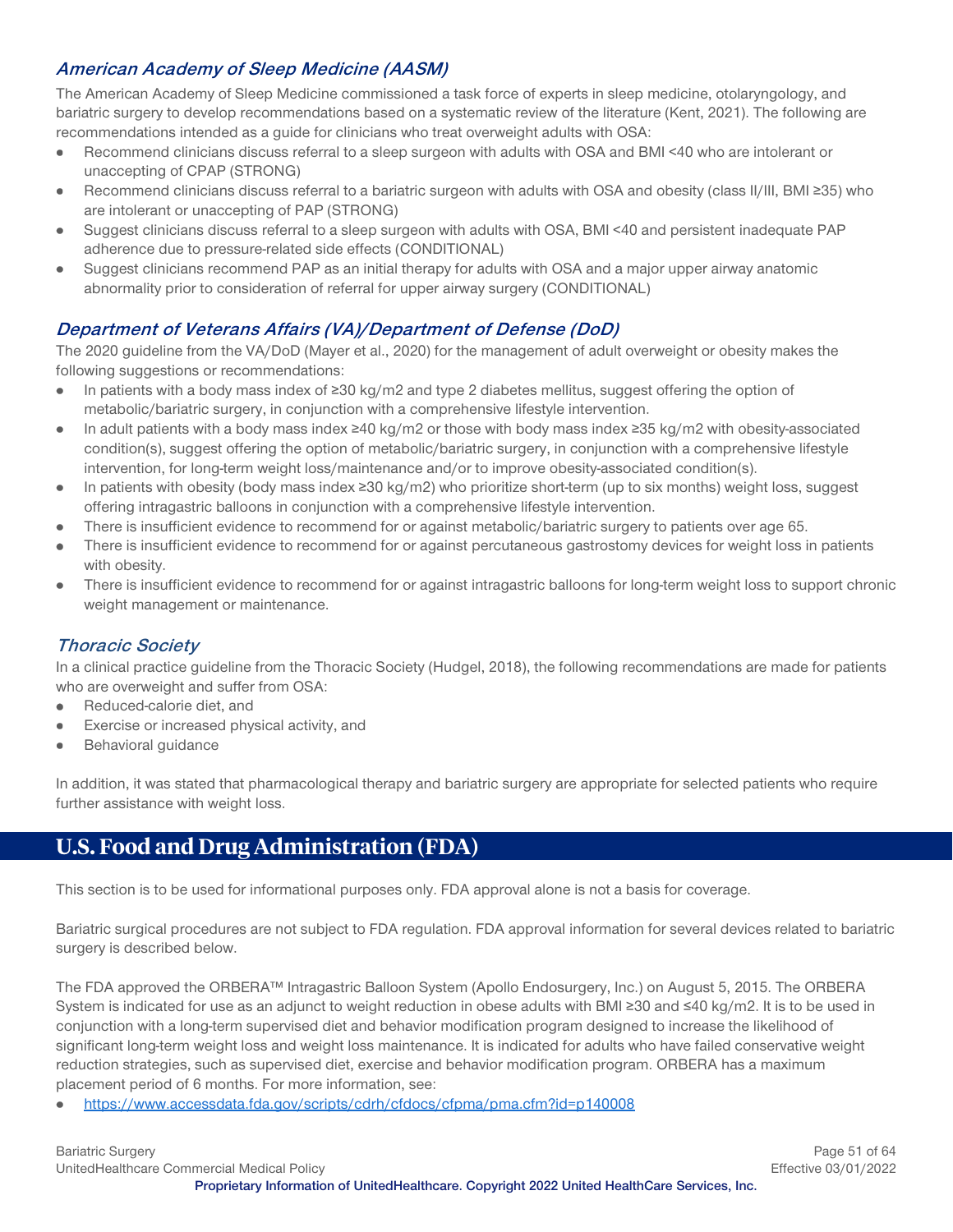### *American Academy of Sleep Medicine (AASM)*

The American Academy of Sleep Medicine commissioned a task force of experts in sleep medicine, otolaryngology, and bariatric surgery to develop recommendations based on a systematic review of the literature (Kent, 2021). The following are recommendations intended as a guide for clinicians who treat overweight adults with OSA:

- Recommend clinicians discuss referral to a sleep surgeon with adults with OSA and BMI <40 who are intolerant or unaccepting of CPAP (STRONG)
- Recommend clinicians discuss referral to a bariatric surgeon with adults with OSA and obesity (class II/III, BMI ≥35) who are intolerant or unaccepting of PAP (STRONG)
- Suggest clinicians discuss referral to a sleep surgeon with adults with OSA, BMI <40 and persistent inadequate PAP adherence due to pressure-related side effects (CONDITIONAL)
- Suggest clinicians recommend PAP as an initial therapy for adults with OSA and a major upper airway anatomic abnormality prior to consideration of referral for upper airway surgery (CONDITIONAL)

### *Department of Veterans Affairs (VA)/Department of Defense (DoD)*

The 2020 guideline from the VA/DoD (Mayer et al., 2020) for the management of adult overweight or obesity makes the following suggestions or recommendations:

- In patients with a body mass index of ≥30 kg/m2 and type 2 diabetes mellitus, suggest offering the option of metabolic/bariatric surgery, in conjunction with a comprehensive lifestyle intervention.
- In adult patients with a body mass index ≥40 kg/m2 or those with body mass index ≥35 kg/m2 with obesity-associated condition(s), suggest offering the option of metabolic/bariatric surgery, in conjunction with a comprehensive lifestyle intervention, for long-term weight loss/maintenance and/or to improve obesity-associated condition(s).
- In patients with obesity (body mass index ≥30 kg/m2) who prioritize short-term (up to six months) weight loss, suggest offering intragastric balloons in conjunction with a comprehensive lifestyle intervention.
- There is insufficient evidence to recommend for or against metabolic/bariatric surgery to patients over age 65.
- There is insufficient evidence to recommend for or against percutaneous gastrostomy devices for weight loss in patients with obesity.
- There is insufficient evidence to recommend for or against intragastric balloons for long-term weight loss to support chronic weight management or maintenance.

### *Thoracic Society*

In a clinical practice guideline from the Thoracic Society (Hudgel, 2018), the following recommendations are made for patients who are overweight and suffer from OSA:

- Reduced-calorie diet, and
- Exercise or increased physical activity, and
- Behavioral guidance

In addition, it was stated that pharmacological therapy and bariatric surgery are appropriate for selected patients who require further assistance with weight loss.

## U.S. Food and Drug Administration (FDA)

This section is to be used for informational purposes only. FDA approval alone is not a basis for coverage.

Bariatric surgical procedures are not subject to FDA regulation. FDA approval information for several devices related to bariatric surgery is described below.

The FDA approved the ORBERA™ Intragastric Balloon System (Apollo Endosurgery, Inc.) on August 5, 2015. The ORBERA System is indicated for use as an adjunct to weight reduction in obese adults with BMI ≥30 and ≤40 kg/m2. It is to be used in conjunction with a long-term supervised diet and behavior modification program designed to increase the likelihood of significant long-term weight loss and weight loss maintenance. It is indicated for adults who have failed conservative weight reduction strategies, such as supervised diet, exercise and behavior modification program. ORBERA has a maximum placement period of 6 months. For more information, see:

- https://www.accessdata.fda.gov/scripts/cdrh/cfdocs/cfpma/pma.cfm?id=p140008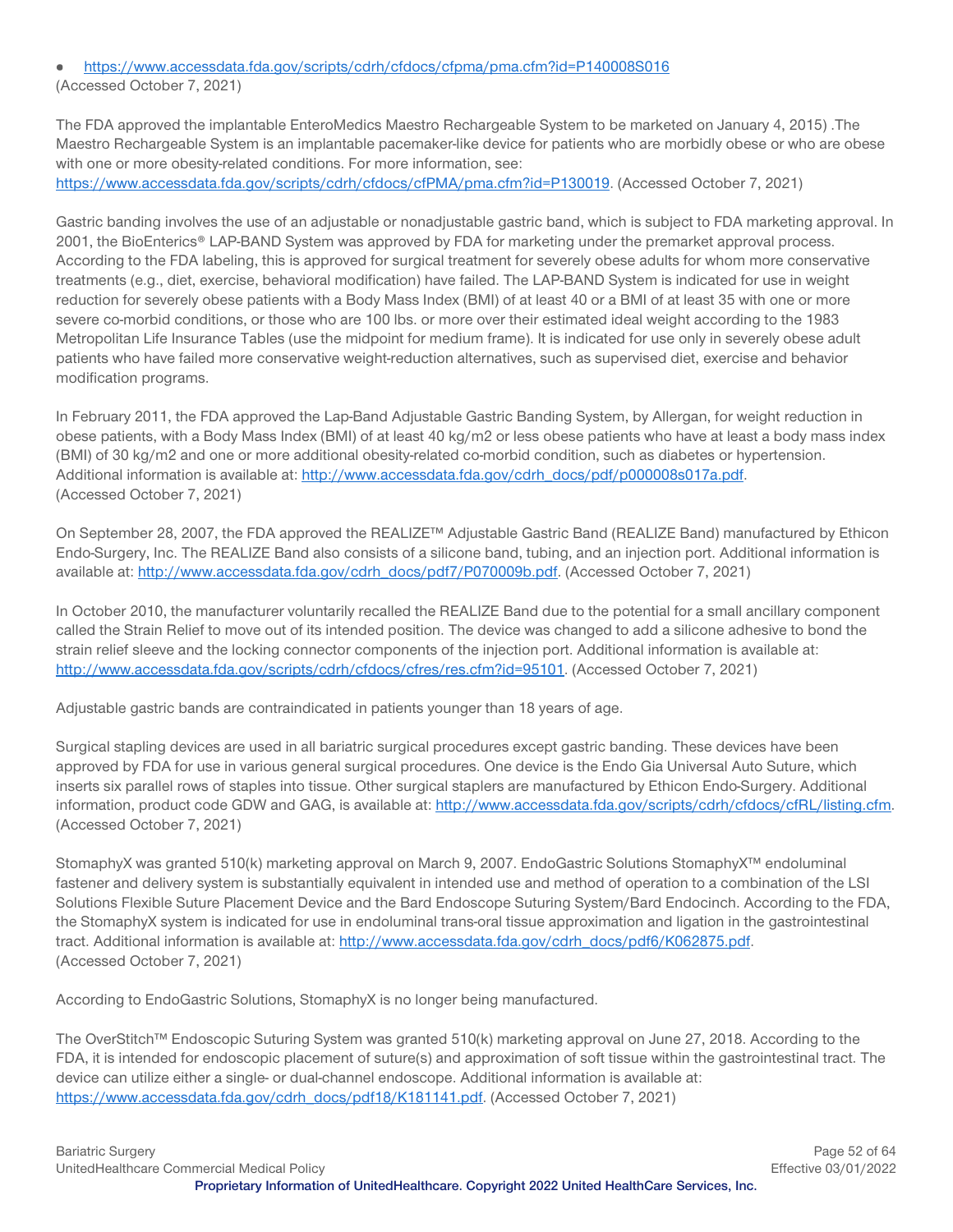- https://www.accessdata.fda.gov/scripts/cdrh/cfdocs/cfpma/pma.cfm?id=P140008S016

(Accessed October 7, 2021)

The FDA approved the implantable EnteroMedics Maestro Rechargeable System to be marketed on January 4, 2015) .The Maestro Rechargeable System is an implantable pacemaker-like device for patients who are morbidly obese or who are obese with one or more obesity-related conditions. For more information, see: https://www.accessdata.fda.gov/scripts/cdrh/cfdocs/cfPMA/pma.cfm?id=P130019. (Accessed October 7, 2021)

Gastric banding involves the use of an adjustable or nonadjustable gastric band, which is subject to FDA marketing approval. In 2001, the BioEnterics® LAP-BAND System was approved by FDA for marketing under the premarket approval process. According to the FDA labeling, this is approved for surgical treatment for severely obese adults for whom more conservative treatments (e.g., diet, exercise, behavioral modification) have failed. The LAP-BAND System is indicated for use in weight reduction for severely obese patients with a Body Mass Index (BMI) of at least 40 or a BMI of at least 35 with one or more severe co-morbid conditions, or those who are 100 lbs. or more over their estimated ideal weight according to the 1983 Metropolitan Life Insurance Tables (use the midpoint for medium frame). It is indicated for use only in severely obese adult patients who have failed more conservative weight-reduction alternatives, such as supervised diet, exercise and behavior modification programs.

In February 2011, the FDA approved the Lap-Band Adjustable Gastric Banding System, by Allergan, for weight reduction in obese patients, with a Body Mass Index (BMI) of at least 40 kg/m2 or less obese patients who have at least a body mass index (BMI) of 30 kg/m2 and one or more additional obesity-related co-morbid condition, such as diabetes or hypertension. Additional information is available at: http://www.accessdata.fda.gov/cdrh_docs/pdf/p000008s017a.pdf. (Accessed October 7, 2021)

On September 28, 2007, the FDA approved the REALIZE™ Adjustable Gastric Band (REALIZE Band) manufactured by Ethicon Endo-Surgery, Inc. The REALIZE Band also consists of a silicone band, tubing, and an injection port. Additional information is available at: http://www.accessdata.fda.gov/cdrh_docs/pdf7/P070009b.pdf. (Accessed October 7, 2021)

In October 2010, the manufacturer voluntarily recalled the REALIZE Band due to the potential for a small ancillary component called the Strain Relief to move out of its intended position. The device was changed to add a silicone adhesive to bond the strain relief sleeve and the locking connector components of the injection port. Additional information is available at: http://www.accessdata.fda.gov/scripts/cdrh/cfdocs/cfres/res.cfm?id=95101. (Accessed October 7, 2021)

Adjustable gastric bands are contraindicated in patients younger than 18 years of age.

Surgical stapling devices are used in all bariatric surgical procedures except gastric banding. These devices have been approved by FDA for use in various general surgical procedures. One device is the Endo Gia Universal Auto Suture, which inserts six parallel rows of staples into tissue. Other surgical staplers are manufactured by Ethicon Endo-Surgery. Additional information, product code GDW and GAG, is available at: http://www.accessdata.fda.gov/scripts/cdrh/cfdocs/cfRL/listing.cfm. (Accessed October 7, 2021)

StomaphyX was granted 510(k) marketing approval on March 9, 2007. EndoGastric Solutions StomaphyX™ endoluminal fastener and delivery system is substantially equivalent in intended use and method of operation to a combination of the LSI Solutions Flexible Suture Placement Device and the Bard Endoscope Suturing System/Bard Endocinch. According to the FDA, the StomaphyX system is indicated for use in endoluminal trans-oral tissue approximation and ligation in the gastrointestinal tract. Additional information is available at: http://www.accessdata.fda.gov/cdrh_docs/pdf6/K062875.pdf. (Accessed October 7, 2021)

According to EndoGastric Solutions, StomaphyX is no longer being manufactured.

The OverStitch™ Endoscopic Suturing System was granted 510(k) marketing approval on June 27, 2018. According to the FDA, it is intended for endoscopic placement of suture(s) and approximation of soft tissue within the gastrointestinal tract. The device can utilize either a single- or dual-channel endoscope. Additional information is available at: https://www.accessdata.fda.gov/cdrh_docs/pdf18/K181141.pdf. (Accessed October 7, 2021)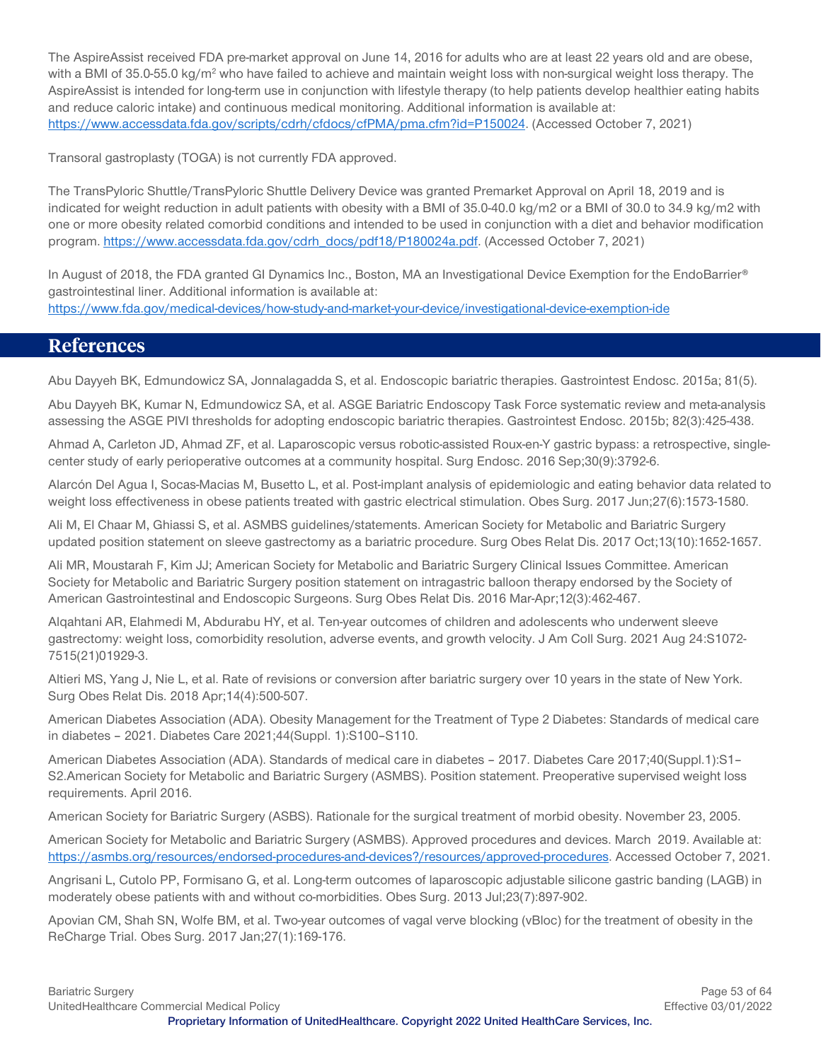The AspireAssist received FDA pre-market approval on June 14, 2016 for adults who are at least 22 years old and are obese, with a BMI of 35.0-55.0 kg/m$^2$ who have failed to achieve and maintain weight loss with non-surgical weight loss therapy. The AspireAssist is intended for long-term use in conjunction with lifestyle therapy (to help patients develop healthier eating habits and reduce caloric intake) and continuous medical monitoring. Additional information is available at: https://www.accessdata.fda.gov/scripts/cdrh/cfdocs/cfPMA/pma.cfm?id=P150024. (Accessed October 7, 2021)

Transoral gastroplasty (TOGA) is not currently FDA approved.

The TransPyloric Shuttle/TransPyloric Shuttle Delivery Device was granted Premarket Approval on April 18, 2019 and is indicated for weight reduction in adult patients with obesity with a BMI of 35.0-40.0 kg/m2 or a BMI of 30.0 to 34.9 kg/m2 with one or more obesity related comorbid conditions and intended to be used in conjunction with a diet and behavior modification program. https://www.accessdata.fda.gov/cdrh_docs/pdf18/P180024a.pdf. (Accessed October 7, 2021)

In August of 2018, the FDA granted GI Dynamics Inc., Boston, MA an Investigational Device Exemption for the EndoBarrier® gastrointestinal liner. Additional information is available at: https://www.fda.gov/medical-devices/how-study-and-market-your-device/investigational-device-exemption-ide

## References

Abu Dayyeh BK, Edmundowicz SA, Jonnalagadda S, et al. Endoscopic bariatric therapies. Gastrointest Endosc. 2015a; 81(5).

Abu Dayyeh BK, Kumar N, Edmundowicz SA, et al. ASGE Bariatric Endoscopy Task Force systematic review and meta-analysis assessing the ASGE PIVI thresholds for adopting endoscopic bariatric therapies. Gastrointest Endosc. 2015b; 82(3):425-438.

Ahmad A, Carleton JD, Ahmad ZF, et al. Laparoscopic versus robotic-assisted Roux-en-Y gastric bypass: a retrospective, single-center study of early perioperative outcomes at a community hospital. Surg Endosc. 2016 Sep;30(9):3792-6.

Alarcón Del Agua I, Socas-Macias M, Busetto L, et al. Post-implant analysis of epidemiologic and eating behavior data related to weight loss effectiveness in obese patients treated with gastric electrical stimulation. Obes Surg. 2017 Jun;27(6):1573-1580.

Ali M, El Chaar M, Ghiassi S, et al. ASMBS guidelines/statements. American Society for Metabolic and Bariatric Surgery updated position statement on sleeve gastrectomy as a bariatric procedure. Surg Obes Relat Dis. 2017 Oct;13(10):1652-1657.

Ali MR, Moustarah F, Kim JJ; American Society for Metabolic and Bariatric Surgery Clinical Issues Committee. American Society for Metabolic and Bariatric Surgery position statement on intragastric balloon therapy endorsed by the Society of American Gastrointestinal and Endoscopic Surgeons. Surg Obes Relat Dis. 2016 Mar-Apr;12(3):462-467.

Alqahtani AR, Elahmedi M, Abdurabu HY, et al. Ten-year outcomes of children and adolescents who underwent sleeve gastrectomy: weight loss, comorbidity resolution, adverse events, and growth velocity. J Am Coll Surg. 2021 Aug 24:S1072-7515(21)01929-3.

Altieri MS, Yang J, Nie L, et al. Rate of revisions or conversion after bariatric surgery over 10 years in the state of New York. Surg Obes Relat Dis. 2018 Apr;14(4):500-507.

American Diabetes Association (ADA). Obesity Management for the Treatment of Type 2 Diabetes: Standards of medical care in diabetes – 2021. Diabetes Care 2021;44(Suppl. 1):S100–S110.

American Diabetes Association (ADA). Standards of medical care in diabetes – 2017. Diabetes Care 2017;40(Suppl.1):S1–S2.American Society for Metabolic and Bariatric Surgery (ASMBS). Position statement. Preoperative supervised weight loss requirements. April 2016.

American Society for Bariatric Surgery (ASBS). Rationale for the surgical treatment of morbid obesity. November 23, 2005.

American Society for Metabolic and Bariatric Surgery (ASMBS). Approved procedures and devices. March 2019. Available at: https://asmbs.org/resources/endorsed-procedures-and-devices?/resources/approved-procedures. Accessed October 7, 2021.

Angrisani L, Cutolo PP, Formisano G, et al. Long-term outcomes of laparoscopic adjustable silicone gastric banding (LAGB) in moderately obese patients with and without co-morbidities. Obes Surg. 2013 Jul;23(7):897-902.

Apovian CM, Shah SN, Wolfe BM, et al. Two-year outcomes of vagal verve blocking (vBloc) for the treatment of obesity in the ReCharge Trial. Obes Surg. 2017 Jan;27(1):169-176.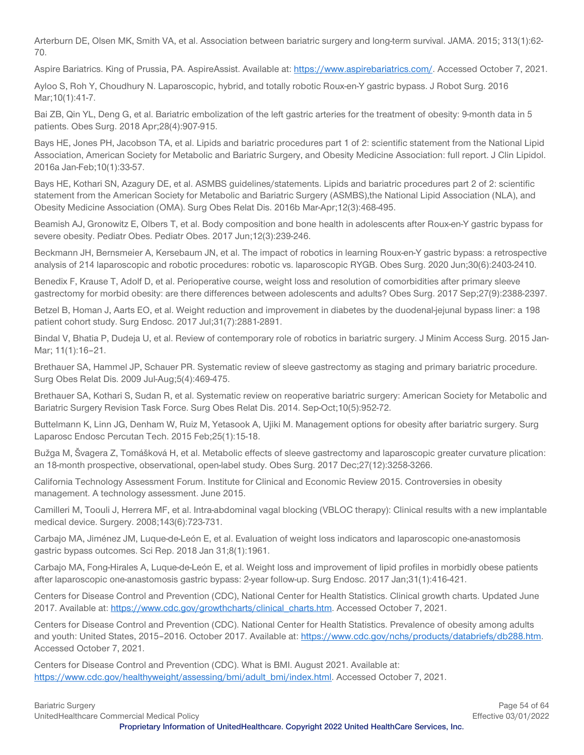Arterburn DE, Olsen MK, Smith VA, et al. Association between bariatric surgery and long-term survival. JAMA. 2015; 313(1):62-70.

Aspire Bariatrics. King of Prussia, PA. AspireAssist. Available at: https://www.aspirebariatrics.com/. Accessed October 7, 2021.

Ayloo S, Roh Y, Choudhury N. Laparoscopic, hybrid, and totally robotic Roux-en-Y gastric bypass. J Robot Surg. 2016 Mar;10(1):41-7.

Bai ZB, Qin YL, Deng G, et al. Bariatric embolization of the left gastric arteries for the treatment of obesity: 9-month data in 5 patients. Obes Surg. 2018 Apr;28(4):907-915.

Bays HE, Jones PH, Jacobson TA, et al. Lipids and bariatric procedures part 1 of 2: scientific statement from the National Lipid Association, American Society for Metabolic and Bariatric Surgery, and Obesity Medicine Association: full report. J Clin Lipidol. 2016a Jan-Feb;10(1):33-57.

Bays HE, Kothari SN, Azagury DE, et al. ASMBS guidelines/statements. Lipids and bariatric procedures part 2 of 2: scientific statement from the American Society for Metabolic and Bariatric Surgery (ASMBS),the National Lipid Association (NLA), and Obesity Medicine Association (OMA). Surg Obes Relat Dis. 2016b Mar-Apr;12(3):468-495.

Beamish AJ, Gronowitz E, Olbers T, et al. Body composition and bone health in adolescents after Roux-en-Y gastric bypass for severe obesity. Pediatr Obes. Pediatr Obes. 2017 Jun;12(3):239-246.

Beckmann JH, Bernsmeier A, Kersebaum JN, et al. The impact of robotics in learning Roux-en-Y gastric bypass: a retrospective analysis of 214 laparoscopic and robotic procedures: robotic vs. laparoscopic RYGB. Obes Surg. 2020 Jun;30(6):2403-2410.

Benedix F, Krause T, Adolf D, et al. Perioperative course, weight loss and resolution of comorbidities after primary sleeve gastrectomy for morbid obesity: are there differences between adolescents and adults? Obes Surg. 2017 Sep;27(9):2388-2397.

Betzel B, Homan J, Aarts EO, et al. Weight reduction and improvement in diabetes by the duodenal-jejunal bypass liner: a 198 patient cohort study. Surg Endosc. 2017 Jul;31(7):2881-2891.

Bindal V, Bhatia P, Dudeja U, et al. Review of contemporary role of robotics in bariatric surgery. J Minim Access Surg. 2015 Jan-Mar; 11(1):16–21.

Brethauer SA, Hammel JP, Schauer PR. Systematic review of sleeve gastrectomy as staging and primary bariatric procedure. Surg Obes Relat Dis. 2009 Jul-Aug;5(4):469-475.

Brethauer SA, Kothari S, Sudan R, et al. Systematic review on reoperative bariatric surgery: American Society for Metabolic and Bariatric Surgery Revision Task Force. Surg Obes Relat Dis. 2014. Sep-Oct;10(5):952-72.

Buttelmann K, Linn JG, Denham W, Ruiz M, Yetasook A, Ujiki M. Management options for obesity after bariatric surgery. Surg Laparosc Endosc Percutan Tech. 2015 Feb;25(1):15-18.

Bužga M, Švagera Z, Tomášková H, et al. Metabolic effects of sleeve gastrectomy and laparoscopic greater curvature plication: an 18-month prospective, observational, open-label study. Obes Surg. 2017 Dec;27(12):3258-3266.

California Technology Assessment Forum. Institute for Clinical and Economic Review 2015. Controversies in obesity management. A technology assessment. June 2015.

Camilleri M, Toouli J, Herrera MF, et al. Intra-abdominal vagal blocking (VBLOC therapy): Clinical results with a new implantable medical device. Surgery. 2008;143(6):723-731.

Carbajo MA, Jiménez JM, Luque-de-León E, et al. Evaluation of weight loss indicators and laparoscopic one-anastomosis gastric bypass outcomes. Sci Rep. 2018 Jan 31;8(1):1961.

Carbajo MA, Fong-Hirales A, Luque-de-León E, et al. Weight loss and improvement of lipid profiles in morbidly obese patients after laparoscopic one-anastomosis gastric bypass: 2-year follow-up. Surg Endosc. 2017 Jan;31(1):416-421.

Centers for Disease Control and Prevention (CDC), National Center for Health Statistics. Clinical growth charts. Updated June 2017. Available at: https://www.cdc.gov/growthcharts/clinical_charts.htm. Accessed October 7, 2021.

Centers for Disease Control and Prevention (CDC). National Center for Health Statistics. Prevalence of obesity among adults and youth: United States, 2015–2016. October 2017. Available at: https://www.cdc.gov/nchs/products/databriefs/db288.htm. Accessed October 7, 2021.

Centers for Disease Control and Prevention (CDC). What is BMI. August 2021. Available at: https://www.cdc.gov/healthyweight/assessing/bmi/adult_bmi/index.html. Accessed October 7, 2021.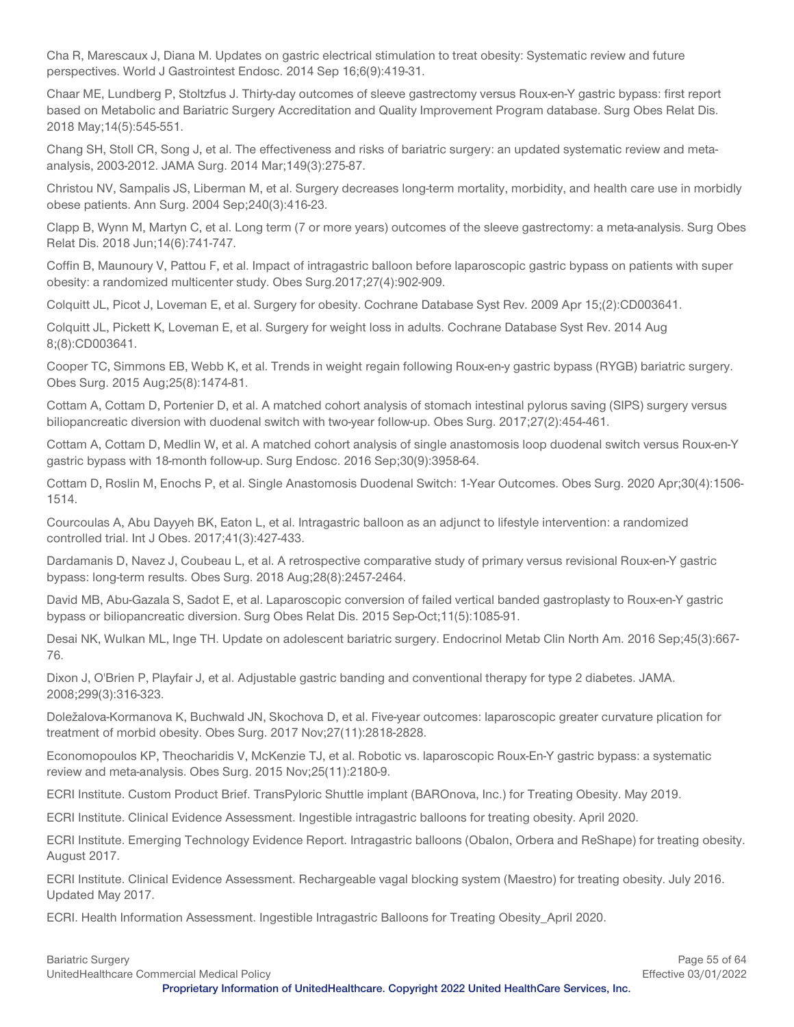Cha R, Marescaux J, Diana M. Updates on gastric electrical stimulation to treat obesity: Systematic review and future perspectives. World J Gastrointest Endosc. 2014 Sep 16;6(9):419-31.

Chaar ME, Lundberg P, Stoltzfus J. Thirty-day outcomes of sleeve gastrectomy versus Roux-en-Y gastric bypass: first report based on Metabolic and Bariatric Surgery Accreditation and Quality Improvement Program database. Surg Obes Relat Dis. 2018 May;14(5):545-551.

Chang SH, Stoll CR, Song J, et al. The effectiveness and risks of bariatric surgery: an updated systematic review and meta-analysis, 2003-2012. JAMA Surg. 2014 Mar;149(3):275-87.

Christou NV, Sampalis JS, Liberman M, et al. Surgery decreases long-term mortality, morbidity, and health care use in morbidly obese patients. Ann Surg. 2004 Sep;240(3):416-23.

Clapp B, Wynn M, Martyn C, et al. Long term (7 or more years) outcomes of the sleeve gastrectomy: a meta-analysis. Surg Obes Relat Dis. 2018 Jun;14(6):741-747.

Coffin B, Maunoury V, Pattou F, et al. Impact of intragastric balloon before laparoscopic gastric bypass on patients with super obesity: a randomized multicenter study. Obes Surg.2017;27(4):902-909.

Colquitt JL, Picot J, Loveman E, et al. Surgery for obesity. Cochrane Database Syst Rev. 2009 Apr 15;(2):CD003641.

Colquitt JL, Pickett K, Loveman E, et al. Surgery for weight loss in adults. Cochrane Database Syst Rev. 2014 Aug 8;(8):CD003641.

Cooper TC, Simmons EB, Webb K, et al. Trends in weight regain following Roux-en-y gastric bypass (RYGB) bariatric surgery. Obes Surg. 2015 Aug;25(8):1474-81.

Cottam A, Cottam D, Portenier D, et al. A matched cohort analysis of stomach intestinal pylorus saving (SIPS) surgery versus biliopancreatic diversion with duodenal switch with two-year follow-up. Obes Surg. 2017;27(2):454-461.

Cottam A, Cottam D, Medlin W, et al. A matched cohort analysis of single anastomosis loop duodenal switch versus Roux-en-Y gastric bypass with 18-month follow-up. Surg Endosc. 2016 Sep;30(9):3958-64.

Cottam D, Roslin M, Enochs P, et al. Single Anastomosis Duodenal Switch: 1-Year Outcomes. Obes Surg. 2020 Apr;30(4):1506-1514.

Courcoulas A, Abu Dayyeh BK, Eaton L, et al. Intragastric balloon as an adjunct to lifestyle intervention: a randomized controlled trial. Int J Obes. 2017;41(3):427-433.

Dardamanis D, Navez J, Coubeau L, et al. A retrospective comparative study of primary versus revisional Roux-en-Y gastric bypass: long-term results. Obes Surg. 2018 Aug;28(8):2457-2464.

David MB, Abu-Gazala S, Sadot E, et al. Laparoscopic conversion of failed vertical banded gastroplasty to Roux-en-Y gastric bypass or biliopancreatic diversion. Surg Obes Relat Dis. 2015 Sep-Oct;11(5):1085-91.

Desai NK, Wulkan ML, Inge TH. Update on adolescent bariatric surgery. Endocrinol Metab Clin North Am. 2016 Sep;45(3):667-76.

Dixon J, O'Brien P, Playfair J, et al. Adjustable gastric banding and conventional therapy for type 2 diabetes. JAMA. 2008;299(3):316-323.

Doležalova-Kormanova K, Buchwald JN, Skochova D, et al. Five-year outcomes: laparoscopic greater curvature plication for treatment of morbid obesity. Obes Surg. 2017 Nov;27(11):2818-2828.

Economopoulos KP, Theocharidis V, McKenzie TJ, et al. Robotic vs. laparoscopic Roux-En-Y gastric bypass: a systematic review and meta-analysis. Obes Surg. 2015 Nov;25(11):2180-9.

ECRI Institute. Custom Product Brief. TransPyloric Shuttle implant (BAROnova, Inc.) for Treating Obesity. May 2019.

ECRI Institute. Clinical Evidence Assessment. Ingestible intragastric balloons for treating obesity. April 2020.

ECRI Institute. Emerging Technology Evidence Report. Intragastric balloons (Obalon, Orbera and ReShape) for treating obesity. August 2017.

ECRI Institute. Clinical Evidence Assessment. Rechargeable vagal blocking system (Maestro) for treating obesity. July 2016. Updated May 2017.

ECRI. Health Information Assessment. Ingestible Intragastric Balloons for Treating Obesity_April 2020.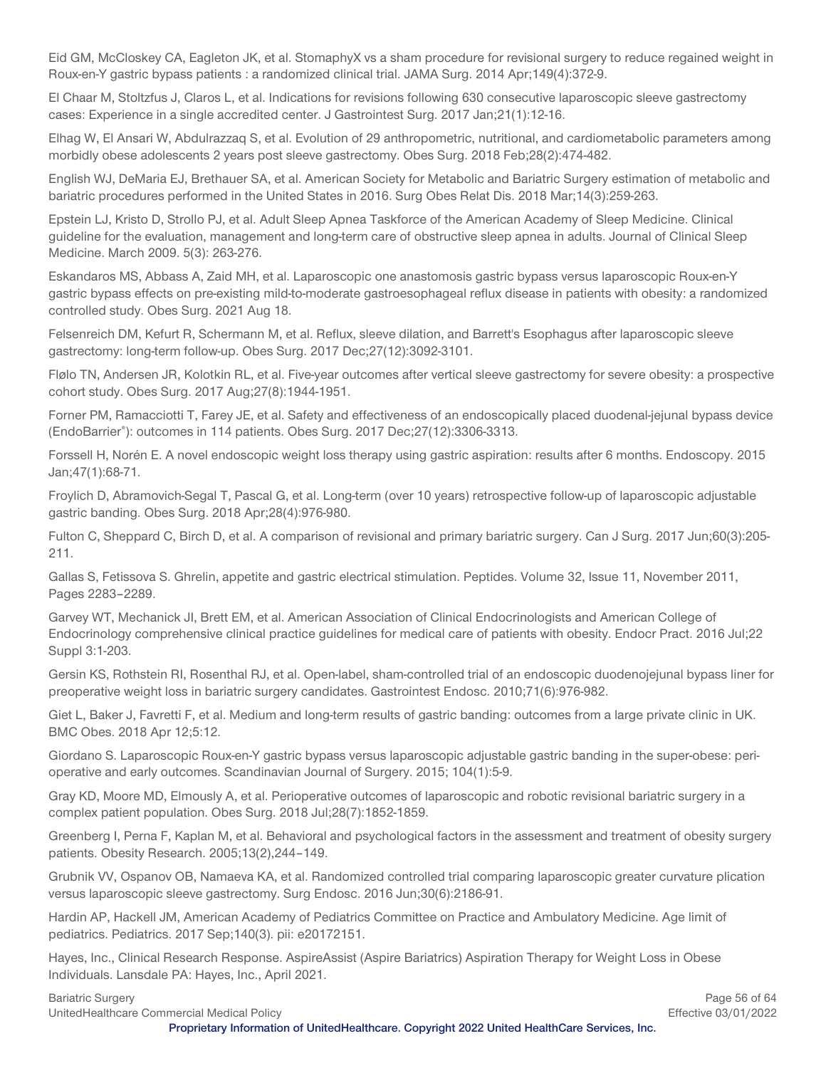Eid GM, McCloskey CA, Eagleton JK, et al. StomaphyX vs a sham procedure for revisional surgery to reduce regained weight in Roux-en-Y gastric bypass patients : a randomized clinical trial. JAMA Surg. 2014 Apr;149(4):372-9.

El Chaar M, Stoltzfus J, Claros L, et al. Indications for revisions following 630 consecutive laparoscopic sleeve gastrectomy cases: Experience in a single accredited center. J Gastrointest Surg. 2017 Jan;21(1):12-16.

Elhag W, El Ansari W, Abdulrazzaq S, et al. Evolution of 29 anthropometric, nutritional, and cardiometabolic parameters among morbidly obese adolescents 2 years post sleeve gastrectomy. Obes Surg. 2018 Feb;28(2):474-482.

English WJ, DeMaria EJ, Brethauer SA, et al. American Society for Metabolic and Bariatric Surgery estimation of metabolic and bariatric procedures performed in the United States in 2016. Surg Obes Relat Dis. 2018 Mar;14(3):259-263.

Epstein LJ, Kristo D, Strollo PJ, et al. Adult Sleep Apnea Taskforce of the American Academy of Sleep Medicine. Clinical guideline for the evaluation, management and long-term care of obstructive sleep apnea in adults. Journal of Clinical Sleep Medicine. March 2009. 5(3): 263-276.

Eskandaros MS, Abbass A, Zaid MH, et al. Laparoscopic one anastomosis gastric bypass versus laparoscopic Roux-en-Y gastric bypass effects on pre-existing mild-to-moderate gastroesophageal reflux disease in patients with obesity: a randomized controlled study. Obes Surg. 2021 Aug 18.

Felsenreich DM, Kefurt R, Schermann M, et al. Reflux, sleeve dilation, and Barrett's Esophagus after laparoscopic sleeve gastrectomy: long-term follow-up. Obes Surg. 2017 Dec;27(12):3092-3101.

Flølo TN, Andersen JR, Kolotkin RL, et al. Five-year outcomes after vertical sleeve gastrectomy for severe obesity: a prospective cohort study. Obes Surg. 2017 Aug;27(8):1944-1951.

Forner PM, Ramacciotti T, Farey JE, et al. Safety and effectiveness of an endoscopically placed duodenal-jejunal bypass device (EndoBarrier®): outcomes in 114 patients. Obes Surg. 2017 Dec;27(12):3306-3313.

Forssell H, Norén E. A novel endoscopic weight loss therapy using gastric aspiration: results after 6 months. Endoscopy. 2015 Jan;47(1):68-71.

Froylich D, Abramovich-Segal T, Pascal G, et al. Long-term (over 10 years) retrospective follow-up of laparoscopic adjustable gastric banding. Obes Surg. 2018 Apr;28(4):976-980.

Fulton C, Sheppard C, Birch D, et al. A comparison of revisional and primary bariatric surgery. Can J Surg. 2017 Jun;60(3):205-211.

Gallas S, Fetissova S. Ghrelin, appetite and gastric electrical stimulation. Peptides. Volume 32, Issue 11, November 2011, Pages 2283–2289.

Garvey WT, Mechanick JI, Brett EM, et al. American Association of Clinical Endocrinologists and American College of Endocrinology comprehensive clinical practice guidelines for medical care of patients with obesity. Endocr Pract. 2016 Jul;22 Suppl 3:1-203.

Gersin KS, Rothstein RI, Rosenthal RJ, et al. Open-label, sham-controlled trial of an endoscopic duodenojejunal bypass liner for preoperative weight loss in bariatric surgery candidates. Gastrointest Endosc. 2010;71(6):976-982.

Giet L, Baker J, Favretti F, et al. Medium and long-term results of gastric banding: outcomes from a large private clinic in UK. BMC Obes. 2018 Apr 12;5:12.

Giordano S. Laparoscopic Roux-en-Y gastric bypass versus laparoscopic adjustable gastric banding in the super-obese: peri-operative and early outcomes. Scandinavian Journal of Surgery. 2015; 104(1):5-9.

Gray KD, Moore MD, Elmously A, et al. Perioperative outcomes of laparoscopic and robotic revisional bariatric surgery in a complex patient population. Obes Surg. 2018 Jul;28(7):1852-1859.

Greenberg I, Perna F, Kaplan M, et al. Behavioral and psychological factors in the assessment and treatment of obesity surgery patients. Obesity Research. 2005;13(2),244–149.

Grubnik VV, Ospanov OB, Namaeva KA, et al. Randomized controlled trial comparing laparoscopic greater curvature plication versus laparoscopic sleeve gastrectomy. Surg Endosc. 2016 Jun;30(6):2186-91.

Hardin AP, Hackell JM, American Academy of Pediatrics Committee on Practice and Ambulatory Medicine. Age limit of pediatrics. Pediatrics. 2017 Sep;140(3). pii: e20172151.

Hayes, Inc., Clinical Research Response. AspireAssist (Aspire Bariatrics) Aspiration Therapy for Weight Loss in Obese Individuals. Lansdale PA: Hayes, Inc., April 2021.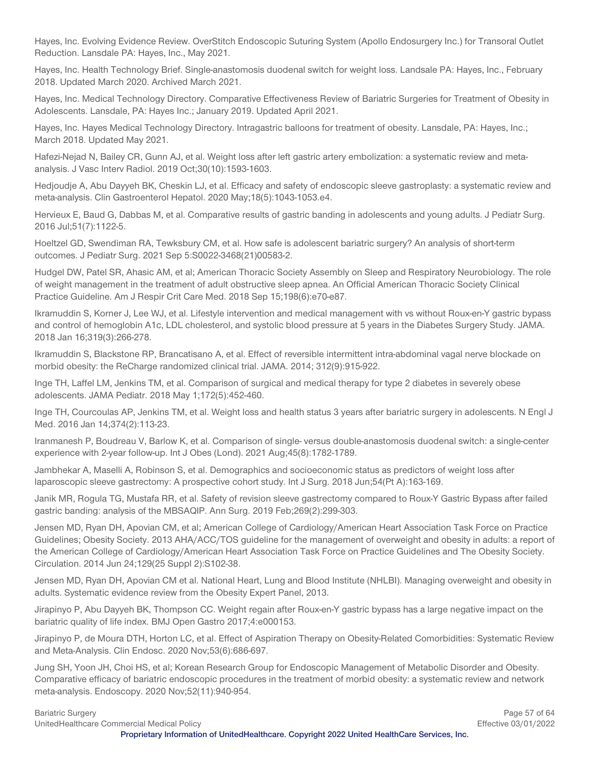Hayes, Inc. Evolving Evidence Review. OverStitch Endoscopic Suturing System (Apollo Endosurgery Inc.) for Transoral Outlet Reduction. Lansdale PA: Hayes, Inc., May 2021.

Hayes, Inc. Health Technology Brief. Single-anastomosis duodenal switch for weight loss. Landsale PA: Hayes, Inc., February 2018. Updated March 2020. Archived March 2021.

Hayes, Inc. Medical Technology Directory. Comparative Effectiveness Review of Bariatric Surgeries for Treatment of Obesity in Adolescents. Lansdale, PA: Hayes Inc.; January 2019. Updated April 2021.

Hayes, Inc. Hayes Medical Technology Directory. Intragastric balloons for treatment of obesity. Lansdale, PA: Hayes, Inc.; March 2018. Updated May 2021.

Hafezi-Nejad N, Bailey CR, Gunn AJ, et al. Weight loss after left gastric artery embolization: a systematic review and meta-analysis. J Vasc Interv Radiol. 2019 Oct;30(10):1593-1603.

Hedjoudje A, Abu Dayyeh BK, Cheskin LJ, et al. Efficacy and safety of endoscopic sleeve gastroplasty: a systematic review and meta-analysis. Clin Gastroenterol Hepatol. 2020 May;18(5):1043-1053.e4.

Hervieux E, Baud G, Dabbas M, et al. Comparative results of gastric banding in adolescents and young adults. J Pediatr Surg. 2016 Jul;51(7):1122-5.

Hoeltzel GD, Swendiman RA, Tewksbury CM, et al. How safe is adolescent bariatric surgery? An analysis of short-term outcomes. J Pediatr Surg. 2021 Sep 5:S0022-3468(21)00583-2.

Hudgel DW, Patel SR, Ahasic AM, et al; American Thoracic Society Assembly on Sleep and Respiratory Neurobiology. The role of weight management in the treatment of adult obstructive sleep apnea. An Official American Thoracic Society Clinical Practice Guideline. Am J Respir Crit Care Med. 2018 Sep 15;198(6):e70-e87.

Ikramuddin S, Korner J, Lee WJ, et al. Lifestyle intervention and medical management with vs without Roux-en-Y gastric bypass and control of hemoglobin A1c, LDL cholesterol, and systolic blood pressure at 5 years in the Diabetes Surgery Study. JAMA. 2018 Jan 16;319(3):266-278.

Ikramuddin S, Blackstone RP, Brancatisano A, et al. Effect of reversible intermittent intra-abdominal vagal nerve blockade on morbid obesity: the ReCharge randomized clinical trial. JAMA. 2014; 312(9):915-922.

Inge TH, Laffel LM, Jenkins TM, et al. Comparison of surgical and medical therapy for type 2 diabetes in severely obese adolescents. JAMA Pediatr. 2018 May 1;172(5):452-460.

Inge TH, Courcoulas AP, Jenkins TM, et al. Weight loss and health status 3 years after bariatric surgery in adolescents. N Engl J Med. 2016 Jan 14;374(2):113-23.

Iranmanesh P, Boudreau V, Barlow K, et al. Comparison of single- versus double-anastomosis duodenal switch: a single-center experience with 2-year follow-up. Int J Obes (Lond). 2021 Aug;45(8):1782-1789.

Jambhekar A, Maselli A, Robinson S, et al. Demographics and socioeconomic status as predictors of weight loss after laparoscopic sleeve gastrectomy: A prospective cohort study. Int J Surg. 2018 Jun;54(Pt A):163-169.

Janik MR, Rogula TG, Mustafa RR, et al. Safety of revision sleeve gastrectomy compared to Roux-Y Gastric Bypass after failed gastric banding: analysis of the MBSAQIP. Ann Surg. 2019 Feb;269(2):299-303.

Jensen MD, Ryan DH, Apovian CM, et al; American College of Cardiology/American Heart Association Task Force on Practice Guidelines; Obesity Society. 2013 AHA/ACC/TOS guideline for the management of overweight and obesity in adults: a report of the American College of Cardiology/American Heart Association Task Force on Practice Guidelines and The Obesity Society. Circulation. 2014 Jun 24;129(25 Suppl 2):S102-38.

Jensen MD, Ryan DH, Apovian CM et al. National Heart, Lung and Blood Institute (NHLBI). Managing overweight and obesity in adults. Systematic evidence review from the Obesity Expert Panel, 2013.

Jirapinyo P, Abu Dayyeh BK, Thompson CC. Weight regain after Roux-en-Y gastric bypass has a large negative impact on the bariatric quality of life index. BMJ Open Gastro 2017;4:e000153.

Jirapinyo P, de Moura DTH, Horton LC, et al. Effect of Aspiration Therapy on Obesity-Related Comorbidities: Systematic Review and Meta-Analysis. Clin Endosc. 2020 Nov;53(6):686-697.

Jung SH, Yoon JH, Choi HS, et al; Korean Research Group for Endoscopic Management of Metabolic Disorder and Obesity. Comparative efficacy of bariatric endoscopic procedures in the treatment of morbid obesity: a systematic review and network meta-analysis. Endoscopy. 2020 Nov;52(11):940-954.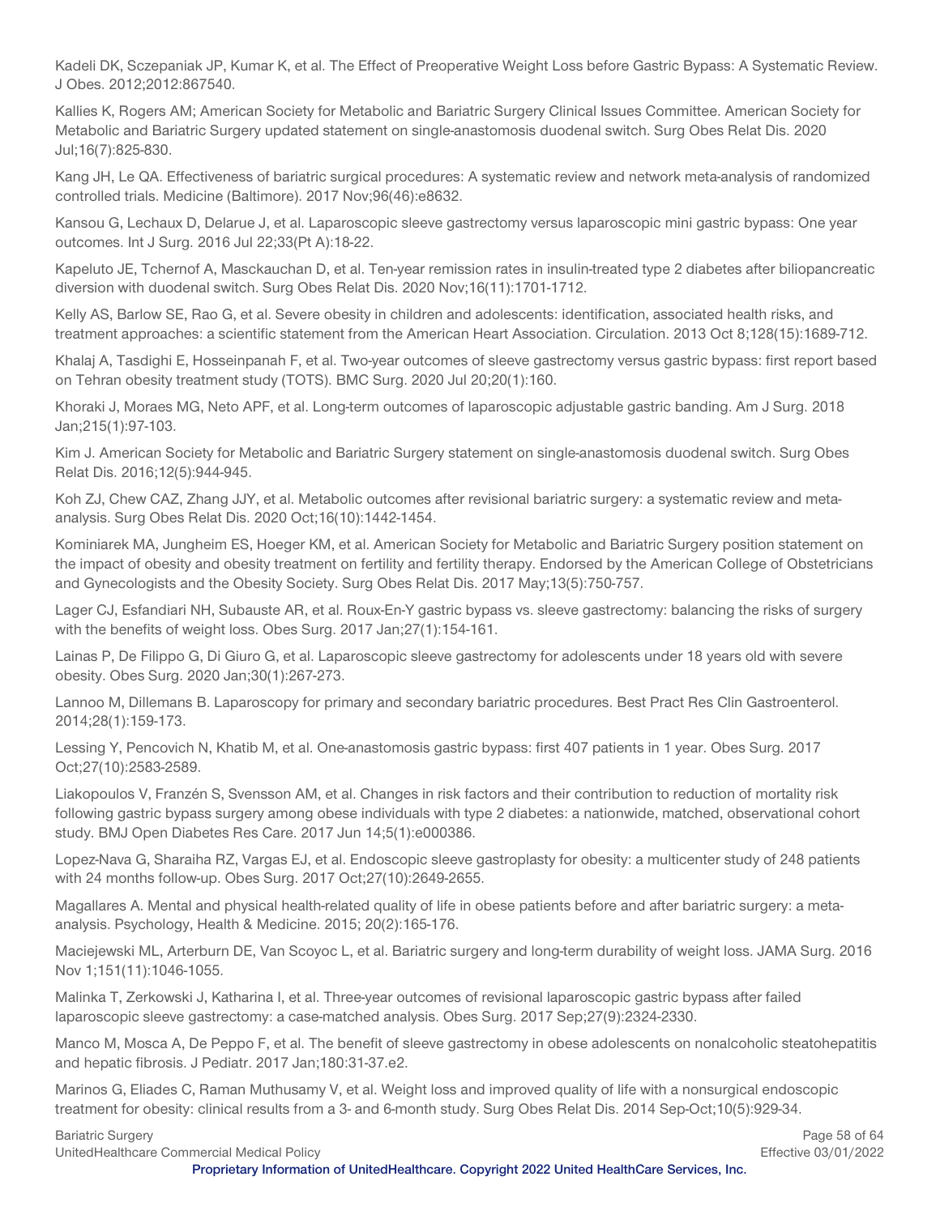Kadeli DK, Sczepaniak JP, Kumar K, et al. The Effect of Preoperative Weight Loss before Gastric Bypass: A Systematic Review. J Obes. 2012;2012:867540.

Kallies K, Rogers AM; American Society for Metabolic and Bariatric Surgery Clinical Issues Committee. American Society for Metabolic and Bariatric Surgery updated statement on single-anastomosis duodenal switch. Surg Obes Relat Dis. 2020 Jul;16(7):825-830.

Kang JH, Le QA. Effectiveness of bariatric surgical procedures: A systematic review and network meta-analysis of randomized controlled trials. Medicine (Baltimore). 2017 Nov;96(46):e8632.

Kansou G, Lechaux D, Delarue J, et al. Laparoscopic sleeve gastrectomy versus laparoscopic mini gastric bypass: One year outcomes. Int J Surg. 2016 Jul 22;33(Pt A):18-22.

Kapeluto JE, Tchernof A, Masckauchan D, et al. Ten-year remission rates in insulin-treated type 2 diabetes after biliopancreatic diversion with duodenal switch. Surg Obes Relat Dis. 2020 Nov;16(11):1701-1712.

Kelly AS, Barlow SE, Rao G, et al. Severe obesity in children and adolescents: identification, associated health risks, and treatment approaches: a scientific statement from the American Heart Association. Circulation. 2013 Oct 8;128(15):1689-712.

Khalaj A, Tasdighi E, Hosseinpanah F, et al. Two-year outcomes of sleeve gastrectomy versus gastric bypass: first report based on Tehran obesity treatment study (TOTS). BMC Surg. 2020 Jul 20;20(1):160.

Khoraki J, Moraes MG, Neto APF, et al. Long-term outcomes of laparoscopic adjustable gastric banding. Am J Surg. 2018 Jan;215(1):97-103.

Kim J. American Society for Metabolic and Bariatric Surgery statement on single-anastomosis duodenal switch. Surg Obes Relat Dis. 2016;12(5):944-945.

Koh ZJ, Chew CAZ, Zhang JJY, et al. Metabolic outcomes after revisional bariatric surgery: a systematic review and meta-analysis. Surg Obes Relat Dis. 2020 Oct;16(10):1442-1454.

Kominiarek MA, Jungheim ES, Hoeger KM, et al. American Society for Metabolic and Bariatric Surgery position statement on the impact of obesity and obesity treatment on fertility and fertility therapy. Endorsed by the American College of Obstetricians and Gynecologists and the Obesity Society. Surg Obes Relat Dis. 2017 May;13(5):750-757.

Lager CJ, Esfandiari NH, Subauste AR, et al. Roux-En-Y gastric bypass vs. sleeve gastrectomy: balancing the risks of surgery with the benefits of weight loss. Obes Surg. 2017 Jan;27(1):154-161.

Lainas P, De Filippo G, Di Giuro G, et al. Laparoscopic sleeve gastrectomy for adolescents under 18 years old with severe obesity. Obes Surg. 2020 Jan;30(1):267-273.

Lannoo M, Dillemans B. Laparoscopy for primary and secondary bariatric procedures. Best Pract Res Clin Gastroenterol. 2014;28(1):159-173.

Lessing Y, Pencovich N, Khatib M, et al. One-anastomosis gastric bypass: first 407 patients in 1 year. Obes Surg. 2017 Oct;27(10):2583-2589.

Liakopoulos V, Franzén S, Svensson AM, et al. Changes in risk factors and their contribution to reduction of mortality risk following gastric bypass surgery among obese individuals with type 2 diabetes: a nationwide, matched, observational cohort study. BMJ Open Diabetes Res Care. 2017 Jun 14;5(1):e000386.

Lopez-Nava G, Sharaiha RZ, Vargas EJ, et al. Endoscopic sleeve gastroplasty for obesity: a multicenter study of 248 patients with 24 months follow-up. Obes Surg. 2017 Oct;27(10):2649-2655.

Magallares A. Mental and physical health-related quality of life in obese patients before and after bariatric surgery: a meta-analysis. Psychology, Health & Medicine. 2015; 20(2):165-176.

Maciejewski ML, Arterburn DE, Van Scoyoc L, et al. Bariatric surgery and long-term durability of weight loss. JAMA Surg. 2016 Nov 1;151(11):1046-1055.

Malinka T, Zerkowski J, Katharina I, et al. Three-year outcomes of revisional laparoscopic gastric bypass after failed laparoscopic sleeve gastrectomy: a case-matched analysis. Obes Surg. 2017 Sep;27(9):2324-2330.

Manco M, Mosca A, De Peppo F, et al. The benefit of sleeve gastrectomy in obese adolescents on nonalcoholic steatohepatitis and hepatic fibrosis. J Pediatr. 2017 Jan;180:31-37.e2.

Marinos G, Eliades C, Raman Muthusamy V, et al. Weight loss and improved quality of life with a nonsurgical endoscopic treatment for obesity: clinical results from a 3- and 6-month study. Surg Obes Relat Dis. 2014 Sep-Oct;10(5):929-34.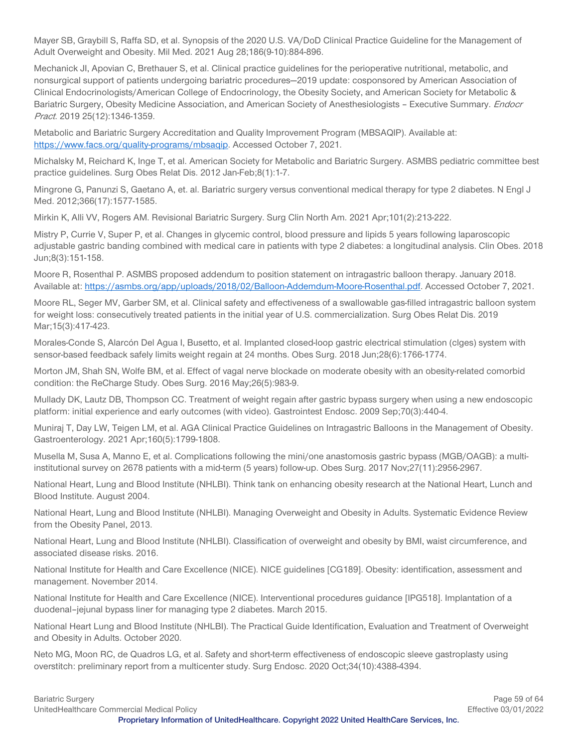Mayer SB, Graybill S, Raffa SD, et al. Synopsis of the 2020 U.S. VA/DoD Clinical Practice Guideline for the Management of Adult Overweight and Obesity. Mil Med. 2021 Aug 28;186(9-10):884-896.

Mechanick JI, Apovian C, Brethauer S, et al. Clinical practice guidelines for the perioperative nutritional, metabolic, and nonsurgical support of patients undergoing bariatric procedures—2019 update: cosponsored by American Association of Clinical Endocrinologists/American College of Endocrinology, the Obesity Society, and American Society for Metabolic & Bariatric Surgery, Obesity Medicine Association, and American Society of Anesthesiologists – Executive Summary. *Endocr Pract*. 2019 25(12):1346-1359.

Metabolic and Bariatric Surgery Accreditation and Quality Improvement Program (MBSAQIP). Available at: https://www.facs.org/quality-programs/mbsaqip. Accessed October 7, 2021.

Michalsky M, Reichard K, Inge T, et al. American Society for Metabolic and Bariatric Surgery. ASMBS pediatric committee best practice guidelines. Surg Obes Relat Dis. 2012 Jan-Feb;8(1):1-7.

Mingrone G, Panunzi S, Gaetano A, et. al. Bariatric surgery versus conventional medical therapy for type 2 diabetes. N Engl J Med. 2012;366(17):1577-1585.

Mirkin K, Alli VV, Rogers AM. Revisional Bariatric Surgery. Surg Clin North Am. 2021 Apr;101(2):213-222.

Mistry P, Currie V, Super P, et al. Changes in glycemic control, blood pressure and lipids 5 years following laparoscopic adjustable gastric banding combined with medical care in patients with type 2 diabetes: a longitudinal analysis. Clin Obes. 2018 Jun;8(3):151-158.

Moore R, Rosenthal P. ASMBS proposed addendum to position statement on intragastric balloon therapy. January 2018. Available at: https://asmbs.org/app/uploads/2018/02/Balloon-Addemdum-Moore-Rosenthal.pdf. Accessed October 7, 2021.

Moore RL, Seger MV, Garber SM, et al. Clinical safety and effectiveness of a swallowable gas-filled intragastric balloon system for weight loss: consecutively treated patients in the initial year of U.S. commercialization. Surg Obes Relat Dis. 2019 Mar;15(3):417-423.

Morales-Conde S, Alarcón Del Agua I, Busetto, et al. Implanted closed-loop gastric electrical stimulation (clges) system with sensor-based feedback safely limits weight regain at 24 months. Obes Surg. 2018 Jun;28(6):1766-1774.

Morton JM, Shah SN, Wolfe BM, et al. Effect of vagal nerve blockade on moderate obesity with an obesity-related comorbid condition: the ReCharge Study. Obes Surg. 2016 May;26(5):983-9.

Mullady DK, Lautz DB, Thompson CC. Treatment of weight regain after gastric bypass surgery when using a new endoscopic platform: initial experience and early outcomes (with video). Gastrointest Endosc. 2009 Sep;70(3):440-4.

Muniraj T, Day LW, Teigen LM, et al. AGA Clinical Practice Guidelines on Intragastric Balloons in the Management of Obesity. Gastroenterology. 2021 Apr;160(5):1799-1808.

Musella M, Susa A, Manno E, et al. Complications following the mini/one anastomosis gastric bypass (MGB/OAGB): a multi-institutional survey on 2678 patients with a mid-term (5 years) follow-up. Obes Surg. 2017 Nov;27(11):2956-2967.

National Heart, Lung and Blood Institute (NHLBI). Think tank on enhancing obesity research at the National Heart, Lunch and Blood Institute. August 2004.

National Heart, Lung and Blood Institute (NHLBI). Managing Overweight and Obesity in Adults. Systematic Evidence Review from the Obesity Panel, 2013.

National Heart, Lung and Blood Institute (NHLBI). Classification of overweight and obesity by BMI, waist circumference, and associated disease risks. 2016.

National Institute for Health and Care Excellence (NICE). NICE guidelines [CG189]. Obesity: identification, assessment and management. November 2014.

National Institute for Health and Care Excellence (NICE). Interventional procedures guidance [IPG518]. Implantation of a duodenal–jejunal bypass liner for managing type 2 diabetes. March 2015.

National Heart Lung and Blood Institute (NHLBI). The Practical Guide Identification, Evaluation and Treatment of Overweight and Obesity in Adults. October 2020.

Neto MG, Moon RC, de Quadros LG, et al. Safety and short-term effectiveness of endoscopic sleeve gastroplasty using overstitch: preliminary report from a multicenter study. Surg Endosc. 2020 Oct;34(10):4388-4394.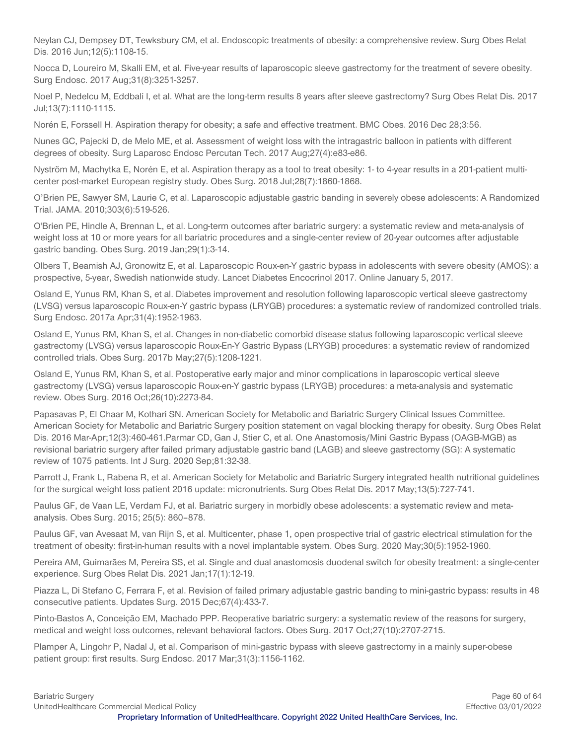Neylan CJ, Dempsey DT, Tewksbury CM, et al. Endoscopic treatments of obesity: a comprehensive review. Surg Obes Relat Dis. 2016 Jun;12(5):1108-15.

Nocca D, Loureiro M, Skalli EM, et al. Five-year results of laparoscopic sleeve gastrectomy for the treatment of severe obesity. Surg Endosc. 2017 Aug;31(8):3251-3257.

Noel P, Nedelcu M, Eddbali I, et al. What are the long-term results 8 years after sleeve gastrectomy? Surg Obes Relat Dis. 2017 Jul;13(7):1110-1115.

Norén E, Forssell H. Aspiration therapy for obesity; a safe and effective treatment. BMC Obes. 2016 Dec 28;3:56.

Nunes GC, Pajecki D, de Melo ME, et al. Assessment of weight loss with the intragastric balloon in patients with different degrees of obesity. Surg Laparosc Endosc Percutan Tech. 2017 Aug;27(4):e83-e86.

Nyström M, Machytka E, Norén E, et al. Aspiration therapy as a tool to treat obesity: 1- to 4-year results in a 201-patient multi-center post-market European registry study. Obes Surg. 2018 Jul;28(7):1860-1868.

O'Brien PE, Sawyer SM, Laurie C, et al. Laparoscopic adjustable gastric banding in severely obese adolescents: A Randomized Trial. JAMA. 2010;303(6):519-526.

O'Brien PE, Hindle A, Brennan L, et al. Long-term outcomes after bariatric surgery: a systematic review and meta-analysis of weight loss at 10 or more years for all bariatric procedures and a single-center review of 20-year outcomes after adjustable gastric banding. Obes Surg. 2019 Jan;29(1):3-14.

Olbers T, Beamish AJ, Gronowitz E, et al. Laparoscopic Roux-en-Y gastric bypass in adolescents with severe obesity (AMOS): a prospective, 5-year, Swedish nationwide study. Lancet Diabetes Encocrinol 2017. Online January 5, 2017.

Osland E, Yunus RM, Khan S, et al. Diabetes improvement and resolution following laparoscopic vertical sleeve gastrectomy (LVSG) versus laparoscopic Roux-en-Y gastric bypass (LRYGB) procedures: a systematic review of randomized controlled trials. Surg Endosc. 2017a Apr;31(4):1952-1963.

Osland E, Yunus RM, Khan S, et al. Changes in non-diabetic comorbid disease status following laparoscopic vertical sleeve gastrectomy (LVSG) versus laparoscopic Roux-En-Y Gastric Bypass (LRYGB) procedures: a systematic review of randomized controlled trials. Obes Surg. 2017b May;27(5):1208-1221.

Osland E, Yunus RM, Khan S, et al. Postoperative early major and minor complications in laparoscopic vertical sleeve gastrectomy (LVSG) versus laparoscopic Roux-en-Y gastric bypass (LRYGB) procedures: a meta-analysis and systematic review. Obes Surg. 2016 Oct;26(10):2273-84.

Papasavas P, El Chaar M, Kothari SN. American Society for Metabolic and Bariatric Surgery Clinical Issues Committee. American Society for Metabolic and Bariatric Surgery position statement on vagal blocking therapy for obesity. Surg Obes Relat Dis. 2016 Mar-Apr;12(3):460-461.Parmar CD, Gan J, Stier C, et al. One Anastomosis/Mini Gastric Bypass (OAGB-MGB) as revisional bariatric surgery after failed primary adjustable gastric band (LAGB) and sleeve gastrectomy (SG): A systematic review of 1075 patients. Int J Surg. 2020 Sep;81:32-38.

Parrott J, Frank L, Rabena R, et al. American Society for Metabolic and Bariatric Surgery integrated health nutritional guidelines for the surgical weight loss patient 2016 update: micronutrients. Surg Obes Relat Dis. 2017 May;13(5):727-741.

Paulus GF, de Vaan LE, Verdam FJ, et al. Bariatric surgery in morbidly obese adolescents: a systematic review and meta-analysis. Obes Surg. 2015; 25(5): 860–878.

Paulus GF, van Avesaat M, van Rijn S, et al. Multicenter, phase 1, open prospective trial of gastric electrical stimulation for the treatment of obesity: first-in-human results with a novel implantable system. Obes Surg. 2020 May;30(5):1952-1960.

Pereira AM, Guimarães M, Pereira SS, et al. Single and dual anastomosis duodenal switch for obesity treatment: a single-center experience. Surg Obes Relat Dis. 2021 Jan;17(1):12-19.

Piazza L, Di Stefano C, Ferrara F, et al. Revision of failed primary adjustable gastric banding to mini-gastric bypass: results in 48 consecutive patients. Updates Surg. 2015 Dec;67(4):433-7.

Pinto-Bastos A, Conceição EM, Machado PPP. Reoperative bariatric surgery: a systematic review of the reasons for surgery, medical and weight loss outcomes, relevant behavioral factors. Obes Surg. 2017 Oct;27(10):2707-2715.

Plamper A, Lingohr P, Nadal J, et al. Comparison of mini-gastric bypass with sleeve gastrectomy in a mainly super-obese patient group: first results. Surg Endosc. 2017 Mar;31(3):1156-1162.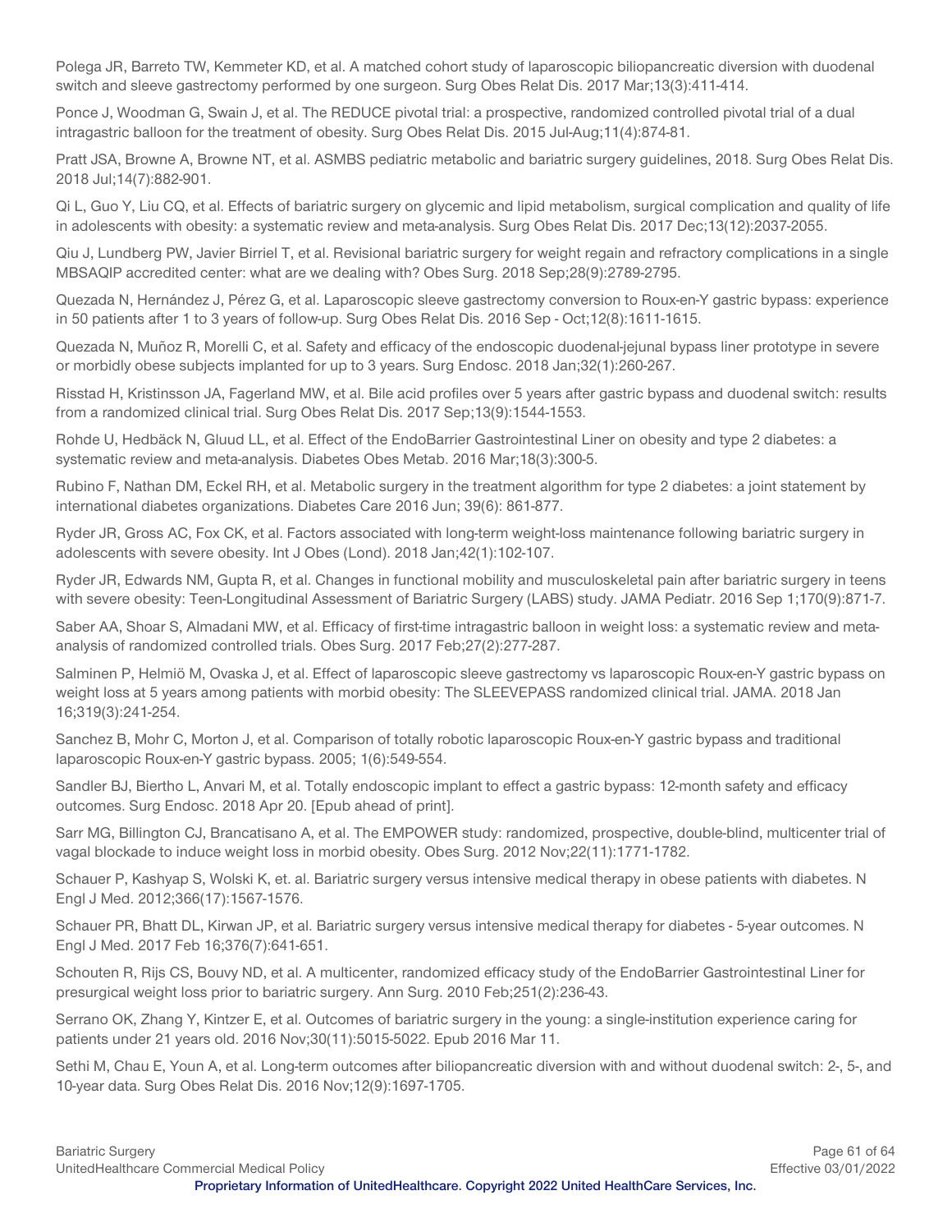Polega JR, Barreto TW, Kemmeter KD, et al. A matched cohort study of laparoscopic biliopancreatic diversion with duodenal switch and sleeve gastrectomy performed by one surgeon. Surg Obes Relat Dis. 2017 Mar;13(3):411-414.

Ponce J, Woodman G, Swain J, et al. The REDUCE pivotal trial: a prospective, randomized controlled pivotal trial of a dual intragastric balloon for the treatment of obesity. Surg Obes Relat Dis. 2015 Jul-Aug;11(4):874-81.

Pratt JSA, Browne A, Browne NT, et al. ASMBS pediatric metabolic and bariatric surgery guidelines, 2018. Surg Obes Relat Dis. 2018 Jul;14(7):882-901.

Qi L, Guo Y, Liu CQ, et al. Effects of bariatric surgery on glycemic and lipid metabolism, surgical complication and quality of life in adolescents with obesity: a systematic review and meta-analysis. Surg Obes Relat Dis. 2017 Dec;13(12):2037-2055.

Qiu J, Lundberg PW, Javier Birriel T, et al. Revisional bariatric surgery for weight regain and refractory complications in a single MBSAQIP accredited center: what are we dealing with? Obes Surg. 2018 Sep;28(9):2789-2795.

Quezada N, Hernández J, Pérez G, et al. Laparoscopic sleeve gastrectomy conversion to Roux-en-Y gastric bypass: experience in 50 patients after 1 to 3 years of follow-up. Surg Obes Relat Dis. 2016 Sep - Oct;12(8):1611-1615.

Quezada N, Muñoz R, Morelli C, et al. Safety and efficacy of the endoscopic duodenal-jejunal bypass liner prototype in severe or morbidly obese subjects implanted for up to 3 years. Surg Endosc. 2018 Jan;32(1):260-267.

Risstad H, Kristinsson JA, Fagerland MW, et al. Bile acid profiles over 5 years after gastric bypass and duodenal switch: results from a randomized clinical trial. Surg Obes Relat Dis. 2017 Sep;13(9):1544-1553.

Rohde U, Hedbäck N, Gluud LL, et al. Effect of the EndoBarrier Gastrointestinal Liner on obesity and type 2 diabetes: a systematic review and meta-analysis. Diabetes Obes Metab. 2016 Mar;18(3):300-5.

Rubino F, Nathan DM, Eckel RH, et al. Metabolic surgery in the treatment algorithm for type 2 diabetes: a joint statement by international diabetes organizations. Diabetes Care 2016 Jun; 39(6): 861-877.

Ryder JR, Gross AC, Fox CK, et al. Factors associated with long-term weight-loss maintenance following bariatric surgery in adolescents with severe obesity. Int J Obes (Lond). 2018 Jan;42(1):102-107.

Ryder JR, Edwards NM, Gupta R, et al. Changes in functional mobility and musculoskeletal pain after bariatric surgery in teens with severe obesity: Teen-Longitudinal Assessment of Bariatric Surgery (LABS) study. JAMA Pediatr. 2016 Sep 1;170(9):871-7.

Saber AA, Shoar S, Almadani MW, et al. Efficacy of first-time intragastric balloon in weight loss: a systematic review and meta-analysis of randomized controlled trials. Obes Surg. 2017 Feb;27(2):277-287.

Salminen P, Helmiö M, Ovaska J, et al. Effect of laparoscopic sleeve gastrectomy vs laparoscopic Roux-en-Y gastric bypass on weight loss at 5 years among patients with morbid obesity: The SLEEVEPASS randomized clinical trial. JAMA. 2018 Jan 16;319(3):241-254.

Sanchez B, Mohr C, Morton J, et al. Comparison of totally robotic laparoscopic Roux-en-Y gastric bypass and traditional laparoscopic Roux-en-Y gastric bypass. 2005; 1(6):549-554.

Sandler BJ, Biertho L, Anvari M, et al. Totally endoscopic implant to effect a gastric bypass: 12-month safety and efficacy outcomes. Surg Endosc. 2018 Apr 20. [Epub ahead of print].

Sarr MG, Billington CJ, Brancatisano A, et al. The EMPOWER study: randomized, prospective, double-blind, multicenter trial of vagal blockade to induce weight loss in morbid obesity. Obes Surg. 2012 Nov;22(11):1771-1782.

Schauer P, Kashyap S, Wolski K, et. al. Bariatric surgery versus intensive medical therapy in obese patients with diabetes. N Engl J Med. 2012;366(17):1567-1576.

Schauer PR, Bhatt DL, Kirwan JP, et al. Bariatric surgery versus intensive medical therapy for diabetes - 5-year outcomes. N Engl J Med. 2017 Feb 16;376(7):641-651.

Schouten R, Rijs CS, Bouvy ND, et al. A multicenter, randomized efficacy study of the EndoBarrier Gastrointestinal Liner for presurgical weight loss prior to bariatric surgery. Ann Surg. 2010 Feb;251(2):236-43.

Serrano OK, Zhang Y, Kintzer E, et al. Outcomes of bariatric surgery in the young: a single-institution experience caring for patients under 21 years old. 2016 Nov;30(11):5015-5022. Epub 2016 Mar 11.

Sethi M, Chau E, Youn A, et al. Long-term outcomes after biliopancreatic diversion with and without duodenal switch: 2-, 5-, and 10-year data. Surg Obes Relat Dis. 2016 Nov;12(9):1697-1705.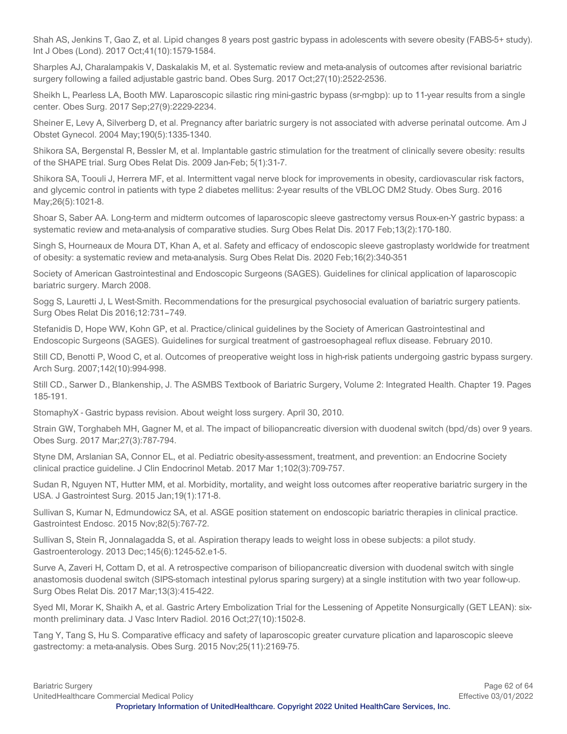Shah AS, Jenkins T, Gao Z, et al. Lipid changes 8 years post gastric bypass in adolescents with severe obesity (FABS-5+ study). Int J Obes (Lond). 2017 Oct;41(10):1579-1584.

Sharples AJ, Charalampakis V, Daskalakis M, et al. Systematic review and meta-analysis of outcomes after revisional bariatric surgery following a failed adjustable gastric band. Obes Surg. 2017 Oct;27(10):2522-2536.

Sheikh L, Pearless LA, Booth MW. Laparoscopic silastic ring mini-gastric bypass (sr-mgbp): up to 11-year results from a single center. Obes Surg. 2017 Sep;27(9):2229-2234.

Sheiner E, Levy A, Silverberg D, et al. Pregnancy after bariatric surgery is not associated with adverse perinatal outcome. Am J Obstet Gynecol. 2004 May;190(5):1335-1340.

Shikora SA, Bergenstal R, Bessler M, et al. Implantable gastric stimulation for the treatment of clinically severe obesity: results of the SHAPE trial. Surg Obes Relat Dis. 2009 Jan-Feb; 5(1):31-7.

Shikora SA, Toouli J, Herrera MF, et al. Intermittent vagal nerve block for improvements in obesity, cardiovascular risk factors, and glycemic control in patients with type 2 diabetes mellitus: 2-year results of the VBLOC DM2 Study. Obes Surg. 2016 May;26(5):1021-8.

Shoar S, Saber AA. Long-term and midterm outcomes of laparoscopic sleeve gastrectomy versus Roux-en-Y gastric bypass: a systematic review and meta-analysis of comparative studies. Surg Obes Relat Dis. 2017 Feb;13(2):170-180.

Singh S, Hourneaux de Moura DT, Khan A, et al. Safety and efficacy of endoscopic sleeve gastroplasty worldwide for treatment of obesity: a systematic review and meta-analysis. Surg Obes Relat Dis. 2020 Feb;16(2):340-351

Society of American Gastrointestinal and Endoscopic Surgeons (SAGES). Guidelines for clinical application of laparoscopic bariatric surgery. March 2008.

Sogg S, Lauretti J, L West-Smith. Recommendations for the presurgical psychosocial evaluation of bariatric surgery patients. Surg Obes Relat Dis 2016;12:731–749.

Stefanidis D, Hope WW, Kohn GP, et al. Practice/clinical guidelines by the Society of American Gastrointestinal and Endoscopic Surgeons (SAGES). Guidelines for surgical treatment of gastroesophageal reflux disease. February 2010.

Still CD, Benotti P, Wood C, et al. Outcomes of preoperative weight loss in high-risk patients undergoing gastric bypass surgery. Arch Surg. 2007;142(10):994-998.

Still CD., Sarwer D., Blankenship, J. The ASMBS Textbook of Bariatric Surgery, Volume 2: Integrated Health. Chapter 19. Pages 185-191.

StomaphyX - Gastric bypass revision. About weight loss surgery. April 30, 2010.

Strain GW, Torghabeh MH, Gagner M, et al. The impact of biliopancreatic diversion with duodenal switch (bpd/ds) over 9 years. Obes Surg. 2017 Mar;27(3):787-794.

Styne DM, Arslanian SA, Connor EL, et al. Pediatric obesity-assessment, treatment, and prevention: an Endocrine Society clinical practice guideline. J Clin Endocrinol Metab. 2017 Mar 1;102(3):709-757.

Sudan R, Nguyen NT, Hutter MM, et al. Morbidity, mortality, and weight loss outcomes after reoperative bariatric surgery in the USA. J Gastrointest Surg. 2015 Jan;19(1):171-8.

Sullivan S, Kumar N, Edmundowicz SA, et al. ASGE position statement on endoscopic bariatric therapies in clinical practice. Gastrointest Endosc. 2015 Nov;82(5):767-72.

Sullivan S, Stein R, Jonnalagadda S, et al. Aspiration therapy leads to weight loss in obese subjects: a pilot study. Gastroenterology. 2013 Dec;145(6):1245-52.e1-5.

Surve A, Zaveri H, Cottam D, et al. A retrospective comparison of biliopancreatic diversion with duodenal switch with single anastomosis duodenal switch (SIPS-stomach intestinal pylorus sparing surgery) at a single institution with two year follow-up. Surg Obes Relat Dis. 2017 Mar;13(3):415-422.

Syed MI, Morar K, Shaikh A, et al. Gastric Artery Embolization Trial for the Lessening of Appetite Nonsurgically (GET LEAN): six-month preliminary data. J Vasc Interv Radiol. 2016 Oct;27(10):1502-8.

Tang Y, Tang S, Hu S. Comparative efficacy and safety of laparoscopic greater curvature plication and laparoscopic sleeve gastrectomy: a meta-analysis. Obes Surg. 2015 Nov;25(11):2169-75.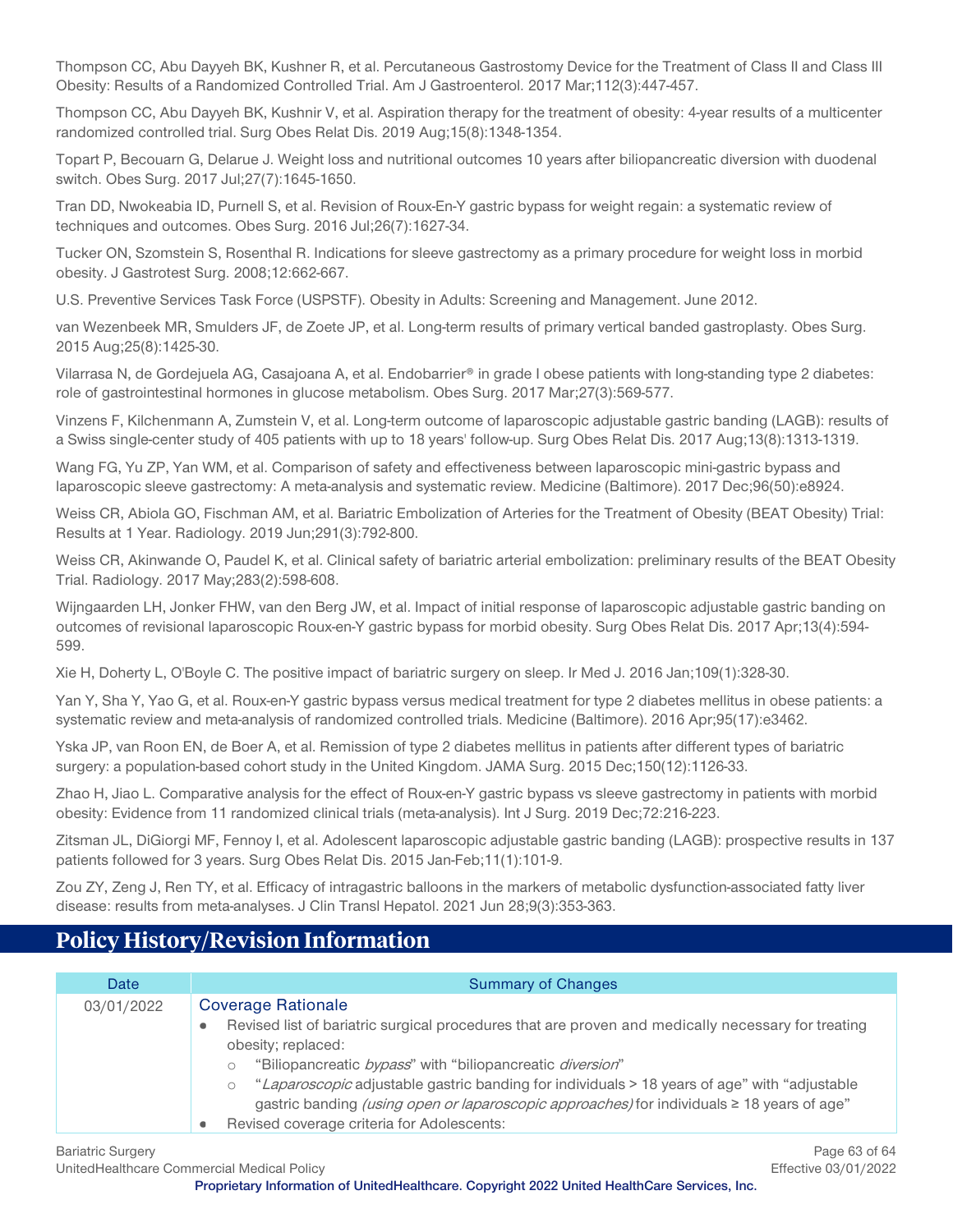Thompson CC, Abu Dayyeh BK, Kushner R, et al. Percutaneous Gastrostomy Device for the Treatment of Class II and Class III Obesity: Results of a Randomized Controlled Trial. Am J Gastroenterol. 2017 Mar;112(3):447-457.

Thompson CC, Abu Dayyeh BK, Kushnir V, et al. Aspiration therapy for the treatment of obesity: 4-year results of a multicenter randomized controlled trial. Surg Obes Relat Dis. 2019 Aug;15(8):1348-1354.

Topart P, Becouarn G, Delarue J. Weight loss and nutritional outcomes 10 years after biliopancreatic diversion with duodenal switch. Obes Surg. 2017 Jul;27(7):1645-1650.

Tran DD, Nwokeabia ID, Purnell S, et al. Revision of Roux-En-Y gastric bypass for weight regain: a systematic review of techniques and outcomes. Obes Surg. 2016 Jul;26(7):1627-34.

Tucker ON, Szomstein S, Rosenthal R. Indications for sleeve gastrectomy as a primary procedure for weight loss in morbid obesity. J Gastrotest Surg. 2008;12:662-667.

U.S. Preventive Services Task Force (USPSTF). Obesity in Adults: Screening and Management. June 2012.

van Wezenbeek MR, Smulders JF, de Zoete JP, et al. Long-term results of primary vertical banded gastroplasty. Obes Surg. 2015 Aug;25(8):1425-30.

Vilarrasa N, de Gordejuela AG, Casajoana A, et al. Endobarrier® in grade I obese patients with long-standing type 2 diabetes: role of gastrointestinal hormones in glucose metabolism. Obes Surg. 2017 Mar;27(3):569-577.

Vinzens F, Kilchenmann A, Zumstein V, et al. Long-term outcome of laparoscopic adjustable gastric banding (LAGB): results of a Swiss single-center study of 405 patients with up to 18 years' follow-up. Surg Obes Relat Dis. 2017 Aug;13(8):1313-1319.

Wang FG, Yu ZP, Yan WM, et al. Comparison of safety and effectiveness between laparoscopic mini-gastric bypass and laparoscopic sleeve gastrectomy: A meta-analysis and systematic review. Medicine (Baltimore). 2017 Dec;96(50):e8924.

Weiss CR, Abiola GO, Fischman AM, et al. Bariatric Embolization of Arteries for the Treatment of Obesity (BEAT Obesity) Trial: Results at 1 Year. Radiology. 2019 Jun;291(3):792-800.

Weiss CR, Akinwande O, Paudel K, et al. Clinical safety of bariatric arterial embolization: preliminary results of the BEAT Obesity Trial. Radiology. 2017 May;283(2):598-608.

Wijngaarden LH, Jonker FHW, van den Berg JW, et al. Impact of initial response of laparoscopic adjustable gastric banding on outcomes of revisional laparoscopic Roux-en-Y gastric bypass for morbid obesity. Surg Obes Relat Dis. 2017 Apr;13(4):594-599.

Xie H, Doherty L, O'Boyle C. The positive impact of bariatric surgery on sleep. Ir Med J. 2016 Jan;109(1):328-30.

Yan Y, Sha Y, Yao G, et al. Roux-en-Y gastric bypass versus medical treatment for type 2 diabetes mellitus in obese patients: a systematic review and meta-analysis of randomized controlled trials. Medicine (Baltimore). 2016 Apr;95(17):e3462.

Yska JP, van Roon EN, de Boer A, et al. Remission of type 2 diabetes mellitus in patients after different types of bariatric surgery: a population-based cohort study in the United Kingdom. JAMA Surg. 2015 Dec;150(12):1126-33.

Zhao H, Jiao L. Comparative analysis for the effect of Roux-en-Y gastric bypass vs sleeve gastrectomy in patients with morbid obesity: Evidence from 11 randomized clinical trials (meta-analysis). Int J Surg. 2019 Dec;72:216-223.

Zitsman JL, DiGiorgi MF, Fennoy I, et al. Adolescent laparoscopic adjustable gastric banding (LAGB): prospective results in 137 patients followed for 3 years. Surg Obes Relat Dis. 2015 Jan-Feb;11(1):101-9.

Zou ZY, Zeng J, Ren TY, et al. Efficacy of intragastric balloons in the markers of metabolic dysfunction-associated fatty liver disease: results from meta-analyses. J Clin Transl Hepatol. 2021 Jun 28;9(3):353-363.

## Policy History/Revision Information

| Date | Summary of Changes |
|---|---|
| 03/01/2022 | **Coverage Rationale**<br>• Revised list of bariatric surgical procedures that are proven and medically necessary for treating obesity; replaced:<br>&nbsp;&nbsp;○ "Biliopancreatic *bypass*" with "biliopancreatic *diversion*"<br>&nbsp;&nbsp;○ "*Laparoscopic* adjustable gastric banding for individuals > 18 years of age" with "adjustable gastric banding *(using open or laparoscopic approaches)* for individuals ≥ 18 years of age"<br>• Revised coverage criteria for Adolescents: |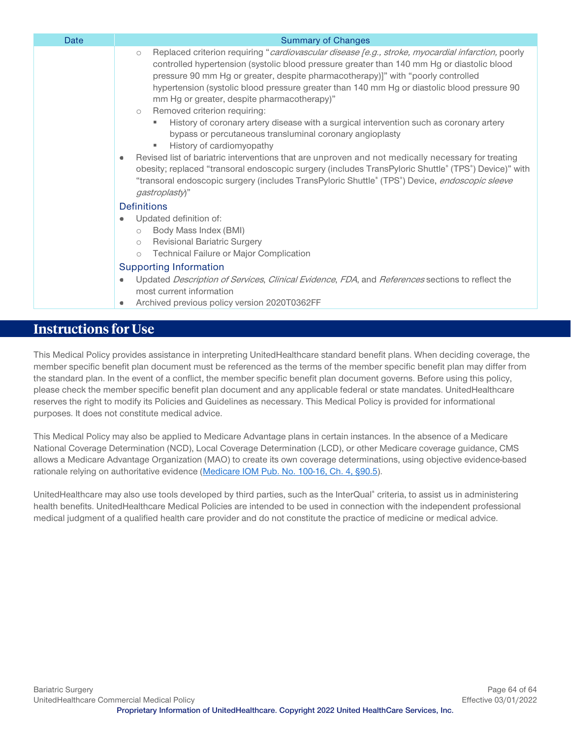| Date | Summary of Changes |
|---|---|
| | ○ Replaced criterion requiring "*cardiovascular disease [e.g., stroke, myocardial infarction,* poorly controlled hypertension (systolic blood pressure greater than 140 mm Hg or diastolic blood pressure 90 mm Hg or greater, despite pharmacotherapy)]" with "poorly controlled hypertension (systolic blood pressure greater than 140 mm Hg or diastolic blood pressure 90 mm Hg or greater, despite pharmacotherapy)"<br>○ Removed criterion requiring:<br>▪ History of coronary artery disease with a surgical intervention such as coronary artery bypass or percutaneous transluminal coronary angioplasty<br>▪ History of cardiomyopathy<br>● Revised list of bariatric interventions that are unproven and not medically necessary for treating obesity; replaced "transoral endoscopic surgery (includes TransPyloric Shuttle® (TPS®) Device)" with "transoral endoscopic surgery (includes TransPyloric Shuttle® (TPS®) Device, *endoscopic sleeve gastroplasty*)"<br>**Definitions**<br>● Updated definition of:<br>○ Body Mass Index (BMI)<br>○ Revisional Bariatric Surgery<br>○ Technical Failure or Major Complication<br>**Supporting Information**<br>● Updated *Description of Services*, *Clinical Evidence*, *FDA*, and *References* sections to reflect the most current information<br>● Archived previous policy version 2020T0362FF |

## Instructions for Use

This Medical Policy provides assistance in interpreting UnitedHealthcare standard benefit plans. When deciding coverage, the member specific benefit plan document must be referenced as the terms of the member specific benefit plan may differ from the standard plan. In the event of a conflict, the member specific benefit plan document governs. Before using this policy, please check the member specific benefit plan document and any applicable federal or state mandates. UnitedHealthcare reserves the right to modify its Policies and Guidelines as necessary. This Medical Policy is provided for informational purposes. It does not constitute medical advice.

This Medical Policy may also be applied to Medicare Advantage plans in certain instances. In the absence of a Medicare National Coverage Determination (NCD), Local Coverage Determination (LCD), or other Medicare coverage guidance, CMS allows a Medicare Advantage Organization (MAO) to create its own coverage determinations, using objective evidence-based rationale relying on authoritative evidence (Medicare IOM Pub. No. 100-16, Ch. 4, §90.5).

UnitedHealthcare may also use tools developed by third parties, such as the InterQual® criteria, to assist us in administering health benefits. UnitedHealthcare Medical Policies are intended to be used in connection with the independent professional medical judgment of a qualified health care provider and do not constitute the practice of medicine or medical advice.